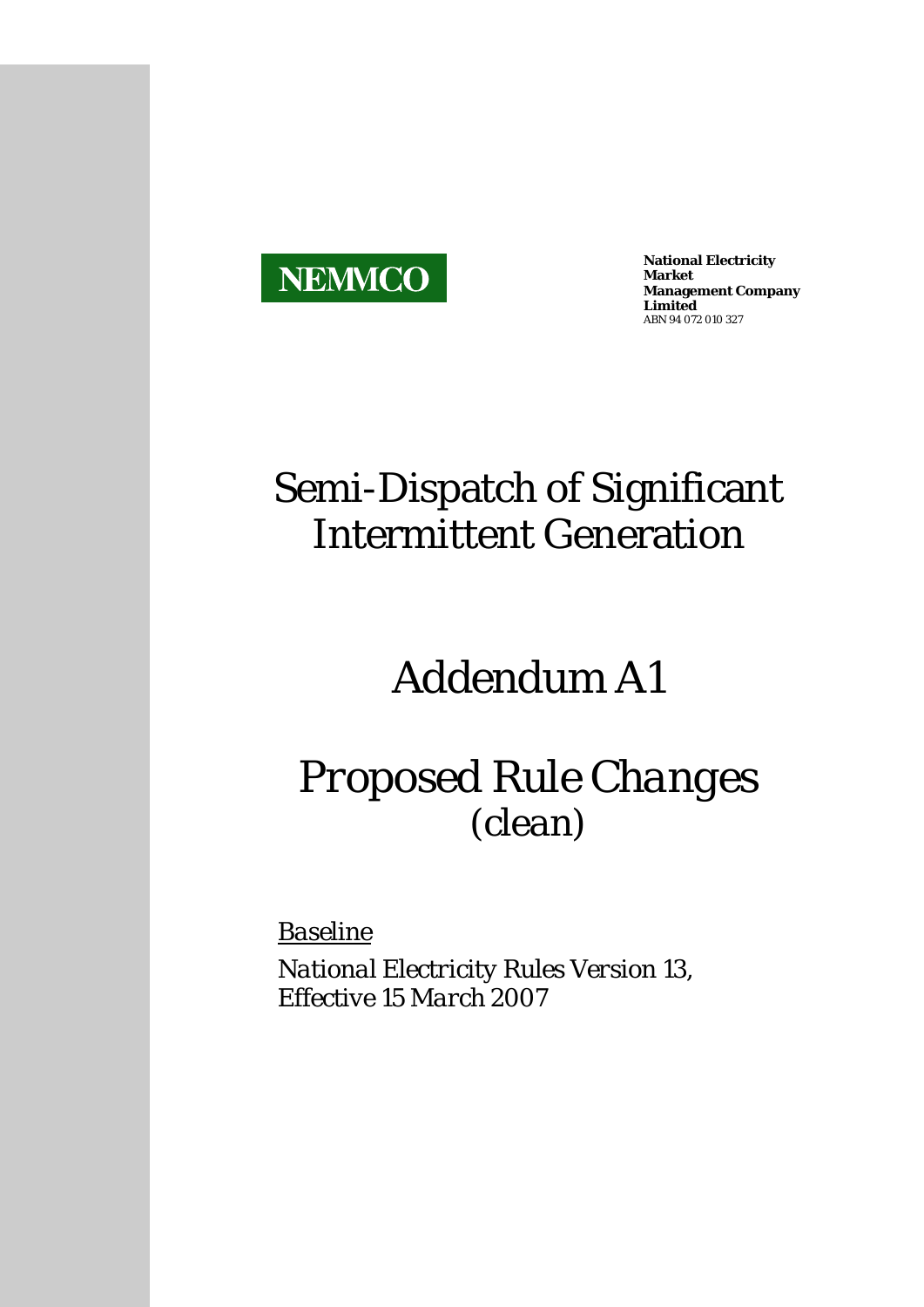**NEMMCO**

**National Electricity Market Management Company Limited**
ABN 94 072 010 327

# Semi-Dispatch of Significant Intermittent Generation

# Addendum A1

# *Proposed Rule Changes*
*(clean)*

*Baseline*

*National Electricity Rules Version 13, Effective 15 March 2007*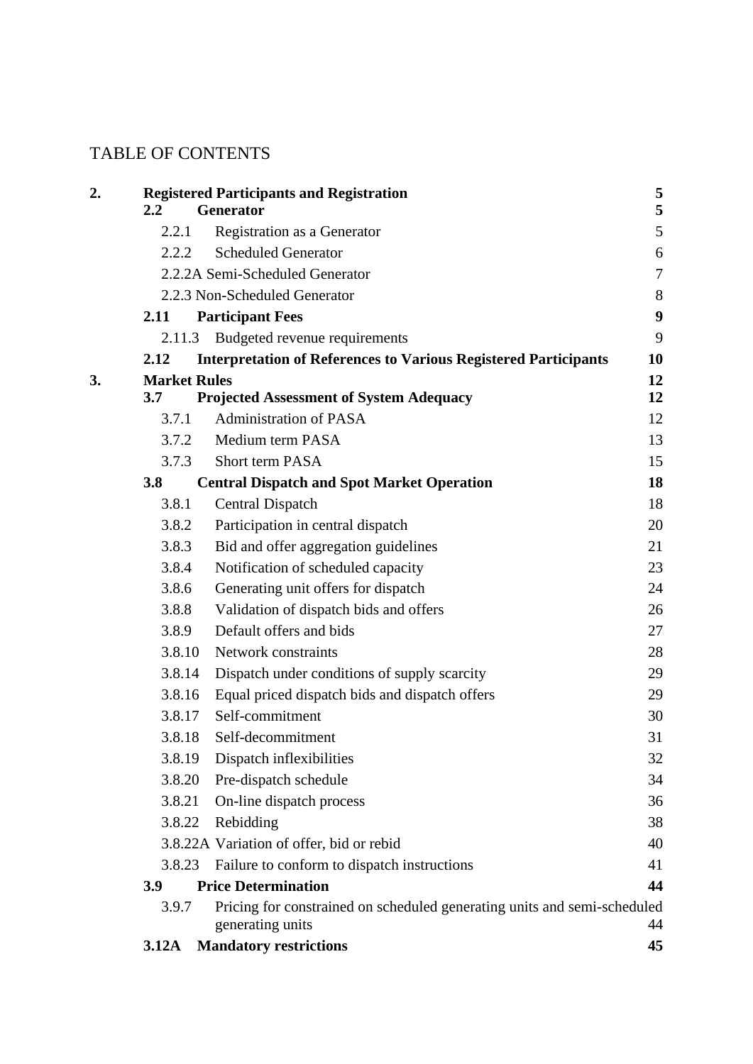# TABLE OF CONTENTS

| | | | |
|---|---|---|---|
| **2.** | **Registered Participants and Registration** | | **5** |
| | **2.2** | **Generator** | **5** |
| | 2.2.1 | Registration as a Generator | 5 |
| | 2.2.2 | Scheduled Generator | 6 |
| | 2.2.2A | Semi-Scheduled Generator | 7 |
| | 2.2.3 | Non-Scheduled Generator | 8 |
| | **2.11** | **Participant Fees** | **9** |
| | 2.11.3 | Budgeted revenue requirements | 9 |
| | **2.12** | **Interpretation of References to Various Registered Participants** | **10** |
| **3.** | **Market Rules** | | **12** |
| | **3.7** | **Projected Assessment of System Adequacy** | **12** |
| | 3.7.1 | Administration of PASA | 12 |
| | 3.7.2 | Medium term PASA | 13 |
| | 3.7.3 | Short term PASA | 15 |
| | **3.8** | **Central Dispatch and Spot Market Operation** | **18** |
| | 3.8.1 | Central Dispatch | 18 |
| | 3.8.2 | Participation in central dispatch | 20 |
| | 3.8.3 | Bid and offer aggregation guidelines | 21 |
| | 3.8.4 | Notification of scheduled capacity | 23 |
| | 3.8.6 | Generating unit offers for dispatch | 24 |
| | 3.8.8 | Validation of dispatch bids and offers | 26 |
| | 3.8.9 | Default offers and bids | 27 |
| | 3.8.10 | Network constraints | 28 |
| | 3.8.14 | Dispatch under conditions of supply scarcity | 29 |
| | 3.8.16 | Equal priced dispatch bids and dispatch offers | 29 |
| | 3.8.17 | Self-commitment | 30 |
| | 3.8.18 | Self-decommitment | 31 |
| | 3.8.19 | Dispatch inflexibilities | 32 |
| | 3.8.20 | Pre-dispatch schedule | 34 |
| | 3.8.21 | On-line dispatch process | 36 |
| | 3.8.22 | Rebidding | 38 |
| | 3.8.22A | Variation of offer, bid or rebid | 40 |
| | 3.8.23 | Failure to conform to dispatch instructions | 41 |
| | **3.9** | **Price Determination** | **44** |
| | 3.9.7 | Pricing for constrained on scheduled generating units and semi-scheduled generating units | 44 |
| | **3.12A** | **Mandatory restrictions** | **45** |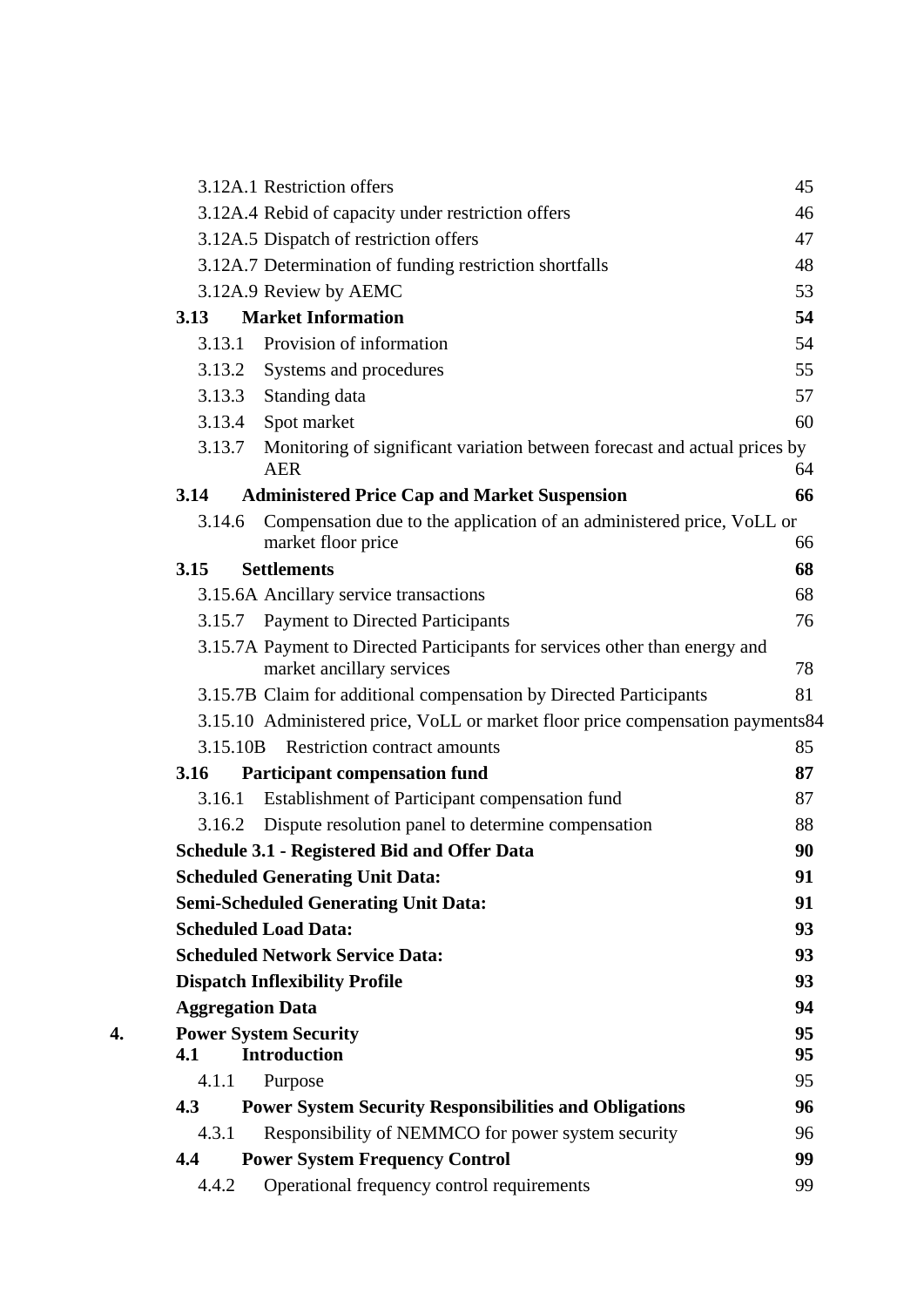| | | |
|---|---|---|
| | 3.12A.1 Restriction offers | 45 |
| | 3.12A.4 Rebid of capacity under restriction offers | 46 |
| | 3.12A.5 Dispatch of restriction offers | 47 |
| | 3.12A.7 Determination of funding restriction shortfalls | 48 |
| | 3.12A.9 Review by AEMC | 53 |
| | **3.13 Market Information** | **54** |
| | 3.13.1 Provision of information | 54 |
| | 3.13.2 Systems and procedures | 55 |
| | 3.13.3 Standing data | 57 |
| | 3.13.4 Spot market | 60 |
| | 3.13.7 Monitoring of significant variation between forecast and actual prices by AER | 64 |
| | **3.14 Administered Price Cap and Market Suspension** | **66** |
| | 3.14.6 Compensation due to the application of an administered price, VoLL or market floor price | 66 |
| | **3.15 Settlements** | **68** |
| | 3.15.6A Ancillary service transactions | 68 |
| | 3.15.7 Payment to Directed Participants | 76 |
| | 3.15.7A Payment to Directed Participants for services other than energy and market ancillary services | 78 |
| | 3.15.7B Claim for additional compensation by Directed Participants | 81 |
| | 3.15.10 Administered price, VoLL or market floor price compensation payments | 84 |
| | 3.15.10B Restriction contract amounts | 85 |
| | **3.16 Participant compensation fund** | **87** |
| | 3.16.1 Establishment of Participant compensation fund | 87 |
| | 3.16.2 Dispute resolution panel to determine compensation | 88 |
| | **Schedule 3.1 - Registered Bid and Offer Data** | **90** |
| | **Scheduled Generating Unit Data:** | **91** |
| | **Semi-Scheduled Generating Unit Data:** | **91** |
| | **Scheduled Load Data:** | **93** |
| | **Scheduled Network Service Data:** | **93** |
| | **Dispatch Inflexibility Profile** | **93** |
| | **Aggregation Data** | **94** |
| **4.** | **Power System Security** | **95** |
| | **4.1 Introduction** | **95** |
| | 4.1.1 Purpose | 95 |
| | **4.3 Power System Security Responsibilities and Obligations** | **96** |
| | 4.3.1 Responsibility of NEMMCO for power system security | 96 |
| | **4.4 Power System Frequency Control** | **99** |
| | 4.4.2 Operational frequency control requirements | 99 |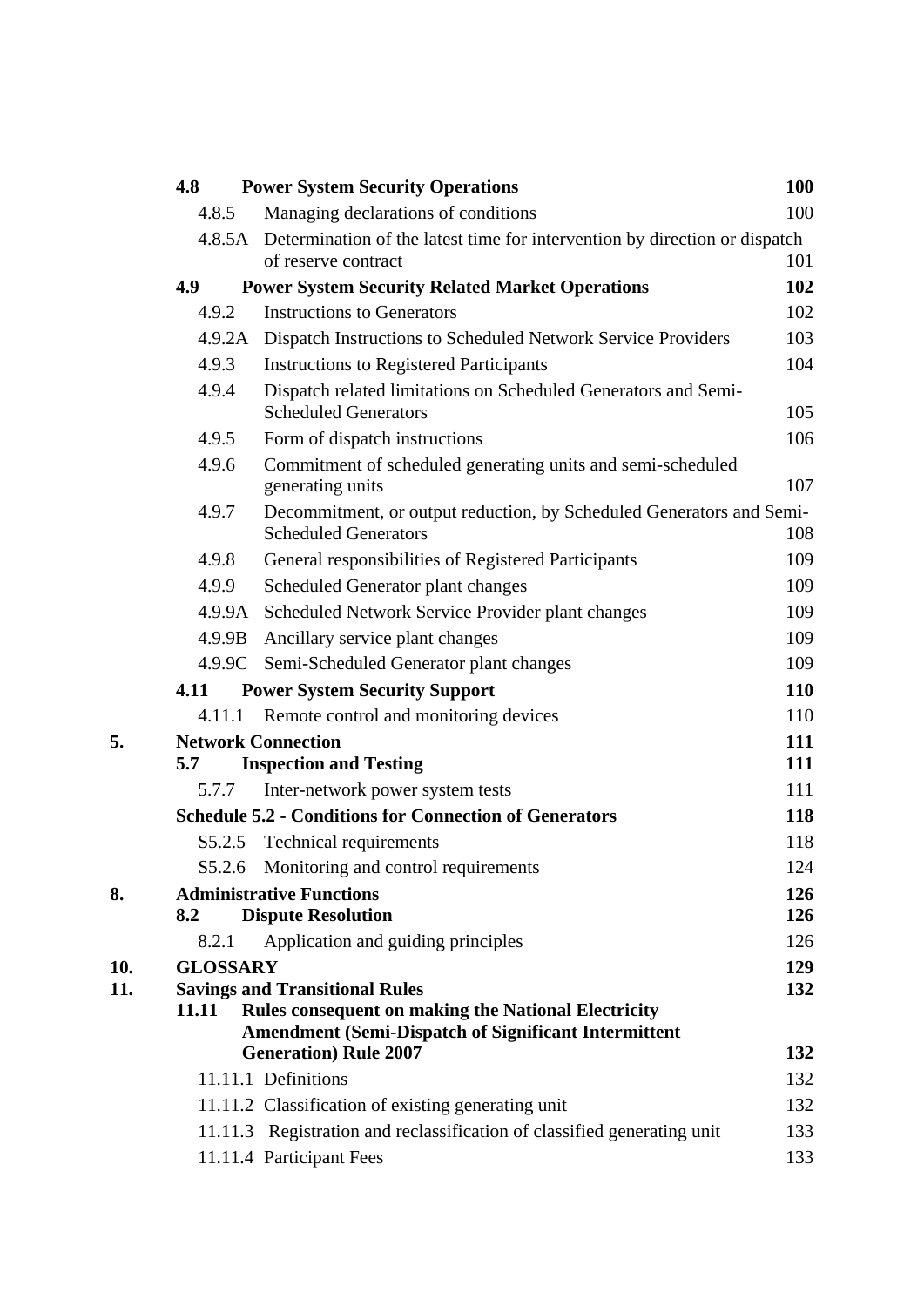| | | | |
|---|---|---|---|
| | **4.8** | **Power System Security Operations** | **100** |
| | 4.8.5 | Managing declarations of conditions | 100 |
| | 4.8.5A | Determination of the latest time for intervention by direction or dispatch of reserve contract | 101 |
| | **4.9** | **Power System Security Related Market Operations** | **102** |
| | 4.9.2 | Instructions to Generators | 102 |
| | 4.9.2A | Dispatch Instructions to Scheduled Network Service Providers | 103 |
| | 4.9.3 | Instructions to Registered Participants | 104 |
| | 4.9.4 | Dispatch related limitations on Scheduled Generators and Semi-Scheduled Generators | 105 |
| | 4.9.5 | Form of dispatch instructions | 106 |
| | 4.9.6 | Commitment of scheduled generating units and semi-scheduled generating units | 107 |
| | 4.9.7 | Decommitment, or output reduction, by Scheduled Generators and Semi-Scheduled Generators | 108 |
| | 4.9.8 | General responsibilities of Registered Participants | 109 |
| | 4.9.9 | Scheduled Generator plant changes | 109 |
| | 4.9.9A | Scheduled Network Service Provider plant changes | 109 |
| | 4.9.9B | Ancillary service plant changes | 109 |
| | 4.9.9C | Semi-Scheduled Generator plant changes | 109 |
| | **4.11** | **Power System Security Support** | **110** |
| | 4.11.1 | Remote control and monitoring devices | 110 |
| **5.** | **Network Connection** | | **111** |
| | **5.7** | **Inspection and Testing** | **111** |
| | 5.7.7 | Inter-network power system tests | 111 |
| | **Schedule 5.2 - Conditions for Connection of Generators** | | **118** |
| | S5.2.5 | Technical requirements | 118 |
| | S5.2.6 | Monitoring and control requirements | 124 |
| **8.** | **Administrative Functions** | | **126** |
| | **8.2** | **Dispute Resolution** | **126** |
| | 8.2.1 | Application and guiding principles | 126 |
| **10.** | **GLOSSARY** | | **129** |
| **11.** | **Savings and Transitional Rules** | | **132** |
| | **11.11** | **Rules consequent on making the National Electricity Amendment (Semi-Dispatch of Significant Intermittent Generation) Rule 2007** | **132** |
| | 11.11.1 | Definitions | 132 |
| | 11.11.2 | Classification of existing generating unit | 132 |
| | 11.11.3 | Registration and reclassification of classified generating unit | 133 |
| | 11.11.4 | Participant Fees | 133 |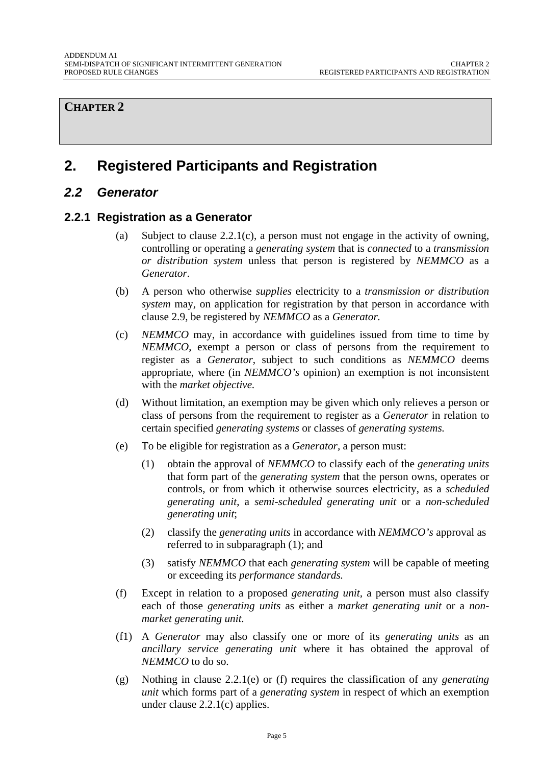**CHAPTER 2**

# 2. Registered Participants and Registration

## *2.2 Generator*

### 2.2.1 Registration as a Generator

(a) Subject to clause 2.2.1(c), a person must not engage in the activity of owning, controlling or operating a *generating system* that is *connected* to a *transmission or distribution system* unless that person is registered by *NEMMCO* as a *Generator*.

(b) A person who otherwise *supplies* electricity to a *transmission or distribution system* may, on application for registration by that person in accordance with clause 2.9, be registered by *NEMMCO* as a *Generator.*

(c) *NEMMCO* may, in accordance with guidelines issued from time to time by *NEMMCO*, exempt a person or class of persons from the requirement to register as a *Generator*, subject to such conditions as *NEMMCO* deems appropriate, where (in *NEMMCO's* opinion) an exemption is not inconsistent with the *market objective.*

(d) Without limitation, an exemption may be given which only relieves a person or class of persons from the requirement to register as a *Generator* in relation to certain specified *generating systems* or classes of *generating systems.*

(e) To be eligible for registration as a *Generator,* a person must:

(1) obtain the approval of *NEMMCO* to classify each of the *generating units* that form part of the *generating system* that the person owns, operates or controls, or from which it otherwise sources electricity, as a *scheduled generating unit*, a *semi-scheduled generating unit* or a *non-scheduled generating unit*;

(2) classify the *generating units* in accordance with *NEMMCO's* approval as referred to in subparagraph (1); and

(3) satisfy *NEMMCO* that each *generating system* will be capable of meeting or exceeding its *performance standards.*

(f) Except in relation to a proposed *generating unit,* a person must also classify each of those *generating units* as either a *market generating unit* or a *non-market generating unit.*

(f1) A *Generator* may also classify one or more of its *generating units* as an *ancillary service generating unit* where it has obtained the approval of *NEMMCO* to do so.

(g) Nothing in clause 2.2.1(e) or (f) requires the classification of any *generating unit* which forms part of a *generating system* in respect of which an exemption under clause 2.2.1(c) applies.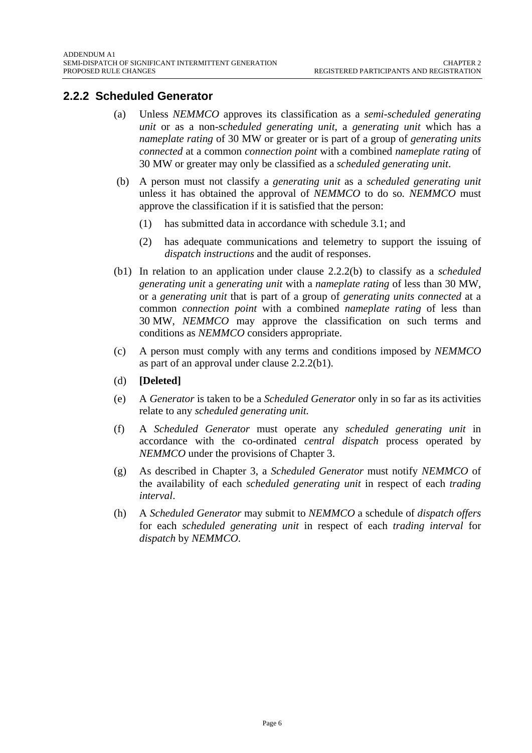## 2.2.2 Scheduled Generator

(a) Unless *NEMMCO* approves its classification as a *semi-scheduled generating unit* or as a non-*scheduled generating unit*, a *generating unit* which has a *nameplate rating* of 30 MW or greater or is part of a group of *generating units connected* at a common *connection point* with a combined *nameplate rating* of 30 MW or greater may only be classified as a *scheduled generating unit*.

(b) A person must not classify a *generating unit* as a *scheduled generating unit* unless it has obtained the approval of *NEMMCO* to do so. *NEMMCO* must approve the classification if it is satisfied that the person:

(1) has submitted data in accordance with schedule 3.1; and

(2) has adequate communications and telemetry to support the issuing of *dispatch instructions* and the audit of responses.

(b1) In relation to an application under clause 2.2.2(b) to classify as a *scheduled generating unit* a *generating unit* with a *nameplate rating* of less than 30 MW, or a *generating unit* that is part of a group of *generating units connected* at a common *connection point* with a combined *nameplate rating* of less than 30 MW, *NEMMCO* may approve the classification on such terms and conditions as *NEMMCO* considers appropriate.

(c) A person must comply with any terms and conditions imposed by *NEMMCO* as part of an approval under clause 2.2.2(b1).

(d) **[Deleted]**

(e) A *Generator* is taken to be a *Scheduled Generator* only in so far as its activities relate to any *scheduled generating unit.*

(f) A *Scheduled Generator* must operate any *scheduled generating unit* in accordance with the co-ordinated *central dispatch* process operated by *NEMMCO* under the provisions of Chapter 3.

(g) As described in Chapter 3, a *Scheduled Generator* must notify *NEMMCO* of the availability of each *scheduled generating unit* in respect of each *trading interval*.

(h) A *Scheduled Generator* may submit to *NEMMCO* a schedule of *dispatch offers* for each *scheduled generating unit* in respect of each *trading interval* for *dispatch* by *NEMMCO*.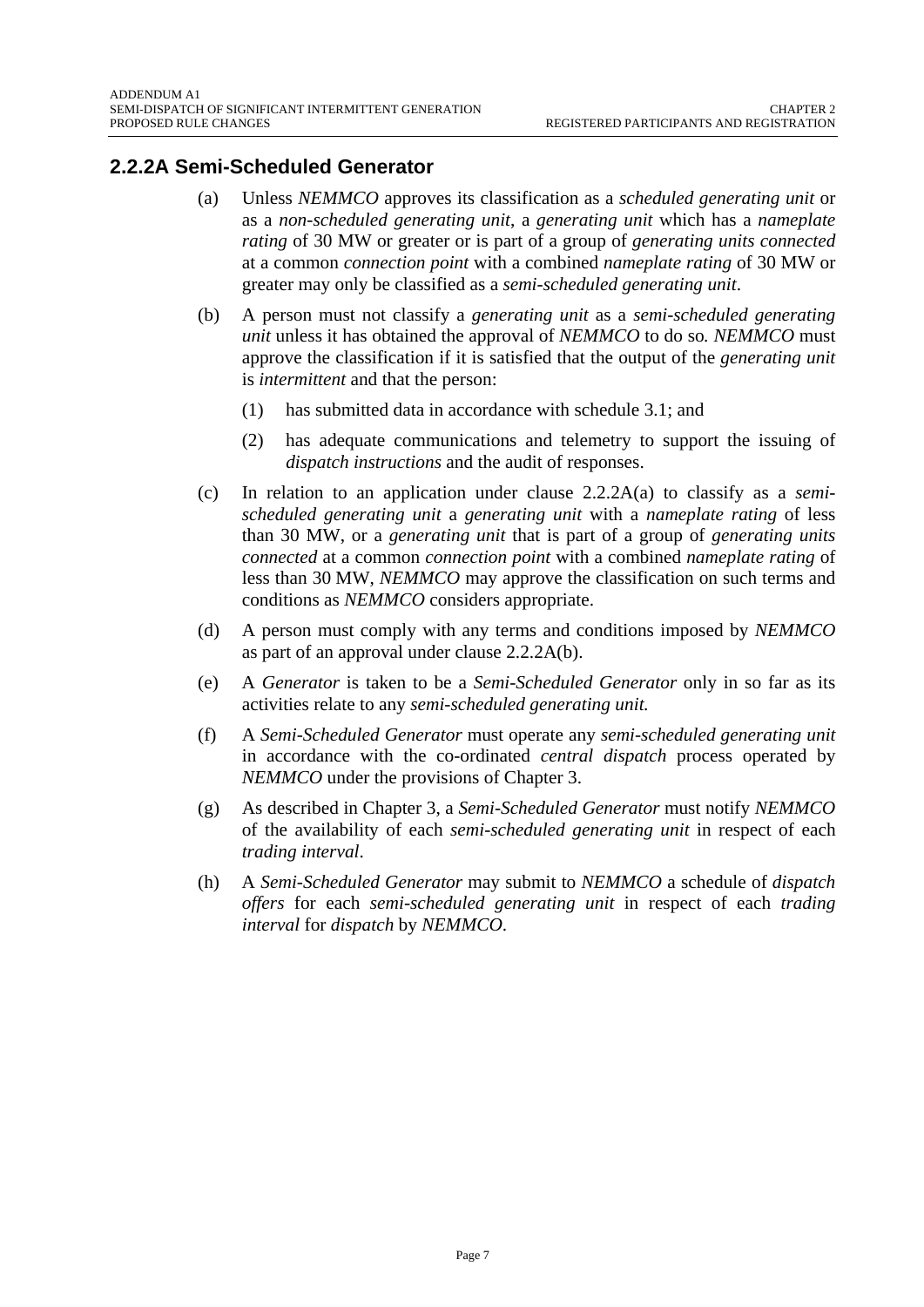## 2.2.2A Semi-Scheduled Generator

(a) Unless *NEMMCO* approves its classification as a *scheduled generating unit* or as a *non-scheduled generating unit*, a *generating unit* which has a *nameplate rating* of 30 MW or greater or is part of a group of *generating units connected* at a common *connection point* with a combined *nameplate rating* of 30 MW or greater may only be classified as a *semi-scheduled generating unit*.

(b) A person must not classify a *generating unit* as a *semi-scheduled generating unit* unless it has obtained the approval of *NEMMCO* to do so*. NEMMCO* must approve the classification if it is satisfied that the output of the *generating unit* is *intermittent* and that the person:

   (1) has submitted data in accordance with schedule 3.1; and

   (2) has adequate communications and telemetry to support the issuing of *dispatch instructions* and the audit of responses.

(c) In relation to an application under clause 2.2.2A(a) to classify as a *semi-scheduled generating unit* a *generating unit* with a *nameplate rating* of less than 30 MW, or a *generating unit* that is part of a group of *generating units connected* at a common *connection point* with a combined *nameplate rating* of less than 30 MW, *NEMMCO* may approve the classification on such terms and conditions as *NEMMCO* considers appropriate.

(d) A person must comply with any terms and conditions imposed by *NEMMCO* as part of an approval under clause 2.2.2A(b).

(e) A *Generator* is taken to be a *Semi-Scheduled Generator* only in so far as its activities relate to any *semi-scheduled generating unit.*

(f) A *Semi-Scheduled Generator* must operate any *semi-scheduled generating unit* in accordance with the co-ordinated *central dispatch* process operated by *NEMMCO* under the provisions of Chapter 3.

(g) As described in Chapter 3, a *Semi-Scheduled Generator* must notify *NEMMCO* of the availability of each *semi-scheduled generating unit* in respect of each *trading interval*.

(h) A *Semi-Scheduled Generator* may submit to *NEMMCO* a schedule of *dispatch offers* for each *semi-scheduled generating unit* in respect of each *trading interval* for *dispatch* by *NEMMCO*.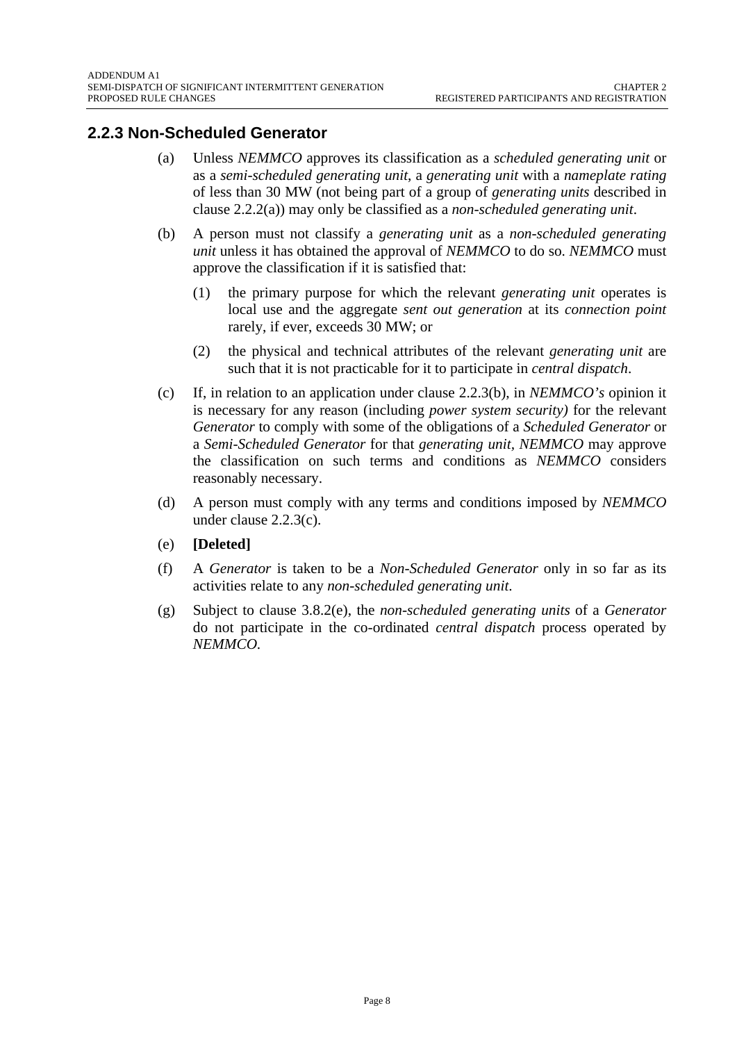## 2.2.3 Non-Scheduled Generator

(a) Unless *NEMMCO* approves its classification as a *scheduled generating unit* or as a *semi-scheduled generating unit*, a *generating unit* with a *nameplate rating* of less than 30 MW (not being part of a group of *generating units* described in clause 2.2.2(a)) may only be classified as a *non-scheduled generating unit*.

(b) A person must not classify a *generating unit* as a *non-scheduled generating unit* unless it has obtained the approval of *NEMMCO* to do so. *NEMMCO* must approve the classification if it is satisfied that:

   (1) the primary purpose for which the relevant *generating unit* operates is local use and the aggregate *sent out generation* at its *connection point* rarely, if ever, exceeds 30 MW; or

   (2) the physical and technical attributes of the relevant *generating unit* are such that it is not practicable for it to participate in *central dispatch*.

(c) If, in relation to an application under clause 2.2.3(b), in *NEMMCO's* opinion it is necessary for any reason (including *power system security)* for the relevant *Generator* to comply with some of the obligations of a *Scheduled Generator* or a *Semi-Scheduled Generator* for that *generating unit*, *NEMMCO* may approve the classification on such terms and conditions as *NEMMCO* considers reasonably necessary.

(d) A person must comply with any terms and conditions imposed by *NEMMCO* under clause 2.2.3(c).

(e) **[Deleted]**

(f) A *Generator* is taken to be a *Non-Scheduled Generator* only in so far as its activities relate to any *non-scheduled generating unit*.

(g) Subject to clause 3.8.2(e), the *non-scheduled generating units* of a *Generator* do not participate in the co-ordinated *central dispatch* process operated by *NEMMCO*.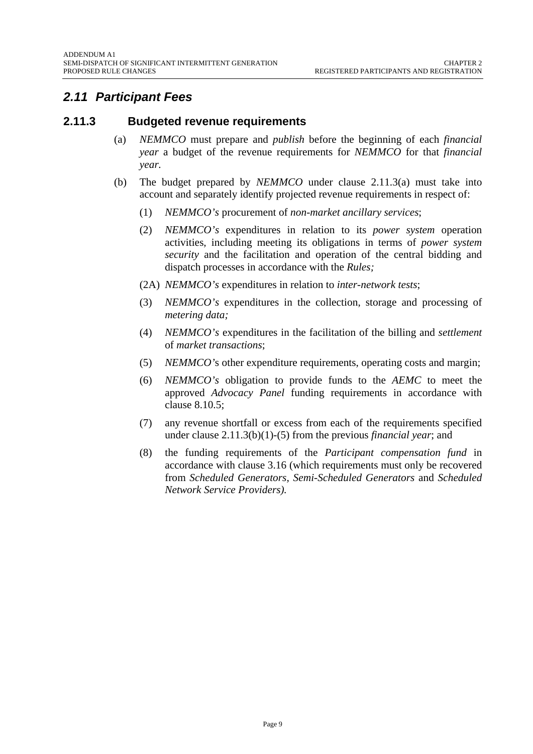## *2.11 Participant Fees*

### 2.11.3 Budgeted revenue requirements

(a) *NEMMCO* must prepare and *publish* before the beginning of each *financial year* a budget of the revenue requirements for *NEMMCO* for that *financial year.*

(b) The budget prepared by *NEMMCO* under clause 2.11.3(a) must take into account and separately identify projected revenue requirements in respect of:

(1) *NEMMCO's* procurement of *non-market ancillary services*;

(2) *NEMMCO's* expenditures in relation to its *power system* operation activities, including meeting its obligations in terms of *power system security* and the facilitation and operation of the central bidding and dispatch processes in accordance with the *Rules;*

(2A) *NEMMCO's* expenditures in relation to *inter-network tests*;

(3) *NEMMCO's* expenditures in the collection, storage and processing of *metering data;*

(4) *NEMMCO's* expenditures in the facilitation of the billing and *settlement* of *market transactions*;

(5) *NEMMCO'*s other expenditure requirements, operating costs and margin;

(6) *NEMMCO's* obligation to provide funds to the *AEMC* to meet the approved *Advocacy Panel* funding requirements in accordance with clause 8.10.5;

(7) any revenue shortfall or excess from each of the requirements specified under clause 2.11.3(b)(1)-(5) from the previous *financial year*; and

(8) the funding requirements of the *Participant compensation fund* in accordance with clause 3.16 (which requirements must only be recovered from *Scheduled Generators, Semi-Scheduled Generators* and *Scheduled Network Service Providers).*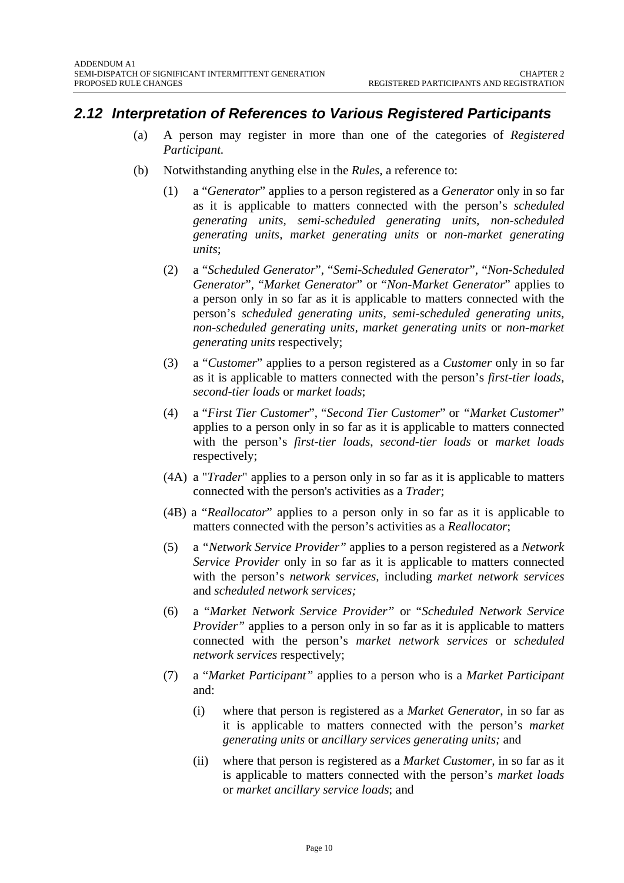## *2.12 Interpretation of References to Various Registered Participants*

(a) A person may register in more than one of the categories of *Registered Participant.*

(b) Notwithstanding anything else in the *Rules*, a reference to:

(1) a "*Generator*" applies to a person registered as a *Generator* only in so far as it is applicable to matters connected with the person's *scheduled generating units, semi-scheduled generating units, non-scheduled generating units, market generating units* or *non-market generating units*;

(2) a "*Scheduled Generator*", "*Semi-Scheduled Generator*", "*Non-Scheduled Generator*", "*Market Generator*" or "*Non-Market Generator*" applies to a person only in so far as it is applicable to matters connected with the person's *scheduled generating units*, *semi-scheduled generating units*, *non-scheduled generating units, market generating units* or *non-market generating units* respectively;

(3) a "*Customer*" applies to a person registered as a *Customer* only in so far as it is applicable to matters connected with the person's *first-tier loads*, *second-tier loads* or *market loads*;

(4) a "*First Tier Customer*", "*Second Tier Customer*" or *"Market Customer*" applies to a person only in so far as it is applicable to matters connected with the person's *first-tier loads*, *second-tier loads* or *market loads* respectively;

(4A) a "*Trader*" applies to a person only in so far as it is applicable to matters connected with the person's activities as a *Trader*;

(4B) a "*Reallocator*" applies to a person only in so far as it is applicable to matters connected with the person's activities as a *Reallocator*;

(5) a *"Network Service Provider"* applies to a person registered as a *Network Service Provider* only in so far as it is applicable to matters connected with the person's *network services,* including *market network services* and *scheduled network services;*

(6) a *"Market Network Service Provider"* or "*Scheduled Network Service Provider"* applies to a person only in so far as it is applicable to matters connected with the person's *market network services* or *scheduled network services* respectively;

(7) a *"Market Participant"* applies to a person who is a *Market Participant* and:

(i) where that person is registered as a *Market Generator*, in so far as it is applicable to matters connected with the person's *market generating units* or *ancillary services generating units;* and

(ii) where that person is registered as a *Market Customer*, in so far as it is applicable to matters connected with the person's *market loads* or *market ancillary service loads*; and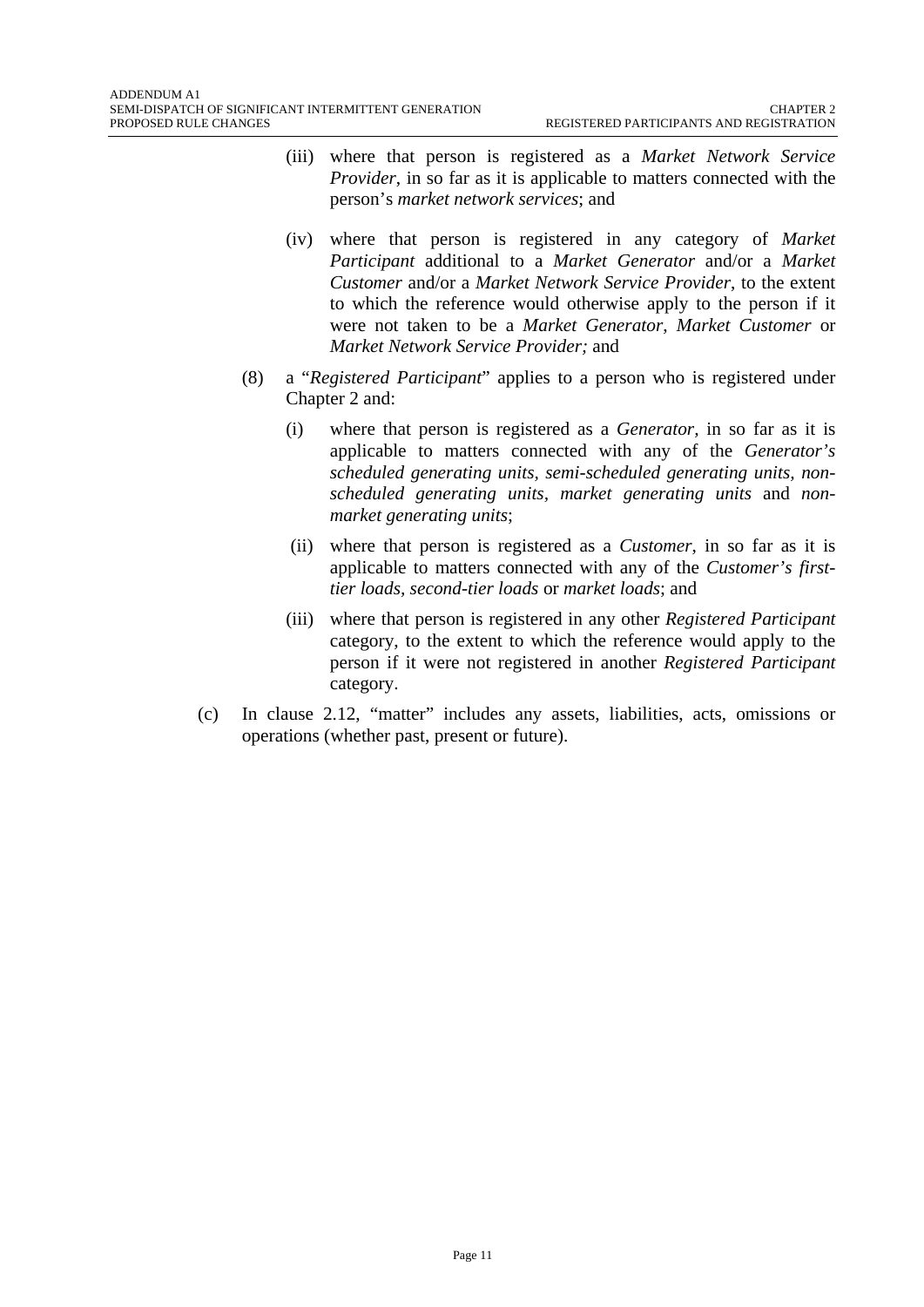(iii) where that person is registered as a *Market Network Service Provider*, in so far as it is applicable to matters connected with the person's *market network services*; and

(iv) where that person is registered in any category of *Market Participant* additional to a *Market Generator* and/or a *Market Customer* and/or a *Market Network Service Provider*, to the extent to which the reference would otherwise apply to the person if it were not taken to be a *Market Generator*, *Market Customer* or *Market Network Service Provider;* and

(8) a "*Registered Participant*" applies to a person who is registered under Chapter 2 and:

(i) where that person is registered as a *Generator*, in so far as it is applicable to matters connected with any of the *Generator's scheduled generating units, semi-scheduled generating units, non-scheduled generating units, market generating units* and *non-market generating units*;

(ii) where that person is registered as a *Customer*, in so far as it is applicable to matters connected with any of the *Customer's first-tier loads, second-tier loads* or *market loads*; and

(iii) where that person is registered in any other *Registered Participant* category, to the extent to which the reference would apply to the person if it were not registered in another *Registered Participant* category.

(c) In clause 2.12, "matter" includes any assets, liabilities, acts, omissions or operations (whether past, present or future).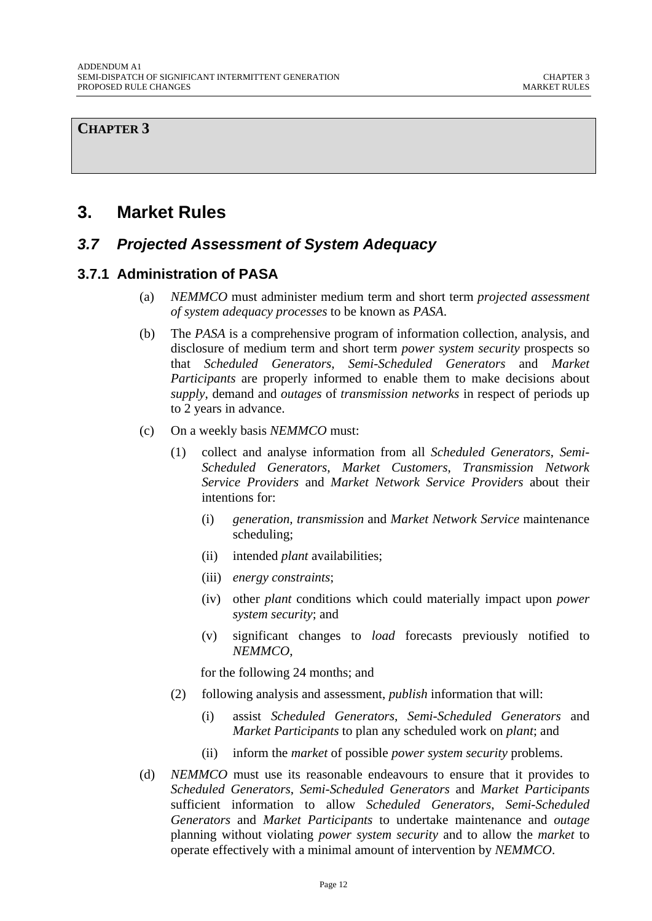**CHAPTER 3**

# 3. Market Rules

## *3.7 Projected Assessment of System Adequacy*

### 3.7.1 Administration of PASA

(a) *NEMMCO* must administer medium term and short term *projected assessment of system adequacy processes* to be known as *PASA*.

(b) The *PASA* is a comprehensive program of information collection, analysis, and disclosure of medium term and short term *power system security* prospects so that *Scheduled Generators*, *Semi-Scheduled Generators* and *Market Participants* are properly informed to enable them to make decisions about *supply*, demand and *outages* of *transmission networks* in respect of periods up to 2 years in advance.

(c) On a weekly basis *NEMMCO* must:

(1) collect and analyse information from all *Scheduled Generators*, *Semi-Scheduled Generators*, *Market Customers*, *Transmission Network Service Providers* and *Market Network Service Providers* about their intentions for:

(i) *generation*, *transmission* and *Market Network Service* maintenance scheduling;

(ii) intended *plant* availabilities;

(iii) *energy constraints*;

(iv) other *plant* conditions which could materially impact upon *power system security*; and

(v) significant changes to *load* forecasts previously notified to *NEMMCO*,

for the following 24 months; and

(2) following analysis and assessment, *publish* information that will:

(i) assist *Scheduled Generators*, *Semi-Scheduled Generators* and *Market Participants* to plan any scheduled work on *plant*; and

(ii) inform the *market* of possible *power system security* problems.

(d) *NEMMCO* must use its reasonable endeavours to ensure that it provides to *Scheduled Generators*, *Semi-Scheduled Generators* and *Market Participants* sufficient information to allow *Scheduled Generators*, *Semi-Scheduled Generators* and *Market Participants* to undertake maintenance and *outage* planning without violating *power system security* and to allow the *market* to operate effectively with a minimal amount of intervention by *NEMMCO*.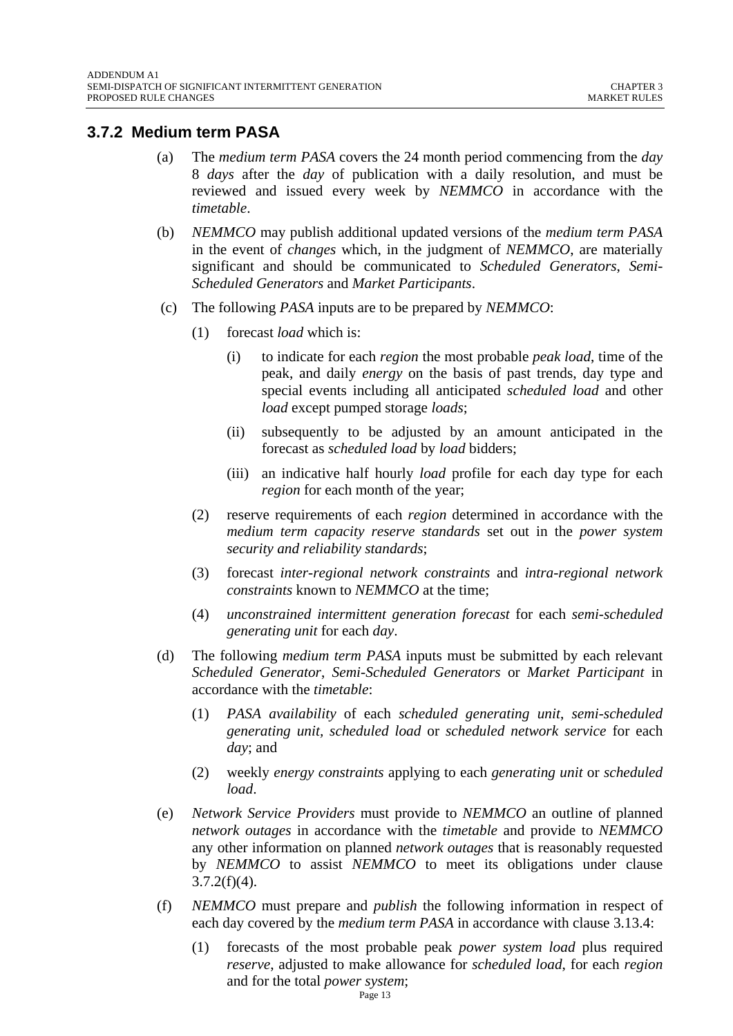### 3.7.2 Medium term PASA

(a) The *medium term PASA* covers the 24 month period commencing from the *day* 8 *days* after the *day* of publication with a daily resolution, and must be reviewed and issued every week by *NEMMCO* in accordance with the *timetable*.

(b) *NEMMCO* may publish additional updated versions of the *medium term PASA* in the event of *changes* which, in the judgment of *NEMMCO*, are materially significant and should be communicated to *Scheduled Generators*, *Semi-Scheduled Generators* and *Market Participants*.

(c) The following *PASA* inputs are to be prepared by *NEMMCO*:

   (1) forecast *load* which is:

      (i) to indicate for each *region* the most probable *peak load*, time of the peak, and daily *energy* on the basis of past trends, day type and special events including all anticipated *scheduled load* and other *load* except pumped storage *loads*;

      (ii) subsequently to be adjusted by an amount anticipated in the forecast as *scheduled load* by *load* bidders;

      (iii) an indicative half hourly *load* profile for each day type for each *region* for each month of the year;

   (2) reserve requirements of each *region* determined in accordance with the *medium term capacity reserve standards* set out in the *power system security and reliability standards*;

   (3) forecast *inter-regional network constraints* and *intra-regional network constraints* known to *NEMMCO* at the time;

   (4) *unconstrained intermittent generation forecast* for each *semi-scheduled generating unit* for each *day*.

(d) The following *medium term PASA* inputs must be submitted by each relevant *Scheduled Generator*, *Semi-Scheduled Generators* or *Market Participant* in accordance with the *timetable*:

   (1) *PASA availability* of each *scheduled generating unit*, *semi-scheduled generating unit*, *scheduled load* or *scheduled network service* for each *day*; and

   (2) weekly *energy constraints* applying to each *generating unit* or *scheduled load*.

(e) *Network Service Providers* must provide to *NEMMCO* an outline of planned *network outages* in accordance with the *timetable* and provide to *NEMMCO* any other information on planned *network outages* that is reasonably requested by *NEMMCO* to assist *NEMMCO* to meet its obligations under clause 3.7.2(f)(4).

(f) *NEMMCO* must prepare and *publish* the following information in respect of each day covered by the *medium term PASA* in accordance with clause 3.13.4:

   (1) forecasts of the most probable peak *power system load* plus required *reserve*, adjusted to make allowance for *scheduled load*, for each *region* and for the total *power system*;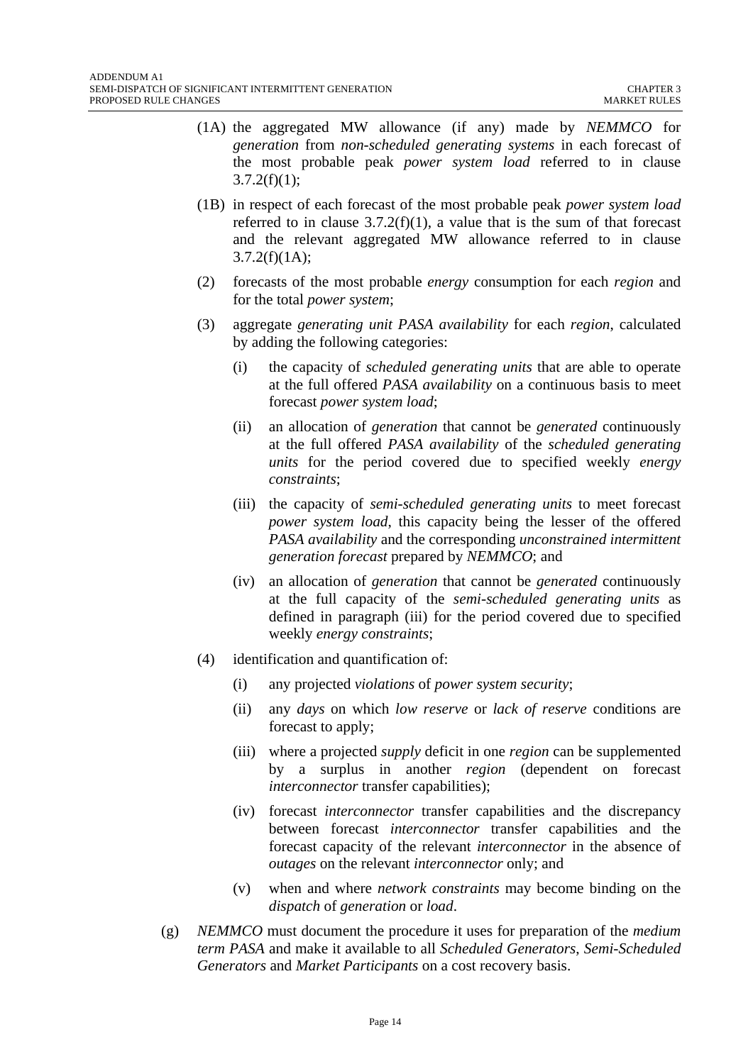(1A) the aggregated MW allowance (if any) made by *NEMMCO* for *generation* from *non-scheduled generating systems* in each forecast of the most probable peak *power system load* referred to in clause 3.7.2(f)(1);

(1B) in respect of each forecast of the most probable peak *power system load* referred to in clause 3.7.2(f)(1), a value that is the sum of that forecast and the relevant aggregated MW allowance referred to in clause 3.7.2(f)(1A);

(2) forecasts of the most probable *energy* consumption for each *region* and for the total *power system*;

(3) aggregate *generating unit PASA availability* for each *region*, calculated by adding the following categories:

   (i) the capacity of *scheduled generating units* that are able to operate at the full offered *PASA availability* on a continuous basis to meet forecast *power system load*;

   (ii) an allocation of *generation* that cannot be *generated* continuously at the full offered *PASA availability* of the *scheduled generating units* for the period covered due to specified weekly *energy constraints*;

   (iii) the capacity of *semi-scheduled generating units* to meet forecast *power system load*, this capacity being the lesser of the offered *PASA availability* and the corresponding *unconstrained intermittent generation forecast* prepared by *NEMMCO*; and

   (iv) an allocation of *generation* that cannot be *generated* continuously at the full capacity of the *semi-scheduled generating units* as defined in paragraph (iii) for the period covered due to specified weekly *energy constraints*;

(4) identification and quantification of:

   (i) any projected *violations* of *power system security*;

   (ii) any *days* on which *low reserve* or *lack of reserve* conditions are forecast to apply;

   (iii) where a projected *supply* deficit in one *region* can be supplemented by a surplus in another *region* (dependent on forecast *interconnector* transfer capabilities);

   (iv) forecast *interconnector* transfer capabilities and the discrepancy between forecast *interconnector* transfer capabilities and the forecast capacity of the relevant *interconnector* in the absence of *outages* on the relevant *interconnector* only; and

   (v) when and where *network constraints* may become binding on the *dispatch* of *generation* or *load*.

(g) *NEMMCO* must document the procedure it uses for preparation of the *medium term PASA* and make it available to all *Scheduled Generators*, *Semi-Scheduled Generators* and *Market Participants* on a cost recovery basis.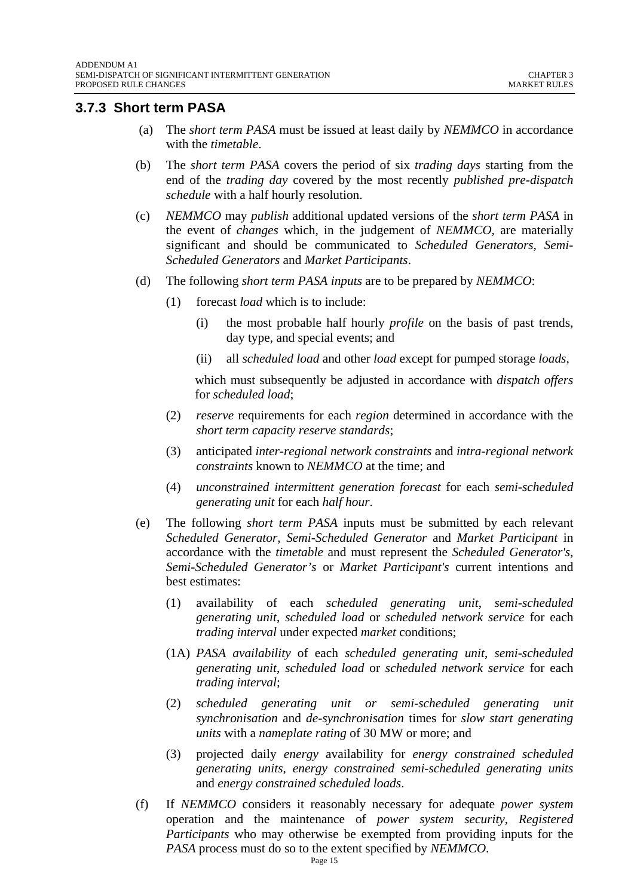### 3.7.3 Short term PASA

(a) The *short term PASA* must be issued at least daily by *NEMMCO* in accordance with the *timetable*.

(b) The *short term PASA* covers the period of six *trading days* starting from the end of the *trading day* covered by the most recently *published pre-dispatch schedule* with a half hourly resolution.

(c) *NEMMCO* may *publish* additional updated versions of the *short term PASA* in the event of *changes* which, in the judgement of *NEMMCO*, are materially significant and should be communicated to *Scheduled Generators*, *Semi-Scheduled Generators* and *Market Participants*.

(d) The following *short term PASA inputs* are to be prepared by *NEMMCO*:

  (1) forecast *load* which is to include:

    (i) the most probable half hourly *profile* on the basis of past trends, day type, and special events; and

    (ii) all *scheduled load* and other *load* except for pumped storage *loads*,

  which must subsequently be adjusted in accordance with *dispatch offers* for *scheduled load*;

  (2) *reserve* requirements for each *region* determined in accordance with the *short term capacity reserve standards*;

  (3) anticipated *inter-regional network constraints* and *intra-regional network constraints* known to *NEMMCO* at the time; and

  (4) *unconstrained intermittent generation forecast* for each *semi-scheduled generating unit* for each *half hour*.

(e) The following *short term PASA* inputs must be submitted by each relevant *Scheduled Generator*, *Semi-Scheduled Generator* and *Market Participant* in accordance with the *timetable* and must represent the *Scheduled Generator's*, *Semi-Scheduled Generator's* or *Market Participant's* current intentions and best estimates:

  (1) availability of each *scheduled generating unit*, *semi-scheduled generating unit*, *scheduled load* or *scheduled network service* for each *trading interval* under expected *market* conditions;

  (1A) *PASA availability* of each *scheduled generating unit*, *semi-scheduled generating unit*, *scheduled load* or *scheduled network service* for each *trading interval*;

  (2) *scheduled generating unit or semi-scheduled generating unit synchronisation* and *de-synchronisation* times for *slow start generating units* with a *nameplate rating* of 30 MW or more; and

  (3) projected daily *energy* availability for *energy constrained scheduled generating units*, *energy constrained semi-scheduled generating units* and *energy constrained scheduled loads*.

(f) If *NEMMCO* considers it reasonably necessary for adequate *power system* operation and the maintenance of *power system security*, *Registered Participants* who may otherwise be exempted from providing inputs for the *PASA* process must do so to the extent specified by *NEMMCO*.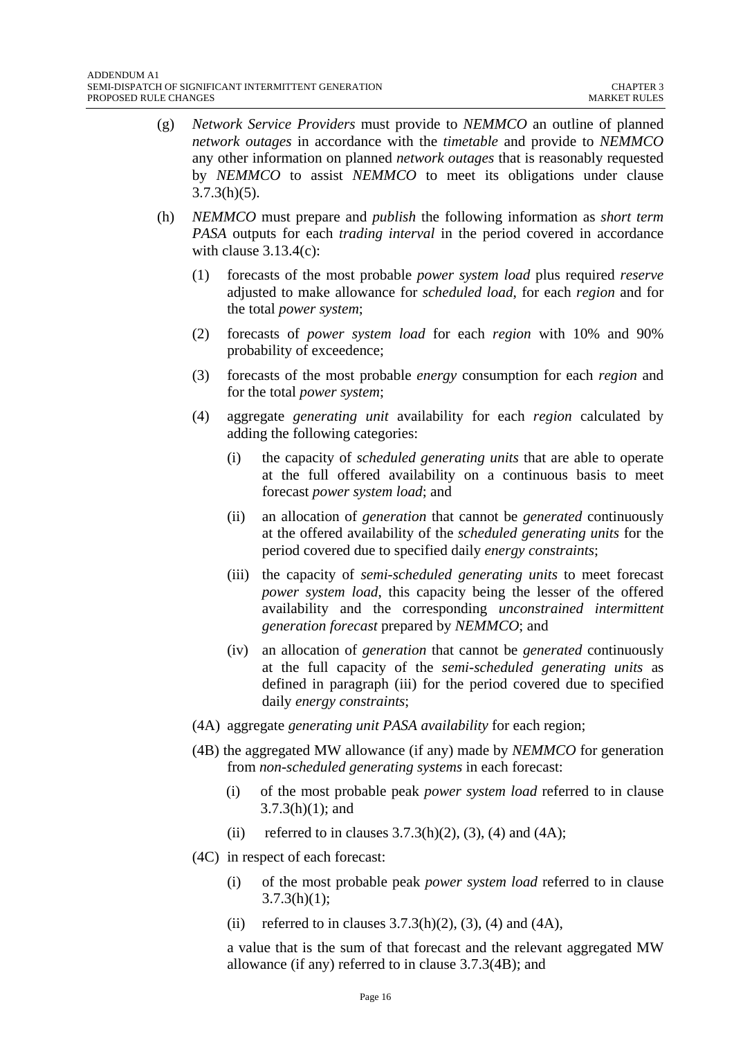(g) *Network Service Providers* must provide to *NEMMCO* an outline of planned *network outages* in accordance with the *timetable* and provide to *NEMMCO* any other information on planned *network outages* that is reasonably requested by *NEMMCO* to assist *NEMMCO* to meet its obligations under clause 3.7.3(h)(5).

(h) *NEMMCO* must prepare and *publish* the following information as *short term PASA* outputs for each *trading interval* in the period covered in accordance with clause 3.13.4(c):

  (1) forecasts of the most probable *power system load* plus required *reserve* adjusted to make allowance for *scheduled load*, for each *region* and for the total *power system*;

  (2) forecasts of *power system load* for each *region* with 10% and 90% probability of exceedence;

  (3) forecasts of the most probable *energy* consumption for each *region* and for the total *power system*;

  (4) aggregate *generating unit* availability for each *region* calculated by adding the following categories:

    (i) the capacity of *scheduled generating units* that are able to operate at the full offered availability on a continuous basis to meet forecast *power system load*; and

    (ii) an allocation of *generation* that cannot be *generated* continuously at the offered availability of the *scheduled generating units* for the period covered due to specified daily *energy constraints*;

    (iii) the capacity of *semi-scheduled generating units* to meet forecast *power system load*, this capacity being the lesser of the offered availability and the corresponding *unconstrained intermittent generation forecast* prepared by *NEMMCO*; and

    (iv) an allocation of *generation* that cannot be *generated* continuously at the full capacity of the *semi-scheduled generating units* as defined in paragraph (iii) for the period covered due to specified daily *energy constraints*;

  (4A) aggregate *generating unit PASA availability* for each region;

  (4B) the aggregated MW allowance (if any) made by *NEMMCO* for generation from *non-scheduled generating systems* in each forecast:

    (i) of the most probable peak *power system load* referred to in clause 3.7.3(h)(1); and

    (ii) referred to in clauses 3.7.3(h)(2), (3), (4) and (4A);

  (4C) in respect of each forecast:

    (i) of the most probable peak *power system load* referred to in clause 3.7.3(h)(1);

    (ii) referred to in clauses 3.7.3(h)(2), (3), (4) and (4A),

  a value that is the sum of that forecast and the relevant aggregated MW allowance (if any) referred to in clause 3.7.3(4B); and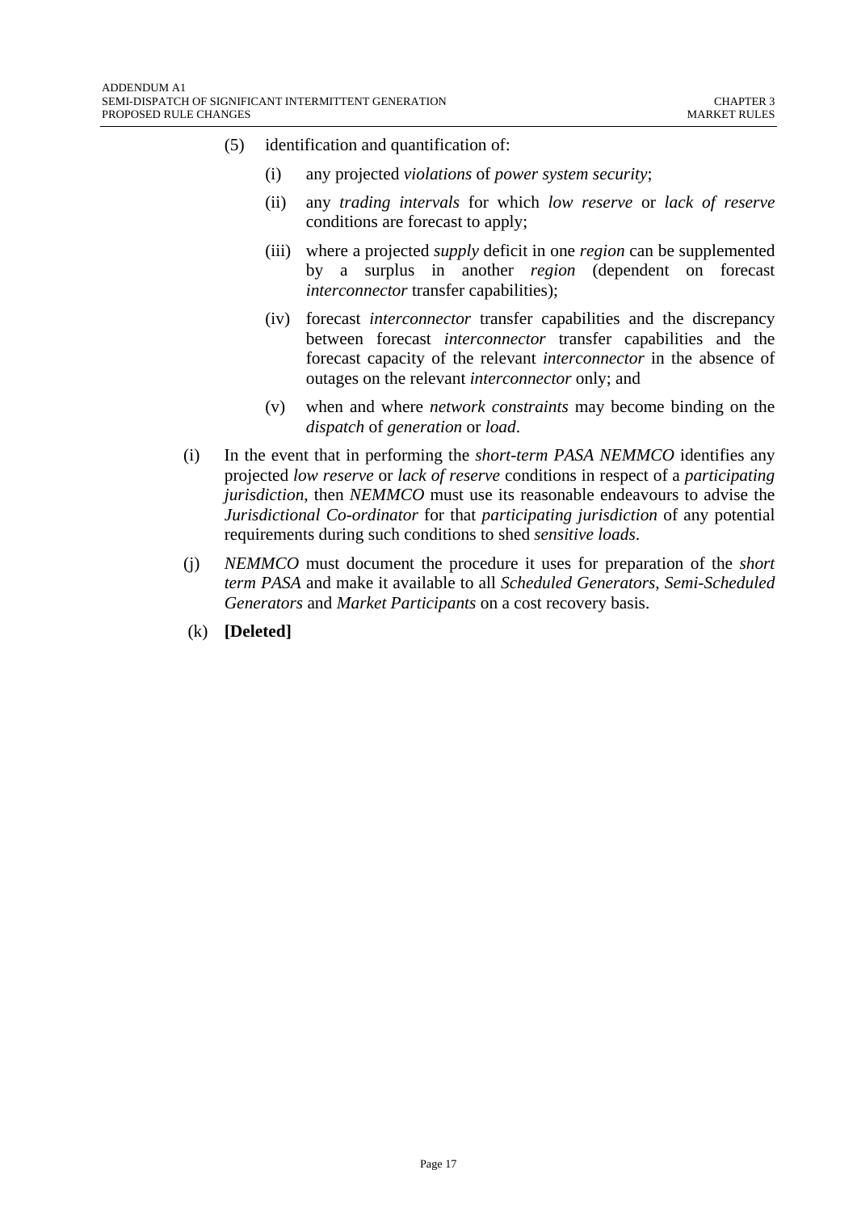(5) identification and quantification of:

  (i) any projected *violations* of *power system security*;

  (ii) any *trading intervals* for which *low reserve* or *lack of reserve* conditions are forecast to apply;

  (iii) where a projected *supply* deficit in one *region* can be supplemented by a surplus in another *region* (dependent on forecast *interconnector* transfer capabilities);

  (iv) forecast *interconnector* transfer capabilities and the discrepancy between forecast *interconnector* transfer capabilities and the forecast capacity of the relevant *interconnector* in the absence of outages on the relevant *interconnector* only; and

  (v) when and where *network constraints* may become binding on the *dispatch* of *generation* or *load*.

(i) In the event that in performing the *short-term PASA NEMMCO* identifies any projected *low reserve* or *lack of reserve* conditions in respect of a *participating jurisdiction*, then *NEMMCO* must use its reasonable endeavours to advise the *Jurisdictional Co-ordinator* for that *participating jurisdiction* of any potential requirements during such conditions to shed *sensitive loads*.

(j) *NEMMCO* must document the procedure it uses for preparation of the *short term PASA* and make it available to all *Scheduled Generators*, *Semi-Scheduled Generators* and *Market Participants* on a cost recovery basis.

(k) **[Deleted]**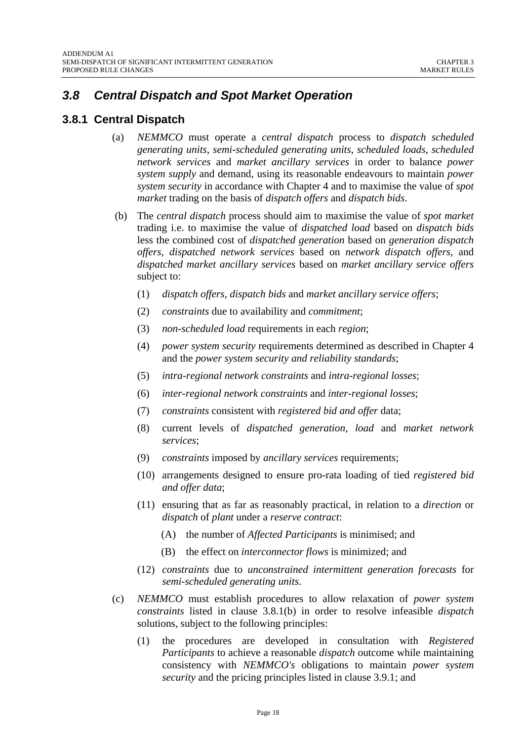## *3.8 Central Dispatch and Spot Market Operation*

### 3.8.1 Central Dispatch

(a) *NEMMCO* must operate a *central dispatch* process to *dispatch scheduled generating units*, *semi-scheduled generating units*, *scheduled loads*, *scheduled network services* and *market ancillary services* in order to balance *power system supply* and demand, using its reasonable endeavours to maintain *power system security* in accordance with Chapter 4 and to maximise the value of *spot market* trading on the basis of *dispatch offers* and *dispatch bids*.

(b) The *central dispatch* process should aim to maximise the value of *spot market* trading i.e. to maximise the value of *dispatched load* based on *dispatch bids* less the combined cost of *dispatched generation* based on *generation dispatch offers*, *dispatched network services* based on *network dispatch offers*, and *dispatched market ancillary services* based on *market ancillary service offers* subject to:

(1) *dispatch offers*, *dispatch bids* and *market ancillary service offers*;

(2) *constraints* due to availability and *commitment*;

(3) *non-scheduled load* requirements in each *region*;

(4) *power system security* requirements determined as described in Chapter 4 and the *power system security and reliability standards*;

(5) *intra-regional network constraints* and *intra-regional losses*;

(6) *inter-regional network constraints* and *inter-regional losses*;

(7) *constraints* consistent with *registered bid and offer* data;

(8) current levels of *dispatched generation, load* and *market network services*;

(9) *constraints* imposed by *ancillary services* requirements;

(10) arrangements designed to ensure pro-rata loading of tied *registered bid and offer data*;

(11) ensuring that as far as reasonably practical, in relation to a *direction* or *dispatch* of *plant* under a *reserve contract*:

(A) the number of *Affected Participants* is minimised; and

(B) the effect on *interconnector flows* is minimized; and

(12) *constraints* due to *unconstrained intermittent generation forecasts* for *semi-scheduled generating units*.

(c) *NEMMCO* must establish procedures to allow relaxation of *power system constraints* listed in clause 3.8.1(b) in order to resolve infeasible *dispatch* solutions, subject to the following principles:

(1) the procedures are developed in consultation with *Registered Participants* to achieve a reasonable *dispatch* outcome while maintaining consistency with *NEMMCO's* obligations to maintain *power system security* and the pricing principles listed in clause 3.9.1; and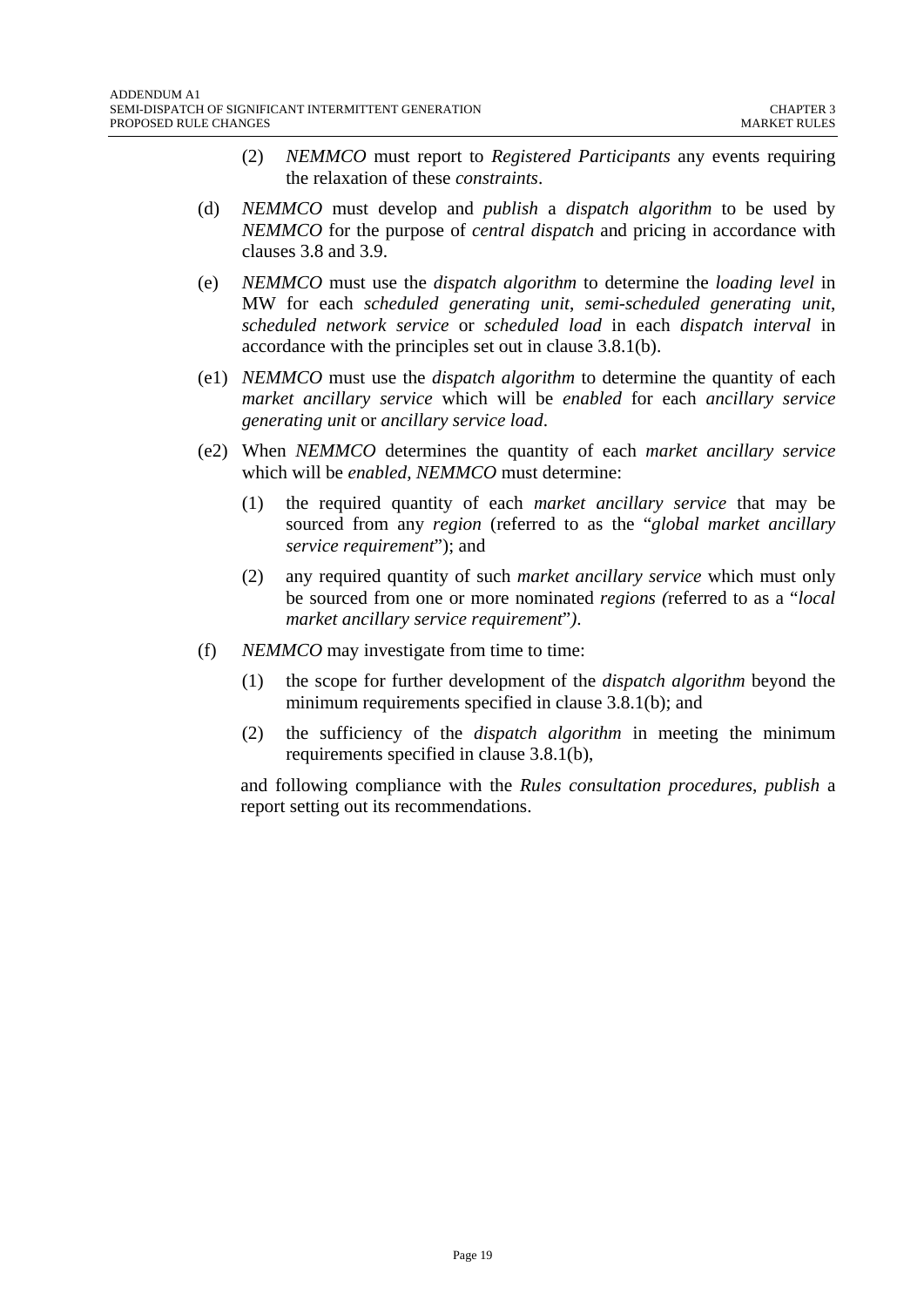(2) *NEMMCO* must report to *Registered Participants* any events requiring the relaxation of these *constraints*.

(d) *NEMMCO* must develop and *publish* a *dispatch algorithm* to be used by *NEMMCO* for the purpose of *central dispatch* and pricing in accordance with clauses 3.8 and 3.9.

(e) *NEMMCO* must use the *dispatch algorithm* to determine the *loading level* in MW for each *scheduled generating unit*, *semi-scheduled generating unit*, *scheduled network service* or *scheduled load* in each *dispatch interval* in accordance with the principles set out in clause 3.8.1(b).

(e1) *NEMMCO* must use the *dispatch algorithm* to determine the quantity of each *market ancillary service* which will be *enabled* for each *ancillary service generating unit* or *ancillary service load*.

(e2) When *NEMMCO* determines the quantity of each *market ancillary service* which will be *enabled, NEMMCO* must determine:

(1) the required quantity of each *market ancillary service* that may be sourced from any *region* (referred to as the "*global market ancillary service requirement*"); and

(2) any required quantity of such *market ancillary service* which must only be sourced from one or more nominated *regions (*referred to as a "*local market ancillary service requirement*"*)*.

(f) *NEMMCO* may investigate from time to time:

(1) the scope for further development of the *dispatch algorithm* beyond the minimum requirements specified in clause 3.8.1(b); and

(2) the sufficiency of the *dispatch algorithm* in meeting the minimum requirements specified in clause 3.8.1(b),

and following compliance with the *Rules consultation procedures*, *publish* a report setting out its recommendations.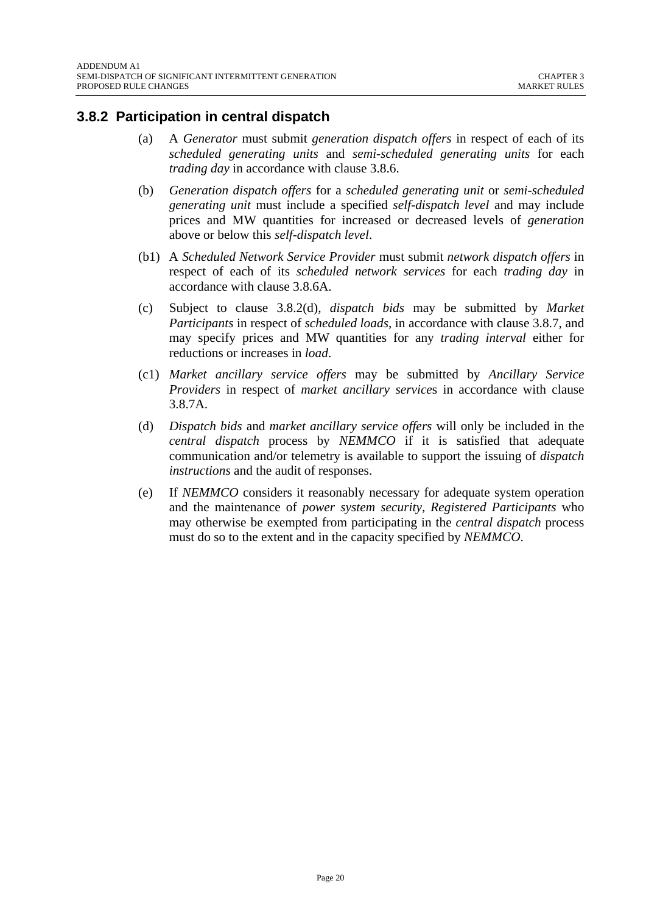### 3.8.2 Participation in central dispatch

(a) A *Generator* must submit *generation dispatch offers* in respect of each of its *scheduled generating units* and *semi-scheduled generating units* for each *trading day* in accordance with clause 3.8.6.

(b) *Generation dispatch offers* for a *scheduled generating unit* or *semi-scheduled generating unit* must include a specified *self-dispatch level* and may include prices and MW quantities for increased or decreased levels of *generation* above or below this *self-dispatch level*.

(b1) A *Scheduled Network Service Provider* must submit *network dispatch offers* in respect of each of its *scheduled network services* for each *trading day* in accordance with clause 3.8.6A.

(c) Subject to clause 3.8.2(d), *dispatch bids* may be submitted by *Market Participants* in respect of *scheduled loads*, in accordance with clause 3.8.7, and may specify prices and MW quantities for any *trading interval* either for reductions or increases in *load*.

(c1) *Market ancillary service offers* may be submitted by *Ancillary Service Providers* in respect of *market ancillary service*s in accordance with clause 3.8.7A.

(d) *Dispatch bids* and *market ancillary service offers* will only be included in the *central dispatch* process by *NEMMCO* if it is satisfied that adequate communication and/or telemetry is available to support the issuing of *dispatch instructions* and the audit of responses.

(e) If *NEMMCO* considers it reasonably necessary for adequate system operation and the maintenance of *power system security*, *Registered Participants* who may otherwise be exempted from participating in the *central dispatch* process must do so to the extent and in the capacity specified by *NEMMCO*.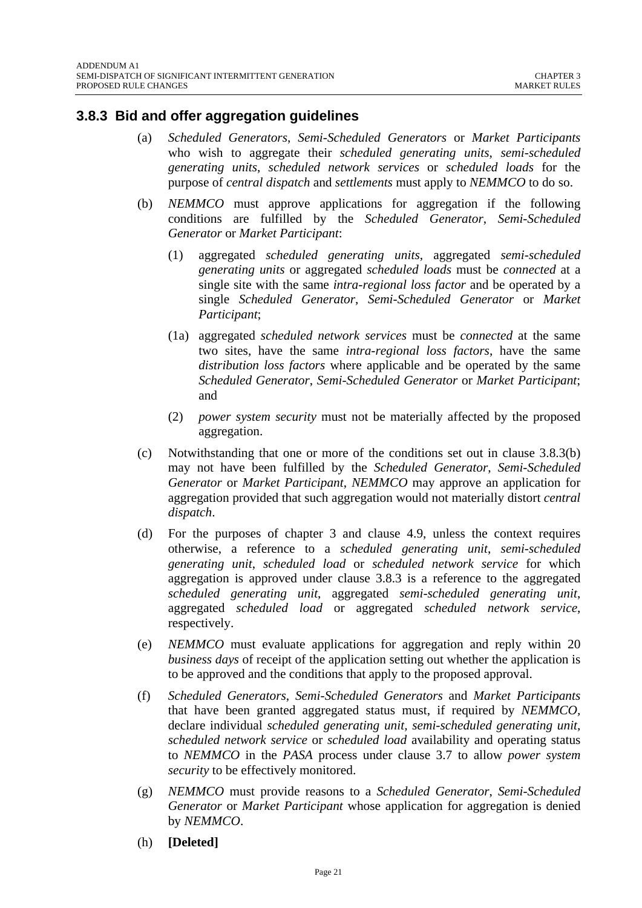### 3.8.3 Bid and offer aggregation guidelines

(a) *Scheduled Generators*, *Semi-Scheduled Generators* or *Market Participants* who wish to aggregate their *scheduled generating units*, *semi-scheduled generating units*, *scheduled network services* or *scheduled loads* for the purpose of *central dispatch* and *settlements* must apply to *NEMMCO* to do so.

(b) *NEMMCO* must approve applications for aggregation if the following conditions are fulfilled by the *Scheduled Generator*, *Semi-Scheduled Generator* or *Market Participant*:

(1) aggregated *scheduled generating units*, aggregated *semi-scheduled generating units* or aggregated *scheduled loads* must be *connected* at a single site with the same *intra-regional loss factor* and be operated by a single *Scheduled Generator*, *Semi-Scheduled Generator* or *Market Participant*;

(1a) aggregated *scheduled network services* must be *connected* at the same two sites, have the same *intra-regional loss factors*, have the same *distribution loss factors* where applicable and be operated by the same *Scheduled Generator*, *Semi-Scheduled Generator* or *Market Participant*; and

(2) *power system security* must not be materially affected by the proposed aggregation.

(c) Notwithstanding that one or more of the conditions set out in clause 3.8.3(b) may not have been fulfilled by the *Scheduled Generator*, *Semi-Scheduled Generator* or *Market Participant*, *NEMMCO* may approve an application for aggregation provided that such aggregation would not materially distort *central dispatch*.

(d) For the purposes of chapter 3 and clause 4.9, unless the context requires otherwise, a reference to a *scheduled generating unit*, *semi-scheduled generating unit*, *scheduled load* or *scheduled network service* for which aggregation is approved under clause 3.8.3 is a reference to the aggregated *scheduled generating unit*, aggregated *semi-scheduled generating unit*, aggregated *scheduled load* or aggregated *scheduled network service*, respectively.

(e) *NEMMCO* must evaluate applications for aggregation and reply within 20 *business days* of receipt of the application setting out whether the application is to be approved and the conditions that apply to the proposed approval.

(f) *Scheduled Generators*, *Semi-Scheduled Generators* and *Market Participants* that have been granted aggregated status must, if required by *NEMMCO*, declare individual *scheduled generating unit*, *semi-scheduled generating unit*, *scheduled network service* or *scheduled load* availability and operating status to *NEMMCO* in the *PASA* process under clause 3.7 to allow *power system security* to be effectively monitored.

(g) *NEMMCO* must provide reasons to a *Scheduled Generator*, *Semi-Scheduled Generator* or *Market Participant* whose application for aggregation is denied by *NEMMCO*.

(h) **[Deleted]**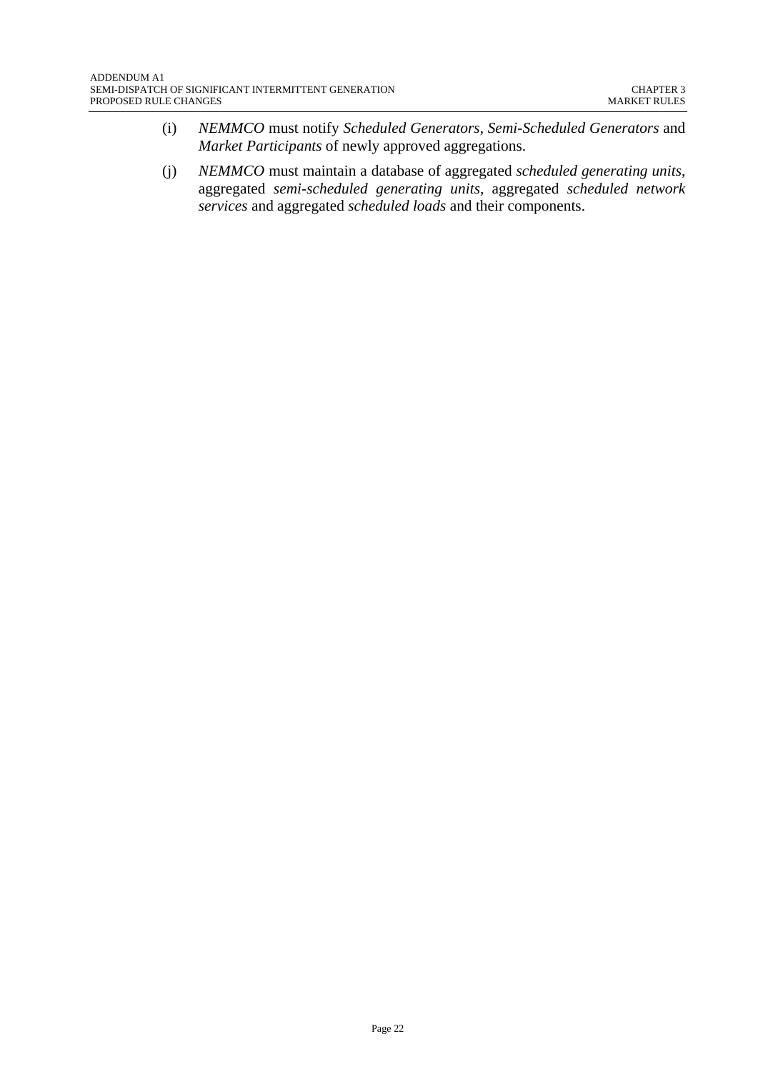(i) *NEMMCO* must notify *Scheduled Generators*, *Semi-Scheduled Generators* and *Market Participants* of newly approved aggregations.

(j) *NEMMCO* must maintain a database of aggregated *scheduled generating units*, aggregated *semi-scheduled generating units*, aggregated *scheduled network services* and aggregated *scheduled loads* and their components.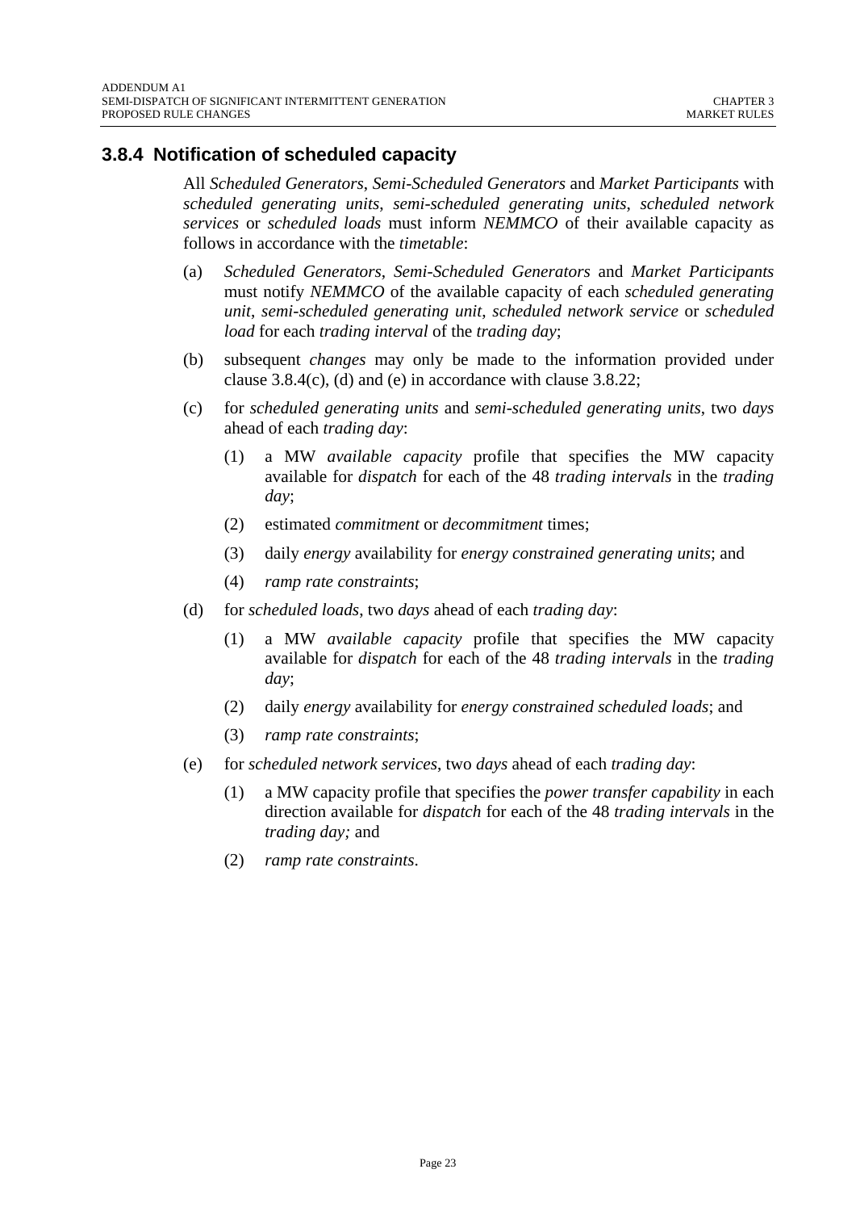### 3.8.4 Notification of scheduled capacity

All *Scheduled Generators*, *Semi-Scheduled Generators* and *Market Participants* with *scheduled generating units*, *semi-scheduled generating units*, *scheduled network services* or *scheduled loads* must inform *NEMMCO* of their available capacity as follows in accordance with the *timetable*:

(a) *Scheduled Generators*, *Semi-Scheduled Generators* and *Market Participants* must notify *NEMMCO* of the available capacity of each *scheduled generating unit*, *semi-scheduled generating unit*, *scheduled network service* or *scheduled load* for each *trading interval* of the *trading day*;

(b) subsequent *changes* may only be made to the information provided under clause 3.8.4(c), (d) and (e) in accordance with clause 3.8.22;

(c) for *scheduled generating units* and *semi-scheduled generating units*, two *days* ahead of each *trading day*:

  (1) a MW *available capacity* profile that specifies the MW capacity available for *dispatch* for each of the 48 *trading intervals* in the *trading day*;

  (2) estimated *commitment* or *decommitment* times;

  (3) daily *energy* availability for *energy constrained generating units*; and

  (4) *ramp rate constraints*;

(d) for *scheduled loads*, two *days* ahead of each *trading day*:

  (1) a MW *available capacity* profile that specifies the MW capacity available for *dispatch* for each of the 48 *trading intervals* in the *trading day*;

  (2) daily *energy* availability for *energy constrained scheduled loads*; and

  (3) *ramp rate constraints*;

(e) for *scheduled network services*, two *days* ahead of each *trading day*:

  (1) a MW capacity profile that specifies the *power transfer capability* in each direction available for *dispatch* for each of the 48 *trading intervals* in the *trading day;* and

  (2) *ramp rate constraints*.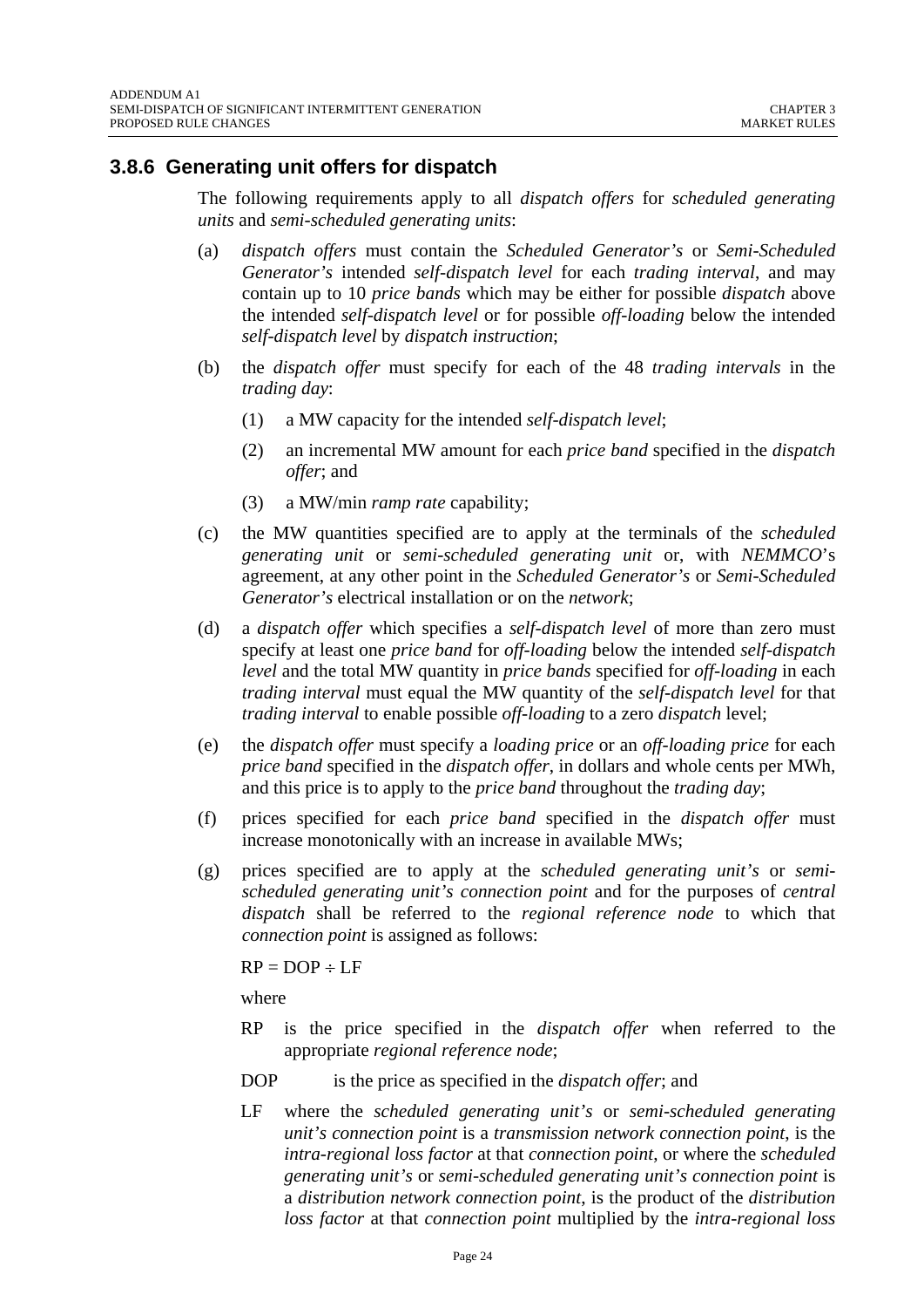### 3.8.6 Generating unit offers for dispatch

The following requirements apply to all *dispatch offers* for *scheduled generating units* and *semi-scheduled generating units*:

(a) *dispatch offers* must contain the *Scheduled Generator's* or *Semi-Scheduled Generator's* intended *self-dispatch level* for each *trading interval*, and may contain up to 10 *price bands* which may be either for possible *dispatch* above the intended *self-dispatch level* or for possible *off-loading* below the intended *self-dispatch level* by *dispatch instruction*;

(b) the *dispatch offer* must specify for each of the 48 *trading intervals* in the *trading day*:

  (1) a MW capacity for the intended *self-dispatch level*;

  (2) an incremental MW amount for each *price band* specified in the *dispatch offer*; and

  (3) a MW/min *ramp rate* capability;

(c) the MW quantities specified are to apply at the terminals of the *scheduled generating unit* or *semi-scheduled generating unit* or, with *NEMMCO*'s agreement, at any other point in the *Scheduled Generator's* or *Semi-Scheduled Generator's* electrical installation or on the *network*;

(d) a *dispatch offer* which specifies a *self-dispatch level* of more than zero must specify at least one *price band* for *off-loading* below the intended *self-dispatch level* and the total MW quantity in *price bands* specified for *off-loading* in each *trading interval* must equal the MW quantity of the *self-dispatch level* for that *trading interval* to enable possible *off-loading* to a zero *dispatch* level;

(e) the *dispatch offer* must specify a *loading price* or an *off-loading price* for each *price band* specified in the *dispatch offer*, in dollars and whole cents per MWh, and this price is to apply to the *price band* throughout the *trading day*;

(f) prices specified for each *price band* specified in the *dispatch offer* must increase monotonically with an increase in available MWs;

(g) prices specified are to apply at the *scheduled generating unit's* or *semi-scheduled generating unit's connection point* and for the purposes of *central dispatch* shall be referred to the *regional reference node* to which that *connection point* is assigned as follows:

$$RP = DOP \div LF$$

where

RP is the price specified in the *dispatch offer* when referred to the appropriate *regional reference node*;

DOP is the price as specified in the *dispatch offer*; and

LF where the *scheduled generating unit's* or *semi-scheduled generating unit's connection point* is a *transmission network connection point*, is the *intra-regional loss factor* at that *connection point*, or where the *scheduled generating unit's* or *semi-scheduled generating unit's connection point* is a *distribution network connection point*, is the product of the *distribution loss factor* at that *connection point* multiplied by the *intra-regional loss*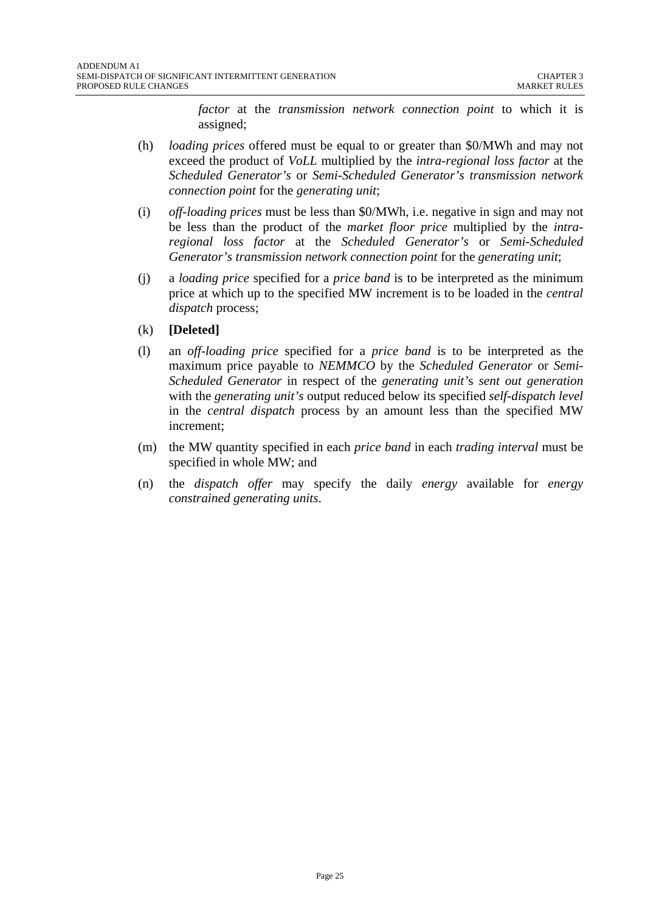*factor* at the *transmission network connection point* to which it is assigned;

(h) *loading prices* offered must be equal to or greater than $0/MWh and may not exceed the product of *VoLL* multiplied by the *intra-regional loss factor* at the *Scheduled Generator's* or *Semi-Scheduled Generator's transmission network connection point* for the *generating unit*;

(i) *off-loading prices* must be less than $0/MWh, i.e. negative in sign and may not be less than the product of the *market floor price* multiplied by the *intra-regional loss factor* at the *Scheduled Generator's* or *Semi-Scheduled Generator's transmission network connection point* for the *generating unit*;

(j) a *loading price* specified for a *price band* is to be interpreted as the minimum price at which up to the specified MW increment is to be loaded in the *central dispatch* process;

(k) **[Deleted]**

(l) an *off-loading price* specified for a *price band* is to be interpreted as the maximum price payable to *NEMMCO* by the *Scheduled Generator* or *Semi-Scheduled Generator* in respect of the *generating unit's sent out generation* with the *generating unit's* output reduced below its specified *self-dispatch level* in the *central dispatch* process by an amount less than the specified MW increment;

(m) the MW quantity specified in each *price band* in each *trading interval* must be specified in whole MW; and

(n) the *dispatch offer* may specify the daily *energy* available for *energy constrained generating units*.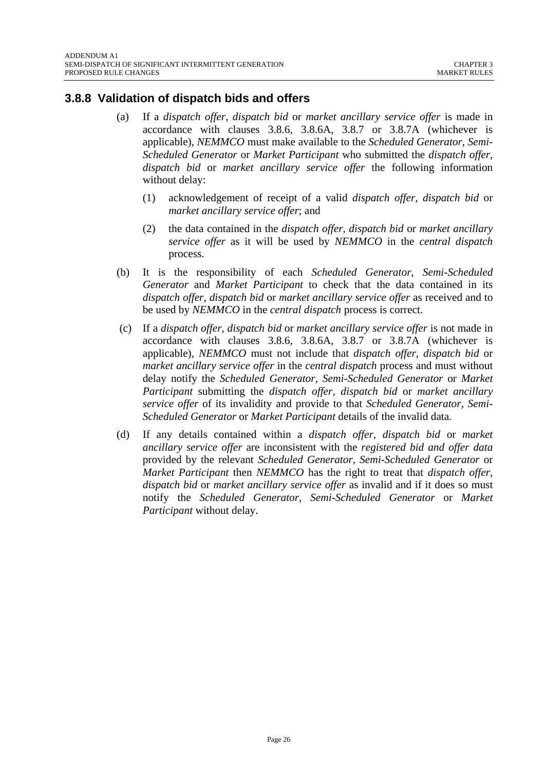### 3.8.8 Validation of dispatch bids and offers

(a) If a *dispatch offer*, *dispatch bid* or *market ancillary service offer* is made in accordance with clauses 3.8.6, 3.8.6A, 3.8.7 or 3.8.7A (whichever is applicable), *NEMMCO* must make available to the *Scheduled Generator*, *Semi-Scheduled Generator* or *Market Participant* who submitted the *dispatch offer*, *dispatch bid* or *market ancillary service offer* the following information without delay:

(1) acknowledgement of receipt of a valid *dispatch offer*, *dispatch bid* or *market ancillary service offer*; and

(2) the data contained in the *dispatch offer*, *dispatch bid* or *market ancillary service offer* as it will be used by *NEMMCO* in the *central dispatch* process.

(b) It is the responsibility of each *Scheduled Generator*, *Semi-Scheduled Generator* and *Market Participant* to check that the data contained in its *dispatch offer*, *dispatch bid* or *market ancillary service offer* as received and to be used by *NEMMCO* in the *central dispatch* process is correct.

(c) If a *dispatch offer*, *dispatch bid* or *market ancillary service offer* is not made in accordance with clauses 3.8.6, 3.8.6A, 3.8.7 or 3.8.7A (whichever is applicable), *NEMMCO* must not include that *dispatch offer*, *dispatch bid* or *market ancillary service offer* in the *central dispatch* process and must without delay notify the *Scheduled Generator*, *Semi-Scheduled Generator* or *Market Participant* submitting the *dispatch offer*, *dispatch bid* or *market ancillary service offer* of its invalidity and provide to that *Scheduled Generator*, *Semi-Scheduled Generator* or *Market Participant* details of the invalid data.

(d) If any details contained within a *dispatch offer*, *dispatch bid* or *market ancillary service offer* are inconsistent with the *registered bid and offer data* provided by the relevant *Scheduled Generator*, *Semi-Scheduled Generator* or *Market Participant* then *NEMMCO* has the right to treat that *dispatch offer*, *dispatch bid* or *market ancillary service offer* as invalid and if it does so must notify the *Scheduled Generator*, *Semi-Scheduled Generator* or *Market Participant* without delay.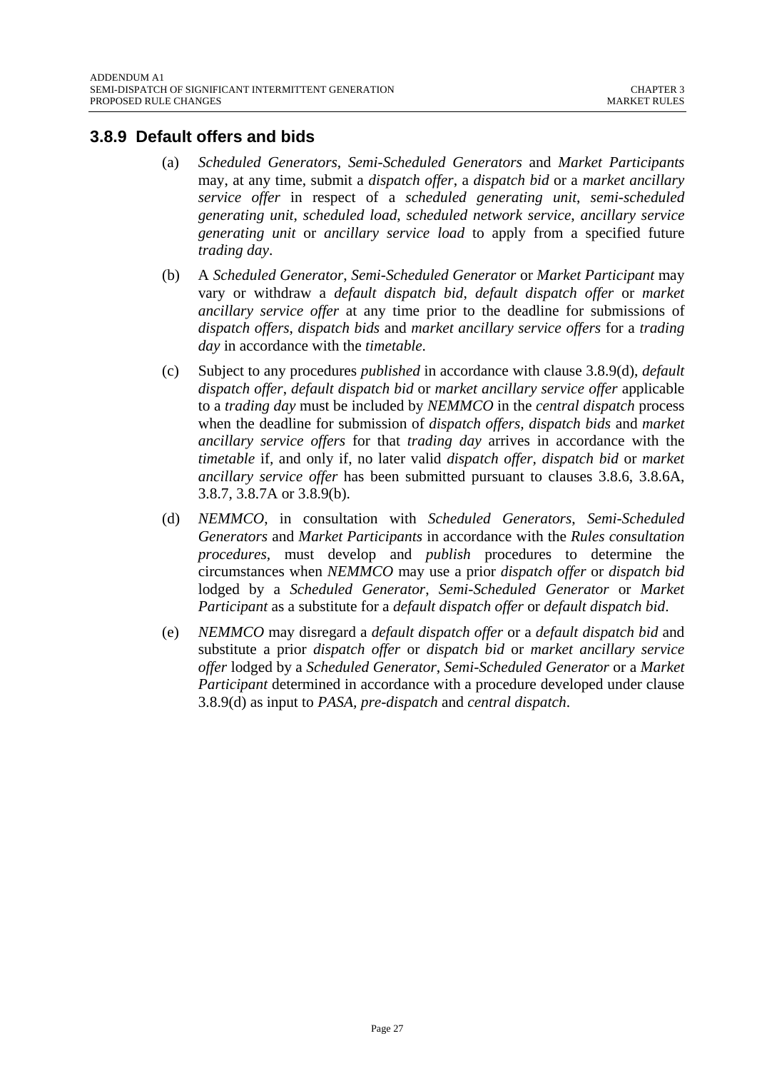### 3.8.9 Default offers and bids

(a) *Scheduled Generators*, *Semi-Scheduled Generators* and *Market Participants* may, at any time, submit a *dispatch offer*, a *dispatch bid* or a *market ancillary service offer* in respect of a *scheduled generating unit*, *semi-scheduled generating unit*, *scheduled load*, *scheduled network service*, *ancillary service generating unit* or *ancillary service load* to apply from a specified future *trading day*.

(b) A *Scheduled Generator*, *Semi-Scheduled Generator* or *Market Participant* may vary or withdraw a *default dispatch bid*, *default dispatch offer* or *market ancillary service offer* at any time prior to the deadline for submissions of *dispatch offers*, *dispatch bids* and *market ancillary service offers* for a *trading day* in accordance with the *timetable*.

(c) Subject to any procedures *published* in accordance with clause 3.8.9(d), *default dispatch offer*, *default dispatch bid* or *market ancillary service offer* applicable to a *trading day* must be included by *NEMMCO* in the *central dispatch* process when the deadline for submission of *dispatch offers*, *dispatch bids* and *market ancillary service offers* for that *trading day* arrives in accordance with the *timetable* if, and only if, no later valid *dispatch offer*, *dispatch bid* or *market ancillary service offer* has been submitted pursuant to clauses 3.8.6, 3.8.6A, 3.8.7, 3.8.7A or 3.8.9(b).

(d) *NEMMCO*, in consultation with *Scheduled Generators*, *Semi-Scheduled Generators* and *Market Participants* in accordance with the *Rules consultation procedures*, must develop and *publish* procedures to determine the circumstances when *NEMMCO* may use a prior *dispatch offer* or *dispatch bid* lodged by a *Scheduled Generator*, *Semi-Scheduled Generator* or *Market Participant* as a substitute for a *default dispatch offer* or *default dispatch bid*.

(e) *NEMMCO* may disregard a *default dispatch offer* or a *default dispatch bid* and substitute a prior *dispatch offer* or *dispatch bid* or *market ancillary service offer* lodged by a *Scheduled Generator*, *Semi-Scheduled Generator* or a *Market Participant* determined in accordance with a procedure developed under clause 3.8.9(d) as input to *PASA*, *pre-dispatch* and *central dispatch*.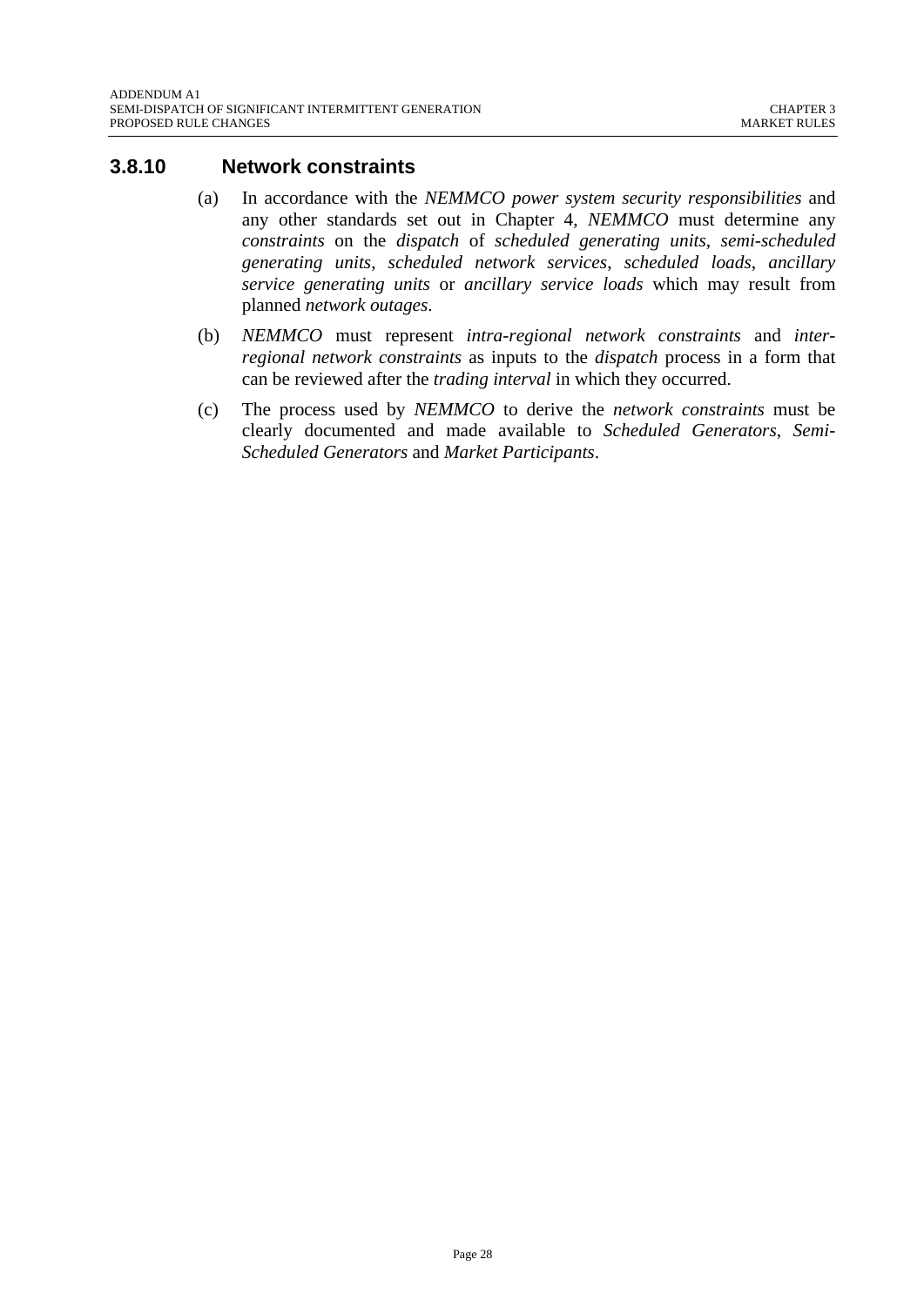### 3.8.10 Network constraints

(a) In accordance with the *NEMMCO power system security responsibilities* and any other standards set out in Chapter 4, *NEMMCO* must determine any *constraints* on the *dispatch* of *scheduled generating units*, *semi-scheduled generating units*, *scheduled network services*, *scheduled loads*, *ancillary service generating units* or *ancillary service loads* which may result from planned *network outages*.

(b) *NEMMCO* must represent *intra-regional network constraints* and *inter-regional network constraints* as inputs to the *dispatch* process in a form that can be reviewed after the *trading interval* in which they occurred.

(c) The process used by *NEMMCO* to derive the *network constraints* must be clearly documented and made available to *Scheduled Generators*, *Semi-Scheduled Generators* and *Market Participants*.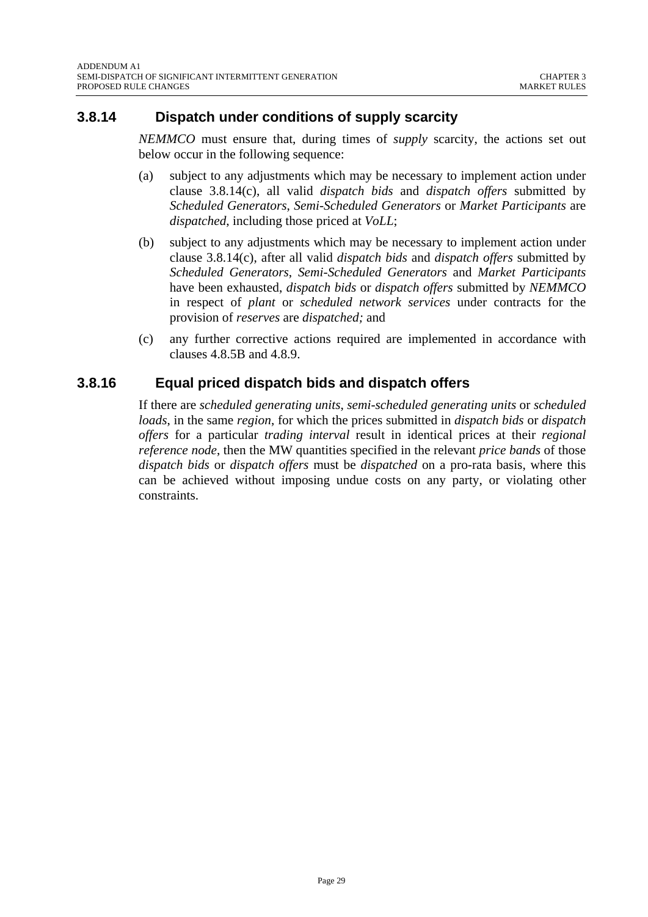### 3.8.14 Dispatch under conditions of supply scarcity

*NEMMCO* must ensure that, during times of *supply* scarcity, the actions set out below occur in the following sequence:

(a) subject to any adjustments which may be necessary to implement action under clause 3.8.14(c), all valid *dispatch bids* and *dispatch offers* submitted by *Scheduled Generators*, *Semi-Scheduled Generators* or *Market Participants* are *dispatched*, including those priced at *VoLL*;

(b) subject to any adjustments which may be necessary to implement action under clause 3.8.14(c), after all valid *dispatch bids* and *dispatch offers* submitted by *Scheduled Generators*, *Semi-Scheduled Generators* and *Market Participants* have been exhausted, *dispatch bids* or *dispatch offers* submitted by *NEMMCO* in respect of *plant* or *scheduled network services* under contracts for the provision of *reserves* are *dispatched;* and

(c) any further corrective actions required are implemented in accordance with clauses 4.8.5B and 4.8.9.

### 3.8.16 Equal priced dispatch bids and dispatch offers

If there are *scheduled generating units*, *semi-scheduled generating units* or *scheduled loads*, in the same *region*, for which the prices submitted in *dispatch bids* or *dispatch offers* for a particular *trading interval* result in identical prices at their *regional reference node*, then the MW quantities specified in the relevant *price bands* of those *dispatch bids* or *dispatch offers* must be *dispatched* on a pro-rata basis, where this can be achieved without imposing undue costs on any party, or violating other constraints.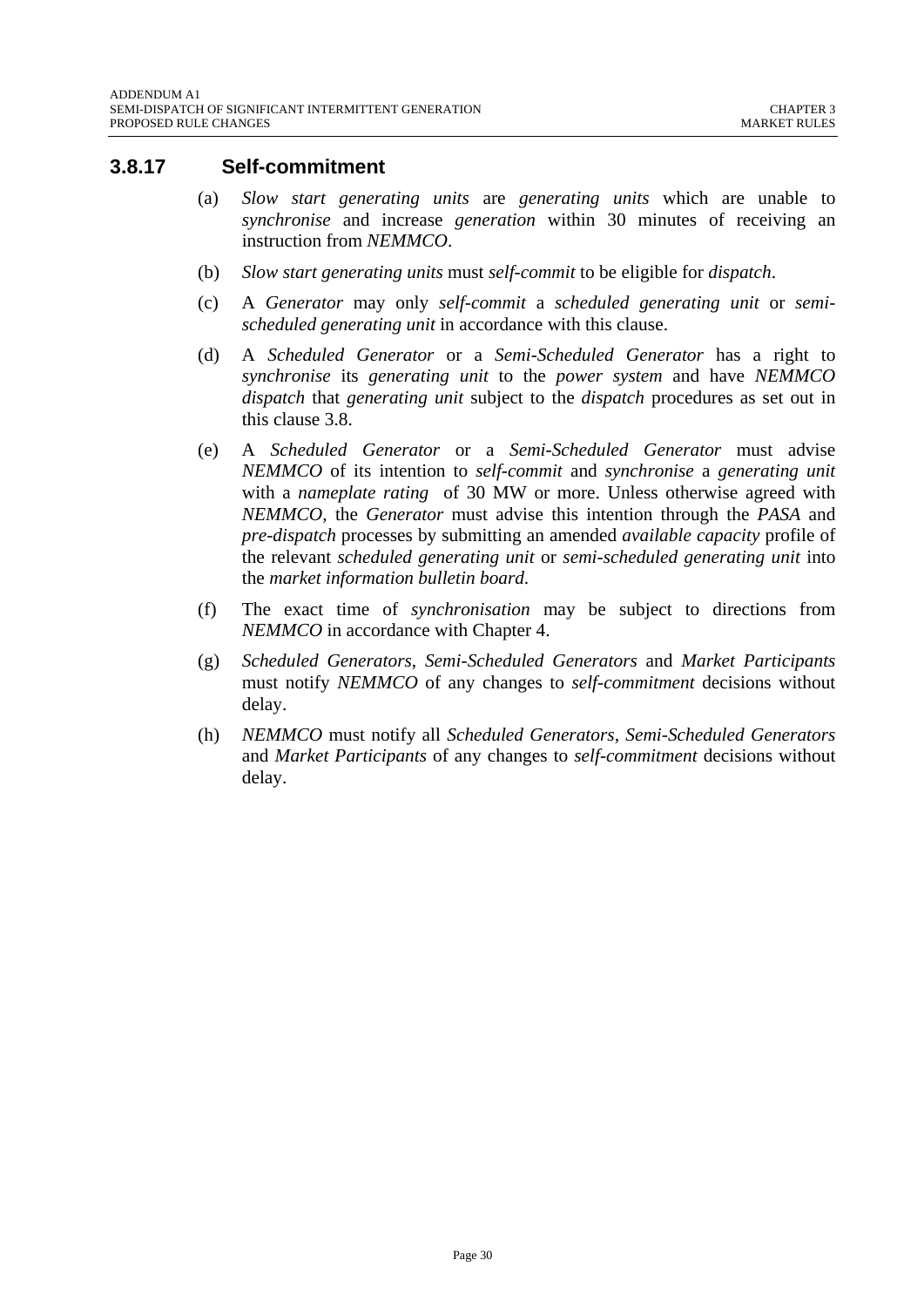### 3.8.17 Self-commitment

(a) *Slow start generating units* are *generating units* which are unable to *synchronise* and increase *generation* within 30 minutes of receiving an instruction from *NEMMCO*.

(b) *Slow start generating units* must *self-commit* to be eligible for *dispatch*.

(c) A *Generator* may only *self-commit* a *scheduled generating unit* or *semi-scheduled generating unit* in accordance with this clause.

(d) A *Scheduled Generator* or a *Semi-Scheduled Generator* has a right to *synchronise* its *generating unit* to the *power system* and have *NEMMCO dispatch* that *generating unit* subject to the *dispatch* procedures as set out in this clause 3.8.

(e) A *Scheduled Generator* or a *Semi-Scheduled Generator* must advise *NEMMCO* of its intention to *self-commit* and *synchronise* a *generating unit* with a *nameplate rating* of 30 MW or more. Unless otherwise agreed with *NEMMCO*, the *Generator* must advise this intention through the *PASA* and *pre-dispatch* processes by submitting an amended *available capacity* profile of the relevant *scheduled generating unit* or *semi-scheduled generating unit* into the *market information bulletin board*.

(f) The exact time of *synchronisation* may be subject to directions from *NEMMCO* in accordance with Chapter 4.

(g) *Scheduled Generators*, *Semi-Scheduled Generators* and *Market Participants* must notify *NEMMCO* of any changes to *self-commitment* decisions without delay.

(h) *NEMMCO* must notify all *Scheduled Generators*, *Semi-Scheduled Generators* and *Market Participants* of any changes to *self-commitment* decisions without delay.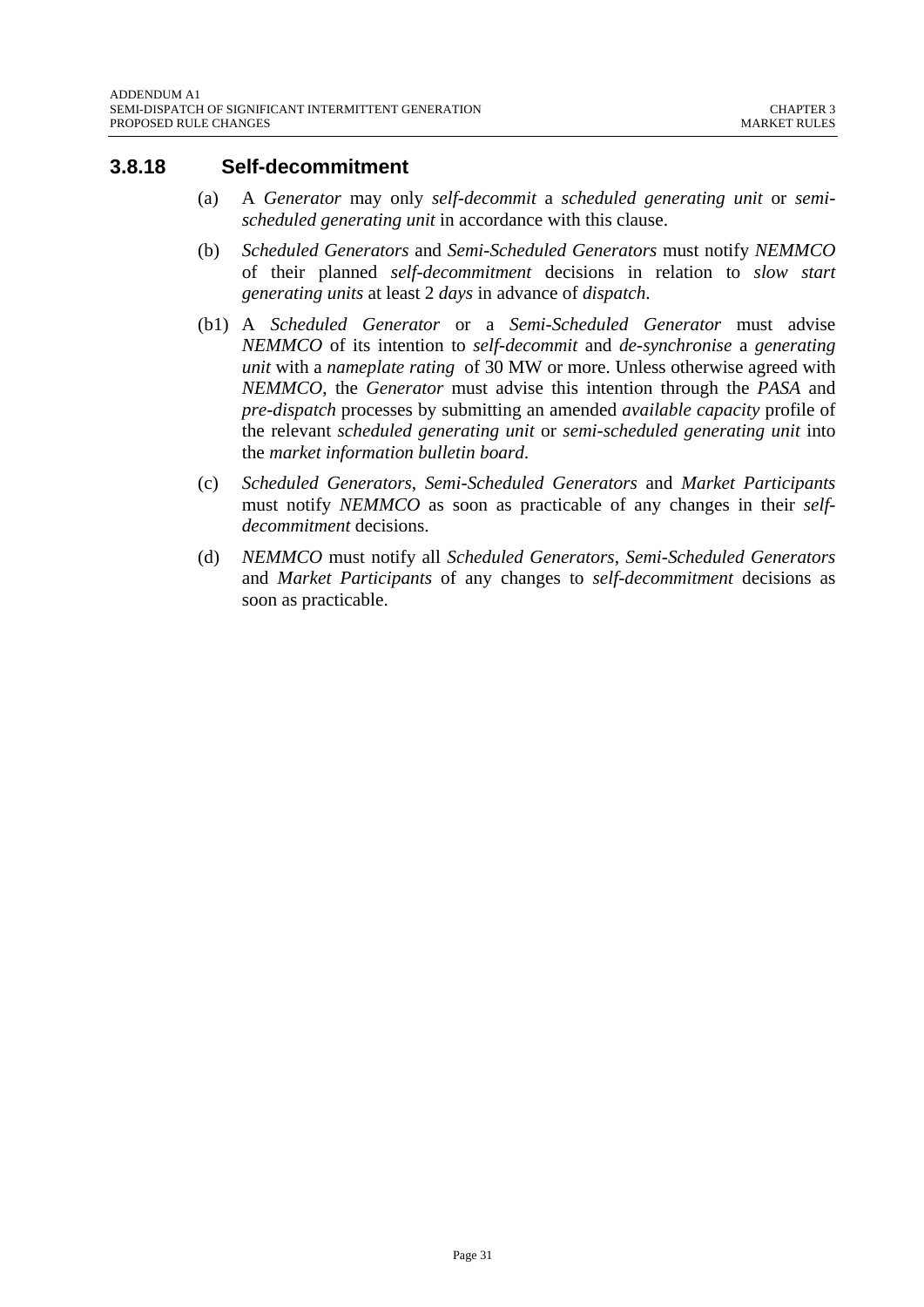### 3.8.18 Self-decommitment

(a) A *Generator* may only *self-decommit* a *scheduled generating unit* or *semi-scheduled generating unit* in accordance with this clause.

(b) *Scheduled Generators* and *Semi-Scheduled Generators* must notify *NEMMCO* of their planned *self-decommitment* decisions in relation to *slow start generating units* at least 2 *days* in advance of *dispatch*.

(b1) A *Scheduled Generator* or a *Semi-Scheduled Generator* must advise *NEMMCO* of its intention to *self-decommit* and *de-synchronise* a *generating unit* with a *nameplate rating* of 30 MW or more. Unless otherwise agreed with *NEMMCO*, the *Generator* must advise this intention through the *PASA* and *pre-dispatch* processes by submitting an amended *available capacity* profile of the relevant *scheduled generating unit* or *semi-scheduled generating unit* into the *market information bulletin board*.

(c) *Scheduled Generators*, *Semi-Scheduled Generators* and *Market Participants* must notify *NEMMCO* as soon as practicable of any changes in their *self-decommitment* decisions.

(d) *NEMMCO* must notify all *Scheduled Generators*, *Semi-Scheduled Generators* and *Market Participants* of any changes to *self-decommitment* decisions as soon as practicable.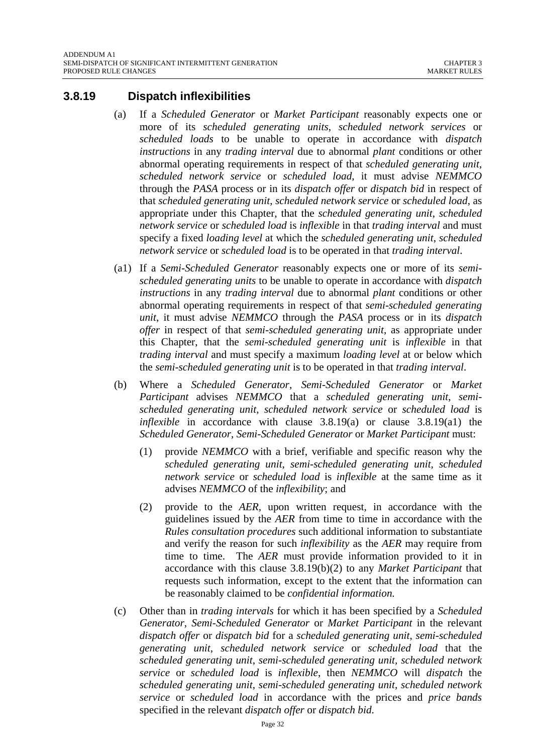### 3.8.19 Dispatch inflexibilities

(a) If a *Scheduled Generator* or *Market Participant* reasonably expects one or more of its *scheduled generating units*, *scheduled network services* or *scheduled loads* to be unable to operate in accordance with *dispatch instructions* in any *trading interval* due to abnormal *plant* conditions or other abnormal operating requirements in respect of that *scheduled generating unit*, *scheduled network service* or *scheduled load*, it must advise *NEMMCO* through the *PASA* process or in its *dispatch offer* or *dispatch bid* in respect of that *scheduled generating unit*, *scheduled network service* or *scheduled load*, as appropriate under this Chapter, that the *scheduled generating unit*, *scheduled network service* or *scheduled load* is *inflexible* in that *trading interval* and must specify a fixed *loading level* at which the *scheduled generating unit*, *scheduled network service* or *scheduled load* is to be operated in that *trading interval*.

(a1) If a *Semi-Scheduled Generator* reasonably expects one or more of its *semi-scheduled generating units* to be unable to operate in accordance with *dispatch instructions* in any *trading interval* due to abnormal *plant* conditions or other abnormal operating requirements in respect of that *semi-scheduled generating unit*, it must advise *NEMMCO* through the *PASA* process or in its *dispatch offer* in respect of that *semi-scheduled generating unit*, as appropriate under this Chapter, that the *semi-scheduled generating unit* is *inflexible* in that *trading interval* and must specify a maximum *loading level* at or below which the *semi-scheduled generating unit* is to be operated in that *trading interval*.

(b) Where a *Scheduled Generator*, *Semi-Scheduled Generator* or *Market Participant* advises *NEMMCO* that a *scheduled generating unit*, *semi-scheduled generating unit*, *scheduled network service* or *scheduled load* is *inflexible* in accordance with clause 3.8.19(a) or clause 3.8.19(a1) the *Scheduled Generator*, *Semi-Scheduled Generator* or *Market Participant* must:

   (1) provide *NEMMCO* with a brief, verifiable and specific reason why the *scheduled generating unit*, *semi-scheduled generating unit, scheduled network service* or *scheduled load* is *inflexible* at the same time as it advises *NEMMCO* of the *inflexibility*; and

   (2) provide to the *AER*, upon written request, in accordance with the guidelines issued by the *AER* from time to time in accordance with the *Rules consultation procedures* such additional information to substantiate and verify the reason for such *inflexibility* as the *AER* may require from time to time. The *AER* must provide information provided to it in accordance with this clause 3.8.19(b)(2) to any *Market Participant* that requests such information, except to the extent that the information can be reasonably claimed to be *confidential information.*

(c) Other than in *trading intervals* for which it has been specified by a *Scheduled Generator*, *Semi-Scheduled Generator* or *Market Participant* in the relevant *dispatch offer* or *dispatch bid* for a *scheduled generating unit*, *semi-scheduled generating unit*, *scheduled network service* or *scheduled load* that the *scheduled generating unit*, *semi-scheduled generating unit, scheduled network service* or *scheduled load* is *inflexible*, then *NEMMCO* will *dispatch* the *scheduled generating unit*, *semi-scheduled generating unit*, *scheduled network service* or *scheduled load* in accordance with the prices and *price bands* specified in the relevant *dispatch offer* or *dispatch bid*.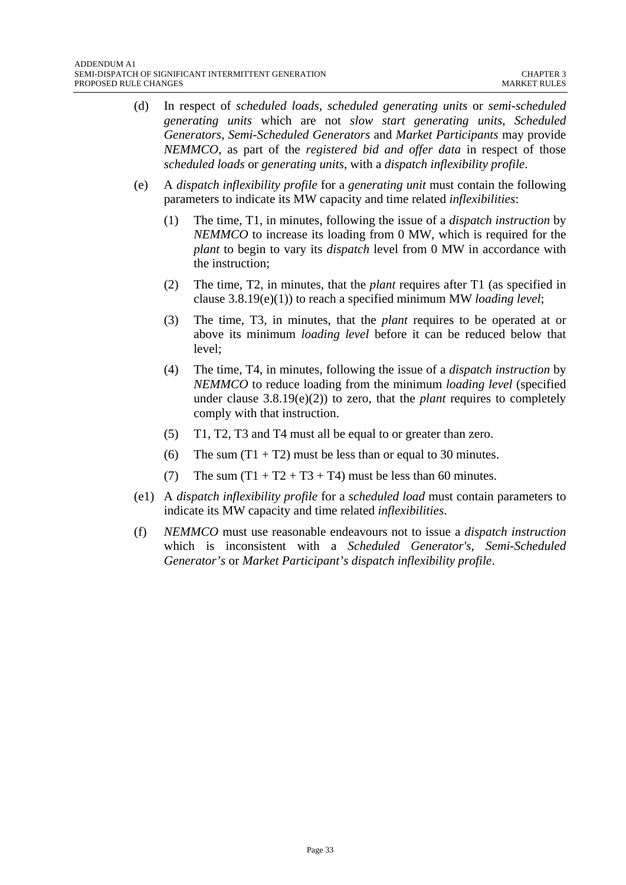(d) In respect of *scheduled loads*, *scheduled generating units* or *semi-scheduled generating units* which are not *slow start generating units*, *Scheduled Generators*, *Semi-Scheduled Generators* and *Market Participants* may provide *NEMMCO*, as part of the *registered bid and offer data* in respect of those *scheduled loads* or *generating units*, with a *dispatch inflexibility profile*.

(e) A *dispatch inflexibility profile* for a *generating unit* must contain the following parameters to indicate its MW capacity and time related *inflexibilities*:

   (1) The time, T1, in minutes, following the issue of a *dispatch instruction* by *NEMMCO* to increase its loading from 0 MW, which is required for the *plant* to begin to vary its *dispatch* level from 0 MW in accordance with the instruction;

   (2) The time, T2, in minutes, that the *plant* requires after T1 (as specified in clause 3.8.19(e)(1)) to reach a specified minimum MW *loading level*;

   (3) The time, T3, in minutes, that the *plant* requires to be operated at or above its minimum *loading level* before it can be reduced below that level;

   (4) The time, T4, in minutes, following the issue of a *dispatch instruction* by *NEMMCO* to reduce loading from the minimum *loading level* (specified under clause 3.8.19(e)(2)) to zero, that the *plant* requires to completely comply with that instruction.

   (5) T1, T2, T3 and T4 must all be equal to or greater than zero.

   (6) The sum (T1 + T2) must be less than or equal to 30 minutes.

   (7) The sum (T1 + T2 + T3 + T4) must be less than 60 minutes.

(e1) A *dispatch inflexibility profile* for a *scheduled load* must contain parameters to indicate its MW capacity and time related *inflexibilities*.

(f) *NEMMCO* must use reasonable endeavours not to issue a *dispatch instruction* which is inconsistent with a *Scheduled Generator's*, *Semi-Scheduled Generator's* or *Market Participant's dispatch inflexibility profile*.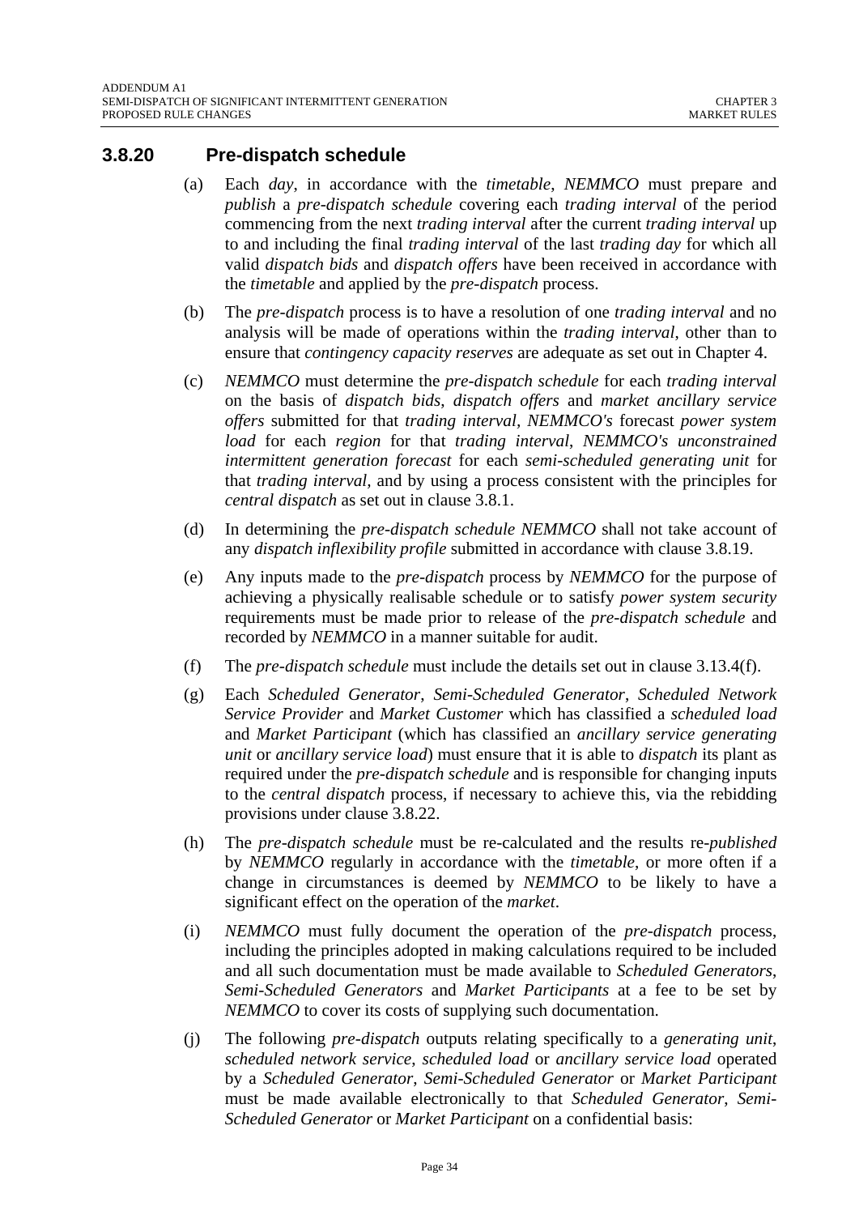### 3.8.20 Pre-dispatch schedule

(a) Each *day*, in accordance with the *timetable*, *NEMMCO* must prepare and *publish* a *pre-dispatch schedule* covering each *trading interval* of the period commencing from the next *trading interval* after the current *trading interval* up to and including the final *trading interval* of the last *trading day* for which all valid *dispatch bids* and *dispatch offers* have been received in accordance with the *timetable* and applied by the *pre-dispatch* process.

(b) The *pre-dispatch* process is to have a resolution of one *trading interval* and no analysis will be made of operations within the *trading interval*, other than to ensure that *contingency capacity reserves* are adequate as set out in Chapter 4.

(c) *NEMMCO* must determine the *pre-dispatch schedule* for each *trading interval* on the basis of *dispatch bids*, *dispatch offers* and *market ancillary service offers* submitted for that *trading interval*, *NEMMCO's* forecast *power system load* for each *region* for that *trading interval*, *NEMMCO's unconstrained intermittent generation forecast* for each *semi-scheduled generating unit* for that *trading interval*, and by using a process consistent with the principles for *central dispatch* as set out in clause 3.8.1.

(d) In determining the *pre-dispatch schedule NEMMCO* shall not take account of any *dispatch inflexibility profile* submitted in accordance with clause 3.8.19.

(e) Any inputs made to the *pre-dispatch* process by *NEMMCO* for the purpose of achieving a physically realisable schedule or to satisfy *power system security* requirements must be made prior to release of the *pre-dispatch schedule* and recorded by *NEMMCO* in a manner suitable for audit.

(f) The *pre-dispatch schedule* must include the details set out in clause 3.13.4(f).

(g) Each *Scheduled Generator*, *Semi-Scheduled Generator*, *Scheduled Network Service Provider* and *Market Customer* which has classified a *scheduled load* and *Market Participant* (which has classified an *ancillary service generating unit* or *ancillary service load*) must ensure that it is able to *dispatch* its plant as required under the *pre-dispatch schedule* and is responsible for changing inputs to the *central dispatch* process, if necessary to achieve this, via the rebidding provisions under clause 3.8.22.

(h) The *pre-dispatch schedule* must be re-calculated and the results re-*published* by *NEMMCO* regularly in accordance with the *timetable*, or more often if a change in circumstances is deemed by *NEMMCO* to be likely to have a significant effect on the operation of the *market*.

(i) *NEMMCO* must fully document the operation of the *pre-dispatch* process, including the principles adopted in making calculations required to be included and all such documentation must be made available to *Scheduled Generators*, *Semi-Scheduled Generators* and *Market Participants* at a fee to be set by *NEMMCO* to cover its costs of supplying such documentation.

(j) The following *pre-dispatch* outputs relating specifically to a *generating unit*, *scheduled network service*, *scheduled load* or *ancillary service load* operated by a *Scheduled Generator*, *Semi-Scheduled Generator* or *Market Participant* must be made available electronically to that *Scheduled Generator*, *Semi-Scheduled Generator* or *Market Participant* on a confidential basis: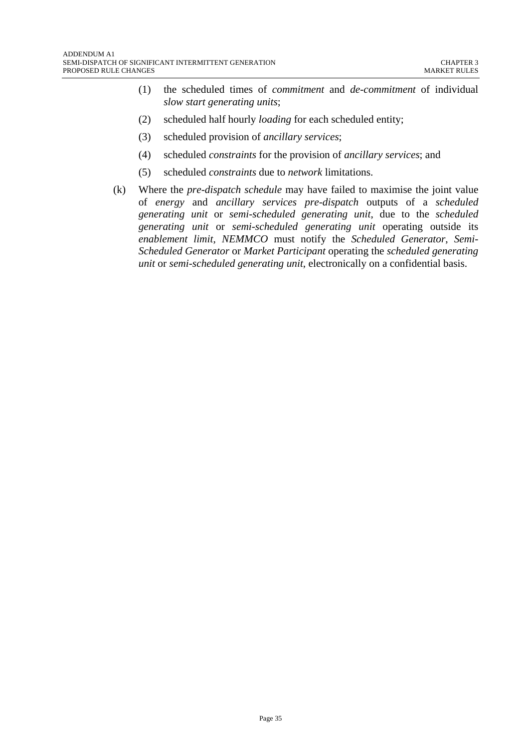(1) the scheduled times of *commitment* and *de-commitment* of individual *slow start generating units*;

(2) scheduled half hourly *loading* for each scheduled entity;

(3) scheduled provision of *ancillary services*;

(4) scheduled *constraints* for the provision of *ancillary services*; and

(5) scheduled *constraints* due to *network* limitations.

(k) Where the *pre-dispatch schedule* may have failed to maximise the joint value of *energy* and *ancillary services pre-dispatch* outputs of a *scheduled generating unit* or *semi-scheduled generating unit*, due to the *scheduled generating unit* or *semi-scheduled generating unit* operating outside its *enablement limit*, *NEMMCO* must notify the *Scheduled Generator*, *Semi-Scheduled Generator* or *Market Participant* operating the *scheduled generating unit* or *semi-scheduled generating unit*, electronically on a confidential basis.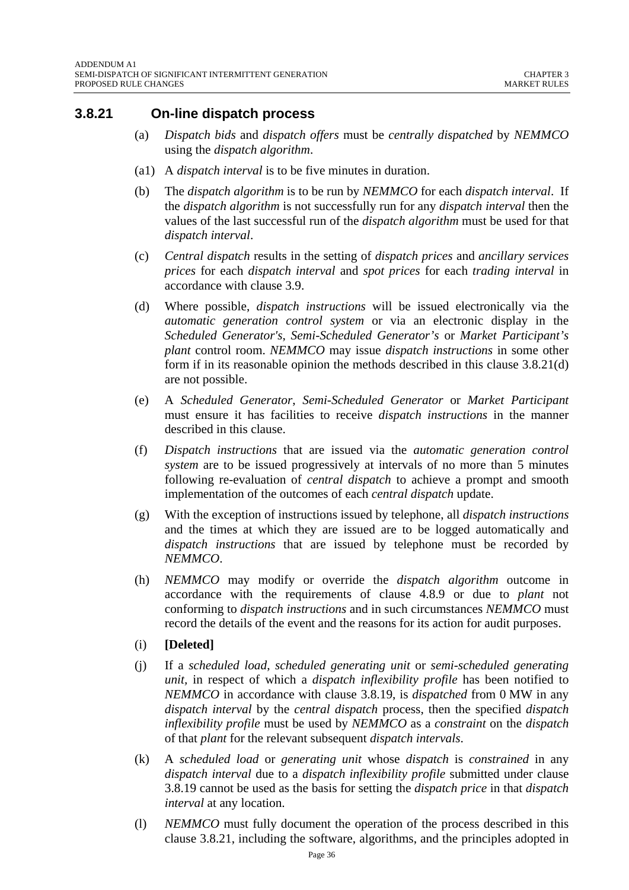### 3.8.21 On-line dispatch process

(a) *Dispatch bids* and *dispatch offers* must be *centrally dispatched* by *NEMMCO* using the *dispatch algorithm*.

(a1) A *dispatch interval* is to be five minutes in duration.

(b) The *dispatch algorithm* is to be run by *NEMMCO* for each *dispatch interval*. If the *dispatch algorithm* is not successfully run for any *dispatch interval* then the values of the last successful run of the *dispatch algorithm* must be used for that *dispatch interval*.

(c) *Central dispatch* results in the setting of *dispatch prices* and *ancillary services prices* for each *dispatch interval* and *spot prices* for each *trading interval* in accordance with clause 3.9.

(d) Where possible, *dispatch instructions* will be issued electronically via the *automatic generation control system* or via an electronic display in the *Scheduled Generator's*, *Semi-Scheduled Generator's* or *Market Participant's plant* control room. *NEMMCO* may issue *dispatch instructions* in some other form if in its reasonable opinion the methods described in this clause 3.8.21(d) are not possible.

(e) A *Scheduled Generator*, *Semi-Scheduled Generator* or *Market Participant* must ensure it has facilities to receive *dispatch instructions* in the manner described in this clause.

(f) *Dispatch instructions* that are issued via the *automatic generation control system* are to be issued progressively at intervals of no more than 5 minutes following re-evaluation of *central dispatch* to achieve a prompt and smooth implementation of the outcomes of each *central dispatch* update.

(g) With the exception of instructions issued by telephone, all *dispatch instructions* and the times at which they are issued are to be logged automatically and *dispatch instructions* that are issued by telephone must be recorded by *NEMMCO*.

(h) *NEMMCO* may modify or override the *dispatch algorithm* outcome in accordance with the requirements of clause 4.8.9 or due to *plant* not conforming to *dispatch instructions* and in such circumstances *NEMMCO* must record the details of the event and the reasons for its action for audit purposes.

(i) **[Deleted]**

(j) If a *scheduled load*, *scheduled generating unit* or *semi-scheduled generating unit*, in respect of which a *dispatch inflexibility profile* has been notified to *NEMMCO* in accordance with clause 3.8.19, is *dispatched* from 0 MW in any *dispatch interval* by the *central dispatch* process, then the specified *dispatch inflexibility profile* must be used by *NEMMCO* as a *constraint* on the *dispatch* of that *plant* for the relevant subsequent *dispatch intervals*.

(k) A *scheduled load* or *generating unit* whose *dispatch* is *constrained* in any *dispatch interval* due to a *dispatch inflexibility profile* submitted under clause 3.8.19 cannot be used as the basis for setting the *dispatch price* in that *dispatch interval* at any location.

(l) *NEMMCO* must fully document the operation of the process described in this clause 3.8.21, including the software, algorithms, and the principles adopted in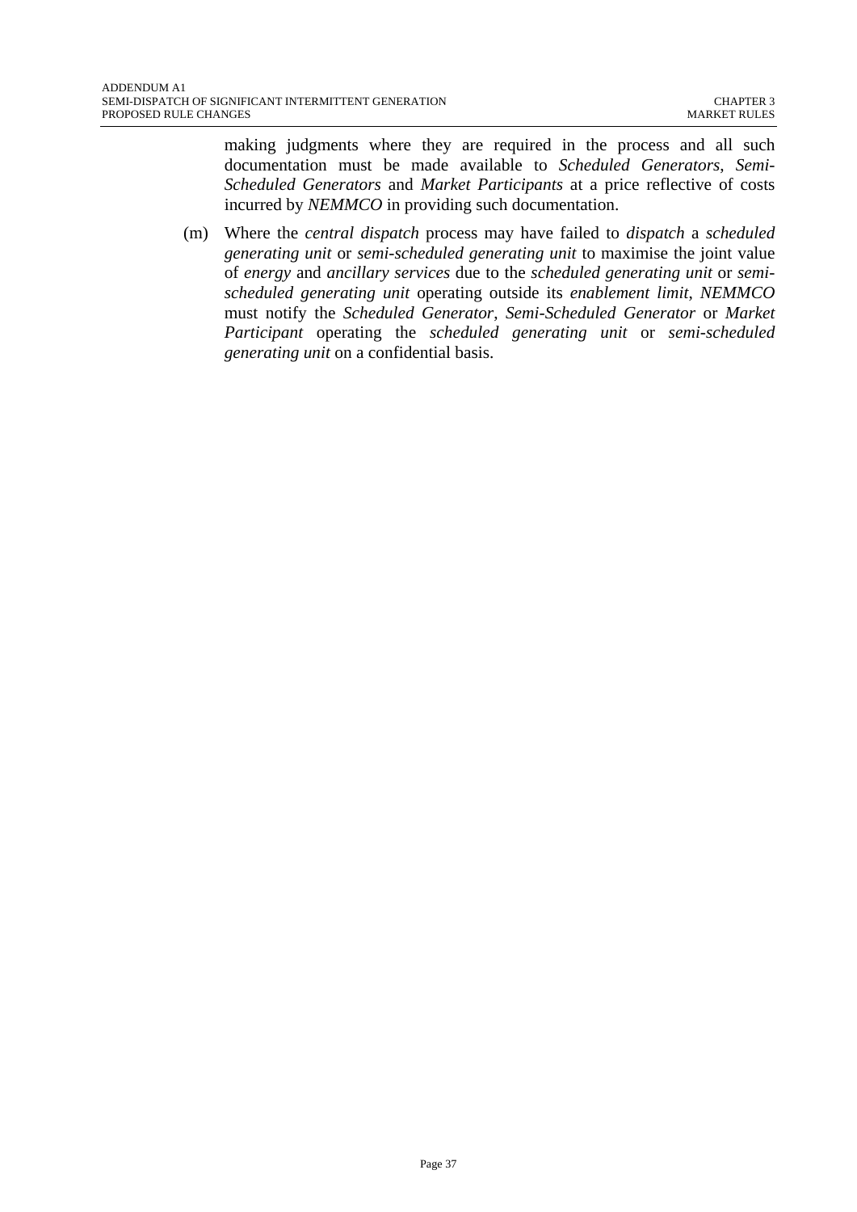making judgments where they are required in the process and all such documentation must be made available to *Scheduled Generators*, *Semi-Scheduled Generators* and *Market Participants* at a price reflective of costs incurred by *NEMMCO* in providing such documentation.

(m) Where the *central dispatch* process may have failed to *dispatch* a *scheduled generating unit* or *semi-scheduled generating unit* to maximise the joint value of *energy* and *ancillary services* due to the *scheduled generating unit* or *semi-scheduled generating unit* operating outside its *enablement limit*, *NEMMCO* must notify the *Scheduled Generator*, *Semi-Scheduled Generator* or *Market Participant* operating the *scheduled generating unit* or *semi-scheduled generating unit* on a confidential basis.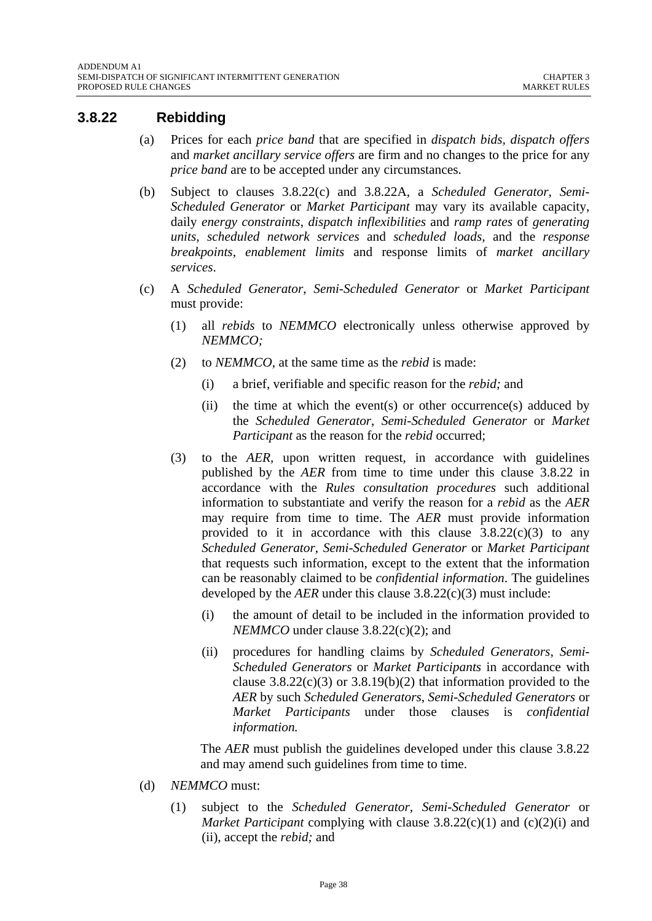### 3.8.22 Rebidding

(a) Prices for each *price band* that are specified in *dispatch bids*, *dispatch offers* and *market ancillary service offers* are firm and no changes to the price for any *price band* are to be accepted under any circumstances.

(b) Subject to clauses 3.8.22(c) and 3.8.22A, a *Scheduled Generator*, *Semi-Scheduled Generator* or *Market Participant* may vary its available capacity, daily *energy constraints*, *dispatch inflexibilities* and *ramp rates* of *generating units*, *scheduled network services* and *scheduled loads*, and the *response breakpoints*, *enablement limits* and response limits of *market ancillary services*.

(c) A *Scheduled Generator*, *Semi-Scheduled Generator* or *Market Participant* must provide:

   (1) all *rebids* to *NEMMCO* electronically unless otherwise approved by *NEMMCO;*

   (2) to *NEMMCO*, at the same time as the *rebid* is made:

      (i) a brief, verifiable and specific reason for the *rebid;* and

      (ii) the time at which the event(s) or other occurrence(s) adduced by the *Scheduled Generator*, *Semi-Scheduled Generator* or *Market Participant* as the reason for the *rebid* occurred;

   (3) to the *AER*, upon written request, in accordance with guidelines published by the *AER* from time to time under this clause 3.8.22 in accordance with the *Rules consultation procedures* such additional information to substantiate and verify the reason for a *rebid* as the *AER* may require from time to time. The *AER* must provide information provided to it in accordance with this clause 3.8.22(c)(3) to any *Scheduled Generator*, *Semi-Scheduled Generator* or *Market Participant* that requests such information, except to the extent that the information can be reasonably claimed to be *confidential information*. The guidelines developed by the *AER* under this clause 3.8.22(c)(3) must include:

      (i) the amount of detail to be included in the information provided to *NEMMCO* under clause 3.8.22(c)(2); and

      (ii) procedures for handling claims by *Scheduled Generators*, *Semi-Scheduled Generators* or *Market Participants* in accordance with clause 3.8.22(c)(3) or 3.8.19(b)(2) that information provided to the *AER* by such *Scheduled Generators*, *Semi-Scheduled Generators* or *Market Participants* under those clauses is *confidential information.*

   The *AER* must publish the guidelines developed under this clause 3.8.22 and may amend such guidelines from time to time.

(d) *NEMMCO* must:

   (1) subject to the *Scheduled Generator*, *Semi-Scheduled Generator* or *Market Participant* complying with clause 3.8.22(c)(1) and (c)(2)(i) and (ii), accept the *rebid;* and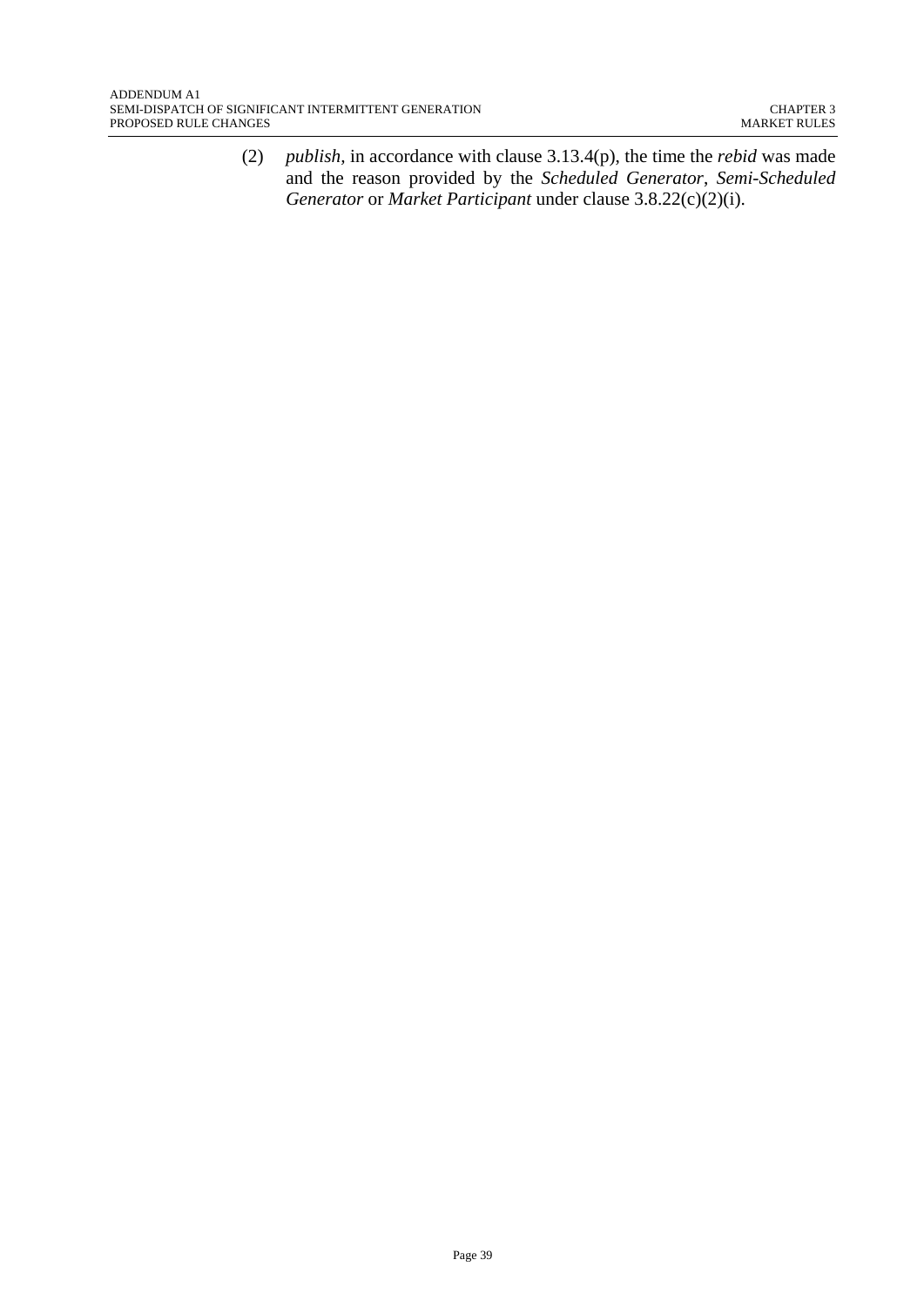(2) *publish*, in accordance with clause 3.13.4(p), the time the *rebid* was made and the reason provided by the *Scheduled Generator*, *Semi-Scheduled Generator* or *Market Participant* under clause 3.8.22(c)(2)(i).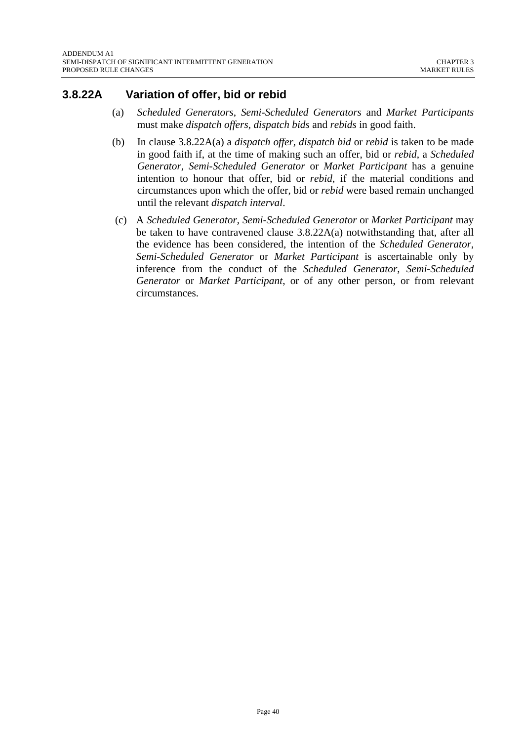### 3.8.22A Variation of offer, bid or rebid

(a) *Scheduled Generators*, *Semi-Scheduled Generators* and *Market Participants* must make *dispatch offers, dispatch bids* and *rebids* in good faith.

(b) In clause 3.8.22A(a) a *dispatch offer*, *dispatch bid* or *rebid* is taken to be made in good faith if, at the time of making such an offer, bid or *rebid*, a *Scheduled Generator*, *Semi-Scheduled Generator* or *Market Participant* has a genuine intention to honour that offer, bid or *rebid*, if the material conditions and circumstances upon which the offer, bid or *rebid* were based remain unchanged until the relevant *dispatch interval*.

(c) A *Scheduled Generator*, *Semi-Scheduled Generator* or *Market Participant* may be taken to have contravened clause 3.8.22A(a) notwithstanding that, after all the evidence has been considered, the intention of the *Scheduled Generator*, *Semi-Scheduled Generator* or *Market Participant* is ascertainable only by inference from the conduct of the *Scheduled Generator*, *Semi-Scheduled Generator* or *Market Participant*, or of any other person, or from relevant circumstances.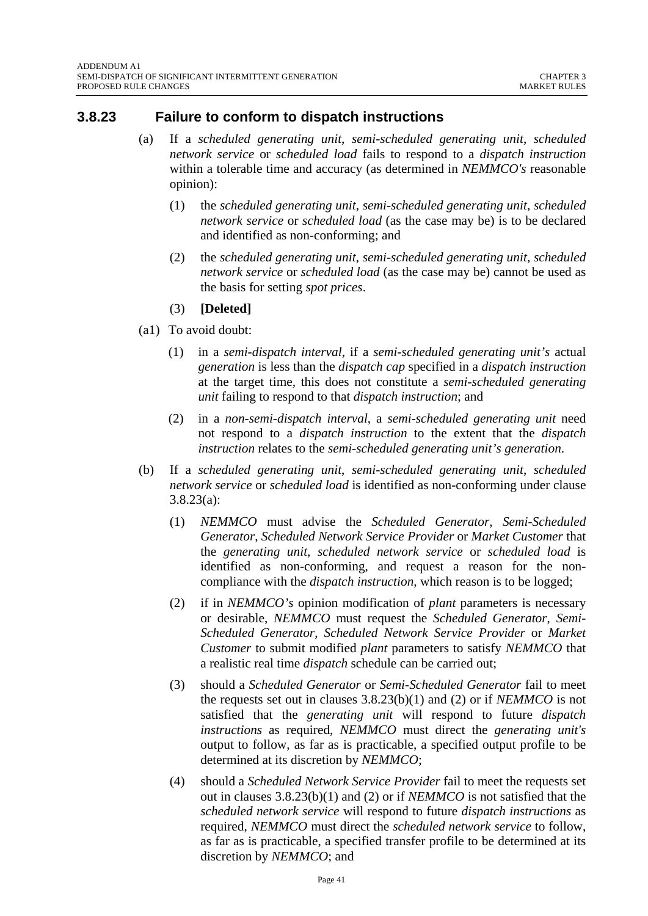### 3.8.23 Failure to conform to dispatch instructions

(a) If a *scheduled generating unit*, *semi-scheduled generating unit*, *scheduled network service* or *scheduled load* fails to respond to a *dispatch instruction* within a tolerable time and accuracy (as determined in *NEMMCO's* reasonable opinion):

(1) the *scheduled generating unit*, *semi-scheduled generating unit*, *scheduled network service* or *scheduled load* (as the case may be) is to be declared and identified as non-conforming; and

(2) the *scheduled generating unit*, *semi-scheduled generating unit*, *scheduled network service* or *scheduled load* (as the case may be) cannot be used as the basis for setting *spot prices*.

(3) **[Deleted]**

(a1) To avoid doubt:

(1) in a *semi-dispatch interval*, if a *semi-scheduled generating unit's* actual *generation* is less than the *dispatch cap* specified in a *dispatch instruction* at the target time, this does not constitute a *semi-scheduled generating unit* failing to respond to that *dispatch instruction*; and

(2) in a *non-semi-dispatch interval*, a *semi-scheduled generating unit* need not respond to a *dispatch instruction* to the extent that the *dispatch instruction* relates to the *semi-scheduled generating unit's generation*.

(b) If a *scheduled generating unit*, *semi-scheduled generating unit*, *scheduled network service* or *scheduled load* is identified as non-conforming under clause 3.8.23(a):

(1) *NEMMCO* must advise the *Scheduled Generator*, *Semi-Scheduled Generator*, *Scheduled Network Service Provider* or *Market Customer* that the *generating unit*, *scheduled network service* or *scheduled load* is identified as non-conforming, and request a reason for the non-compliance with the *dispatch instruction*, which reason is to be logged;

(2) if in *NEMMCO's* opinion modification of *plant* parameters is necessary or desirable, *NEMMCO* must request the *Scheduled Generator*, *Semi-Scheduled Generator*, *Scheduled Network Service Provider* or *Market Customer* to submit modified *plant* parameters to satisfy *NEMMCO* that a realistic real time *dispatch* schedule can be carried out;

(3) should a *Scheduled Generator* or *Semi-Scheduled Generator* fail to meet the requests set out in clauses 3.8.23(b)(1) and (2) or if *NEMMCO* is not satisfied that the *generating unit* will respond to future *dispatch instructions* as required, *NEMMCO* must direct the *generating unit's* output to follow, as far as is practicable, a specified output profile to be determined at its discretion by *NEMMCO*;

(4) should a *Scheduled Network Service Provider* fail to meet the requests set out in clauses 3.8.23(b)(1) and (2) or if *NEMMCO* is not satisfied that the *scheduled network service* will respond to future *dispatch instructions* as required, *NEMMCO* must direct the *scheduled network service* to follow, as far as is practicable, a specified transfer profile to be determined at its discretion by *NEMMCO*; and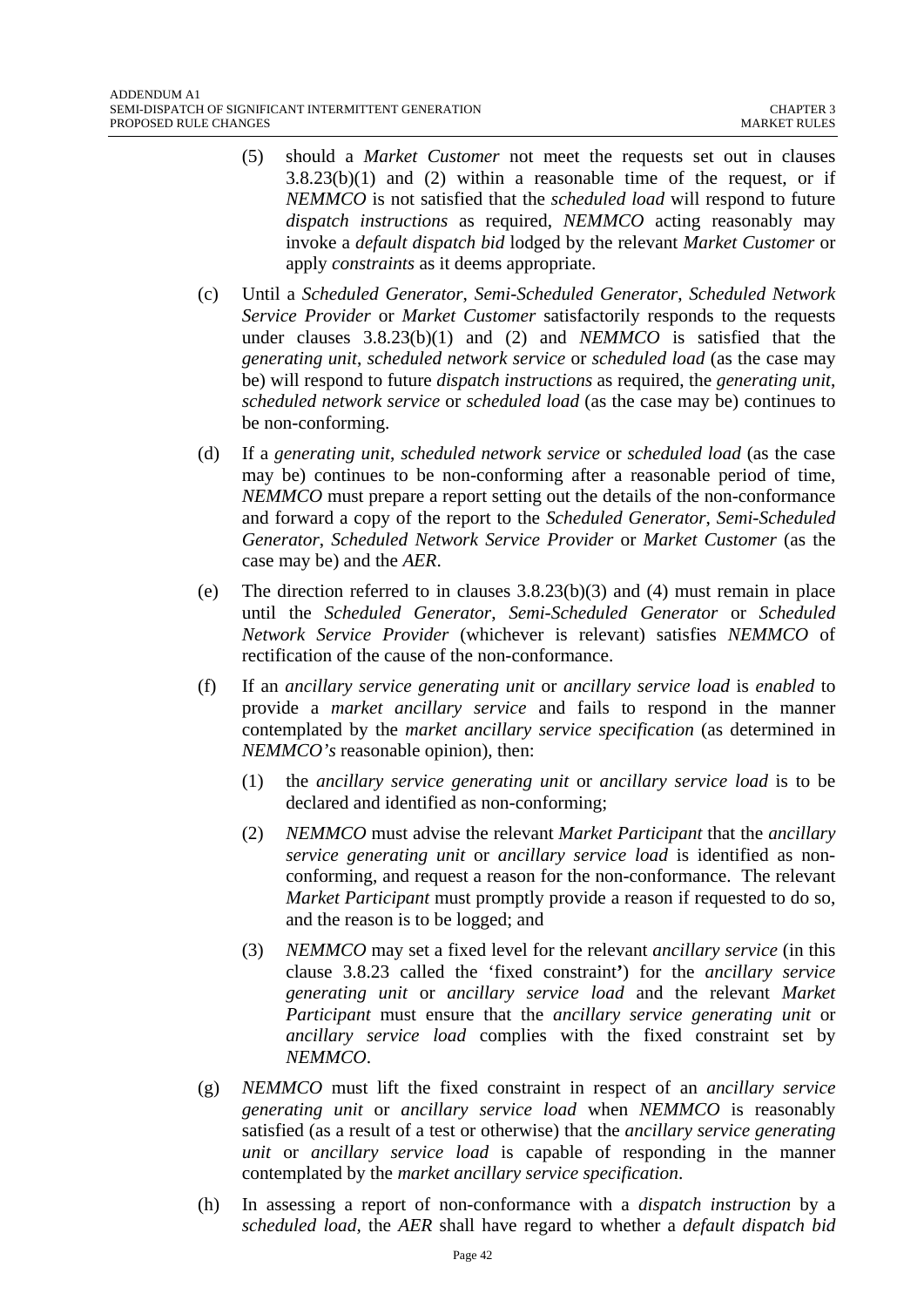(5) should a *Market Customer* not meet the requests set out in clauses 3.8.23(b)(1) and (2) within a reasonable time of the request, or if *NEMMCO* is not satisfied that the *scheduled load* will respond to future *dispatch instructions* as required, *NEMMCO* acting reasonably may invoke a *default dispatch bid* lodged by the relevant *Market Customer* or apply *constraints* as it deems appropriate.

(c) Until a *Scheduled Generator*, *Semi-Scheduled Generator*, *Scheduled Network Service Provider* or *Market Customer* satisfactorily responds to the requests under clauses 3.8.23(b)(1) and (2) and *NEMMCO* is satisfied that the *generating unit*, *scheduled network service* or *scheduled load* (as the case may be) will respond to future *dispatch instructions* as required, the *generating unit*, *scheduled network service* or *scheduled load* (as the case may be) continues to be non-conforming.

(d) If a *generating unit*, *scheduled network service* or *scheduled load* (as the case may be) continues to be non-conforming after a reasonable period of time, *NEMMCO* must prepare a report setting out the details of the non-conformance and forward a copy of the report to the *Scheduled Generator*, *Semi-Scheduled Generator*, *Scheduled Network Service Provider* or *Market Customer* (as the case may be) and the *AER*.

(e) The direction referred to in clauses 3.8.23(b)(3) and (4) must remain in place until the *Scheduled Generator*, *Semi-Scheduled Generator* or *Scheduled Network Service Provider* (whichever is relevant) satisfies *NEMMCO* of rectification of the cause of the non-conformance.

(f) If an *ancillary service generating unit* or *ancillary service load* is *enabled* to provide a *market ancillary service* and fails to respond in the manner contemplated by the *market ancillary service specification* (as determined in *NEMMCO's* reasonable opinion), then:

(1) the *ancillary service generating unit* or *ancillary service load* is to be declared and identified as non-conforming;

(2) *NEMMCO* must advise the relevant *Market Participant* that the *ancillary service generating unit* or *ancillary service load* is identified as non-conforming, and request a reason for the non-conformance. The relevant *Market Participant* must promptly provide a reason if requested to do so, and the reason is to be logged; and

(3) *NEMMCO* may set a fixed level for the relevant *ancillary service* (in this clause 3.8.23 called the 'fixed constraint') for the *ancillary service generating unit* or *ancillary service load* and the relevant *Market Participant* must ensure that the *ancillary service generating unit* or *ancillary service load* complies with the fixed constraint set by *NEMMCO*.

(g) *NEMMCO* must lift the fixed constraint in respect of an *ancillary service generating unit* or *ancillary service load* when *NEMMCO* is reasonably satisfied (as a result of a test or otherwise) that the *ancillary service generating unit* or *ancillary service load* is capable of responding in the manner contemplated by the *market ancillary service specification*.

(h) In assessing a report of non-conformance with a *dispatch instruction* by a *scheduled load*, the *AER* shall have regard to whether a *default dispatch bid*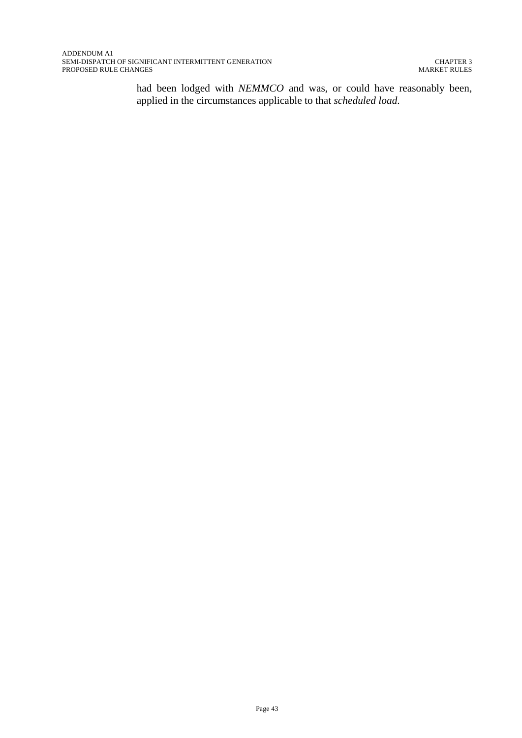had been lodged with *NEMMCO* and was, or could have reasonably been, applied in the circumstances applicable to that *scheduled load*.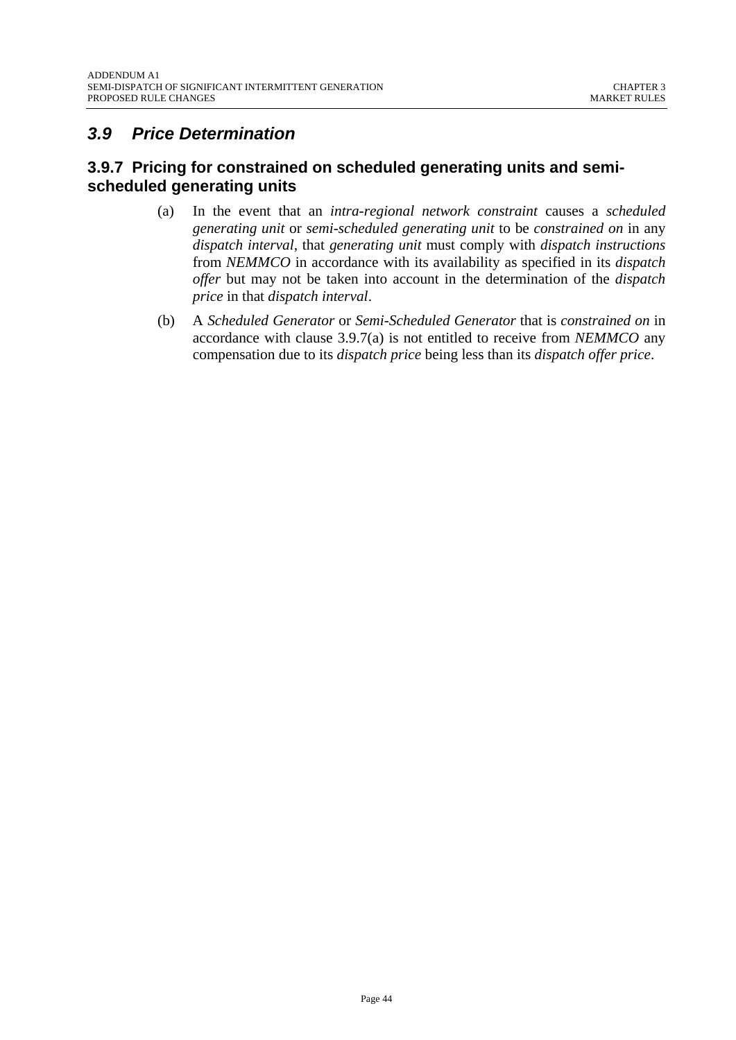## *3.9 Price Determination*

### 3.9.7 Pricing for constrained on scheduled generating units and semi-scheduled generating units

(a) In the event that an *intra-regional network constraint* causes a *scheduled generating unit* or *semi-scheduled generating unit* to be *constrained on* in any *dispatch interval*, that *generating unit* must comply with *dispatch instructions* from *NEMMCO* in accordance with its availability as specified in its *dispatch offer* but may not be taken into account in the determination of the *dispatch price* in that *dispatch interval*.

(b) A *Scheduled Generator* or *Semi-Scheduled Generator* that is *constrained on* in accordance with clause 3.9.7(a) is not entitled to receive from *NEMMCO* any compensation due to its *dispatch price* being less than its *dispatch offer price*.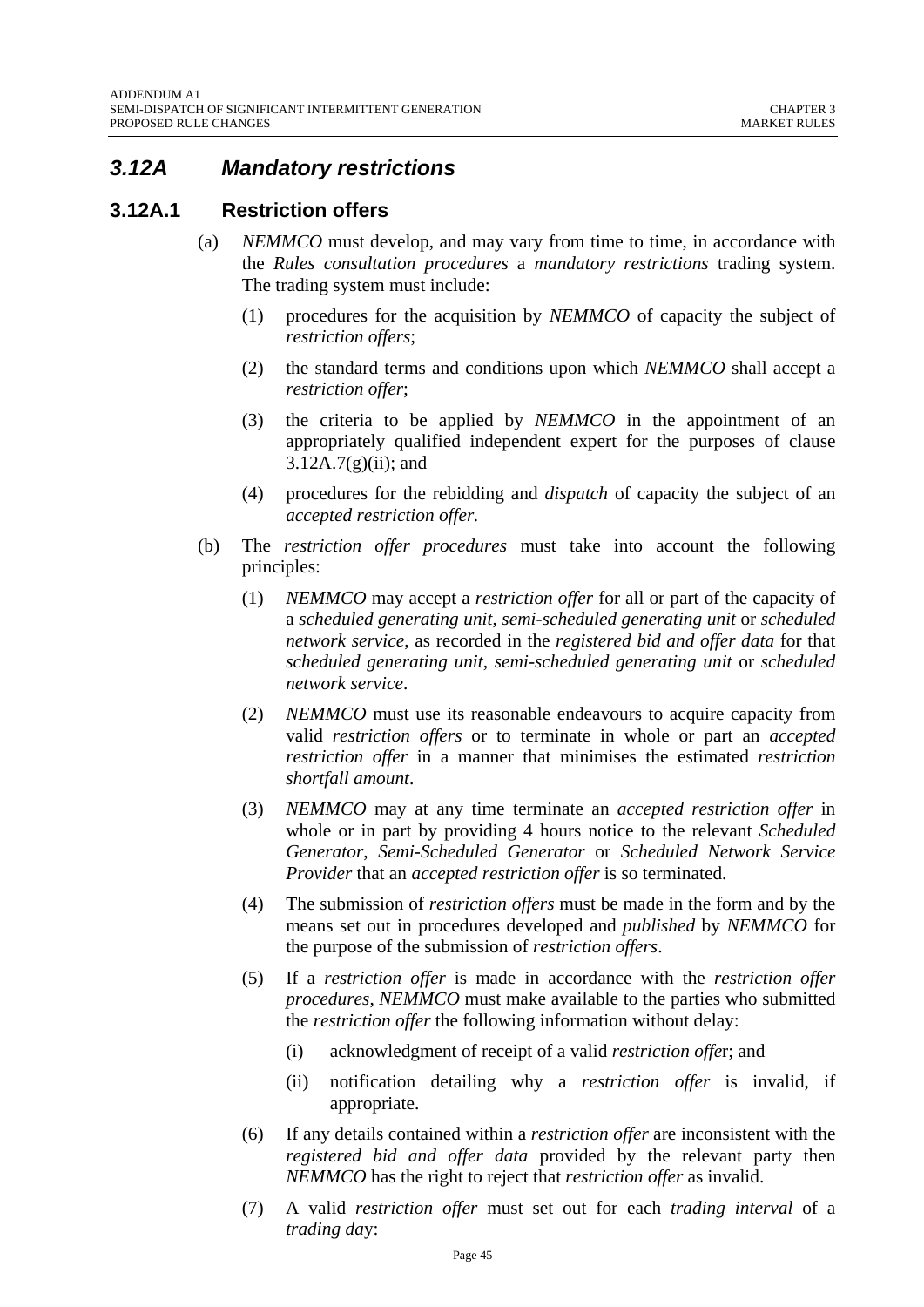## *3.12A Mandatory restrictions*

### 3.12A.1 Restriction offers

(a) *NEMMCO* must develop, and may vary from time to time, in accordance with the *Rules consultation procedures* a *mandatory restrictions* trading system. The trading system must include:

   (1) procedures for the acquisition by *NEMMCO* of capacity the subject of *restriction offers*;

   (2) the standard terms and conditions upon which *NEMMCO* shall accept a *restriction offer*;

   (3) the criteria to be applied by *NEMMCO* in the appointment of an appropriately qualified independent expert for the purposes of clause 3.12A.7(g)(ii); and

   (4) procedures for the rebidding and *dispatch* of capacity the subject of an *accepted restriction offer.*

(b) The *restriction offer procedures* must take into account the following principles:

   (1) *NEMMCO* may accept a *restriction offer* for all or part of the capacity of a *scheduled generating unit*, *semi-scheduled generating unit* or *scheduled network service*, as recorded in the *registered bid and offer data* for that *scheduled generating unit*, *semi-scheduled generating unit* or *scheduled network service*.

   (2) *NEMMCO* must use its reasonable endeavours to acquire capacity from valid *restriction offers* or to terminate in whole or part an *accepted restriction offer* in a manner that minimises the estimated *restriction shortfall amount*.

   (3) *NEMMCO* may at any time terminate an *accepted restriction offer* in whole or in part by providing 4 hours notice to the relevant *Scheduled Generator*, *Semi-Scheduled Generator* or *Scheduled Network Service Provider* that an *accepted restriction offer* is so terminated.

   (4) The submission of *restriction offers* must be made in the form and by the means set out in procedures developed and *published* by *NEMMCO* for the purpose of the submission of *restriction offers*.

   (5) If a *restriction offer* is made in accordance with the *restriction offer procedures*, *NEMMCO* must make available to the parties who submitted the *restriction offer* the following information without delay:

      (i) acknowledgment of receipt of a valid *restriction offe*r; and

      (ii) notification detailing why a *restriction offer* is invalid, if appropriate.

   (6) If any details contained within a *restriction offer* are inconsistent with the *registered bid and offer data* provided by the relevant party then *NEMMCO* has the right to reject that *restriction offer* as invalid.

   (7) A valid *restriction offer* must set out for each *trading interval* of a *trading da*y: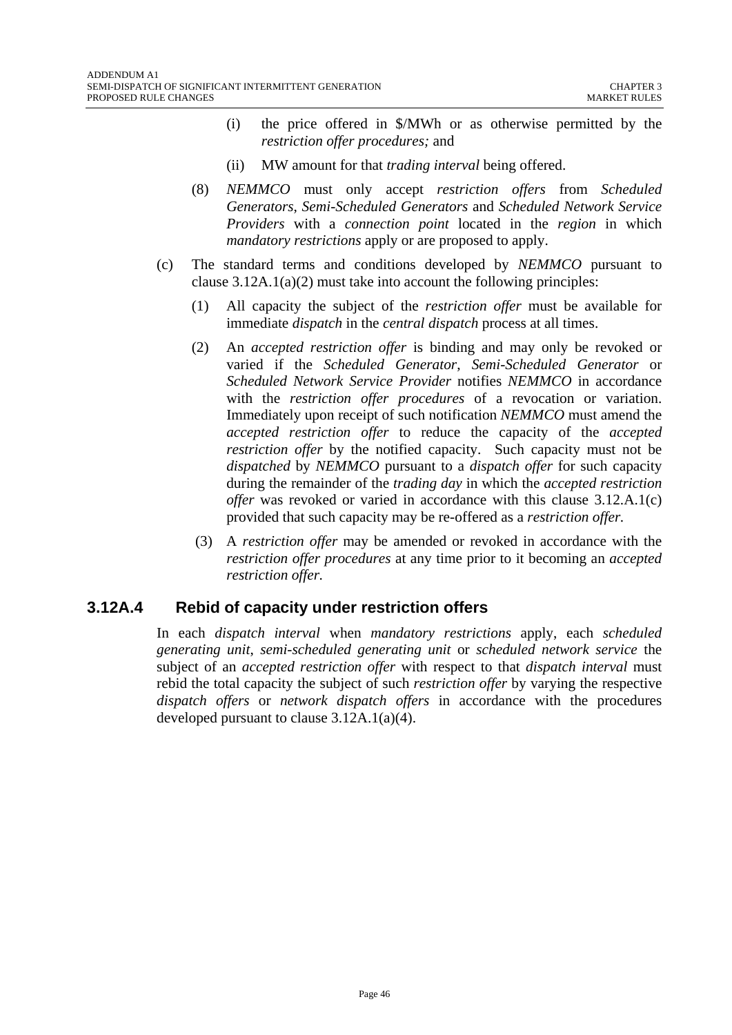(i) the price offered in $/MWh or as otherwise permitted by the *restriction offer procedures;* and

(ii) MW amount for that *trading interval* being offered.

(8) *NEMMCO* must only accept *restriction offers* from *Scheduled Generators*, *Semi-Scheduled Generators* and *Scheduled Network Service Providers* with a *connection point* located in the *region* in which *mandatory restrictions* apply or are proposed to apply.

(c) The standard terms and conditions developed by *NEMMCO* pursuant to clause 3.12A.1(a)(2) must take into account the following principles:

(1) All capacity the subject of the *restriction offer* must be available for immediate *dispatch* in the *central dispatch* process at all times.

(2) An *accepted restriction offer* is binding and may only be revoked or varied if the *Scheduled Generator*, *Semi-Scheduled Generator* or *Scheduled Network Service Provider* notifies *NEMMCO* in accordance with the *restriction offer procedures* of a revocation or variation. Immediately upon receipt of such notification *NEMMCO* must amend the *accepted restriction offer* to reduce the capacity of the *accepted restriction offer* by the notified capacity. Such capacity must not be *dispatched* by *NEMMCO* pursuant to a *dispatch offer* for such capacity during the remainder of the *trading day* in which the *accepted restriction offer* was revoked or varied in accordance with this clause 3.12.A.1(c) provided that such capacity may be re-offered as a *restriction offer.*

(3) A *restriction offer* may be amended or revoked in accordance with the *restriction offer procedures* at any time prior to it becoming an *accepted restriction offer.*

## 3.12A.4 Rebid of capacity under restriction offers

In each *dispatch interval* when *mandatory restrictions* apply, each *scheduled generating unit*, *semi-scheduled generating unit* or *scheduled network service* the subject of an *accepted restriction offer* with respect to that *dispatch interval* must rebid the total capacity the subject of such *restriction offer* by varying the respective *dispatch offers* or *network dispatch offers* in accordance with the procedures developed pursuant to clause 3.12A.1(a)(4).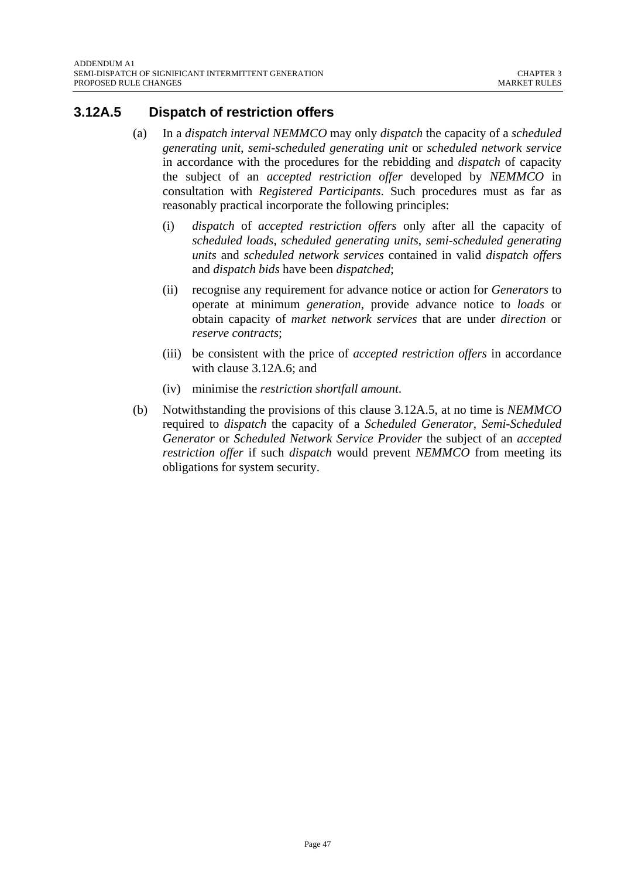### 3.12A.5 Dispatch of restriction offers

(a) In a *dispatch interval NEMMCO* may only *dispatch* the capacity of a *scheduled generating unit*, *semi-scheduled generating unit* or *scheduled network service* in accordance with the procedures for the rebidding and *dispatch* of capacity the subject of an *accepted restriction offer* developed by *NEMMCO* in consultation with *Registered Participants*. Such procedures must as far as reasonably practical incorporate the following principles:

   (i) *dispatch* of *accepted restriction offers* only after all the capacity of *scheduled loads*, *scheduled generating units*, *semi-scheduled generating units* and *scheduled network services* contained in valid *dispatch offers* and *dispatch bids* have been *dispatched*;

   (ii) recognise any requirement for advance notice or action for *Generators* to operate at minimum *generation*, provide advance notice to *loads* or obtain capacity of *market network services* that are under *direction* or *reserve contracts*;

   (iii) be consistent with the price of *accepted restriction offers* in accordance with clause 3.12A.6; and

   (iv) minimise the *restriction shortfall amount*.

(b) Notwithstanding the provisions of this clause 3.12A.5, at no time is *NEMMCO* required to *dispatch* the capacity of a *Scheduled Generator*, *Semi-Scheduled Generator* or *Scheduled Network Service Provider* the subject of an *accepted restriction offer* if such *dispatch* would prevent *NEMMCO* from meeting its obligations for system security.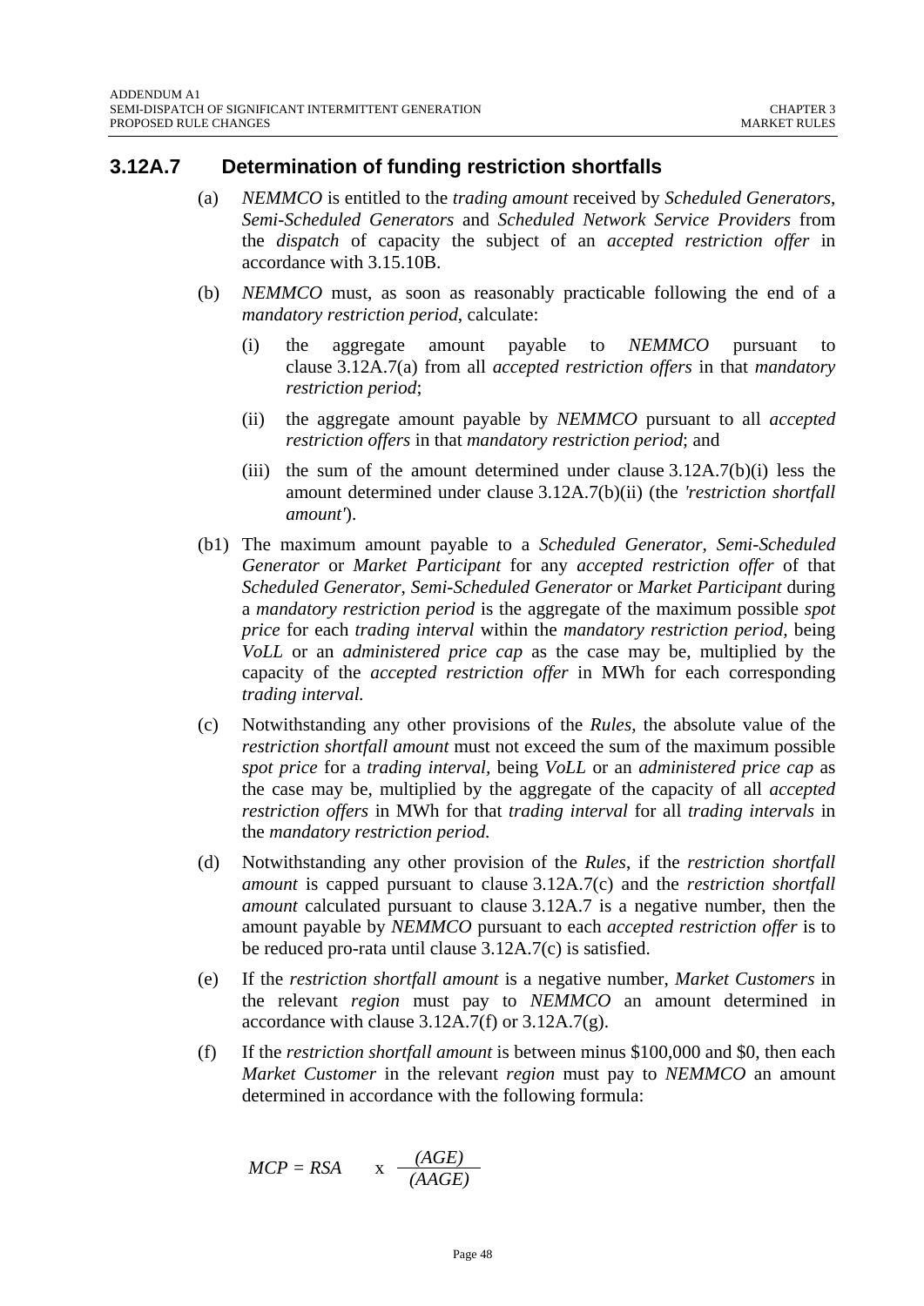### 3.12A.7 Determination of funding restriction shortfalls

(a) *NEMMCO* is entitled to the *trading amount* received by *Scheduled Generators*, *Semi-Scheduled Generators* and *Scheduled Network Service Providers* from the *dispatch* of capacity the subject of an *accepted restriction offer* in accordance with 3.15.10B.

(b) *NEMMCO* must, as soon as reasonably practicable following the end of a *mandatory restriction period*, calculate:

  (i) the aggregate amount payable to *NEMMCO* pursuant to clause 3.12A.7(a) from all *accepted restriction offers* in that *mandatory restriction period*;

  (ii) the aggregate amount payable by *NEMMCO* pursuant to all *accepted restriction offers* in that *mandatory restriction period*; and

  (iii) the sum of the amount determined under clause 3.12A.7(b)(i) less the amount determined under clause 3.12A.7(b)(ii) (the *'restriction shortfall amount'*).

(b1) The maximum amount payable to a *Scheduled Generator*, *Semi-Scheduled Generator* or *Market Participant* for any *accepted restriction offer* of that *Scheduled Generator*, *Semi-Scheduled Generator* or *Market Participant* during a *mandatory restriction period* is the aggregate of the maximum possible *spot price* for each *trading interval* within the *mandatory restriction period*, being *VoLL* or an *administered price cap* as the case may be, multiplied by the capacity of the *accepted restriction offer* in MWh for each corresponding *trading interval.*

(c) Notwithstanding any other provisions of the *Rules*, the absolute value of the *restriction shortfall amount* must not exceed the sum of the maximum possible *spot price* for a *trading interval,* being *VoLL* or an *administered price cap* as the case may be, multiplied by the aggregate of the capacity of all *accepted restriction offers* in MWh for that *trading interval* for all *trading intervals* in the *mandatory restriction period.*

(d) Notwithstanding any other provision of the *Rules*, if the *restriction shortfall amount* is capped pursuant to clause 3.12A.7(c) and the *restriction shortfall amount* calculated pursuant to clause 3.12A.7 is a negative number, then the amount payable by *NEMMCO* pursuant to each *accepted restriction offer* is to be reduced pro-rata until clause 3.12A.7(c) is satisfied.

(e) If the *restriction shortfall amount* is a negative number, *Market Customers* in the relevant *region* must pay to *NEMMCO* an amount determined in accordance with clause 3.12A.7(f) or 3.12A.7(g).

(f) If the *restriction shortfall amount* is between minus \$100,000 and \$0, then each *Market Customer* in the relevant *region* must pay to *NEMMCO* an amount determined in accordance with the following formula:

$$MCP = RSA \quad \times \frac{(AGE)}{(AAGE)}$$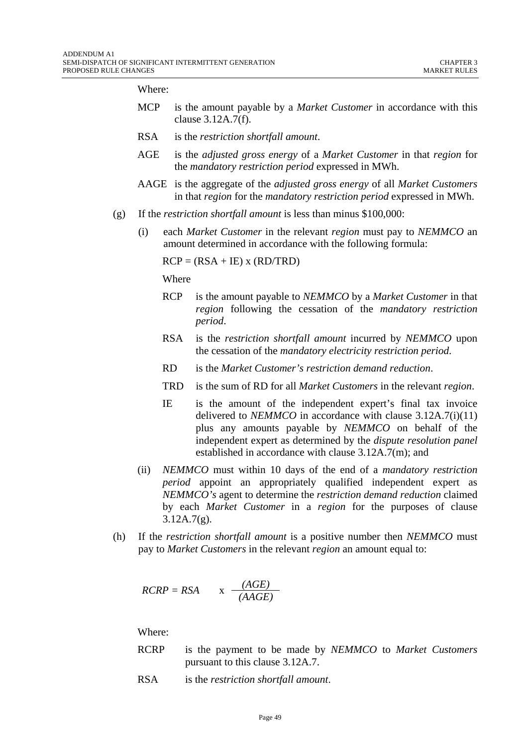Where:

MCP is the amount payable by a *Market Customer* in accordance with this clause 3.12A.7(f).

RSA is the *restriction shortfall amount*.

AGE is the *adjusted gross energy* of a *Market Customer* in that *region* for the *mandatory restriction period* expressed in MWh.

AAGE is the aggregate of the *adjusted gross energy* of all *Market Customers* in that *region* for the *mandatory restriction period* expressed in MWh.

(g) If the *restriction shortfall amount* is less than minus $100,000:

(i) each *Market Customer* in the relevant *region* must pay to *NEMMCO* an amount determined in accordance with the following formula:

$$RCP = (RSA + IE) \times (RD/TRD)$$

Where

RCP is the amount payable to *NEMMCO* by a *Market Customer* in that *region* following the cessation of the *mandatory restriction period*.

RSA is the *restriction shortfall amount* incurred by *NEMMCO* upon the cessation of the *mandatory electricity restriction period*.

RD is the *Market Customer's restriction demand reduction*.

TRD is the sum of RD for all *Market Customers* in the relevant *region*.

IE is the amount of the independent expert's final tax invoice delivered to *NEMMCO* in accordance with clause 3.12A.7(i)(11) plus any amounts payable by *NEMMCO* on behalf of the independent expert as determined by the *dispute resolution panel* established in accordance with clause 3.12A.7(m); and

(ii) *NEMMCO* must within 10 days of the end of a *mandatory restriction period* appoint an appropriately qualified independent expert as *NEMMCO's* agent to determine the *restriction demand reduction* claimed by each *Market Customer* in a *region* for the purposes of clause 3.12A.7(g).

(h) If the *restriction shortfall amount* is a positive number then *NEMMCO* must pay to *Market Customers* in the relevant *region* an amount equal to:

$$RCRP = RSA \quad \times \quad \frac{(AGE)}{(AAGE)}$$

Where:

RCRP is the payment to be made by *NEMMCO* to *Market Customers* pursuant to this clause 3.12A.7.

RSA is the *restriction shortfall amount*.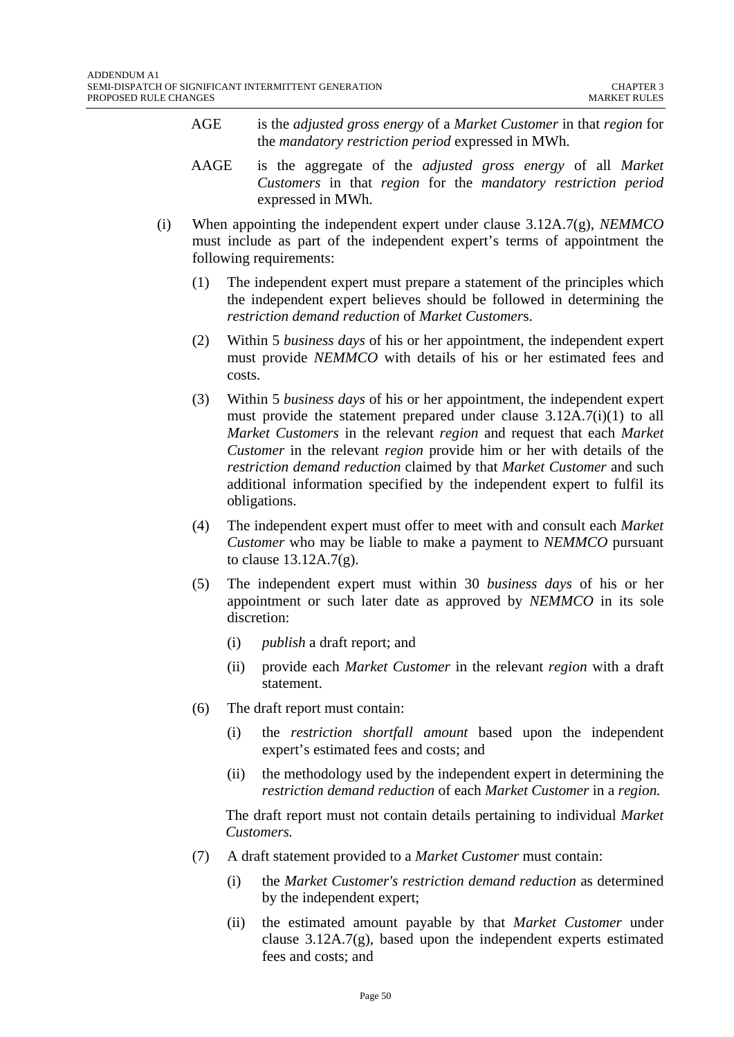AGE is the *adjusted gross energy* of a *Market Customer* in that *region* for the *mandatory restriction period* expressed in MWh.

AAGE is the aggregate of the *adjusted gross energy* of all *Market Customers* in that *region* for the *mandatory restriction period* expressed in MWh.

(i) When appointing the independent expert under clause 3.12A.7(g), *NEMMCO* must include as part of the independent expert's terms of appointment the following requirements:

(1) The independent expert must prepare a statement of the principles which the independent expert believes should be followed in determining the *restriction demand reduction* of *Market Customer*s.

(2) Within 5 *business days* of his or her appointment, the independent expert must provide *NEMMCO* with details of his or her estimated fees and costs.

(3) Within 5 *business days* of his or her appointment, the independent expert must provide the statement prepared under clause 3.12A.7(i)(1) to all *Market Customers* in the relevant *region* and request that each *Market Customer* in the relevant *region* provide him or her with details of the *restriction demand reduction* claimed by that *Market Customer* and such additional information specified by the independent expert to fulfil its obligations.

(4) The independent expert must offer to meet with and consult each *Market Customer* who may be liable to make a payment to *NEMMCO* pursuant to clause 13.12A.7(g).

(5) The independent expert must within 30 *business days* of his or her appointment or such later date as approved by *NEMMCO* in its sole discretion:

(i) *publish* a draft report; and

(ii) provide each *Market Customer* in the relevant *region* with a draft statement.

(6) The draft report must contain:

(i) the *restriction shortfall amount* based upon the independent expert's estimated fees and costs; and

(ii) the methodology used by the independent expert in determining the *restriction demand reduction* of each *Market Customer* in a *region.*

The draft report must not contain details pertaining to individual *Market Customers.*

(7) A draft statement provided to a *Market Customer* must contain:

(i) the *Market Customer's restriction demand reduction* as determined by the independent expert;

(ii) the estimated amount payable by that *Market Customer* under clause 3.12A.7(g), based upon the independent experts estimated fees and costs; and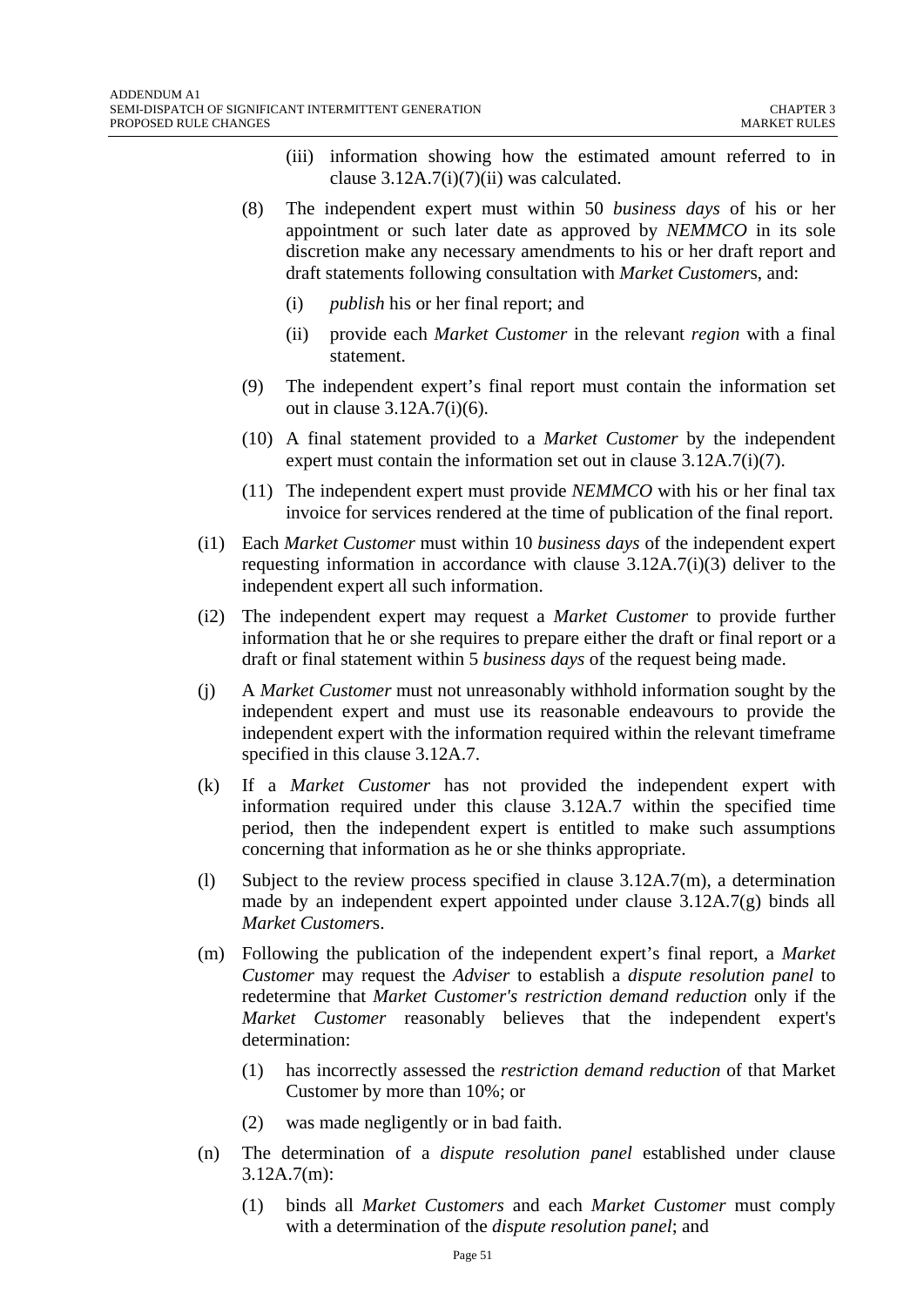(iii) information showing how the estimated amount referred to in clause 3.12A.7(i)(7)(ii) was calculated.

(8) The independent expert must within 50 *business days* of his or her appointment or such later date as approved by *NEMMCO* in its sole discretion make any necessary amendments to his or her draft report and draft statements following consultation with *Market Customer*s, and:

(i) *publish* his or her final report; and

(ii) provide each *Market Customer* in the relevant *region* with a final statement.

(9) The independent expert's final report must contain the information set out in clause 3.12A.7(i)(6).

(10) A final statement provided to a *Market Customer* by the independent expert must contain the information set out in clause 3.12A.7(i)(7).

(11) The independent expert must provide *NEMMCO* with his or her final tax invoice for services rendered at the time of publication of the final report.

(i1) Each *Market Customer* must within 10 *business days* of the independent expert requesting information in accordance with clause 3.12A.7(i)(3) deliver to the independent expert all such information.

(i2) The independent expert may request a *Market Customer* to provide further information that he or she requires to prepare either the draft or final report or a draft or final statement within 5 *business days* of the request being made.

(j) A *Market Customer* must not unreasonably withhold information sought by the independent expert and must use its reasonable endeavours to provide the independent expert with the information required within the relevant timeframe specified in this clause 3.12A.7.

(k) If a *Market Customer* has not provided the independent expert with information required under this clause 3.12A.7 within the specified time period, then the independent expert is entitled to make such assumptions concerning that information as he or she thinks appropriate.

(l) Subject to the review process specified in clause 3.12A.7(m), a determination made by an independent expert appointed under clause 3.12A.7(g) binds all *Market Customer*s.

(m) Following the publication of the independent expert's final report, a *Market Customer* may request the *Adviser* to establish a *dispute resolution panel* to redetermine that *Market Customer's restriction demand reduction* only if the *Market Customer* reasonably believes that the independent expert's determination:

(1) has incorrectly assessed the *restriction demand reduction* of that Market Customer by more than 10%; or

(2) was made negligently or in bad faith.

(n) The determination of a *dispute resolution panel* established under clause 3.12A.7(m):

(1) binds all *Market Customers* and each *Market Customer* must comply with a determination of the *dispute resolution panel*; and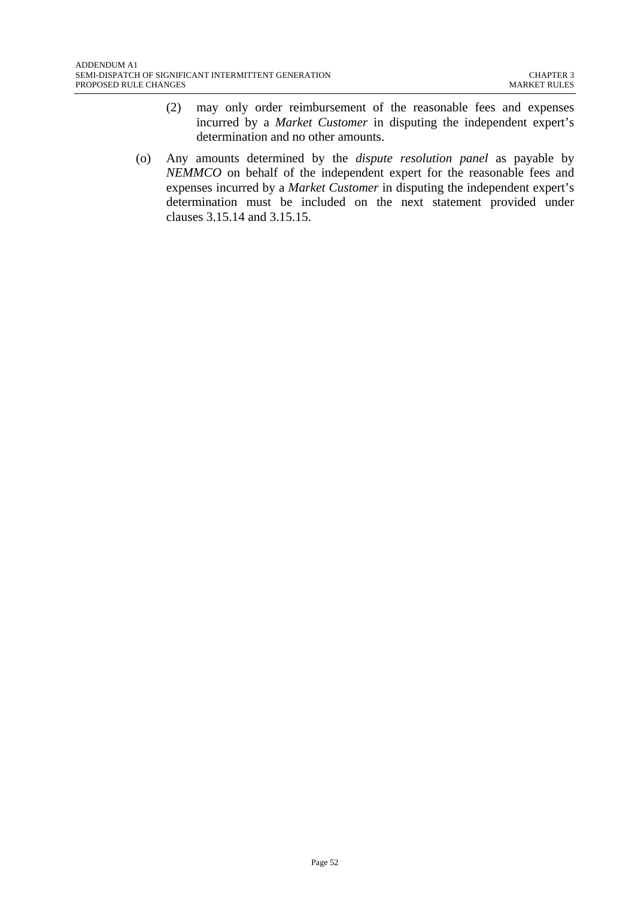(2) may only order reimbursement of the reasonable fees and expenses incurred by a *Market Customer* in disputing the independent expert's determination and no other amounts.

(o) Any amounts determined by the *dispute resolution panel* as payable by *NEMMCO* on behalf of the independent expert for the reasonable fees and expenses incurred by a *Market Customer* in disputing the independent expert's determination must be included on the next statement provided under clauses 3.15.14 and 3.15.15.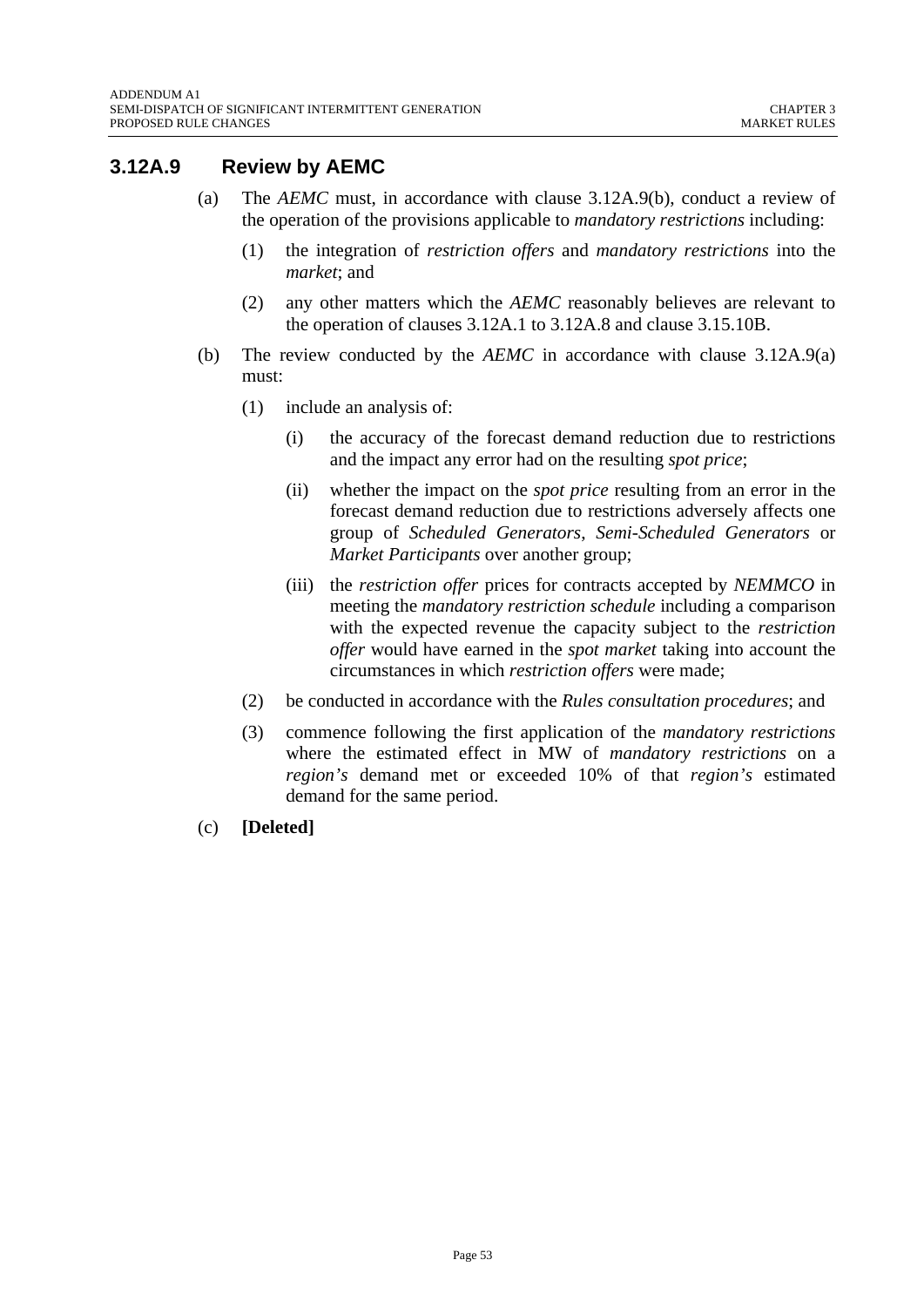## 3.12A.9 Review by AEMC

(a) The *AEMC* must, in accordance with clause 3.12A.9(b), conduct a review of the operation of the provisions applicable to *mandatory restrictions* including:

  (1) the integration of *restriction offers* and *mandatory restrictions* into the *market*; and

  (2) any other matters which the *AEMC* reasonably believes are relevant to the operation of clauses 3.12A.1 to 3.12A.8 and clause 3.15.10B.

(b) The review conducted by the *AEMC* in accordance with clause 3.12A.9(a) must:

  (1) include an analysis of:

    (i) the accuracy of the forecast demand reduction due to restrictions and the impact any error had on the resulting *spot price*;

    (ii) whether the impact on the *spot price* resulting from an error in the forecast demand reduction due to restrictions adversely affects one group of *Scheduled Generators*, *Semi-Scheduled Generators* or *Market Participants* over another group;

    (iii) the *restriction offer* prices for contracts accepted by *NEMMCO* in meeting the *mandatory restriction schedule* including a comparison with the expected revenue the capacity subject to the *restriction offer* would have earned in the *spot market* taking into account the circumstances in which *restriction offers* were made;

  (2) be conducted in accordance with the *Rules consultation procedures*; and

  (3) commence following the first application of the *mandatory restrictions* where the estimated effect in MW of *mandatory restrictions* on a *region's* demand met or exceeded 10% of that *region's* estimated demand for the same period.

(c) **[Deleted]**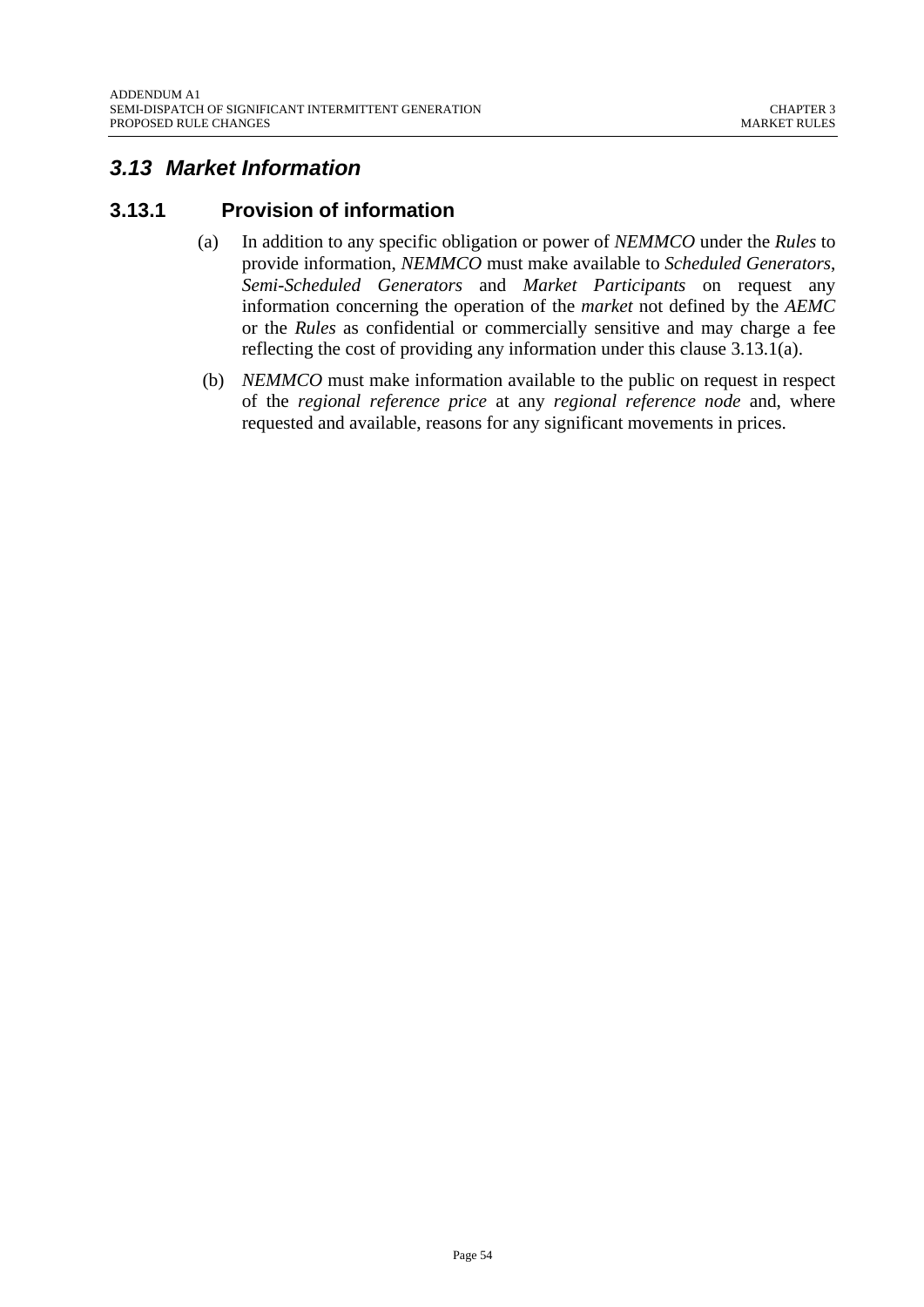## *3.13 Market Information*

### 3.13.1 Provision of information

(a) In addition to any specific obligation or power of *NEMMCO* under the *Rules* to provide information, *NEMMCO* must make available to *Scheduled Generators*, *Semi-Scheduled Generators* and *Market Participants* on request any information concerning the operation of the *market* not defined by the *AEMC* or the *Rules* as confidential or commercially sensitive and may charge a fee reflecting the cost of providing any information under this clause 3.13.1(a).

(b) *NEMMCO* must make information available to the public on request in respect of the *regional reference price* at any *regional reference node* and, where requested and available, reasons for any significant movements in prices.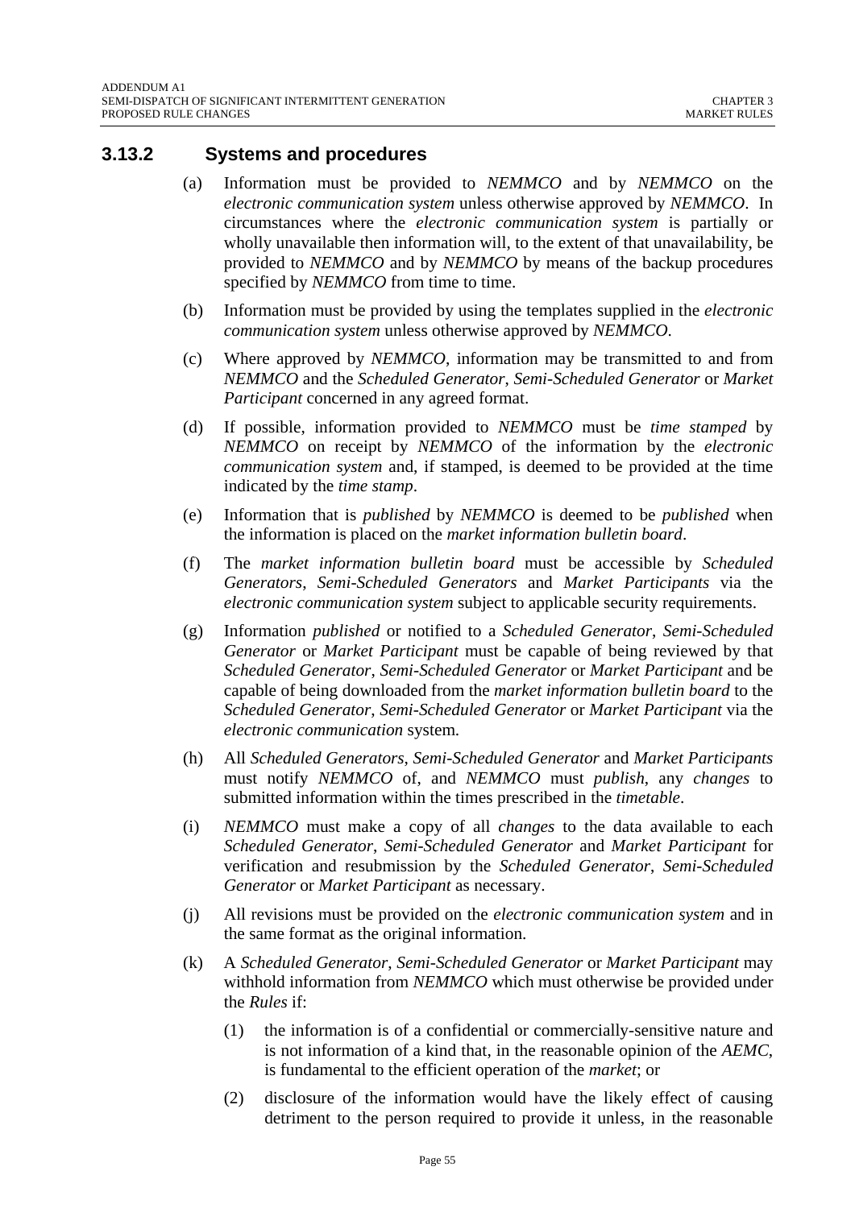### 3.13.2 Systems and procedures

(a) Information must be provided to *NEMMCO* and by *NEMMCO* on the *electronic communication system* unless otherwise approved by *NEMMCO*. In circumstances where the *electronic communication system* is partially or wholly unavailable then information will, to the extent of that unavailability, be provided to *NEMMCO* and by *NEMMCO* by means of the backup procedures specified by *NEMMCO* from time to time.

(b) Information must be provided by using the templates supplied in the *electronic communication system* unless otherwise approved by *NEMMCO*.

(c) Where approved by *NEMMCO*, information may be transmitted to and from *NEMMCO* and the *Scheduled Generator*, *Semi-Scheduled Generator* or *Market Participant* concerned in any agreed format.

(d) If possible, information provided to *NEMMCO* must be *time stamped* by *NEMMCO* on receipt by *NEMMCO* of the information by the *electronic communication system* and, if stamped, is deemed to be provided at the time indicated by the *time stamp*.

(e) Information that is *published* by *NEMMCO* is deemed to be *published* when the information is placed on the *market information bulletin board*.

(f) The *market information bulletin board* must be accessible by *Scheduled Generators*, *Semi-Scheduled Generators* and *Market Participants* via the *electronic communication system* subject to applicable security requirements.

(g) Information *published* or notified to a *Scheduled Generator*, *Semi-Scheduled Generator* or *Market Participant* must be capable of being reviewed by that *Scheduled Generator*, *Semi-Scheduled Generator* or *Market Participant* and be capable of being downloaded from the *market information bulletin board* to the *Scheduled Generator*, *Semi-Scheduled Generator* or *Market Participant* via the *electronic communication* system.

(h) All *Scheduled Generators*, *Semi-Scheduled Generator* and *Market Participants* must notify *NEMMCO* of, and *NEMMCO* must *publish*, any *changes* to submitted information within the times prescribed in the *timetable*.

(i) *NEMMCO* must make a copy of all *changes* to the data available to each *Scheduled Generator*, *Semi-Scheduled Generator* and *Market Participant* for verification and resubmission by the *Scheduled Generator*, *Semi-Scheduled Generator* or *Market Participant* as necessary.

(j) All revisions must be provided on the *electronic communication system* and in the same format as the original information.

(k) A *Scheduled Generator*, *Semi-Scheduled Generator* or *Market Participant* may withhold information from *NEMMCO* which must otherwise be provided under the *Rules* if:

   (1) the information is of a confidential or commercially-sensitive nature and is not information of a kind that, in the reasonable opinion of the *AEMC*, is fundamental to the efficient operation of the *market*; or

   (2) disclosure of the information would have the likely effect of causing detriment to the person required to provide it unless, in the reasonable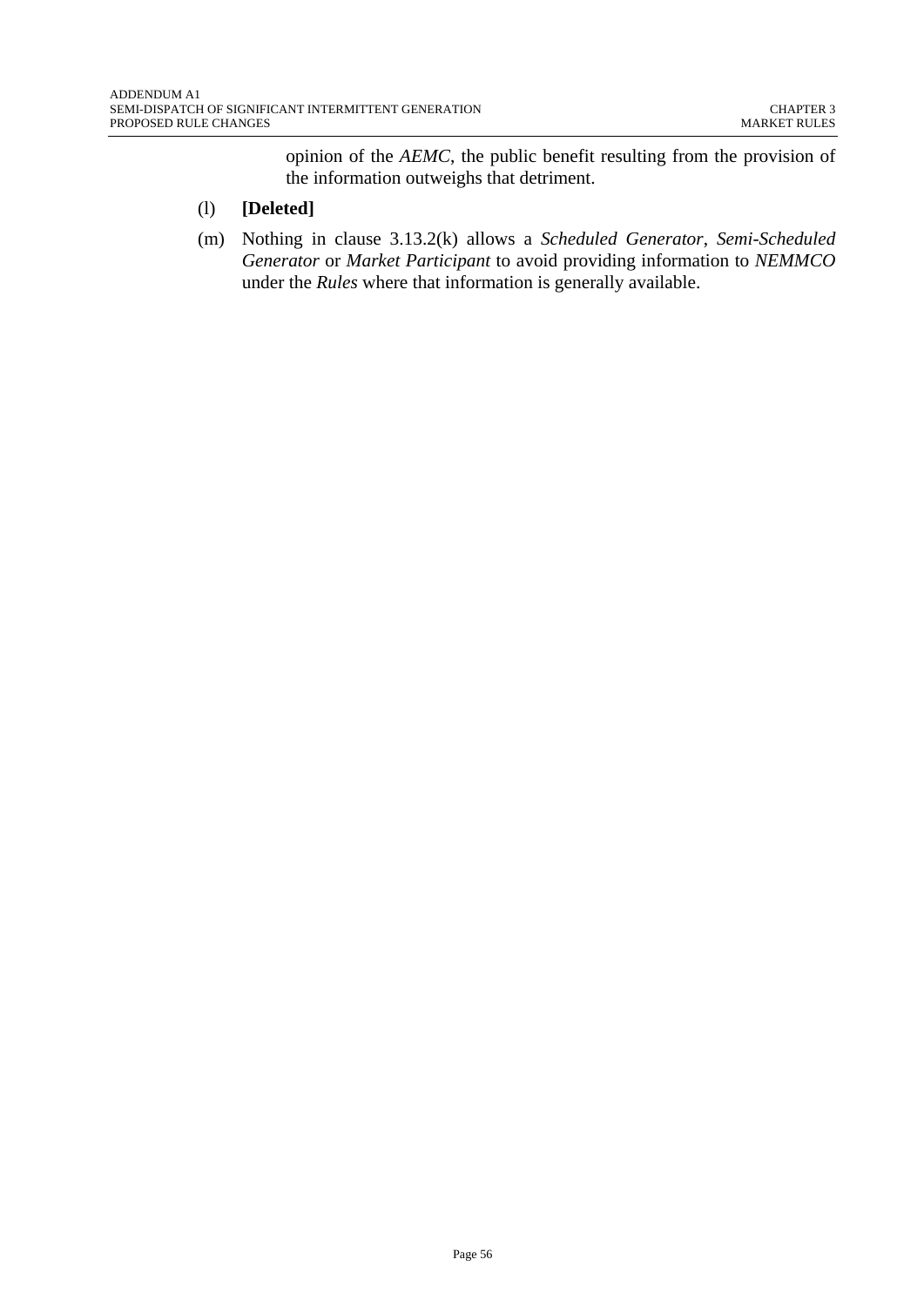opinion of the *AEMC*, the public benefit resulting from the provision of the information outweighs that detriment.

(l) **[Deleted]**

(m) Nothing in clause 3.13.2(k) allows a *Scheduled Generator*, *Semi-Scheduled Generator* or *Market Participant* to avoid providing information to *NEMMCO* under the *Rules* where that information is generally available.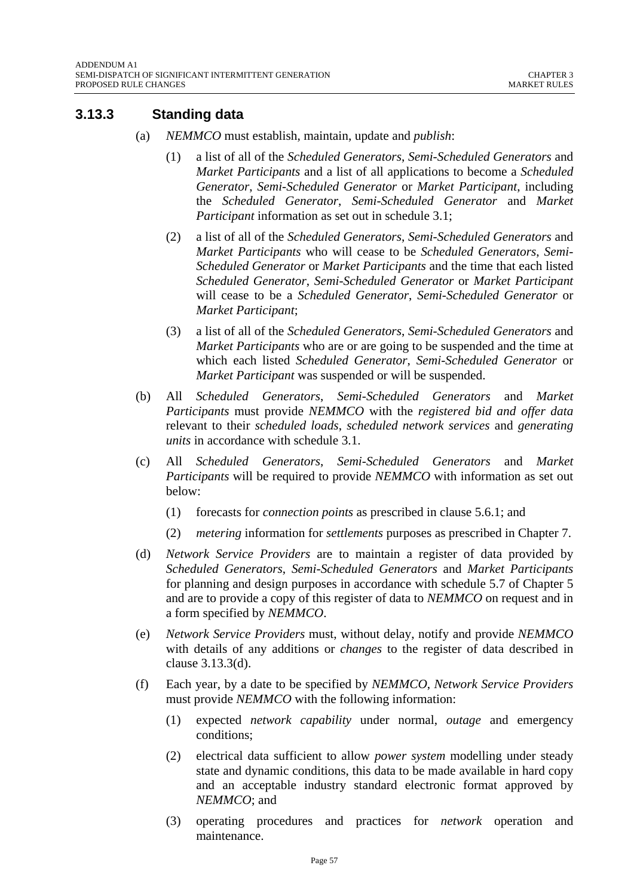### 3.13.3 Standing data

(a) *NEMMCO* must establish, maintain, update and *publish*:

   (1) a list of all of the *Scheduled Generators*, *Semi-Scheduled Generators* and *Market Participants* and a list of all applications to become a *Scheduled Generator*, *Semi-Scheduled Generator* or *Market Participant*, including the *Scheduled Generator*, *Semi-Scheduled Generator* and *Market Participant* information as set out in schedule 3.1;

   (2) a list of all of the *Scheduled Generators*, *Semi-Scheduled Generators* and *Market Participants* who will cease to be *Scheduled Generators*, *Semi-Scheduled Generator* or *Market Participants* and the time that each listed *Scheduled Generator*, *Semi-Scheduled Generator* or *Market Participant* will cease to be a *Scheduled Generator*, *Semi-Scheduled Generator* or *Market Participant*;

   (3) a list of all of the *Scheduled Generators*, *Semi-Scheduled Generators* and *Market Participants* who are or are going to be suspended and the time at which each listed *Scheduled Generator*, *Semi-Scheduled Generator* or *Market Participant* was suspended or will be suspended.

(b) All *Scheduled Generators*, *Semi-Scheduled Generators* and *Market Participants* must provide *NEMMCO* with the *registered bid and offer data* relevant to their *scheduled loads*, *scheduled network services* and *generating units* in accordance with schedule 3.1.

(c) All *Scheduled Generators*, *Semi-Scheduled Generators* and *Market Participants* will be required to provide *NEMMCO* with information as set out below:

   (1) forecasts for *connection points* as prescribed in clause 5.6.1; and

   (2) *metering* information for *settlements* purposes as prescribed in Chapter 7.

(d) *Network Service Providers* are to maintain a register of data provided by *Scheduled Generators*, *Semi-Scheduled Generators* and *Market Participants* for planning and design purposes in accordance with schedule 5.7 of Chapter 5 and are to provide a copy of this register of data to *NEMMCO* on request and in a form specified by *NEMMCO*.

(e) *Network Service Providers* must, without delay, notify and provide *NEMMCO* with details of any additions or *changes* to the register of data described in clause 3.13.3(d).

(f) Each year, by a date to be specified by *NEMMCO*, *Network Service Providers* must provide *NEMMCO* with the following information:

   (1) expected *network capability* under normal, *outage* and emergency conditions;

   (2) electrical data sufficient to allow *power system* modelling under steady state and dynamic conditions, this data to be made available in hard copy and an acceptable industry standard electronic format approved by *NEMMCO*; and

   (3) operating procedures and practices for *network* operation and maintenance.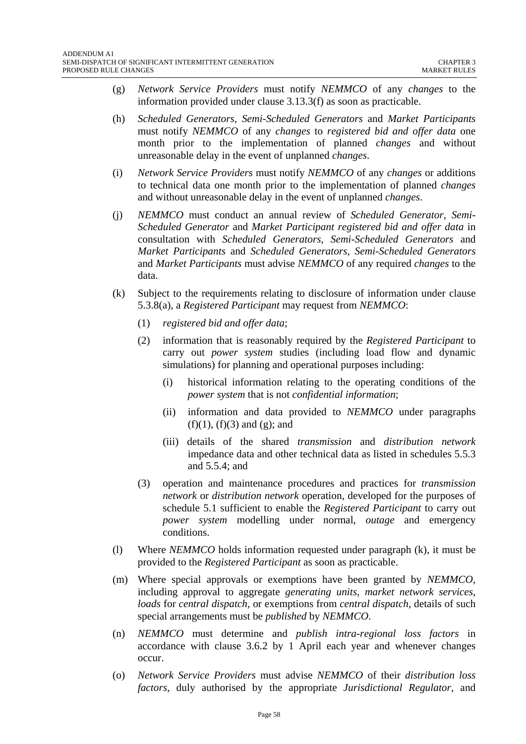(g) *Network Service Providers* must notify *NEMMCO* of any *changes* to the information provided under clause 3.13.3(f) as soon as practicable.

(h) *Scheduled Generators*, *Semi-Scheduled Generators* and *Market Participants* must notify *NEMMCO* of any *changes* to *registered bid and offer data* one month prior to the implementation of planned *changes* and without unreasonable delay in the event of unplanned *changes*.

(i) *Network Service Providers* must notify *NEMMCO* of any *changes* or additions to technical data one month prior to the implementation of planned *changes* and without unreasonable delay in the event of unplanned *changes*.

(j) *NEMMCO* must conduct an annual review of *Scheduled Generator*, *Semi-Scheduled Generator* and *Market Participant registered bid and offer data* in consultation with *Scheduled Generators*, *Semi-Scheduled Generators* and *Market Participants* and *Scheduled Generators*, *Semi-Scheduled Generators* and *Market Participants* must advise *NEMMCO* of any required *changes* to the data.

(k) Subject to the requirements relating to disclosure of information under clause 5.3.8(a), a *Registered Participant* may request from *NEMMCO*:

   (1) *registered bid and offer data*;

   (2) information that is reasonably required by the *Registered Participant* to carry out *power system* studies (including load flow and dynamic simulations) for planning and operational purposes including:

      (i) historical information relating to the operating conditions of the *power system* that is not *confidential information*;

      (ii) information and data provided to *NEMMCO* under paragraphs (f)(1), (f)(3) and (g); and

      (iii) details of the shared *transmission* and *distribution network* impedance data and other technical data as listed in schedules 5.5.3 and 5.5.4; and

   (3) operation and maintenance procedures and practices for *transmission network* or *distribution network* operation, developed for the purposes of schedule 5.1 sufficient to enable the *Registered Participant* to carry out *power system* modelling under normal, *outage* and emergency conditions.

(l) Where *NEMMCO* holds information requested under paragraph (k), it must be provided to the *Registered Participant* as soon as practicable.

(m) Where special approvals or exemptions have been granted by *NEMMCO*, including approval to aggregate *generating units*, *market network services*, *loads* for *central dispatch*, or exemptions from *central dispatch*, details of such special arrangements must be *published* by *NEMMCO*.

(n) *NEMMCO* must determine and *publish intra-regional loss factors* in accordance with clause 3.6.2 by 1 April each year and whenever changes occur.

(o) *Network Service Providers* must advise *NEMMCO* of their *distribution loss factors*, duly authorised by the appropriate *Jurisdictional Regulator*, and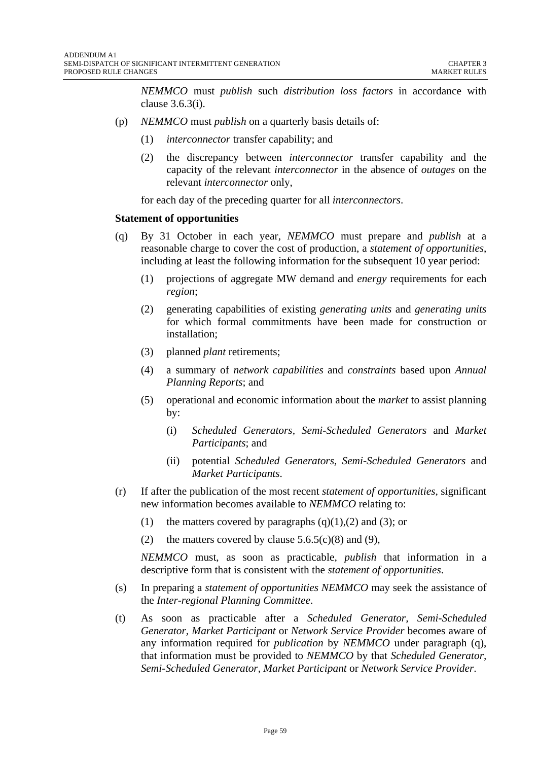*NEMMCO* must *publish* such *distribution loss factors* in accordance with clause 3.6.3(i).

(p) *NEMMCO* must *publish* on a quarterly basis details of:

  (1) *interconnector* transfer capability; and

  (2) the discrepancy between *interconnector* transfer capability and the capacity of the relevant *interconnector* in the absence of *outages* on the relevant *interconnector* only,

  for each day of the preceding quarter for all *interconnectors*.

**Statement of opportunities**

(q) By 31 October in each year, *NEMMCO* must prepare and *publish* at a reasonable charge to cover the cost of production, a *statement of opportunities*, including at least the following information for the subsequent 10 year period:

  (1) projections of aggregate MW demand and *energy* requirements for each *region*;

  (2) generating capabilities of existing *generating units* and *generating units* for which formal commitments have been made for construction or installation;

  (3) planned *plant* retirements;

  (4) a summary of *network capabilities* and *constraints* based upon *Annual Planning Reports*; and

  (5) operational and economic information about the *market* to assist planning by:

    (i) *Scheduled Generators, Semi-Scheduled Generators* and *Market Participants*; and

    (ii) potential *Scheduled Generators, Semi-Scheduled Generators* and *Market Participants*.

(r) If after the publication of the most recent *statement of opportunities*, significant new information becomes available to *NEMMCO* relating to:

  (1) the matters covered by paragraphs (q)(1),(2) and (3); or

  (2) the matters covered by clause 5.6.5(c)(8) and (9),

  *NEMMCO* must, as soon as practicable, *publish* that information in a descriptive form that is consistent with the *statement of opportunities*.

(s) In preparing a *statement of opportunities NEMMCO* may seek the assistance of the *Inter-regional Planning Committee*.

(t) As soon as practicable after a *Scheduled Generator, Semi-Scheduled Generator, Market Participant* or *Network Service Provider* becomes aware of any information required for *publication* by *NEMMCO* under paragraph (q), that information must be provided to *NEMMCO* by that *Scheduled Generator, Semi-Scheduled Generator, Market Participant* or *Network Service Provider*.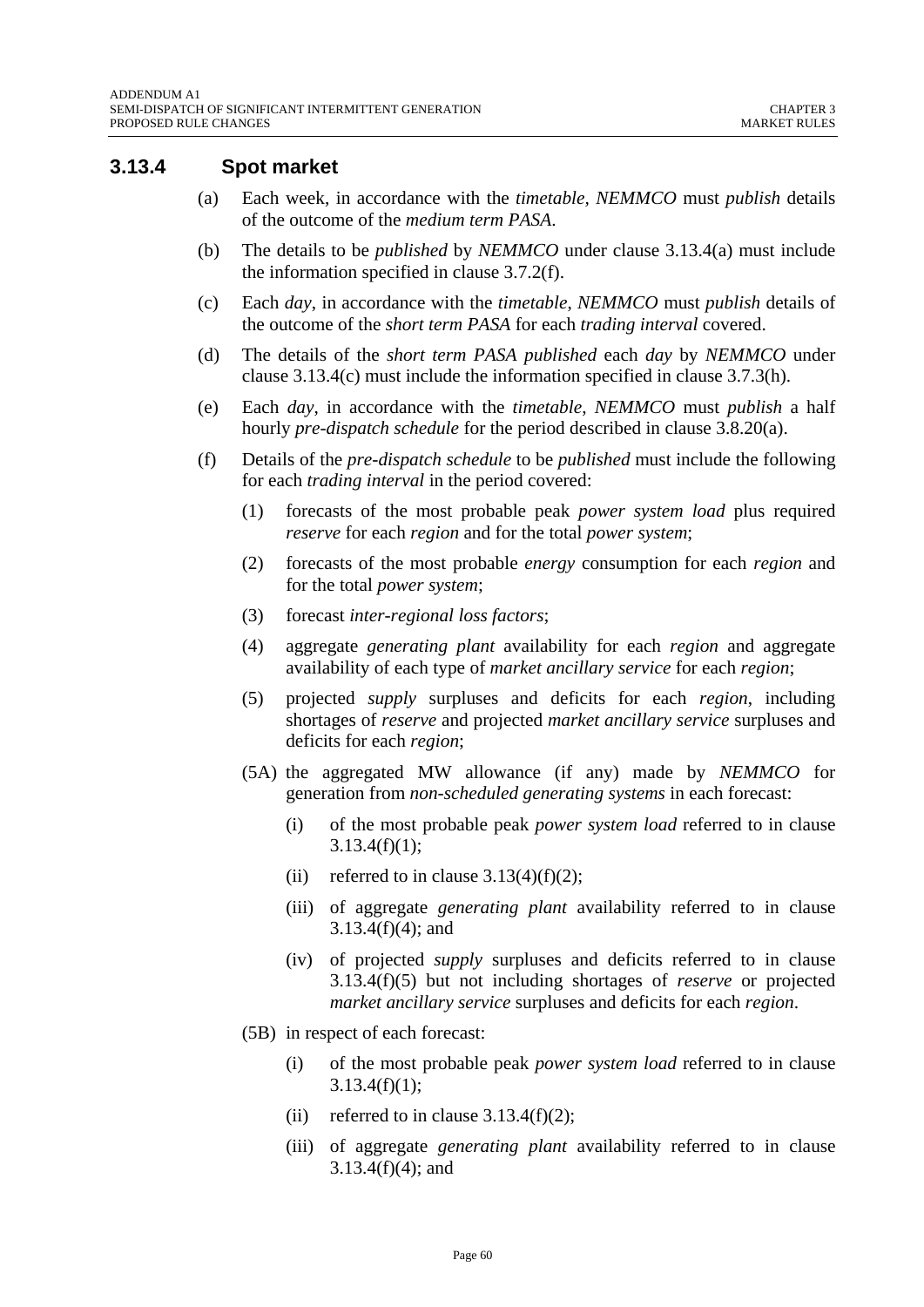### 3.13.4 Spot market

(a) Each week, in accordance with the *timetable*, *NEMMCO* must *publish* details of the outcome of the *medium term PASA*.

(b) The details to be *published* by *NEMMCO* under clause 3.13.4(a) must include the information specified in clause 3.7.2(f).

(c) Each *day*, in accordance with the *timetable*, *NEMMCO* must *publish* details of the outcome of the *short term PASA* for each *trading interval* covered.

(d) The details of the *short term PASA published* each *day* by *NEMMCO* under clause 3.13.4(c) must include the information specified in clause 3.7.3(h).

(e) Each *day*, in accordance with the *timetable*, *NEMMCO* must *publish* a half hourly *pre-dispatch schedule* for the period described in clause 3.8.20(a).

(f) Details of the *pre-dispatch schedule* to be *published* must include the following for each *trading interval* in the period covered:

  (1) forecasts of the most probable peak *power system load* plus required *reserve* for each *region* and for the total *power system*;

  (2) forecasts of the most probable *energy* consumption for each *region* and for the total *power system*;

  (3) forecast *inter-regional loss factors*;

  (4) aggregate *generating plant* availability for each *region* and aggregate availability of each type of *market ancillary service* for each *region*;

  (5) projected *supply* surpluses and deficits for each *region*, including shortages of *reserve* and projected *market ancillary service* surpluses and deficits for each *region*;

  (5A) the aggregated MW allowance (if any) made by *NEMMCO* for generation from *non-scheduled generating systems* in each forecast:

    (i) of the most probable peak *power system load* referred to in clause 3.13.4(f)(1);

    (ii) referred to in clause 3.13(4)(f)(2);

    (iii) of aggregate *generating plant* availability referred to in clause 3.13.4(f)(4); and

    (iv) of projected *supply* surpluses and deficits referred to in clause 3.13.4(f)(5) but not including shortages of *reserve* or projected *market ancillary service* surpluses and deficits for each *region*.

  (5B) in respect of each forecast:

    (i) of the most probable peak *power system load* referred to in clause 3.13.4(f)(1);

    (ii) referred to in clause 3.13.4(f)(2);

    (iii) of aggregate *generating plant* availability referred to in clause 3.13.4(f)(4); and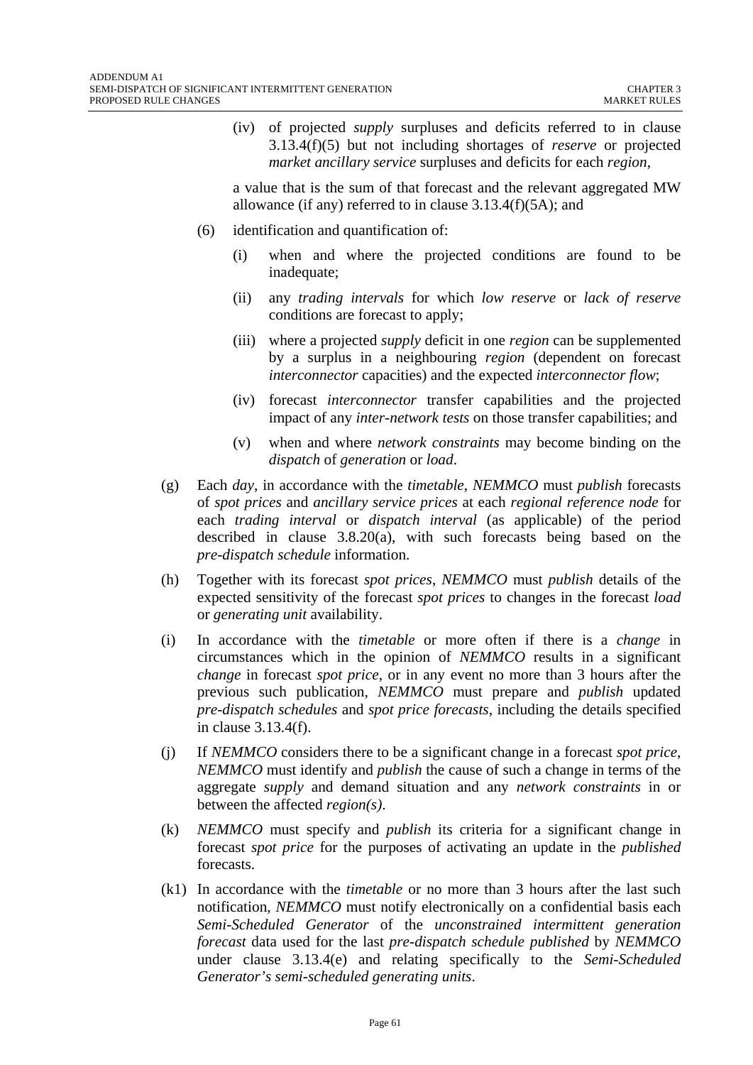(iv) of projected *supply* surpluses and deficits referred to in clause 3.13.4(f)(5) but not including shortages of *reserve* or projected *market ancillary service* surpluses and deficits for each *region*,

a value that is the sum of that forecast and the relevant aggregated MW allowance (if any) referred to in clause 3.13.4(f)(5A); and

(6) identification and quantification of:

(i) when and where the projected conditions are found to be inadequate;

(ii) any *trading intervals* for which *low reserve* or *lack of reserve* conditions are forecast to apply;

(iii) where a projected *supply* deficit in one *region* can be supplemented by a surplus in a neighbouring *region* (dependent on forecast *interconnector* capacities) and the expected *interconnector flow*;

(iv) forecast *interconnector* transfer capabilities and the projected impact of any *inter-network tests* on those transfer capabilities; and

(v) when and where *network constraints* may become binding on the *dispatch* of *generation* or *load*.

(g) Each *day*, in accordance with the *timetable*, *NEMMCO* must *publish* forecasts of *spot prices* and *ancillary service prices* at each *regional reference node* for each *trading interval* or *dispatch interval* (as applicable) of the period described in clause 3.8.20(a), with such forecasts being based on the *pre-dispatch schedule* information.

(h) Together with its forecast *spot prices*, *NEMMCO* must *publish* details of the expected sensitivity of the forecast *spot prices* to changes in the forecast *load* or *generating unit* availability.

(i) In accordance with the *timetable* or more often if there is a *change* in circumstances which in the opinion of *NEMMCO* results in a significant *change* in forecast *spot price*, or in any event no more than 3 hours after the previous such publication, *NEMMCO* must prepare and *publish* updated *pre-dispatch schedules* and *spot price forecasts*, including the details specified in clause 3.13.4(f).

(j) If *NEMMCO* considers there to be a significant change in a forecast *spot price*, *NEMMCO* must identify and *publish* the cause of such a change in terms of the aggregate *supply* and demand situation and any *network constraints* in or between the affected *region(s)*.

(k) *NEMMCO* must specify and *publish* its criteria for a significant change in forecast *spot price* for the purposes of activating an update in the *published* forecasts.

(k1) In accordance with the *timetable* or no more than 3 hours after the last such notification, *NEMMCO* must notify electronically on a confidential basis each *Semi-Scheduled Generator* of the *unconstrained intermittent generation forecast* data used for the last *pre-dispatch schedule published* by *NEMMCO* under clause 3.13.4(e) and relating specifically to the *Semi-Scheduled Generator's semi-scheduled generating units*.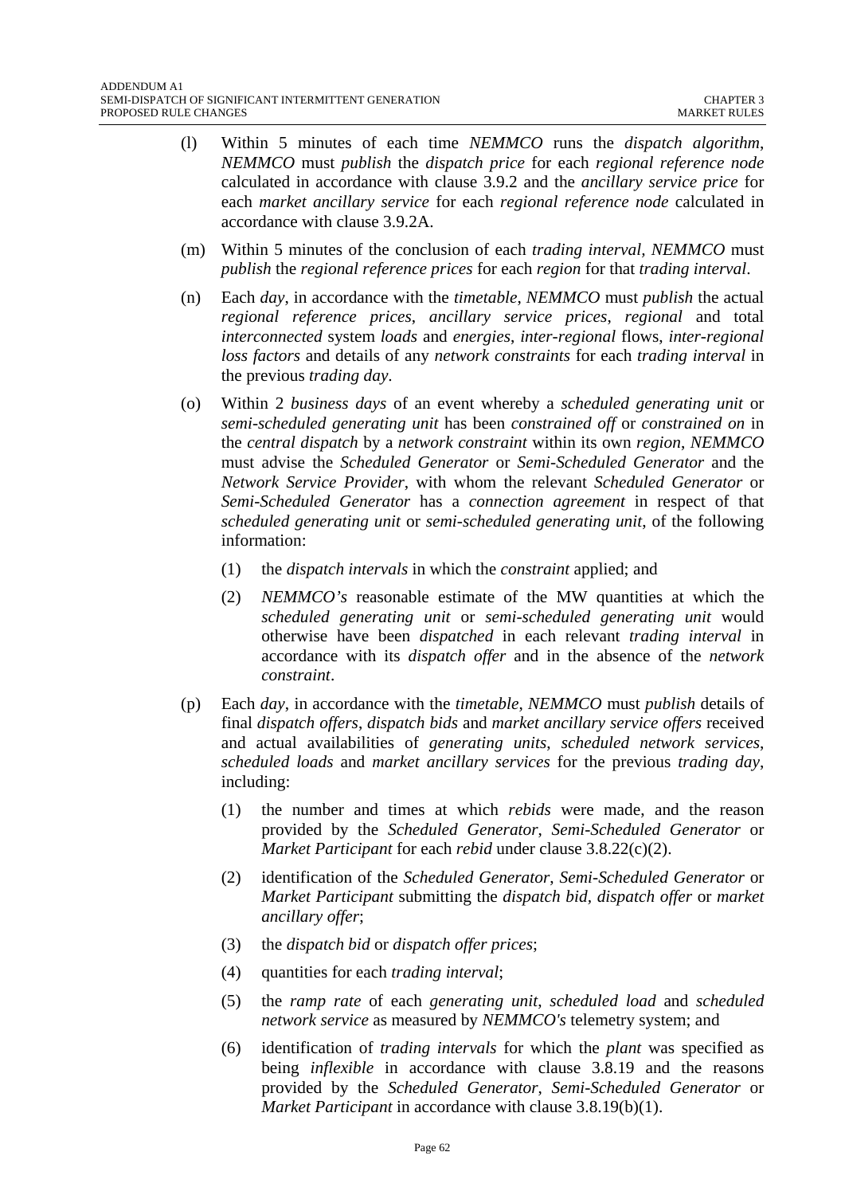(l) Within 5 minutes of each time *NEMMCO* runs the *dispatch algorithm*, *NEMMCO* must *publish* the *dispatch price* for each *regional reference node* calculated in accordance with clause 3.9.2 and the *ancillary service price* for each *market ancillary service* for each *regional reference node* calculated in accordance with clause 3.9.2A.

(m) Within 5 minutes of the conclusion of each *trading interval*, *NEMMCO* must *publish* the *regional reference prices* for each *region* for that *trading interval*.

(n) Each *day*, in accordance with the *timetable*, *NEMMCO* must *publish* the actual *regional reference prices*, *ancillary service prices*, *regional* and total *interconnected* system *loads* and *energies*, *inter-regional* flows, *inter-regional loss factors* and details of any *network constraints* for each *trading interval* in the previous *trading day*.

(o) Within 2 *business days* of an event whereby a *scheduled generating unit* or *semi-scheduled generating unit* has been *constrained off* or *constrained on* in the *central dispatch* by a *network constraint* within its own *region*, *NEMMCO* must advise the *Scheduled Generator* or *Semi-Scheduled Generator* and the *Network Service Provider*, with whom the relevant *Scheduled Generator* or *Semi-Scheduled Generator* has a *connection agreement* in respect of that *scheduled generating unit* or *semi-scheduled generating unit*, of the following information:

   (1) the *dispatch intervals* in which the *constraint* applied; and

   (2) *NEMMCO's* reasonable estimate of the MW quantities at which the *scheduled generating unit* or *semi-scheduled generating unit* would otherwise have been *dispatched* in each relevant *trading interval* in accordance with its *dispatch offer* and in the absence of the *network constraint*.

(p) Each *day*, in accordance with the *timetable*, *NEMMCO* must *publish* details of final *dispatch offers*, *dispatch bids* and *market ancillary service offers* received and actual availabilities of *generating units*, *scheduled network services*, *scheduled loads* and *market ancillary services* for the previous *trading day*, including:

   (1) the number and times at which *rebids* were made, and the reason provided by the *Scheduled Generator*, *Semi-Scheduled Generator* or *Market Participant* for each *rebid* under clause 3.8.22(c)(2).

   (2) identification of the *Scheduled Generator*, *Semi-Scheduled Generator* or *Market Participant* submitting the *dispatch bid*, *dispatch offer* or *market ancillary offer*;

   (3) the *dispatch bid* or *dispatch offer prices*;

   (4) quantities for each *trading interval*;

   (5) the *ramp rate* of each *generating unit*, *scheduled load* and *scheduled network service* as measured by *NEMMCO's* telemetry system; and

   (6) identification of *trading intervals* for which the *plant* was specified as being *inflexible* in accordance with clause 3.8.19 and the reasons provided by the *Scheduled Generator*, *Semi-Scheduled Generator* or *Market Participant* in accordance with clause 3.8.19(b)(1).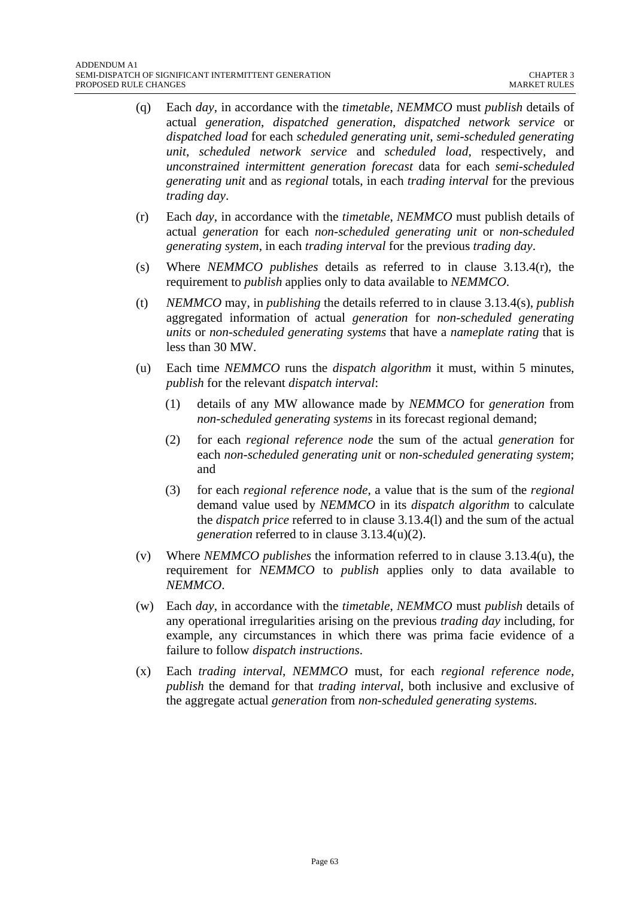(q) Each *day*, in accordance with the *timetable*, *NEMMCO* must *publish* details of actual *generation*, *dispatched generation*, *dispatched network service* or *dispatched load* for each *scheduled generating unit*, *semi-scheduled generating unit*, *scheduled network service* and *scheduled load*, respectively, and *unconstrained intermittent generation forecast* data for each *semi-scheduled generating unit* and as *regional* totals, in each *trading interval* for the previous *trading day*.

(r) Each *day*, in accordance with the *timetable*, *NEMMCO* must publish details of actual *generation* for each *non-scheduled generating unit* or *non-scheduled generating system*, in each *trading interval* for the previous *trading day*.

(s) Where *NEMMCO publishes* details as referred to in clause 3.13.4(r), the requirement to *publish* applies only to data available to *NEMMCO*.

(t) *NEMMCO* may, in *publishing* the details referred to in clause 3.13.4(s), *publish* aggregated information of actual *generation* for *non-scheduled generating units* or *non-scheduled generating systems* that have a *nameplate rating* that is less than 30 MW.

(u) Each time *NEMMCO* runs the *dispatch algorithm* it must, within 5 minutes, *publish* for the relevant *dispatch interval*:

  (1) details of any MW allowance made by *NEMMCO* for *generation* from *non-scheduled generating systems* in its forecast regional demand;

  (2) for each *regional reference node* the sum of the actual *generation* for each *non-scheduled generating unit* or *non-scheduled generating system*; and

  (3) for each *regional reference node*, a value that is the sum of the *regional* demand value used by *NEMMCO* in its *dispatch algorithm* to calculate the *dispatch price* referred to in clause 3.13.4(l) and the sum of the actual *generation* referred to in clause 3.13.4(u)(2).

(v) Where *NEMMCO publishes* the information referred to in clause 3.13.4(u), the requirement for *NEMMCO* to *publish* applies only to data available to *NEMMCO*.

(w) Each *day*, in accordance with the *timetable*, *NEMMCO* must *publish* details of any operational irregularities arising on the previous *trading day* including, for example, any circumstances in which there was prima facie evidence of a failure to follow *dispatch instructions*.

(x) Each *trading interval*, *NEMMCO* must, for each *regional reference node*, *publish* the demand for that *trading interval*, both inclusive and exclusive of the aggregate actual *generation* from *non-scheduled generating systems*.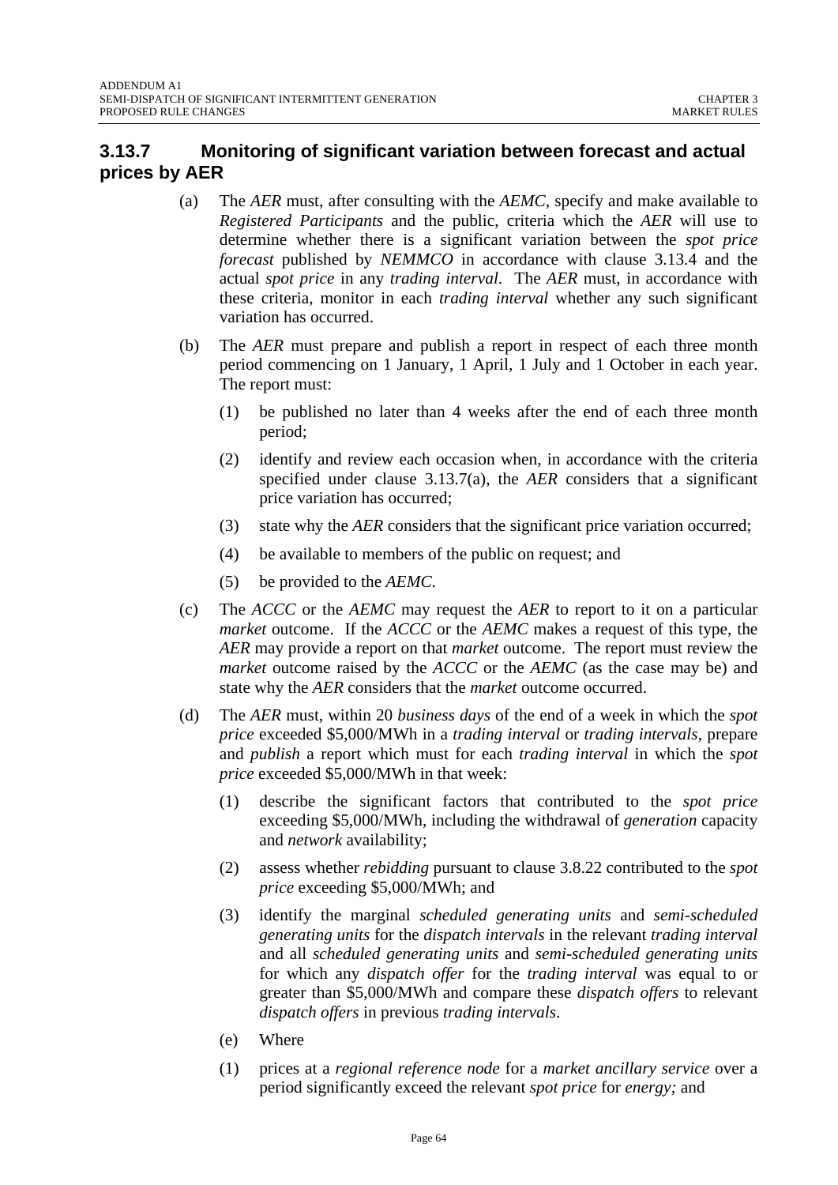### 3.13.7 Monitoring of significant variation between forecast and actual prices by AER

(a) The *AER* must, after consulting with the *AEMC*, specify and make available to *Registered Participants* and the public, criteria which the *AER* will use to determine whether there is a significant variation between the *spot price forecast* published by *NEMMCO* in accordance with clause 3.13.4 and the actual *spot price* in any *trading interval*. The *AER* must, in accordance with these criteria, monitor in each *trading interval* whether any such significant variation has occurred.

(b) The *AER* must prepare and publish a report in respect of each three month period commencing on 1 January, 1 April, 1 July and 1 October in each year. The report must:

(1) be published no later than 4 weeks after the end of each three month period;

(2) identify and review each occasion when, in accordance with the criteria specified under clause 3.13.7(a), the *AER* considers that a significant price variation has occurred;

(3) state why the *AER* considers that the significant price variation occurred;

(4) be available to members of the public on request; and

(5) be provided to the *AEMC.*

(c) The *ACCC* or the *AEMC* may request the *AER* to report to it on a particular *market* outcome. If the *ACCC* or the *AEMC* makes a request of this type, the *AER* may provide a report on that *market* outcome. The report must review the *market* outcome raised by the *ACCC* or the *AEMC* (as the case may be) and state why the *AER* considers that the *market* outcome occurred.

(d) The *AER* must, within 20 *business days* of the end of a week in which the *spot price* exceeded $5,000/MWh in a *trading interval* or *trading intervals*, prepare and *publish* a report which must for each *trading interval* in which the *spot price* exceeded $5,000/MWh in that week:

(1) describe the significant factors that contributed to the *spot price* exceeding $5,000/MWh, including the withdrawal of *generation* capacity and *network* availability;

(2) assess whether *rebidding* pursuant to clause 3.8.22 contributed to the *spot price* exceeding $5,000/MWh; and

(3) identify the marginal *scheduled generating units* and *semi-scheduled generating units* for the *dispatch intervals* in the relevant *trading interval* and all *scheduled generating units* and *semi-scheduled generating units* for which any *dispatch offer* for the *trading interval* was equal to or greater than $5,000/MWh and compare these *dispatch offers* to relevant *dispatch offers* in previous *trading intervals*.

(e) Where

(1) prices at a *regional reference node* for a *market ancillary service* over a period significantly exceed the relevant *spot price* for *energy;* and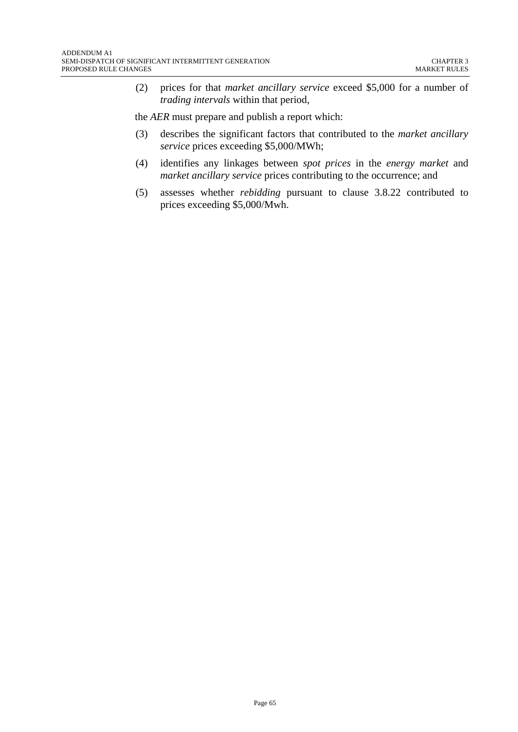(2) prices for that *market ancillary service* exceed $5,000 for a number of *trading intervals* within that period,

the *AER* must prepare and publish a report which:

(3) describes the significant factors that contributed to the *market ancillary service* prices exceeding $5,000/MWh;

(4) identifies any linkages between *spot prices* in the *energy market* and *market ancillary service* prices contributing to the occurrence; and

(5) assesses whether *rebidding* pursuant to clause 3.8.22 contributed to prices exceeding $5,000/Mwh.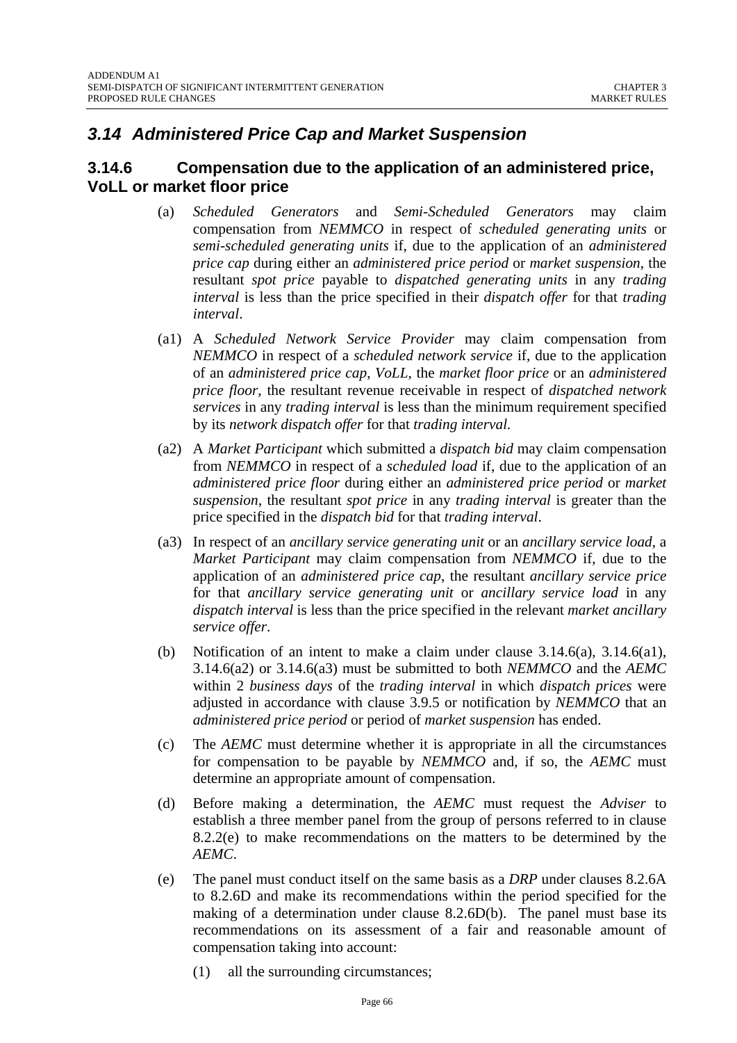## *3.14 Administered Price Cap and Market Suspension*

### 3.14.6 Compensation due to the application of an administered price, VoLL or market floor price

(a) *Scheduled Generators* and *Semi-Scheduled Generators* may claim compensation from *NEMMCO* in respect of *scheduled generating units* or *semi-scheduled generating units* if, due to the application of an *administered price cap* during either an *administered price period* or *market suspension*, the resultant *spot price* payable to *dispatched generating units* in any *trading interval* is less than the price specified in their *dispatch offer* for that *trading interval*.

(a1) A *Scheduled Network Service Provider* may claim compensation from *NEMMCO* in respect of a *scheduled network service* if, due to the application of an *administered price cap*, *VoLL*, the *market floor price* or an *administered price floor*, the resultant revenue receivable in respect of *dispatched network services* in any *trading interval* is less than the minimum requirement specified by its *network dispatch offer* for that *trading interval.*

(a2) A *Market Participant* which submitted a *dispatch bid* may claim compensation from *NEMMCO* in respect of a *scheduled load* if, due to the application of an *administered price floor* during either an *administered price period* or *market suspension*, the resultant *spot price* in any *trading interval* is greater than the price specified in the *dispatch bid* for that *trading interval*.

(a3) In respect of an *ancillary service generating unit* or an *ancillary service load*, a *Market Participant* may claim compensation from *NEMMCO* if, due to the application of an *administered price cap*, the resultant *ancillary service price* for that *ancillary service generating unit* or *ancillary service load* in any *dispatch interval* is less than the price specified in the relevant *market ancillary service offer*.

(b) Notification of an intent to make a claim under clause 3.14.6(a), 3.14.6(a1), 3.14.6(a2) or 3.14.6(a3) must be submitted to both *NEMMCO* and the *AEMC* within 2 *business days* of the *trading interval* in which *dispatch prices* were adjusted in accordance with clause 3.9.5 or notification by *NEMMCO* that an *administered price period* or period of *market suspension* has ended.

(c) The *AEMC* must determine whether it is appropriate in all the circumstances for compensation to be payable by *NEMMCO* and, if so, the *AEMC* must determine an appropriate amount of compensation.

(d) Before making a determination, the *AEMC* must request the *Adviser* to establish a three member panel from the group of persons referred to in clause 8.2.2(e) to make recommendations on the matters to be determined by the *AEMC*.

(e) The panel must conduct itself on the same basis as a *DRP* under clauses 8.2.6A to 8.2.6D and make its recommendations within the period specified for the making of a determination under clause 8.2.6D(b). The panel must base its recommendations on its assessment of a fair and reasonable amount of compensation taking into account:

(1) all the surrounding circumstances;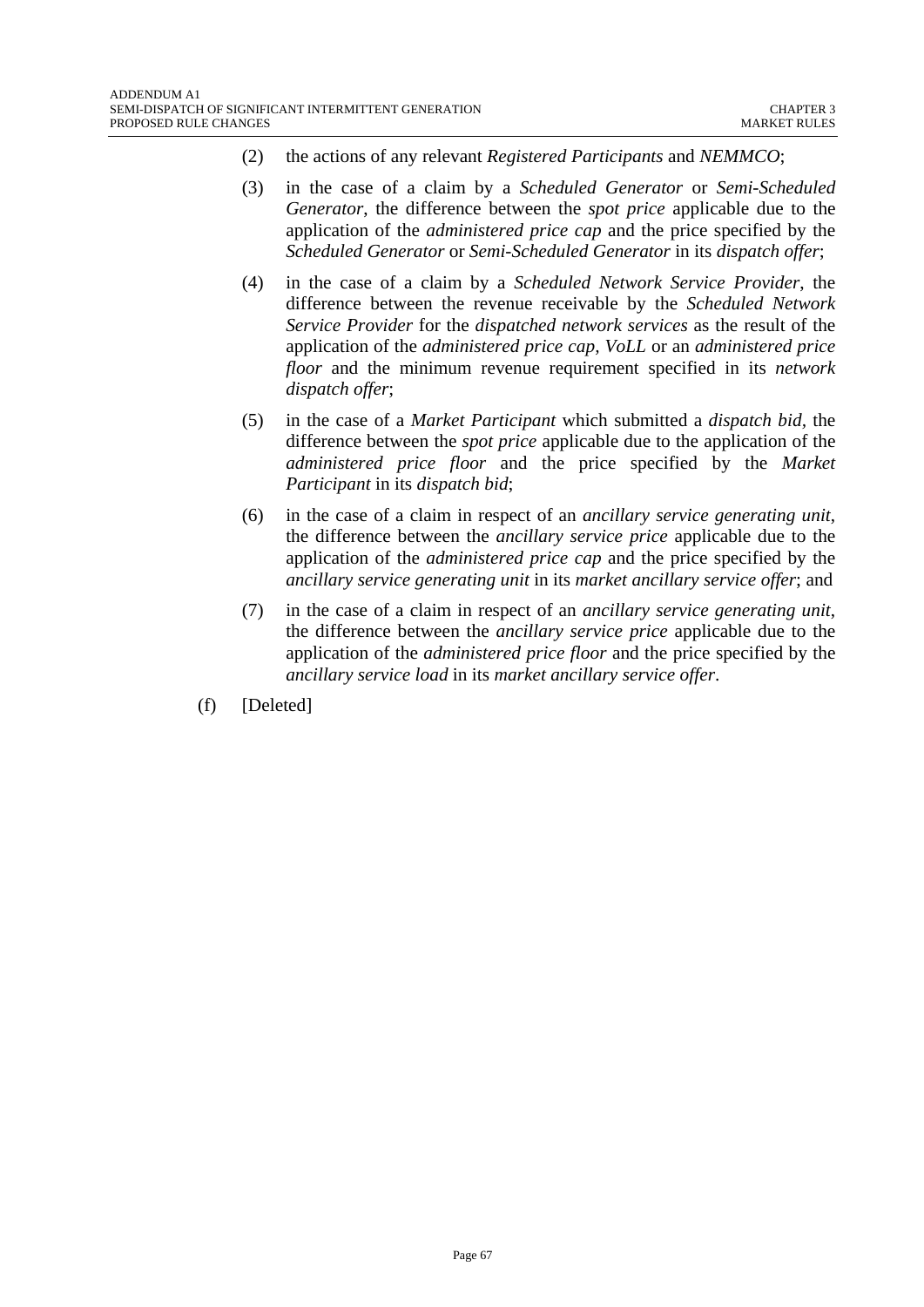(2) the actions of any relevant *Registered Participants* and *NEMMCO*;

(3) in the case of a claim by a *Scheduled Generator* or *Semi-Scheduled Generator*, the difference between the *spot price* applicable due to the application of the *administered price cap* and the price specified by the *Scheduled Generator* or *Semi-Scheduled Generator* in its *dispatch offer*;

(4) in the case of a claim by a *Scheduled Network Service Provider*, the difference between the revenue receivable by the *Scheduled Network Service Provider* for the *dispatched network services* as the result of the application of the *administered price cap*, *VoLL* or an *administered price floor* and the minimum revenue requirement specified in its *network dispatch offer*;

(5) in the case of a *Market Participant* which submitted a *dispatch bid*, the difference between the *spot price* applicable due to the application of the *administered price floor* and the price specified by the *Market Participant* in its *dispatch bid*;

(6) in the case of a claim in respect of an *ancillary service generating unit*, the difference between the *ancillary service price* applicable due to the application of the *administered price cap* and the price specified by the *ancillary service generating unit* in its *market ancillary service offer*; and

(7) in the case of a claim in respect of an *ancillary service generating unit*, the difference between the *ancillary service price* applicable due to the application of the *administered price floor* and the price specified by the *ancillary service load* in its *market ancillary service offer*.

(f) [Deleted]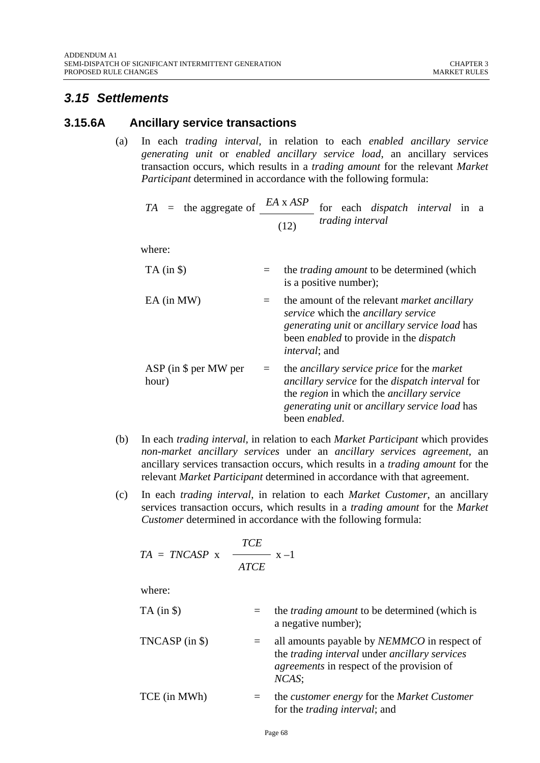## *3.15 Settlements*

### 3.15.6A Ancillary service transactions

(a) In each *trading interval*, in relation to each *enabled ancillary service generating unit* or *enabled ancillary service load*, an ancillary services transaction occurs, which results in a *trading amount* for the relevant *Market Participant* determined in accordance with the following formula:

$$TA \;=\; \text{the aggregate of } \frac{EA \times ASP}{(12)} \text{ for each } \textit{dispatch interval} \text{ in a } \textit{trading interval}$$

where:

| | | |
|---|---|---|
| TA (in $) | = | the *trading amount* to be determined (which is a positive number); |
| EA (in MW) | = | the amount of the relevant *market ancillary service* which the *ancillary service generating unit* or *ancillary service load* has been *enabled* to provide in the *dispatch interval*; and |
| ASP (in $ per MW per hour) | = | the *ancillary service price* for the *market ancillary service* for the *dispatch interval* for the *region* in which the *ancillary service generating unit* or *ancillary service load* has been *enabled*. |

(b) In each *trading interval*, in relation to each *Market Participant* which provides *non-market ancillary services* under an *ancillary services agreement*, an ancillary services transaction occurs, which results in a *trading amount* for the relevant *Market Participant* determined in accordance with that agreement.

(c) In each *trading interval*, in relation to each *Market Customer*, an ancillary services transaction occurs, which results in a *trading amount* for the *Market Customer* determined in accordance with the following formula:

$$TA = TNCASP \times \frac{TCE}{ATCE} \times -1$$

where:

| | | |
|---|---|---|
| TA (in $) | = | the *trading amount* to be determined (which is a negative number); |
| TNCASP (in $) | = | all amounts payable by *NEMMCO* in respect of the *trading interval* under *ancillary services agreements* in respect of the provision of *NCAS*; |
| TCE (in MWh) | = | the *customer energy* for the *Market Customer* for the *trading interval*; and |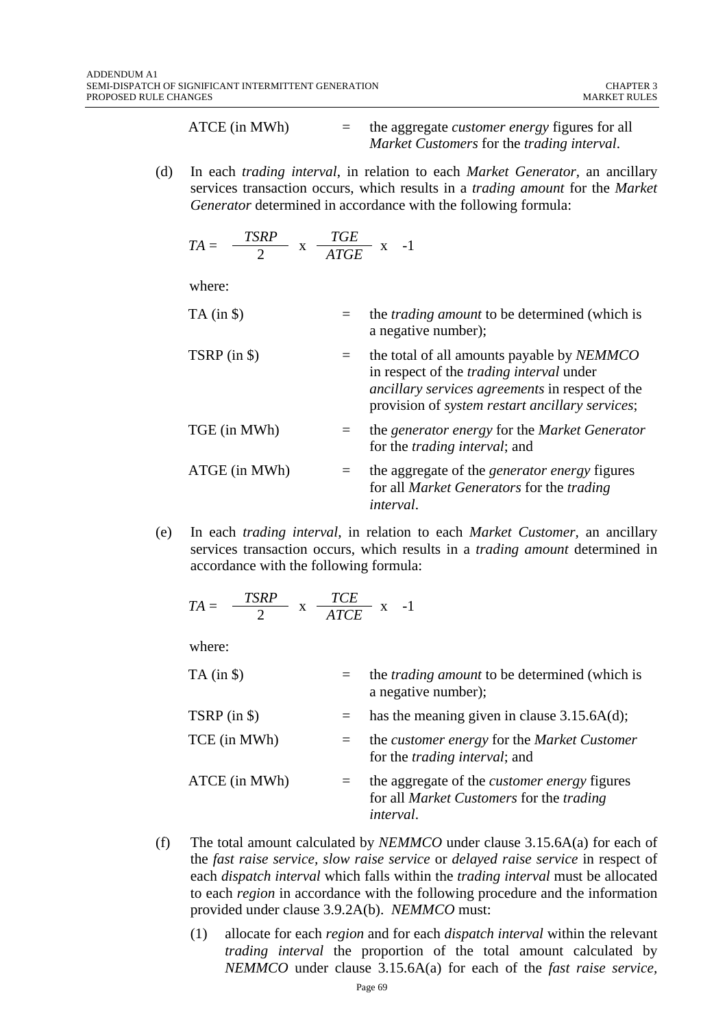ATCE (in MWh) = the aggregate *customer energy* figures for all *Market Customers* for the *trading interval*.

(d) In each *trading interval*, in relation to each *Market Generator*, an ancillary services transaction occurs, which results in a *trading amount* for the *Market Generator* determined in accordance with the following formula:

$$TA = \frac{TSRP}{2} \times \frac{TGE}{ATGE} \times -1$$

where:

TA (in $) = the *trading amount* to be determined (which is a negative number);

TSRP (in $) = the total of all amounts payable by *NEMMCO* in respect of the *trading interval* under *ancillary services agreements* in respect of the provision of *system restart ancillary services*;

TGE (in MWh) = the *generator energy* for the *Market Generator* for the *trading interval*; and

ATGE (in MWh) = the aggregate of the *generator energy* figures for all *Market Generators* for the *trading interval*.

(e) In each *trading interval*, in relation to each *Market Customer*, an ancillary services transaction occurs, which results in a *trading amount* determined in accordance with the following formula:

$$TA = \frac{TSRP}{2} \times \frac{TCE}{ATCE} \times -1$$

where:

TA (in $) = the *trading amount* to be determined (which is a negative number);

TSRP (in $) = has the meaning given in clause 3.15.6A(d);

TCE (in MWh) = the *customer energy* for the *Market Customer* for the *trading interval*; and

ATCE (in MWh) = the aggregate of the *customer energy* figures for all *Market Customers* for the *trading interval*.

(f) The total amount calculated by *NEMMCO* under clause 3.15.6A(a) for each of the *fast raise service*, *slow raise service* or *delayed raise service* in respect of each *dispatch interval* which falls within the *trading interval* must be allocated to each *region* in accordance with the following procedure and the information provided under clause 3.9.2A(b). *NEMMCO* must:

(1) allocate for each *region* and for each *dispatch interval* within the relevant *trading interval* the proportion of the total amount calculated by *NEMMCO* under clause 3.15.6A(a) for each of the *fast raise service*,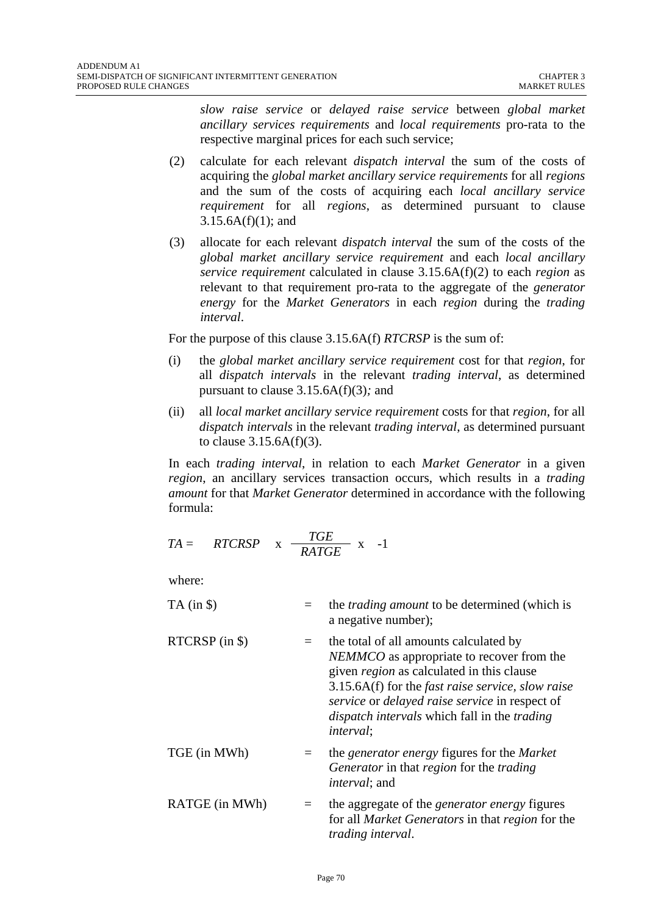*slow raise service* or *delayed raise service* between *global market ancillary services requirements* and *local requirements* pro-rata to the respective marginal prices for each such service;

(2) calculate for each relevant *dispatch interval* the sum of the costs of acquiring the *global market ancillary service requirements* for all *regions* and the sum of the costs of acquiring each *local ancillary service requirement* for all *regions*, as determined pursuant to clause 3.15.6A(f)(1); and

(3) allocate for each relevant *dispatch interval* the sum of the costs of the *global market ancillary service requirement* and each *local ancillary service requirement* calculated in clause 3.15.6A(f)(2) to each *region* as relevant to that requirement pro-rata to the aggregate of the *generator energy* for the *Market Generators* in each *region* during the *trading interval*.

For the purpose of this clause 3.15.6A(f) *RTCRSP* is the sum of:

(i) the *global market ancillary service requirement* cost for that *region*, for all *dispatch intervals* in the relevant *trading interval*, as determined pursuant to clause 3.15.6A(f)(3); and

(ii) all *local market ancillary service requirement* costs for that *region*, for all *dispatch intervals* in the relevant *trading interval*, as determined pursuant to clause 3.15.6A(f)(3).

In each *trading interval*, in relation to each *Market Generator* in a given *region*, an ancillary services transaction occurs, which results in a *trading amount* for that *Market Generator* determined in accordance with the following formula:

$$TA = RTCRSP \times \frac{TGE}{RATGE} \times -1$$

where:

| | | |
|---|---|---|
| TA (in $) | = | the *trading amount* to be determined (which is a negative number); |
| RTCRSP (in $) | = | the total of all amounts calculated by *NEMMCO* as appropriate to recover from the given *region* as calculated in this clause 3.15.6A(f) for the *fast raise service*, *slow raise service* or *delayed raise service* in respect of *dispatch intervals* which fall in the *trading interval*; |
| TGE (in MWh) | = | the *generator energy* figures for the *Market Generator* in that *region* for the *trading interval*; and |
| RATGE (in MWh) | = | the aggregate of the *generator energy* figures for all *Market Generators* in that *region* for the *trading interval*. |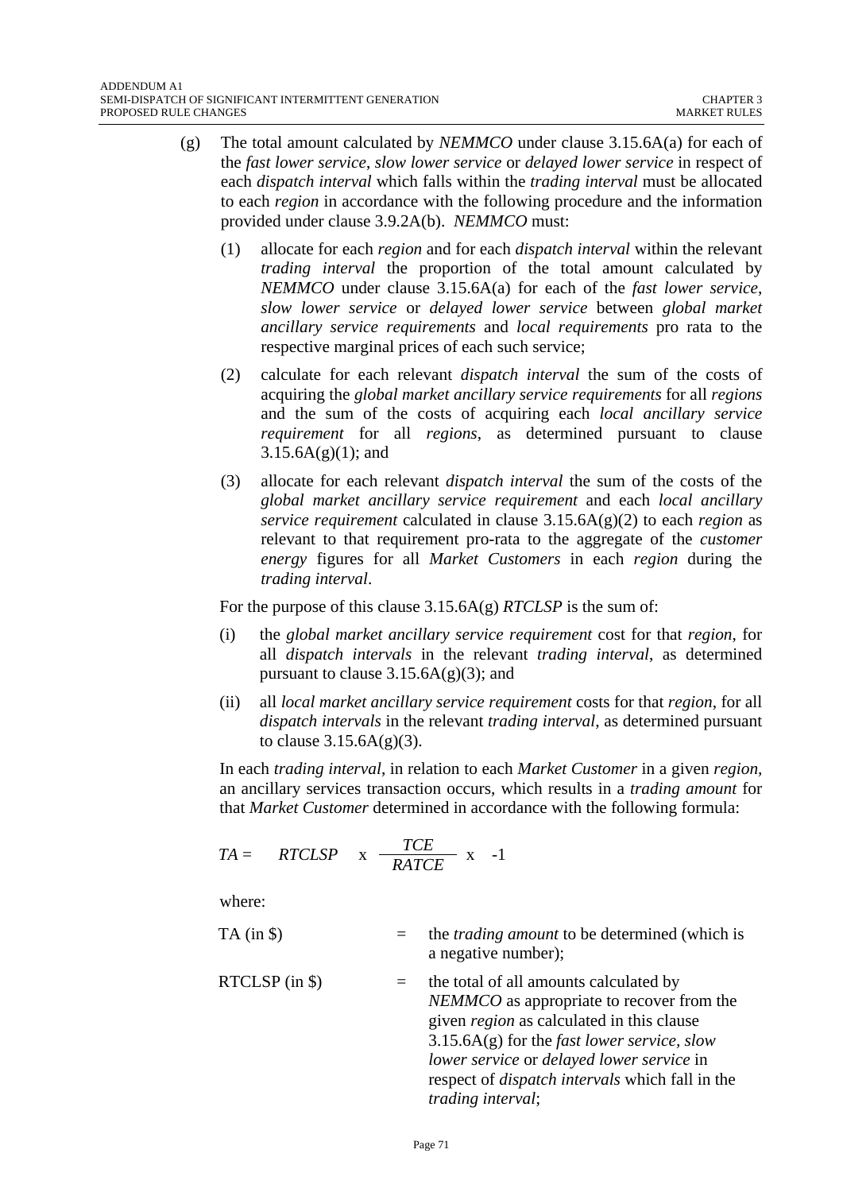(g) The total amount calculated by *NEMMCO* under clause 3.15.6A(a) for each of the *fast lower service*, *slow lower service* or *delayed lower service* in respect of each *dispatch interval* which falls within the *trading interval* must be allocated to each *region* in accordance with the following procedure and the information provided under clause 3.9.2A(b). *NEMMCO* must:

(1) allocate for each *region* and for each *dispatch interval* within the relevant *trading interval* the proportion of the total amount calculated by *NEMMCO* under clause 3.15.6A(a) for each of the *fast lower service*, *slow lower service* or *delayed lower service* between *global market ancillary service requirements* and *local requirements* pro rata to the respective marginal prices of each such service;

(2) calculate for each relevant *dispatch interval* the sum of the costs of acquiring the *global market ancillary service requirements* for all *regions* and the sum of the costs of acquiring each *local ancillary service requirement* for all *regions*, as determined pursuant to clause 3.15.6A(g)(1); and

(3) allocate for each relevant *dispatch interval* the sum of the costs of the *global market ancillary service requirement* and each *local ancillary service requirement* calculated in clause 3.15.6A(g)(2) to each *region* as relevant to that requirement pro-rata to the aggregate of the *customer energy* figures for all *Market Customers* in each *region* during the *trading interval*.

For the purpose of this clause 3.15.6A(g) *RTCLSP* is the sum of:

(i) the *global market ancillary service requirement* cost for that *region*, for all *dispatch intervals* in the relevant *trading interval*, as determined pursuant to clause 3.15.6A(g)(3); and

(ii) all *local market ancillary service requirement* costs for that *region*, for all *dispatch intervals* in the relevant *trading interval*, as determined pursuant to clause 3.15.6A(g)(3).

In each *trading interval*, in relation to each *Market Customer* in a given *region*, an ancillary services transaction occurs, which results in a *trading amount* for that *Market Customer* determined in accordance with the following formula:

$$TA = RTCLSP \times \frac{TCE}{RATCE} \times -1$$

where:

| | | |
|---|---|---|
| TA (in \$) | = | the *trading amount* to be determined (which is a negative number); |
| RTCLSP (in \$) | = | the total of all amounts calculated by *NEMMCO* as appropriate to recover from the given *region* as calculated in this clause 3.15.6A(g) for the *fast lower service*, *slow lower service* or *delayed lower service* in respect of *dispatch intervals* which fall in the *trading interval*; |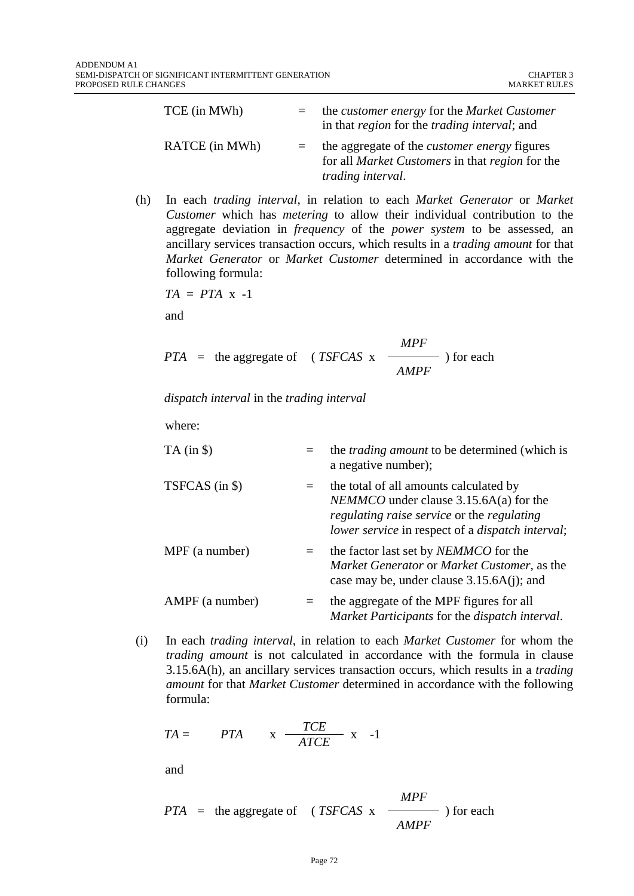| | | |
|---|---|---|
| TCE (in MWh) | = | the *customer energy* for the *Market Customer* in that *region* for the *trading interval*; and |
| RATCE (in MWh) | = | the aggregate of the *customer energy* figures for all *Market Customers* in that *region* for the *trading interval*. |

(h) In each *trading interval*, in relation to each *Market Generator* or *Market Customer* which has *metering* to allow their individual contribution to the aggregate deviation in *frequency* of the *power system* to be assessed, an ancillary services transaction occurs, which results in a *trading amount* for that *Market Generator* or *Market Customer* determined in accordance with the following formula:

$$TA = PTA \times -1$$

and

$$PTA = \text{the aggregate of } \left( TSFCAS \times \frac{MPF}{AMPF} \right) \text{ for each}$$

*dispatch interval* in the *trading interval*

where:

| | | |
|---|---|---|
| TA (in $) | = | the *trading amount* to be determined (which is a negative number); |
| TSFCAS (in $) | = | the total of all amounts calculated by *NEMMCO* under clause 3.15.6A(a) for the *regulating raise service* or the *regulating lower service* in respect of a *dispatch interval*; |
| MPF (a number) | = | the factor last set by *NEMMCO* for the *Market Generator* or *Market Customer*, as the case may be, under clause 3.15.6A(j); and |
| AMPF (a number) | = | the aggregate of the MPF figures for all *Market Participants* for the *dispatch interval*. |

(i) In each *trading interval*, in relation to each *Market Customer* for whom the *trading amount* is not calculated in accordance with the formula in clause 3.15.6A(h), an ancillary services transaction occurs, which results in a *trading amount* for that *Market Customer* determined in accordance with the following formula:

$$TA = PTA \times \frac{TCE}{ATCE} \times -1$$

and

$$PTA = \text{the aggregate of } \left( TSFCAS \times \frac{MPF}{AMPF} \right) \text{ for each}$$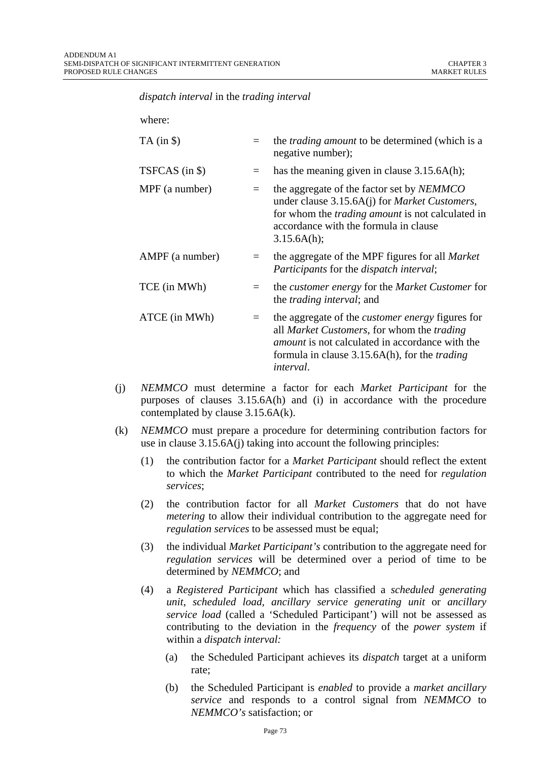*dispatch interval* in the *trading interval*

where:

| | | |
|---|---|---|
| TA (in \$) | = | the *trading amount* to be determined (which is a negative number); |
| TSFCAS (in \$) | = | has the meaning given in clause 3.15.6A(h); |
| MPF (a number) | = | the aggregate of the factor set by *NEMMCO* under clause 3.15.6A(j) for *Market Customers*, for whom the *trading amount* is not calculated in accordance with the formula in clause 3.15.6A(h); |
| AMPF (a number) | = | the aggregate of the MPF figures for all *Market Participants* for the *dispatch interval*; |
| TCE (in MWh) | = | the *customer energy* for the *Market Customer* for the *trading interval*; and |
| ATCE (in MWh) | = | the aggregate of the *customer energy* figures for all *Market Customers*, for whom the *trading amount* is not calculated in accordance with the formula in clause 3.15.6A(h), for the *trading interval*. |

(j) *NEMMCO* must determine a factor for each *Market Participant* for the purposes of clauses 3.15.6A(h) and (i) in accordance with the procedure contemplated by clause 3.15.6A(k).

(k) *NEMMCO* must prepare a procedure for determining contribution factors for use in clause 3.15.6A(j) taking into account the following principles:

   (1) the contribution factor for a *Market Participant* should reflect the extent to which the *Market Participant* contributed to the need for *regulation services*;

   (2) the contribution factor for all *Market Customers* that do not have *metering* to allow their individual contribution to the aggregate need for *regulation services* to be assessed must be equal;

   (3) the individual *Market Participant's* contribution to the aggregate need for *regulation services* will be determined over a period of time to be determined by *NEMMCO*; and

   (4) a *Registered Participant* which has classified a *scheduled generating unit*, *scheduled load*, *ancillary service generating unit* or *ancillary service load* (called a 'Scheduled Participant') will not be assessed as contributing to the deviation in the *frequency* of the *power system* if within a *dispatch interval:*

      (a) the Scheduled Participant achieves its *dispatch* target at a uniform rate;

      (b) the Scheduled Participant is *enabled* to provide a *market ancillary service* and responds to a control signal from *NEMMCO* to *NEMMCO's* satisfaction; or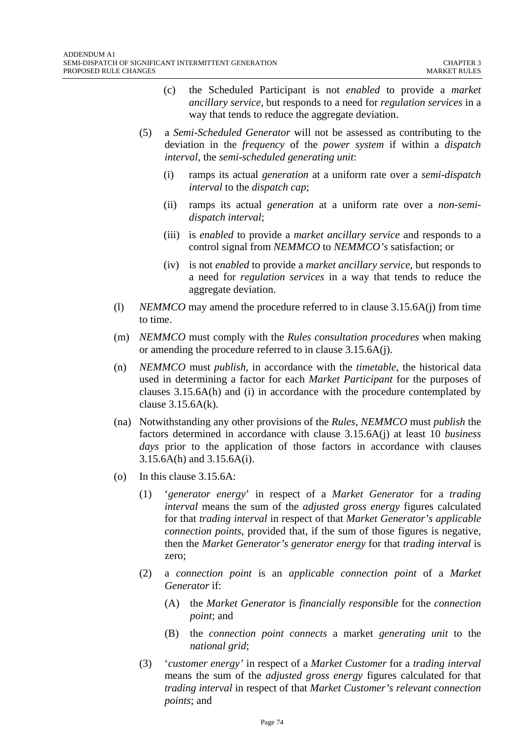(c) the Scheduled Participant is not *enabled* to provide a *market ancillary service*, but responds to a need for *regulation services* in a way that tends to reduce the aggregate deviation.

(5) a *Semi-Scheduled Generator* will not be assessed as contributing to the deviation in the *frequency* of the *power system* if within a *dispatch interval*, the *semi-scheduled generating unit*:

(i) ramps its actual *generation* at a uniform rate over a *semi-dispatch interval* to the *dispatch cap*;

(ii) ramps its actual *generation* at a uniform rate over a *non-semi-dispatch interval*;

(iii) is *enabled* to provide a *market ancillary service* and responds to a control signal from *NEMMCO* to *NEMMCO's* satisfaction; or

(iv) is not *enabled* to provide a *market ancillary service*, but responds to a need for *regulation services* in a way that tends to reduce the aggregate deviation.

(l) *NEMMCO* may amend the procedure referred to in clause 3.15.6A(j) from time to time.

(m) *NEMMCO* must comply with the *Rules consultation procedures* when making or amending the procedure referred to in clause 3.15.6A(j).

(n) *NEMMCO* must *publish*, in accordance with the *timetable*, the historical data used in determining a factor for each *Market Participant* for the purposes of clauses 3.15.6A(h) and (i) in accordance with the procedure contemplated by clause 3.15.6A(k).

(na) Notwithstanding any other provisions of the *Rules*, *NEMMCO* must *publish* the factors determined in accordance with clause 3.15.6A(j) at least 10 *business days* prior to the application of those factors in accordance with clauses 3.15.6A(h) and 3.15.6A(i).

(o) In this clause 3.15.6A:

(1) '*generator energy*' in respect of a *Market Generator* for a *trading interval* means the sum of the *adjusted gross energy* figures calculated for that *trading interval* in respect of that *Market Generator's applicable connection points*, provided that, if the sum of those figures is negative, then the *Market Generator's generator energy* for that *trading interval* is zero;

(2) a *connection point* is an *applicable connection point* of a *Market Generator* if:

(A) the *Market Generator* is *financially responsible* for the *connection point*; and

(B) the *connection point connects* a market *generating unit* to the *national grid*;

(3) '*customer energy'* in respect of a *Market Customer* for a *trading interval* means the sum of the *adjusted gross energy* figures calculated for that *trading interval* in respect of that *Market Customer's relevant connection points*; and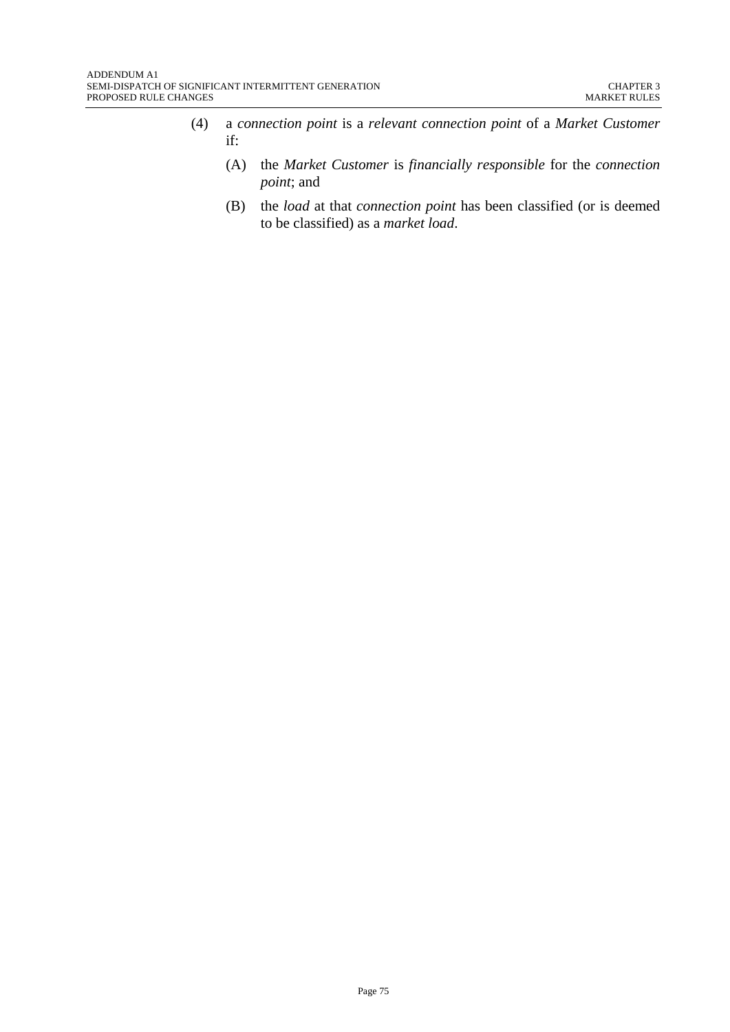(4) a *connection point* is a *relevant connection point* of a *Market Customer* if:

(A) the *Market Customer* is *financially responsible* for the *connection point*; and

(B) the *load* at that *connection point* has been classified (or is deemed to be classified) as a *market load*.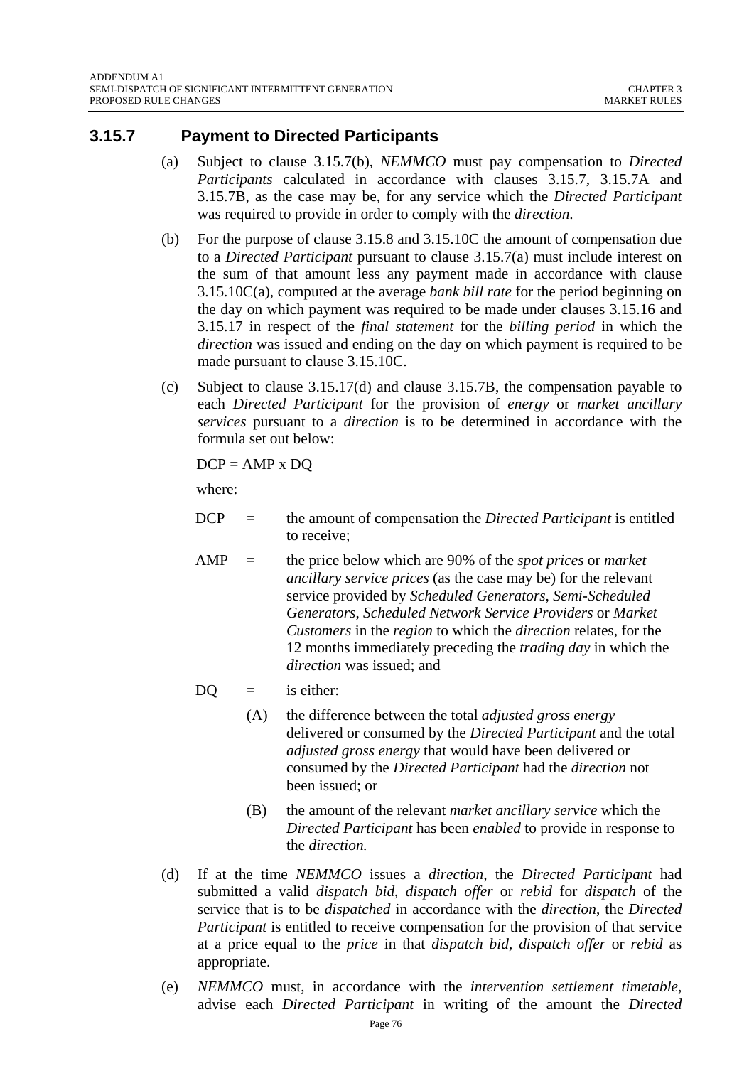### 3.15.7 Payment to Directed Participants

(a) Subject to clause 3.15.7(b), *NEMMCO* must pay compensation to *Directed Participants* calculated in accordance with clauses 3.15.7, 3.15.7A and 3.15.7B, as the case may be, for any service which the *Directed Participant* was required to provide in order to comply with the *direction*.

(b) For the purpose of clause 3.15.8 and 3.15.10C the amount of compensation due to a *Directed Participant* pursuant to clause 3.15.7(a) must include interest on the sum of that amount less any payment made in accordance with clause 3.15.10C(a), computed at the average *bank bill rate* for the period beginning on the day on which payment was required to be made under clauses 3.15.16 and 3.15.17 in respect of the *final statement* for the *billing period* in which the *direction* was issued and ending on the day on which payment is required to be made pursuant to clause 3.15.10C.

(c) Subject to clause 3.15.17(d) and clause 3.15.7B, the compensation payable to each *Directed Participant* for the provision of *energy* or *market ancillary services* pursuant to a *direction* is to be determined in accordance with the formula set out below:

DCP = AMP x DQ

where:

DCP = the amount of compensation the *Directed Participant* is entitled to receive;

AMP = the price below which are 90% of the *spot prices* or *market ancillary service prices* (as the case may be) for the relevant service provided by *Scheduled Generators*, *Semi-Scheduled Generators*, *Scheduled Network Service Providers* or *Market Customers* in the *region* to which the *direction* relates, for the 12 months immediately preceding the *trading day* in which the *direction* was issued; and

DQ = is either:

(A) the difference between the total *adjusted gross energy* delivered or consumed by the *Directed Participant* and the total *adjusted gross energy* that would have been delivered or consumed by the *Directed Participant* had the *direction* not been issued; or

(B) the amount of the relevant *market ancillary service* which the *Directed Participant* has been *enabled* to provide in response to the *direction.*

(d) If at the time *NEMMCO* issues a *direction*, the *Directed Participant* had submitted a valid *dispatch bid*, *dispatch offer* or *rebid* for *dispatch* of the service that is to be *dispatched* in accordance with the *direction*, the *Directed Participant* is entitled to receive compensation for the provision of that service at a price equal to the *price* in that *dispatch bid, dispatch offer* or *rebid* as appropriate.

(e) *NEMMCO* must, in accordance with the *intervention settlement timetable*, advise each *Directed Participant* in writing of the amount the *Directed*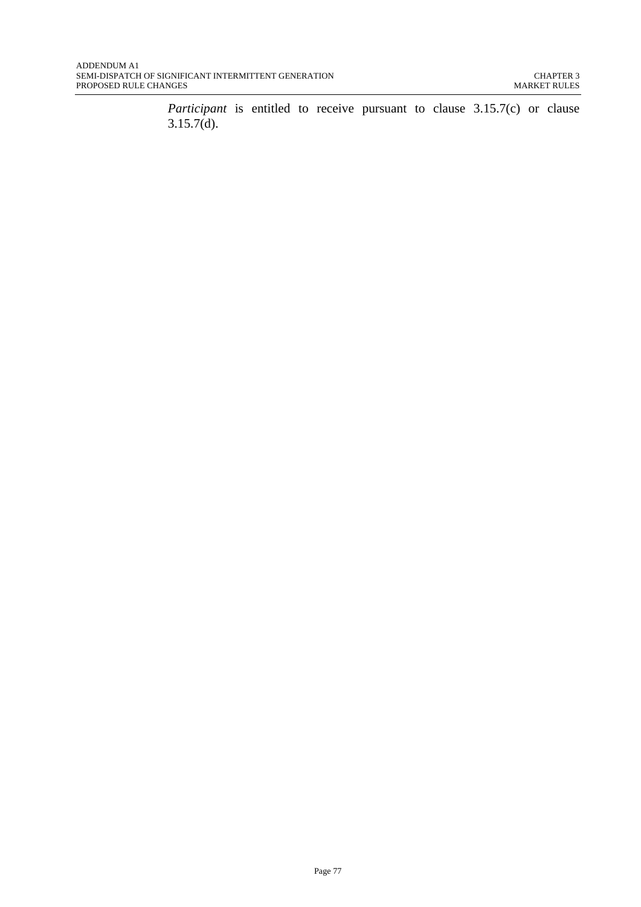*Participant* is entitled to receive pursuant to clause 3.15.7(c) or clause 3.15.7(d).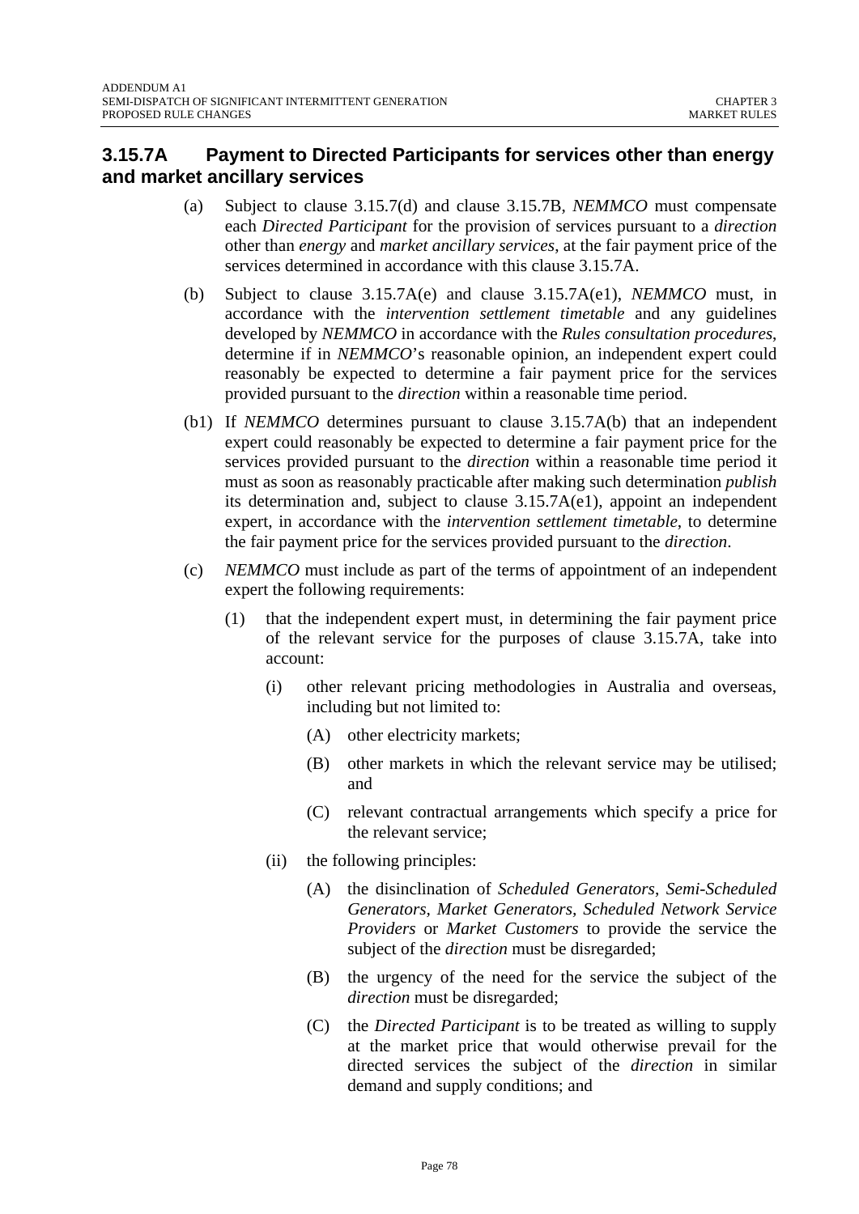### 3.15.7A Payment to Directed Participants for services other than energy and market ancillary services

(a) Subject to clause 3.15.7(d) and clause 3.15.7B, *NEMMCO* must compensate each *Directed Participant* for the provision of services pursuant to a *direction* other than *energy* and *market ancillary services*, at the fair payment price of the services determined in accordance with this clause 3.15.7A.

(b) Subject to clause 3.15.7A(e) and clause 3.15.7A(e1), *NEMMCO* must, in accordance with the *intervention settlement timetable* and any guidelines developed by *NEMMCO* in accordance with the *Rules consultation procedures*, determine if in *NEMMCO*'s reasonable opinion, an independent expert could reasonably be expected to determine a fair payment price for the services provided pursuant to the *direction* within a reasonable time period.

(b1) If *NEMMCO* determines pursuant to clause 3.15.7A(b) that an independent expert could reasonably be expected to determine a fair payment price for the services provided pursuant to the *direction* within a reasonable time period it must as soon as reasonably practicable after making such determination *publish* its determination and, subject to clause 3.15.7A(e1), appoint an independent expert, in accordance with the *intervention settlement timetable*, to determine the fair payment price for the services provided pursuant to the *direction*.

(c) *NEMMCO* must include as part of the terms of appointment of an independent expert the following requirements:

- (1) that the independent expert must, in determining the fair payment price of the relevant service for the purposes of clause 3.15.7A, take into account:
  - (i) other relevant pricing methodologies in Australia and overseas, including but not limited to:
    - (A) other electricity markets;
    - (B) other markets in which the relevant service may be utilised; and
    - (C) relevant contractual arrangements which specify a price for the relevant service;
  - (ii) the following principles:
    - (A) the disinclination of *Scheduled Generators*, *Semi-Scheduled Generators*, *Market Generators*, *Scheduled Network Service Providers* or *Market Customers* to provide the service the subject of the *direction* must be disregarded;
    - (B) the urgency of the need for the service the subject of the *direction* must be disregarded;
    - (C) the *Directed Participant* is to be treated as willing to supply at the market price that would otherwise prevail for the directed services the subject of the *direction* in similar demand and supply conditions; and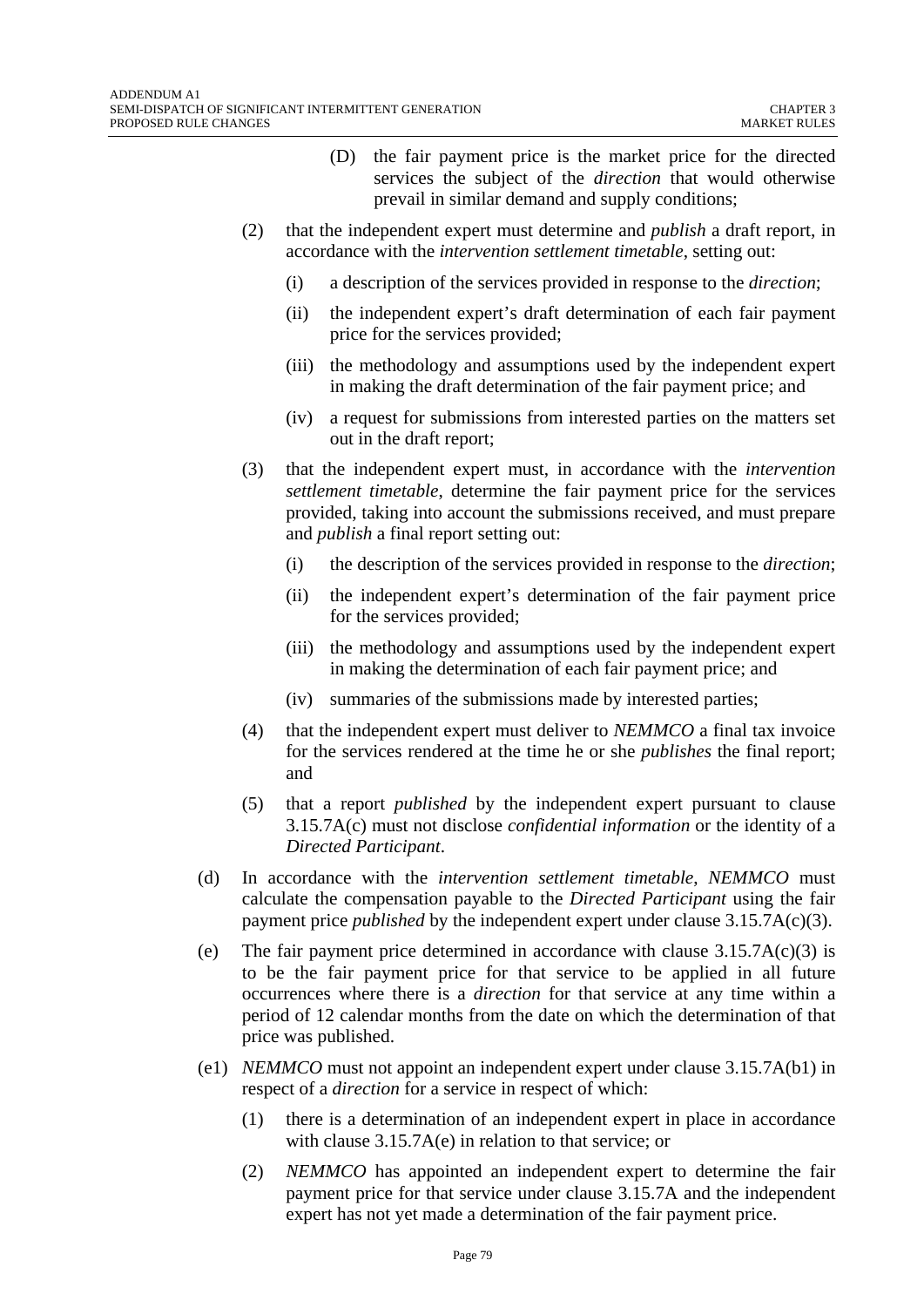(D) the fair payment price is the market price for the directed services the subject of the *direction* that would otherwise prevail in similar demand and supply conditions;

(2) that the independent expert must determine and *publish* a draft report, in accordance with the *intervention settlement timetable*, setting out:

(i) a description of the services provided in response to the *direction*;

(ii) the independent expert's draft determination of each fair payment price for the services provided;

(iii) the methodology and assumptions used by the independent expert in making the draft determination of the fair payment price; and

(iv) a request for submissions from interested parties on the matters set out in the draft report;

(3) that the independent expert must, in accordance with the *intervention settlement timetable*, determine the fair payment price for the services provided, taking into account the submissions received, and must prepare and *publish* a final report setting out:

(i) the description of the services provided in response to the *direction*;

(ii) the independent expert's determination of the fair payment price for the services provided;

(iii) the methodology and assumptions used by the independent expert in making the determination of each fair payment price; and

(iv) summaries of the submissions made by interested parties;

(4) that the independent expert must deliver to *NEMMCO* a final tax invoice for the services rendered at the time he or she *publishes* the final report; and

(5) that a report *published* by the independent expert pursuant to clause 3.15.7A(c) must not disclose *confidential information* or the identity of a *Directed Participant*.

(d) In accordance with the *intervention settlement timetable*, *NEMMCO* must calculate the compensation payable to the *Directed Participant* using the fair payment price *published* by the independent expert under clause 3.15.7A(c)(3).

(e) The fair payment price determined in accordance with clause 3.15.7A(c)(3) is to be the fair payment price for that service to be applied in all future occurrences where there is a *direction* for that service at any time within a period of 12 calendar months from the date on which the determination of that price was published.

(e1) *NEMMCO* must not appoint an independent expert under clause 3.15.7A(b1) in respect of a *direction* for a service in respect of which:

(1) there is a determination of an independent expert in place in accordance with clause 3.15.7A(e) in relation to that service; or

(2) *NEMMCO* has appointed an independent expert to determine the fair payment price for that service under clause 3.15.7A and the independent expert has not yet made a determination of the fair payment price.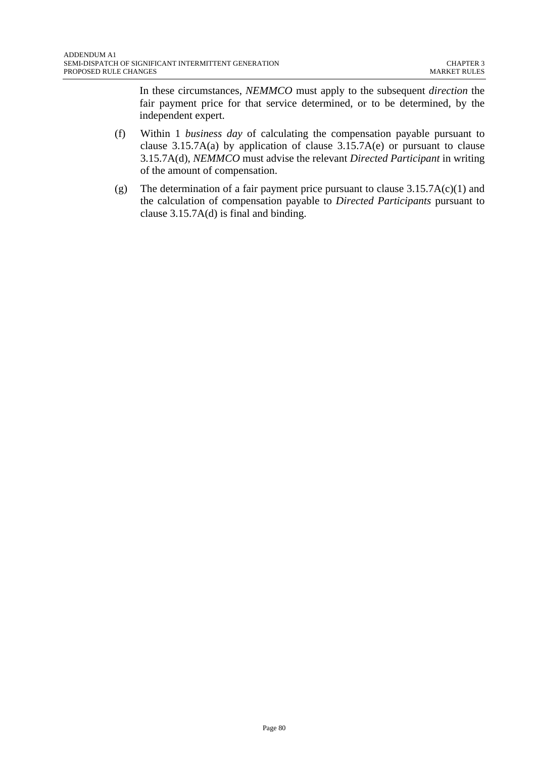In these circumstances, *NEMMCO* must apply to the subsequent *direction* the fair payment price for that service determined, or to be determined, by the independent expert.

(f) Within 1 *business day* of calculating the compensation payable pursuant to clause 3.15.7A(a) by application of clause 3.15.7A(e) or pursuant to clause 3.15.7A(d), *NEMMCO* must advise the relevant *Directed Participant* in writing of the amount of compensation.

(g) The determination of a fair payment price pursuant to clause 3.15.7A(c)(1) and the calculation of compensation payable to *Directed Participants* pursuant to clause 3.15.7A(d) is final and binding.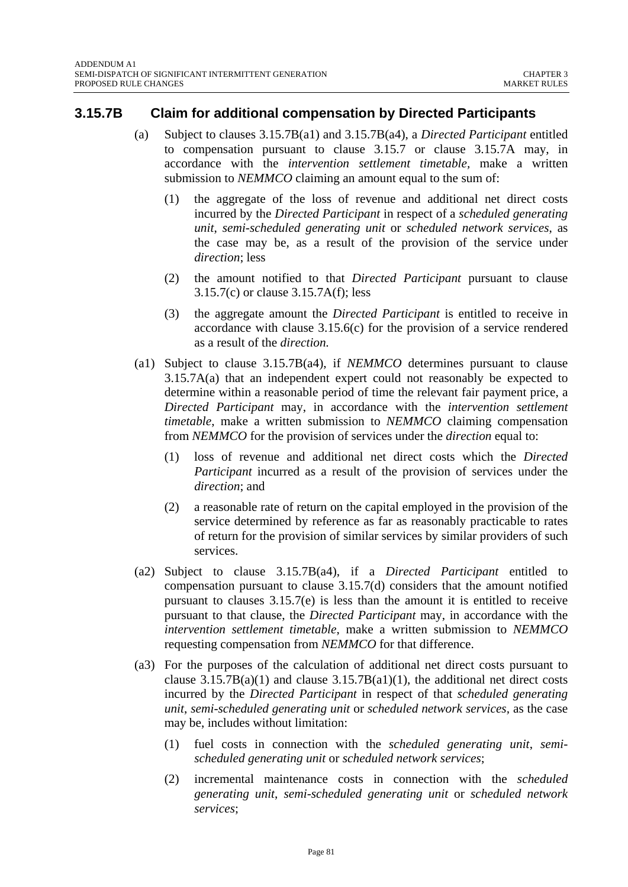### 3.15.7B Claim for additional compensation by Directed Participants

(a) Subject to clauses 3.15.7B(a1) and 3.15.7B(a4), a *Directed Participant* entitled to compensation pursuant to clause 3.15.7 or clause 3.15.7A may, in accordance with the *intervention settlement timetable*, make a written submission to *NEMMCO* claiming an amount equal to the sum of:

(1) the aggregate of the loss of revenue and additional net direct costs incurred by the *Directed Participant* in respect of a *scheduled generating unit*, *semi-scheduled generating unit* or *scheduled network services*, as the case may be, as a result of the provision of the service under *direction*; less

(2) the amount notified to that *Directed Participant* pursuant to clause 3.15.7(c) or clause 3.15.7A(f); less

(3) the aggregate amount the *Directed Participant* is entitled to receive in accordance with clause 3.15.6(c) for the provision of a service rendered as a result of the *direction.*

(a1) Subject to clause 3.15.7B(a4), if *NEMMCO* determines pursuant to clause 3.15.7A(a) that an independent expert could not reasonably be expected to determine within a reasonable period of time the relevant fair payment price, a *Directed Participant* may, in accordance with the *intervention settlement timetable*, make a written submission to *NEMMCO* claiming compensation from *NEMMCO* for the provision of services under the *direction* equal to:

(1) loss of revenue and additional net direct costs which the *Directed Participant* incurred as a result of the provision of services under the *direction*; and

(2) a reasonable rate of return on the capital employed in the provision of the service determined by reference as far as reasonably practicable to rates of return for the provision of similar services by similar providers of such services.

(a2) Subject to clause 3.15.7B(a4), if a *Directed Participant* entitled to compensation pursuant to clause 3.15.7(d) considers that the amount notified pursuant to clauses 3.15.7(e) is less than the amount it is entitled to receive pursuant to that clause, the *Directed Participant* may, in accordance with the *intervention settlement timetable*, make a written submission to *NEMMCO* requesting compensation from *NEMMCO* for that difference.

(a3) For the purposes of the calculation of additional net direct costs pursuant to clause 3.15.7B(a)(1) and clause 3.15.7B(a1)(1), the additional net direct costs incurred by the *Directed Participant* in respect of that *scheduled generating unit*, *semi-scheduled generating unit* or *scheduled network services,* as the case may be, includes without limitation:

(1) fuel costs in connection with the *scheduled generating unit*, *semi-scheduled generating unit* or *scheduled network services*;

(2) incremental maintenance costs in connection with the *scheduled generating unit*, *semi-scheduled generating unit* or *scheduled network services*;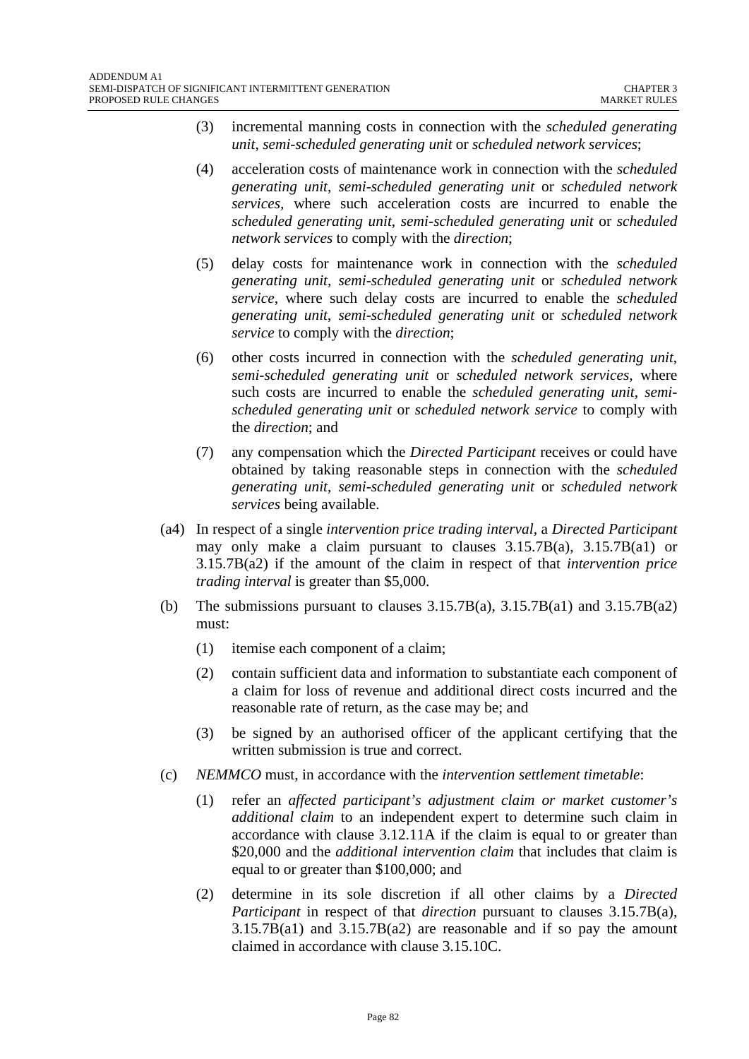(3) incremental manning costs in connection with the *scheduled generating unit*, *semi-scheduled generating unit* or *scheduled network services*;

(4) acceleration costs of maintenance work in connection with the *scheduled generating unit*, *semi-scheduled generating unit* or *scheduled network services*, where such acceleration costs are incurred to enable the *scheduled generating unit*, *semi-scheduled generating unit* or *scheduled network services* to comply with the *direction*;

(5) delay costs for maintenance work in connection with the *scheduled generating unit*, *semi-scheduled generating unit* or *scheduled network service*, where such delay costs are incurred to enable the *scheduled generating unit*, *semi-scheduled generating unit* or *scheduled network service* to comply with the *direction*;

(6) other costs incurred in connection with the *scheduled generating unit*, *semi-scheduled generating unit* or *scheduled network services*, where such costs are incurred to enable the *scheduled generating unit*, *semi-scheduled generating unit* or *scheduled network service* to comply with the *direction*; and

(7) any compensation which the *Directed Participant* receives or could have obtained by taking reasonable steps in connection with the *scheduled generating unit*, *semi-scheduled generating unit* or *scheduled network services* being available.

(a4) In respect of a single *intervention price trading interval*, a *Directed Participant* may only make a claim pursuant to clauses 3.15.7B(a), 3.15.7B(a1) or 3.15.7B(a2) if the amount of the claim in respect of that *intervention price trading interval* is greater than $5,000.

(b) The submissions pursuant to clauses 3.15.7B(a), 3.15.7B(a1) and 3.15.7B(a2) must:

(1) itemise each component of a claim;

(2) contain sufficient data and information to substantiate each component of a claim for loss of revenue and additional direct costs incurred and the reasonable rate of return, as the case may be; and

(3) be signed by an authorised officer of the applicant certifying that the written submission is true and correct.

(c) *NEMMCO* must, in accordance with the *intervention settlement timetable*:

(1) refer an *affected participant's adjustment claim or market customer's additional claim* to an independent expert to determine such claim in accordance with clause 3.12.11A if the claim is equal to or greater than $20,000 and the *additional intervention claim* that includes that claim is equal to or greater than $100,000; and

(2) determine in its sole discretion if all other claims by a *Directed Participant* in respect of that *direction* pursuant to clauses 3.15.7B(a), 3.15.7B(a1) and 3.15.7B(a2) are reasonable and if so pay the amount claimed in accordance with clause 3.15.10C.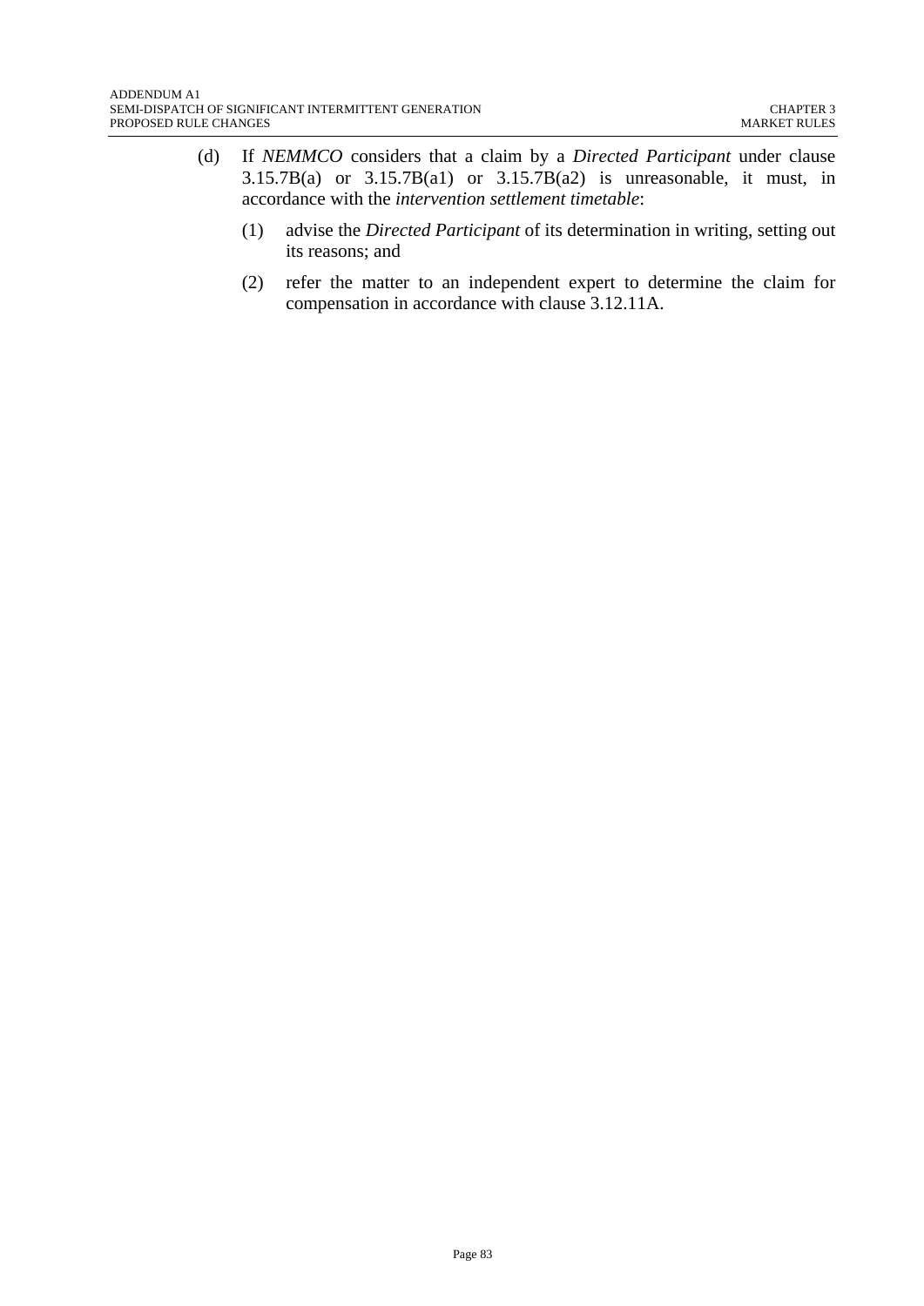(d) If *NEMMCO* considers that a claim by a *Directed Participant* under clause 3.15.7B(a) or 3.15.7B(a1) or 3.15.7B(a2) is unreasonable, it must, in accordance with the *intervention settlement timetable*:

(1) advise the *Directed Participant* of its determination in writing, setting out its reasons; and

(2) refer the matter to an independent expert to determine the claim for compensation in accordance with clause 3.12.11A.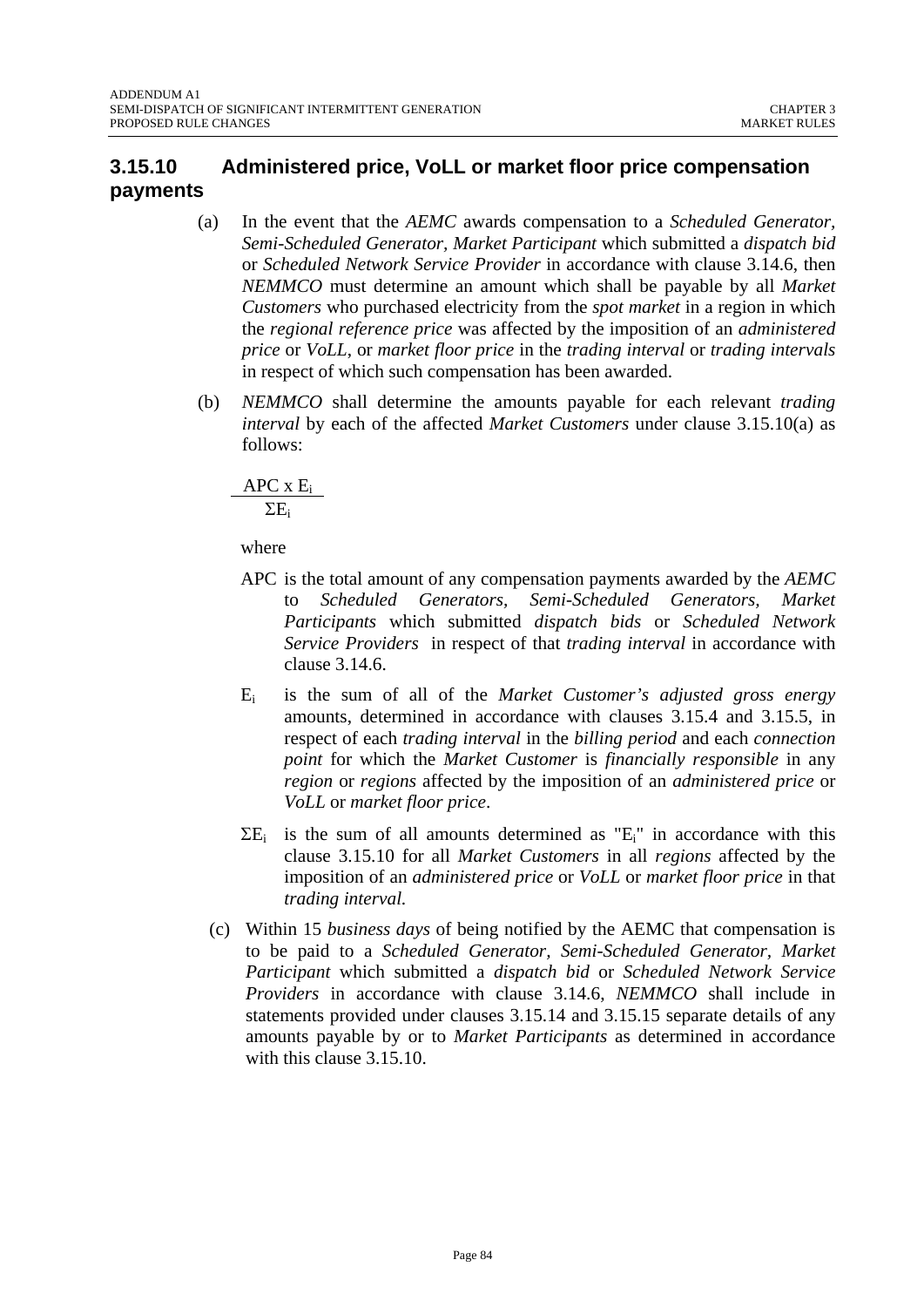### 3.15.10 Administered price, VoLL or market floor price compensation payments

(a) In the event that the *AEMC* awards compensation to a *Scheduled Generator, Semi-Scheduled Generator, Market Participant* which submitted a *dispatch bid* or *Scheduled Network Service Provider* in accordance with clause 3.14.6, then *NEMMCO* must determine an amount which shall be payable by all *Market Customers* who purchased electricity from the *spot market* in a region in which the *regional reference price* was affected by the imposition of an *administered price* or *VoLL*, or *market floor price* in the *trading interval* or *trading intervals* in respect of which such compensation has been awarded.

(b) *NEMMCO* shall determine the amounts payable for each relevant *trading interval* by each of the affected *Market Customers* under clause 3.15.10(a) as follows:

$$\frac{APC \times E_i}{\Sigma E_i}$$

where

APC is the total amount of any compensation payments awarded by the *AEMC* to *Scheduled Generators, Semi-Scheduled Generators, Market Participants* which submitted *dispatch bids* or *Scheduled Network Service Providers* in respect of that *trading interval* in accordance with clause 3.14.6.

$E_i$ is the sum of all of the *Market Customer's adjusted gross energy* amounts, determined in accordance with clauses 3.15.4 and 3.15.5, in respect of each *trading interval* in the *billing period* and each *connection point* for which the *Market Customer* is *financially responsible* in any *region* or *regions* affected by the imposition of an *administered price* or *VoLL* or *market floor price*.

$\Sigma E_i$ is the sum of all amounts determined as "$E_i$" in accordance with this clause 3.15.10 for all *Market Customers* in all *regions* affected by the imposition of an *administered price* or *VoLL* or *market floor price* in that *trading interval.*

(c) Within 15 *business days* of being notified by the AEMC that compensation is to be paid to a *Scheduled Generator, Semi-Scheduled Generator, Market Participant* which submitted a *dispatch bid* or *Scheduled Network Service Providers* in accordance with clause 3.14.6, *NEMMCO* shall include in statements provided under clauses 3.15.14 and 3.15.15 separate details of any amounts payable by or to *Market Participants* as determined in accordance with this clause 3.15.10.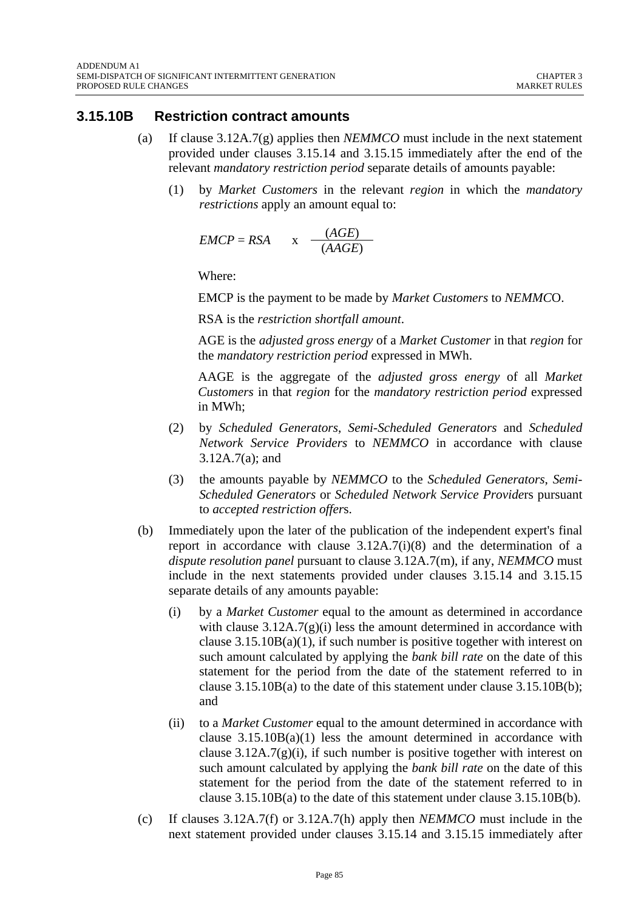### 3.15.10B Restriction contract amounts

(a) If clause 3.12A.7(g) applies then *NEMMCO* must include in the next statement provided under clauses 3.15.14 and 3.15.15 immediately after the end of the relevant *mandatory restriction period* separate details of amounts payable:

(1) by *Market Customers* in the relevant *region* in which the *mandatory restrictions* apply an amount equal to:

$$EMCP = RSA \quad x \quad \frac{(AGE)}{(AAGE)}$$

Where:

EMCP is the payment to be made by *Market Customers* to *NEMMC*O.

RSA is the *restriction shortfall amount*.

AGE is the *adjusted gross energy* of a *Market Customer* in that *region* for the *mandatory restriction period* expressed in MWh.

AAGE is the aggregate of the *adjusted gross energy* of all *Market Customers* in that *region* for the *mandatory restriction period* expressed in MWh;

(2) by *Scheduled Generators*, *Semi-Scheduled Generators* and *Scheduled Network Service Providers* to *NEMMCO* in accordance with clause 3.12A.7(a); and

(3) the amounts payable by *NEMMCO* to the *Scheduled Generators*, *Semi-Scheduled Generators* or *Scheduled Network Service Provide*rs pursuant to *accepted restriction offer*s.

(b) Immediately upon the later of the publication of the independent expert's final report in accordance with clause 3.12A.7(i)(8) and the determination of a *dispute resolution panel* pursuant to clause 3.12A.7(m), if any, *NEMMCO* must include in the next statements provided under clauses 3.15.14 and 3.15.15 separate details of any amounts payable:

(i) by a *Market Customer* equal to the amount as determined in accordance with clause 3.12A.7(g)(i) less the amount determined in accordance with clause 3.15.10B(a)(1), if such number is positive together with interest on such amount calculated by applying the *bank bill rate* on the date of this statement for the period from the date of the statement referred to in clause 3.15.10B(a) to the date of this statement under clause 3.15.10B(b); and

(ii) to a *Market Customer* equal to the amount determined in accordance with clause 3.15.10B(a)(1) less the amount determined in accordance with clause 3.12A.7(g)(i), if such number is positive together with interest on such amount calculated by applying the *bank bill rate* on the date of this statement for the period from the date of the statement referred to in clause 3.15.10B(a) to the date of this statement under clause 3.15.10B(b).

(c) If clauses 3.12A.7(f) or 3.12A.7(h) apply then *NEMMCO* must include in the next statement provided under clauses 3.15.14 and 3.15.15 immediately after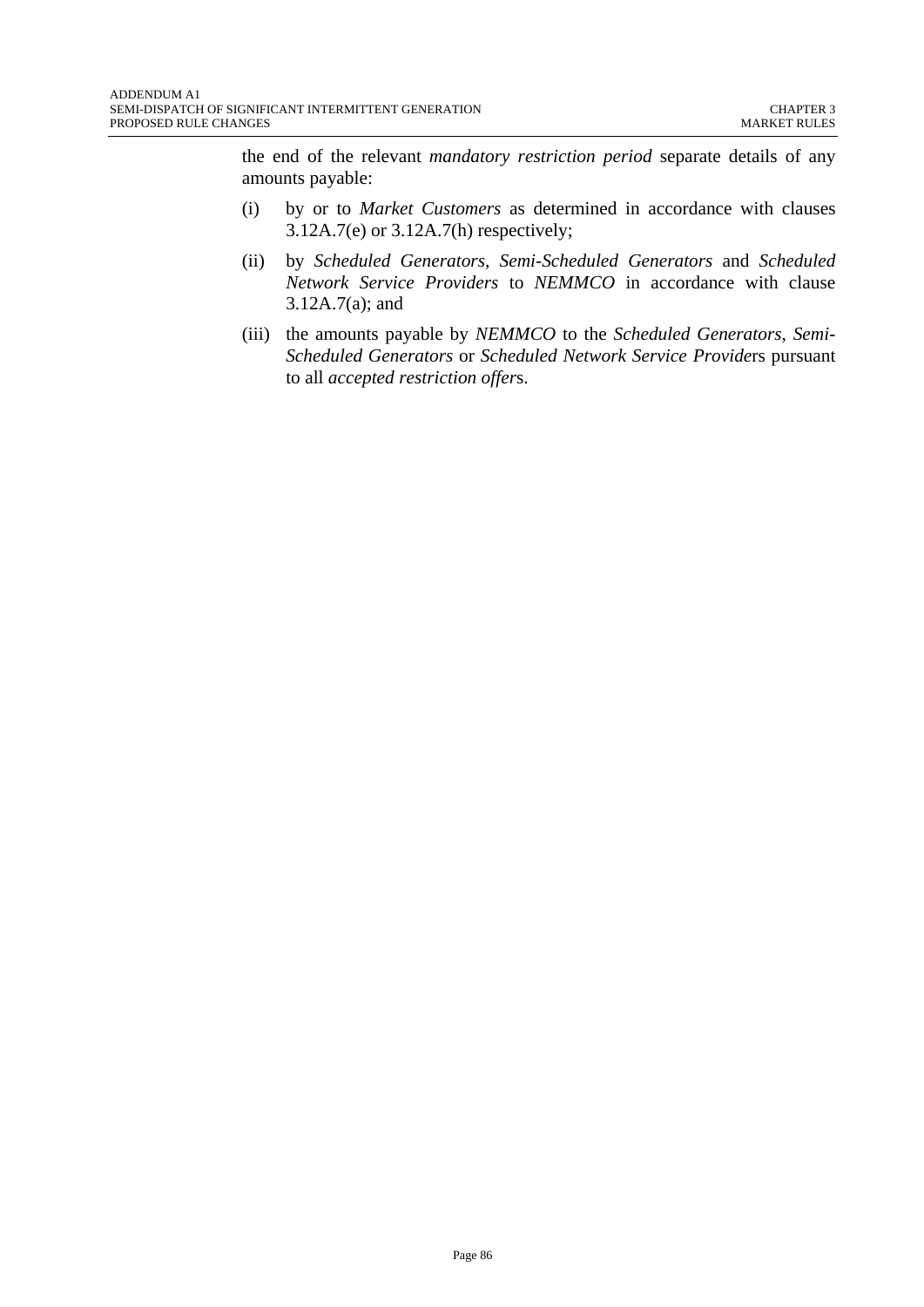the end of the relevant *mandatory restriction period* separate details of any amounts payable:

(i) by or to *Market Customers* as determined in accordance with clauses 3.12A.7(e) or 3.12A.7(h) respectively;

(ii) by *Scheduled Generators*, *Semi-Scheduled Generators* and *Scheduled Network Service Providers* to *NEMMCO* in accordance with clause 3.12A.7(a); and

(iii) the amounts payable by *NEMMCO* to the *Scheduled Generators*, *Semi-Scheduled Generators* or *Scheduled Network Service Provider*s pursuant to all *accepted restriction offer*s.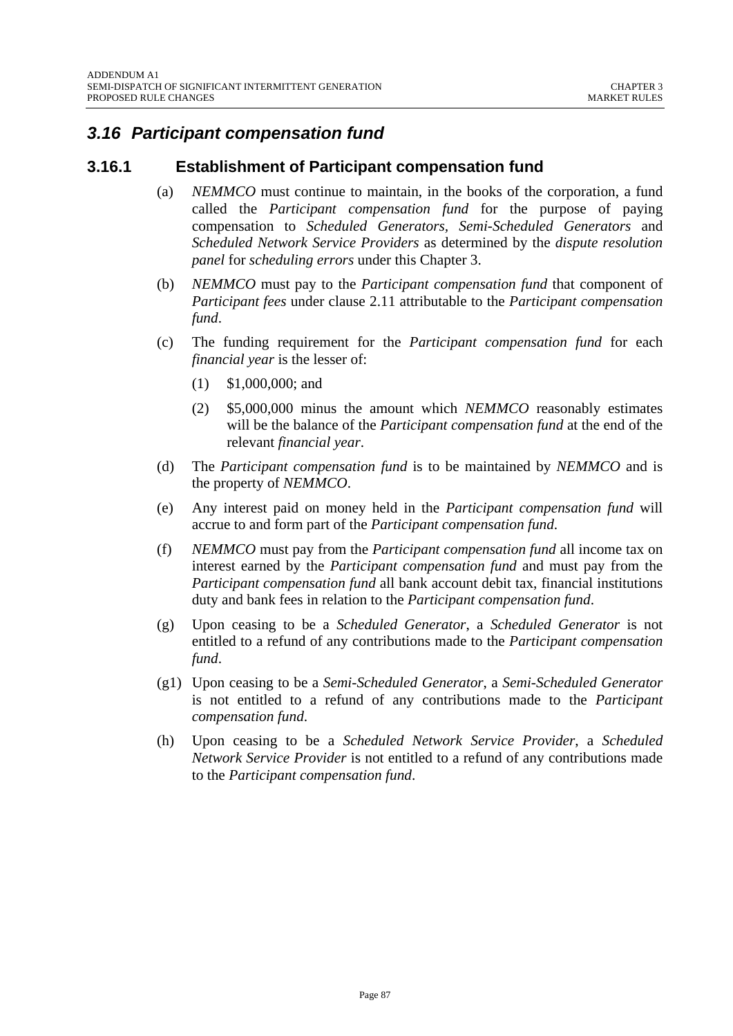## *3.16 Participant compensation fund*

### 3.16.1 Establishment of Participant compensation fund

(a) *NEMMCO* must continue to maintain, in the books of the corporation, a fund called the *Participant compensation fund* for the purpose of paying compensation to *Scheduled Generators*, *Semi-Scheduled Generators* and *Scheduled Network Service Providers* as determined by the *dispute resolution panel* for *scheduling errors* under this Chapter 3.

(b) *NEMMCO* must pay to the *Participant compensation fund* that component of *Participant fees* under clause 2.11 attributable to the *Participant compensation fund*.

(c) The funding requirement for the *Participant compensation fund* for each *financial year* is the lesser of:

  (1) $1,000,000; and

  (2) $5,000,000 minus the amount which *NEMMCO* reasonably estimates will be the balance of the *Participant compensation fund* at the end of the relevant *financial year*.

(d) The *Participant compensation fund* is to be maintained by *NEMMCO* and is the property of *NEMMCO*.

(e) Any interest paid on money held in the *Participant compensation fund* will accrue to and form part of the *Participant compensation fund*.

(f) *NEMMCO* must pay from the *Participant compensation fund* all income tax on interest earned by the *Participant compensation fund* and must pay from the *Participant compensation fund* all bank account debit tax, financial institutions duty and bank fees in relation to the *Participant compensation fund*.

(g) Upon ceasing to be a *Scheduled Generator*, a *Scheduled Generator* is not entitled to a refund of any contributions made to the *Participant compensation fund*.

(g1) Upon ceasing to be a *Semi-Scheduled Generator*, a *Semi-Scheduled Generator* is not entitled to a refund of any contributions made to the *Participant compensation fund*.

(h) Upon ceasing to be a *Scheduled Network Service Provider*, a *Scheduled Network Service Provider* is not entitled to a refund of any contributions made to the *Participant compensation fund*.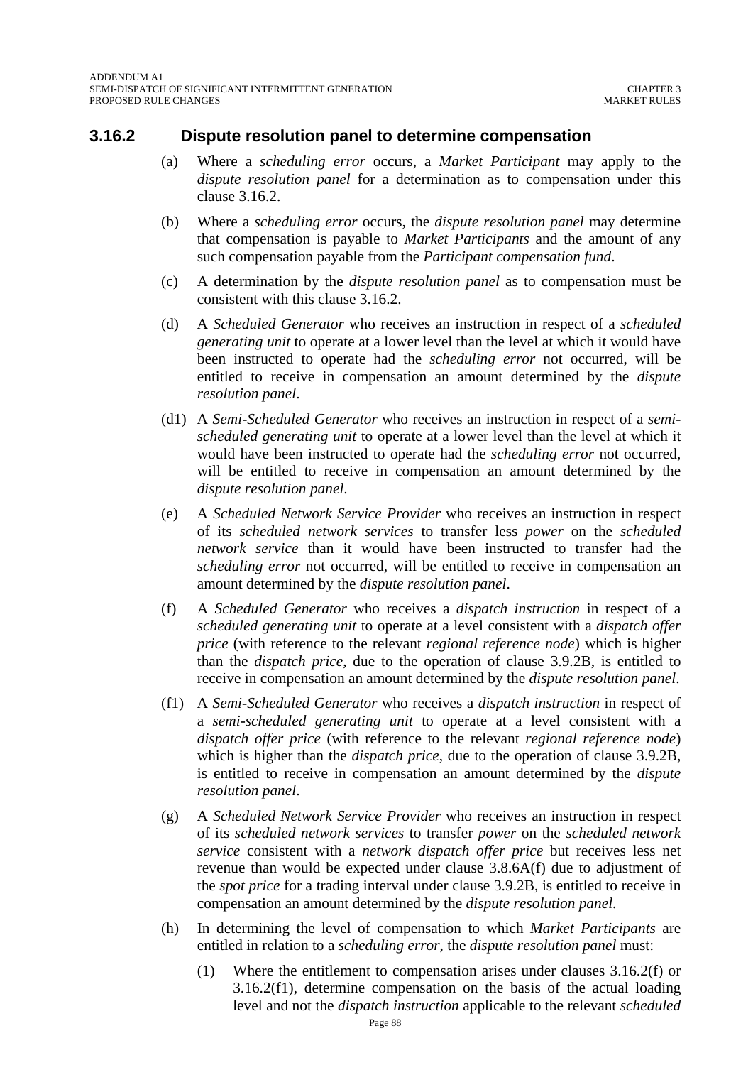### 3.16.2 Dispute resolution panel to determine compensation

(a) Where a *scheduling error* occurs, a *Market Participant* may apply to the *dispute resolution panel* for a determination as to compensation under this clause 3.16.2.

(b) Where a *scheduling error* occurs, the *dispute resolution panel* may determine that compensation is payable to *Market Participants* and the amount of any such compensation payable from the *Participant compensation fund*.

(c) A determination by the *dispute resolution panel* as to compensation must be consistent with this clause 3.16.2.

(d) A *Scheduled Generator* who receives an instruction in respect of a *scheduled generating unit* to operate at a lower level than the level at which it would have been instructed to operate had the *scheduling error* not occurred, will be entitled to receive in compensation an amount determined by the *dispute resolution panel*.

(d1) A *Semi-Scheduled Generator* who receives an instruction in respect of a *semi-scheduled generating unit* to operate at a lower level than the level at which it would have been instructed to operate had the *scheduling error* not occurred, will be entitled to receive in compensation an amount determined by the *dispute resolution panel*.

(e) A *Scheduled Network Service Provider* who receives an instruction in respect of its *scheduled network services* to transfer less *power* on the *scheduled network service* than it would have been instructed to transfer had the *scheduling error* not occurred, will be entitled to receive in compensation an amount determined by the *dispute resolution panel*.

(f) A *Scheduled Generator* who receives a *dispatch instruction* in respect of a *scheduled generating unit* to operate at a level consistent with a *dispatch offer price* (with reference to the relevant *regional reference node*) which is higher than the *dispatch price*, due to the operation of clause 3.9.2B, is entitled to receive in compensation an amount determined by the *dispute resolution panel*.

(f1) A *Semi-Scheduled Generator* who receives a *dispatch instruction* in respect of a *semi-scheduled generating unit* to operate at a level consistent with a *dispatch offer price* (with reference to the relevant *regional reference node*) which is higher than the *dispatch price*, due to the operation of clause 3.9.2B, is entitled to receive in compensation an amount determined by the *dispute resolution panel*.

(g) A *Scheduled Network Service Provider* who receives an instruction in respect of its *scheduled network services* to transfer *power* on the *scheduled network service* consistent with a *network dispatch offer price* but receives less net revenue than would be expected under clause 3.8.6A(f) due to adjustment of the *spot price* for a trading interval under clause 3.9.2B, is entitled to receive in compensation an amount determined by the *dispute resolution panel*.

(h) In determining the level of compensation to which *Market Participants* are entitled in relation to a *scheduling error*, the *dispute resolution panel* must:

(1) Where the entitlement to compensation arises under clauses 3.16.2(f) or 3.16.2(f1), determine compensation on the basis of the actual loading level and not the *dispatch instruction* applicable to the relevant *scheduled*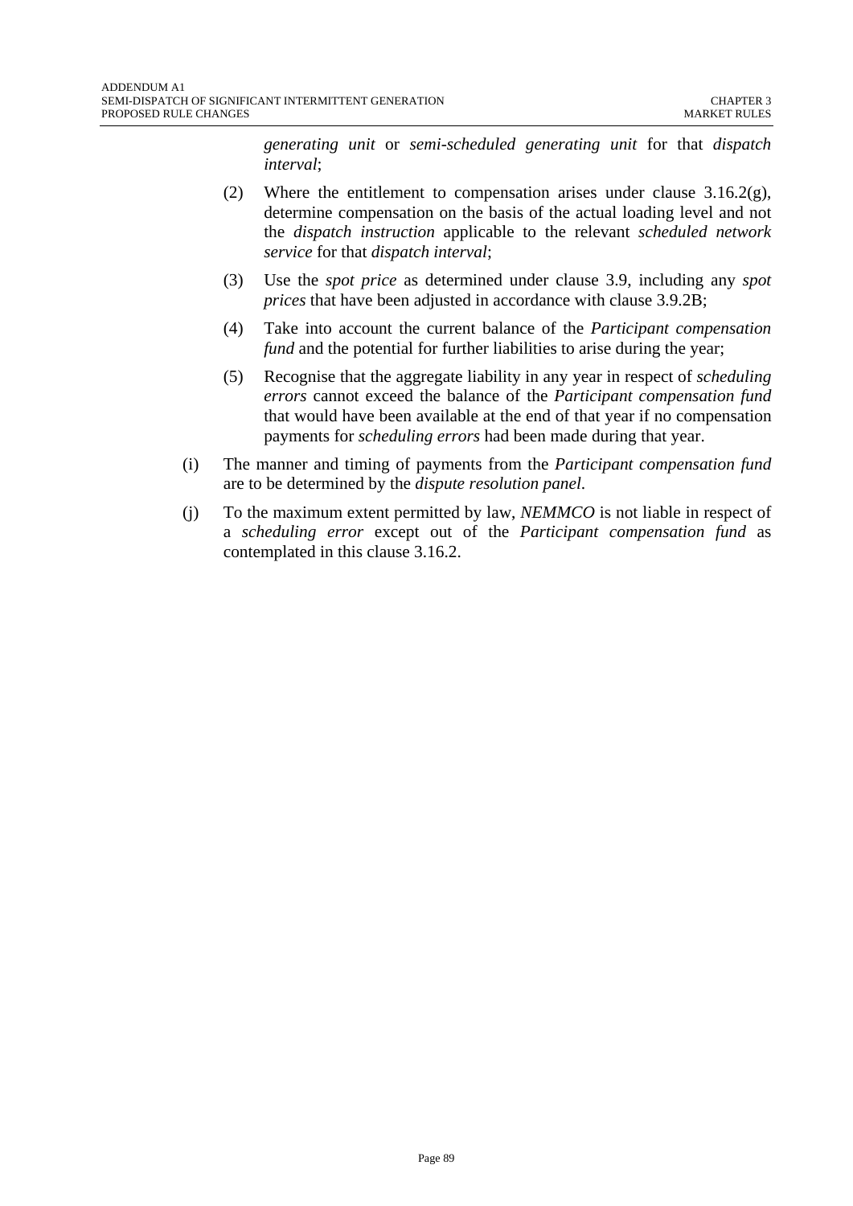*generating unit* or *semi-scheduled generating unit* for that *dispatch interval*;

(2) Where the entitlement to compensation arises under clause 3.16.2(g), determine compensation on the basis of the actual loading level and not the *dispatch instruction* applicable to the relevant *scheduled network service* for that *dispatch interval*;

(3) Use the *spot price* as determined under clause 3.9, including any *spot prices* that have been adjusted in accordance with clause 3.9.2B;

(4) Take into account the current balance of the *Participant compensation fund* and the potential for further liabilities to arise during the year;

(5) Recognise that the aggregate liability in any year in respect of *scheduling errors* cannot exceed the balance of the *Participant compensation fund* that would have been available at the end of that year if no compensation payments for *scheduling errors* had been made during that year.

(i) The manner and timing of payments from the *Participant compensation fund* are to be determined by the *dispute resolution panel*.

(j) To the maximum extent permitted by law, *NEMMCO* is not liable in respect of a *scheduling error* except out of the *Participant compensation fund* as contemplated in this clause 3.16.2.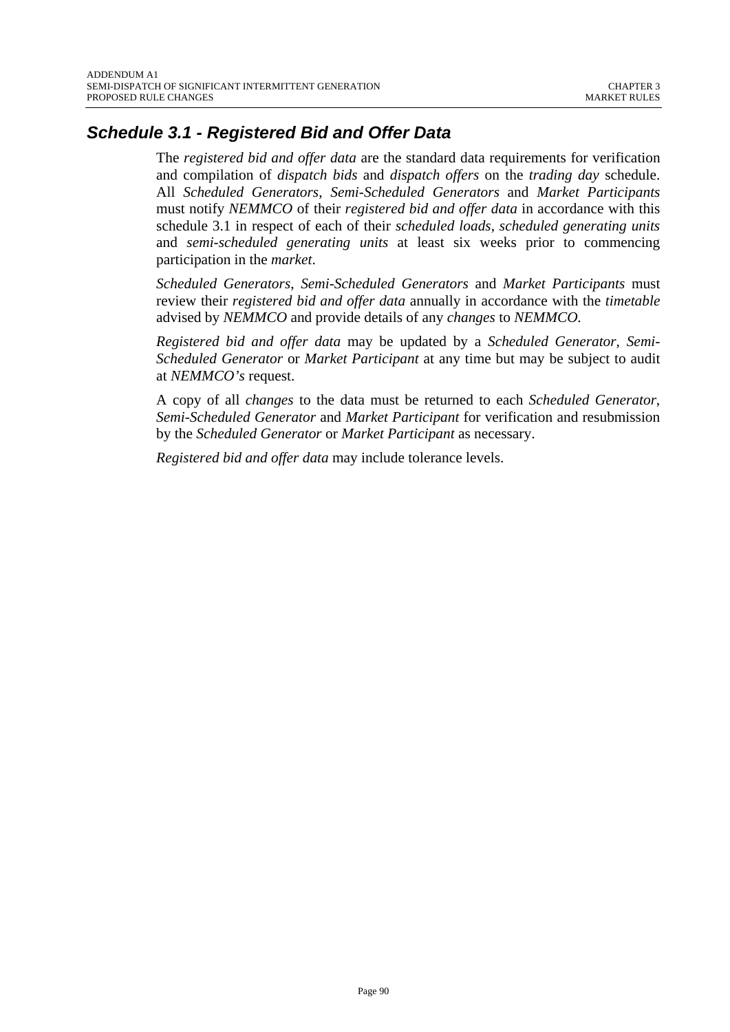## Schedule 3.1 - Registered Bid and Offer Data

The *registered bid and offer data* are the standard data requirements for verification and compilation of *dispatch bids* and *dispatch offers* on the *trading day* schedule. All *Scheduled Generators*, *Semi-Scheduled Generators* and *Market Participants* must notify *NEMMCO* of their *registered bid and offer data* in accordance with this schedule 3.1 in respect of each of their *scheduled loads*, *scheduled generating units* and *semi-scheduled generating units* at least six weeks prior to commencing participation in the *market*.

*Scheduled Generators*, *Semi-Scheduled Generators* and *Market Participants* must review their *registered bid and offer data* annually in accordance with the *timetable* advised by *NEMMCO* and provide details of any *changes* to *NEMMCO*.

*Registered bid and offer data* may be updated by a *Scheduled Generator*, *Semi-Scheduled Generator* or *Market Participant* at any time but may be subject to audit at *NEMMCO's* request.

A copy of all *changes* to the data must be returned to each *Scheduled Generator*, *Semi-Scheduled Generator* and *Market Participant* for verification and resubmission by the *Scheduled Generator* or *Market Participant* as necessary.

*Registered bid and offer data* may include tolerance levels.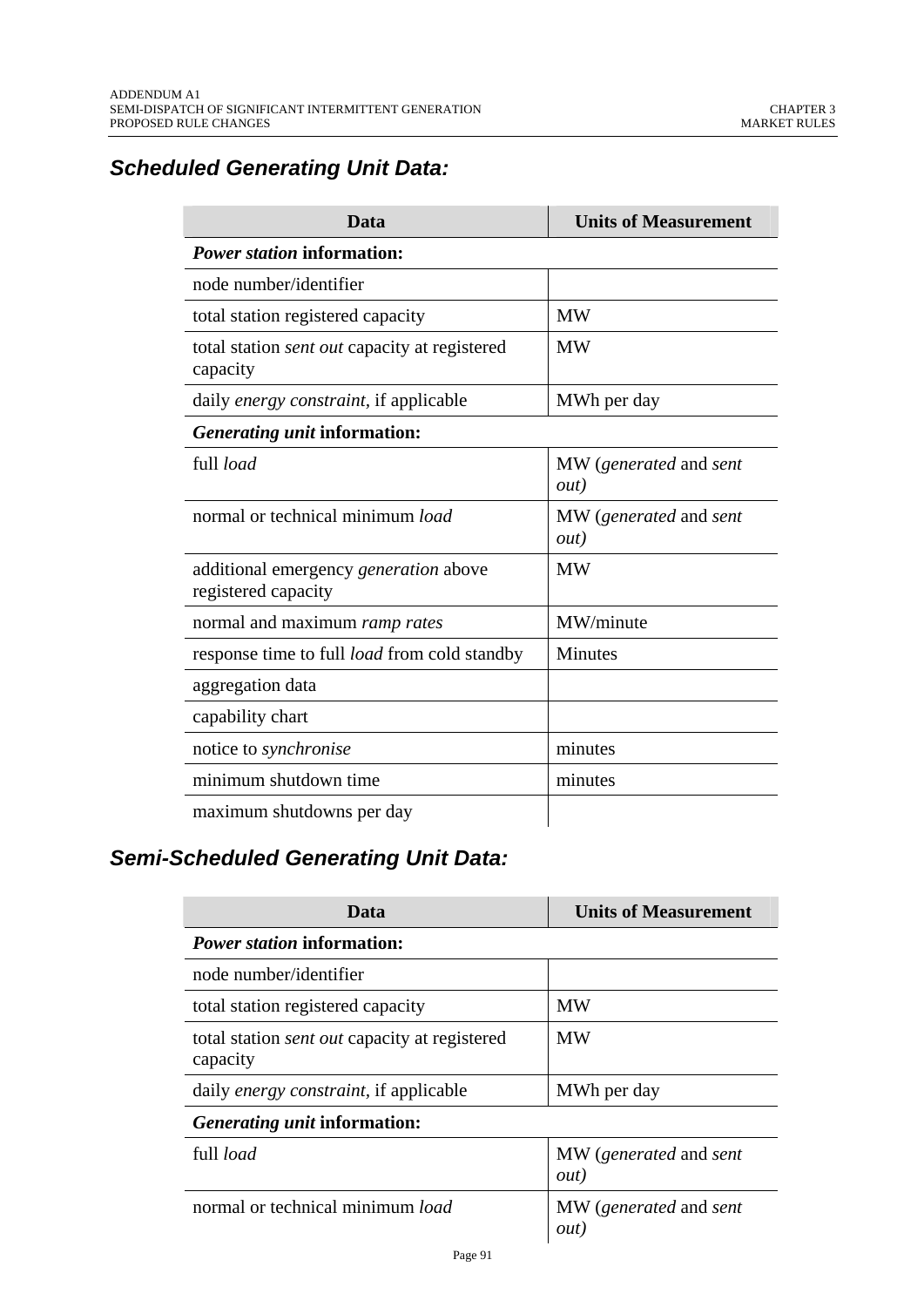## *Scheduled Generating Unit Data:*

| Data | Units of Measurement |
|---|---|
| ***Power station* information:** | |
| node number/identifier | |
| total station registered capacity | MW |
| total station *sent out* capacity at registered capacity | MW |
| daily *energy constraint*, if applicable | MWh per day |
| ***Generating unit* information:** | |
| full *load* | MW (*generated* and *sent out)* |
| normal or technical minimum *load* | MW (*generated* and *sent out)* |
| additional emergency *generation* above registered capacity | MW |
| normal and maximum *ramp rates* | MW/minute |
| response time to full *load* from cold standby | Minutes |
| aggregation data | |
| capability chart | |
| notice to *synchronise* | minutes |
| minimum shutdown time | minutes |
| maximum shutdowns per day | |

## *Semi-Scheduled Generating Unit Data:*

| Data | Units of Measurement |
|---|---|
| ***Power station* information:** | |
| node number/identifier | |
| total station registered capacity | MW |
| total station *sent out* capacity at registered capacity | MW |
| daily *energy constraint*, if applicable | MWh per day |
| ***Generating unit* information:** | |
| full *load* | MW (*generated* and *sent out)* |
| normal or technical minimum *load* | MW (*generated* and *sent out)* |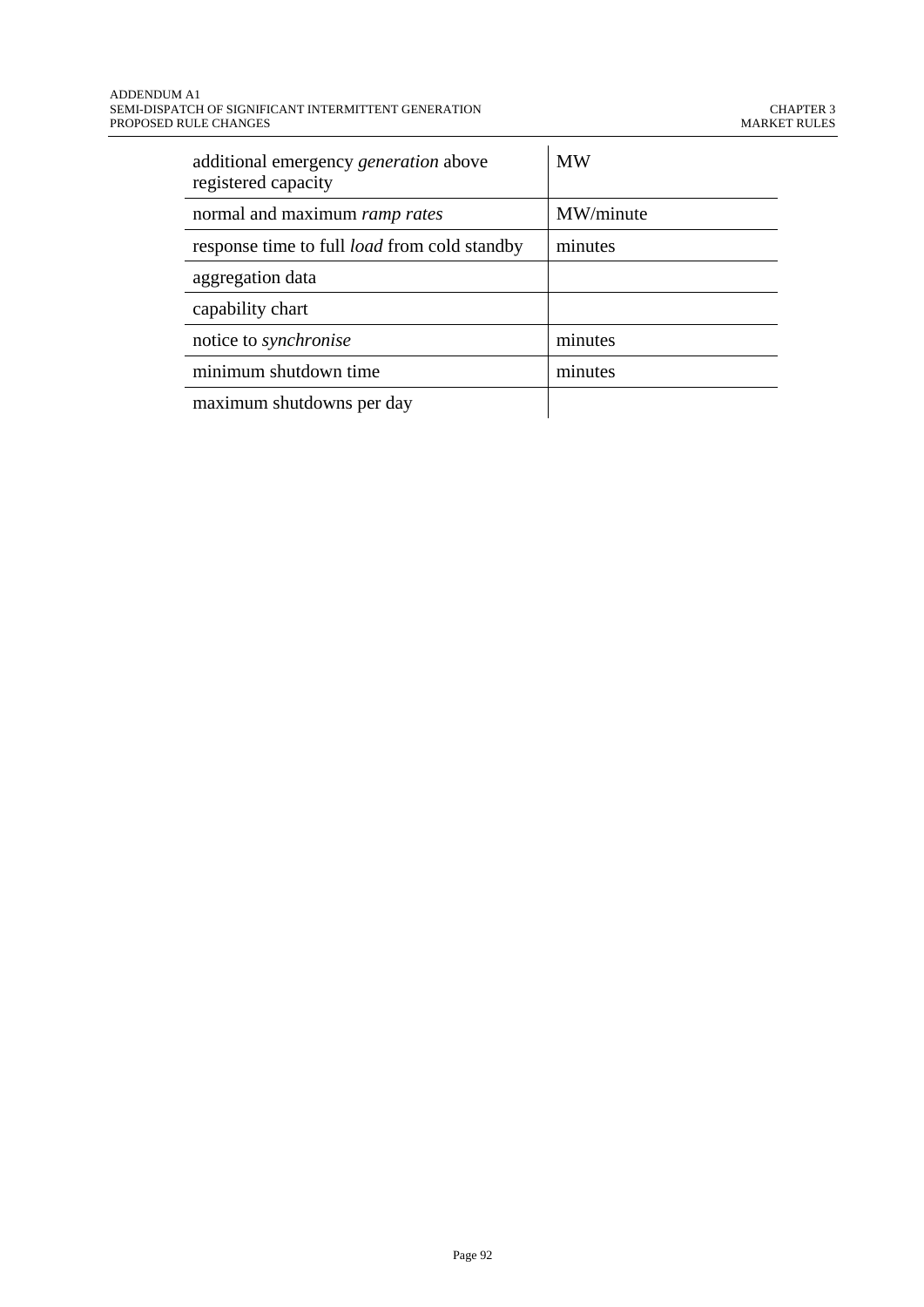| | |
|---|---|
| additional emergency *generation* above registered capacity | MW |
| normal and maximum *ramp rates* | MW/minute |
| response time to full *load* from cold standby | minutes |
| aggregation data | |
| capability chart | |
| notice to *synchronise* | minutes |
| minimum shutdown time | minutes |
| maximum shutdowns per day | |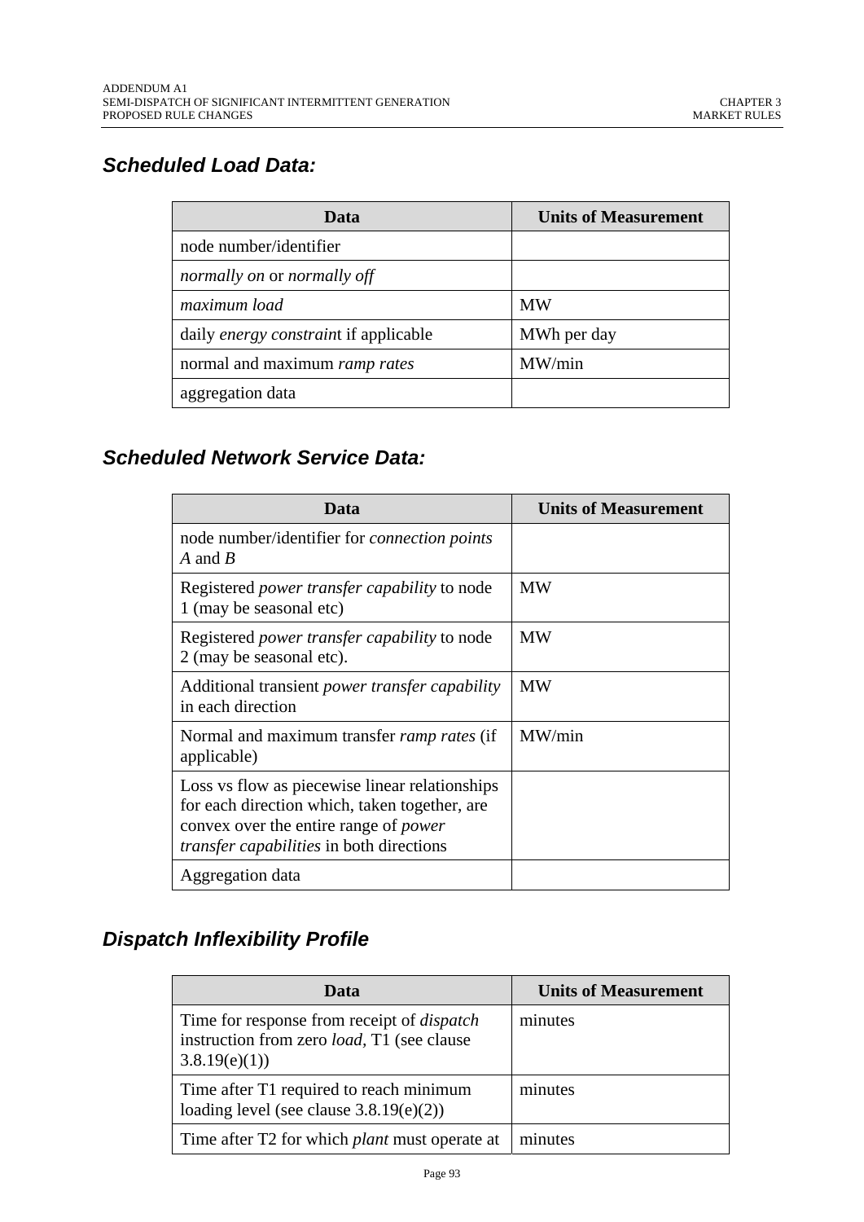## *Scheduled Load Data:*

| Data | Units of Measurement |
|---|---|
| node number/identifier | |
| *normally on* or *normally off* | |
| *maximum load* | MW |
| daily *energy constraint* if applicable | MWh per day |
| normal and maximum *ramp rates* | MW/min |
| aggregation data | |

## *Scheduled Network Service Data:*

| Data | Units of Measurement |
|---|---|
| node number/identifier for *connection points A* and *B* | |
| Registered *power transfer capability* to node 1 (may be seasonal etc) | MW |
| Registered *power transfer capability* to node 2 (may be seasonal etc). | MW |
| Additional transient *power transfer capability* in each direction | MW |
| Normal and maximum transfer *ramp rates* (if applicable) | MW/min |
| Loss vs flow as piecewise linear relationships for each direction which, taken together, are convex over the entire range of *power transfer capabilities* in both directions | |
| Aggregation data | |

## *Dispatch Inflexibility Profile*

| Data | Units of Measurement |
|---|---|
| Time for response from receipt of *dispatch* instruction from zero *load*, T1 (see clause 3.8.19(e)(1)) | minutes |
| Time after T1 required to reach minimum loading level (see clause 3.8.19(e)(2)) | minutes |
| Time after T2 for which *plant* must operate at | minutes |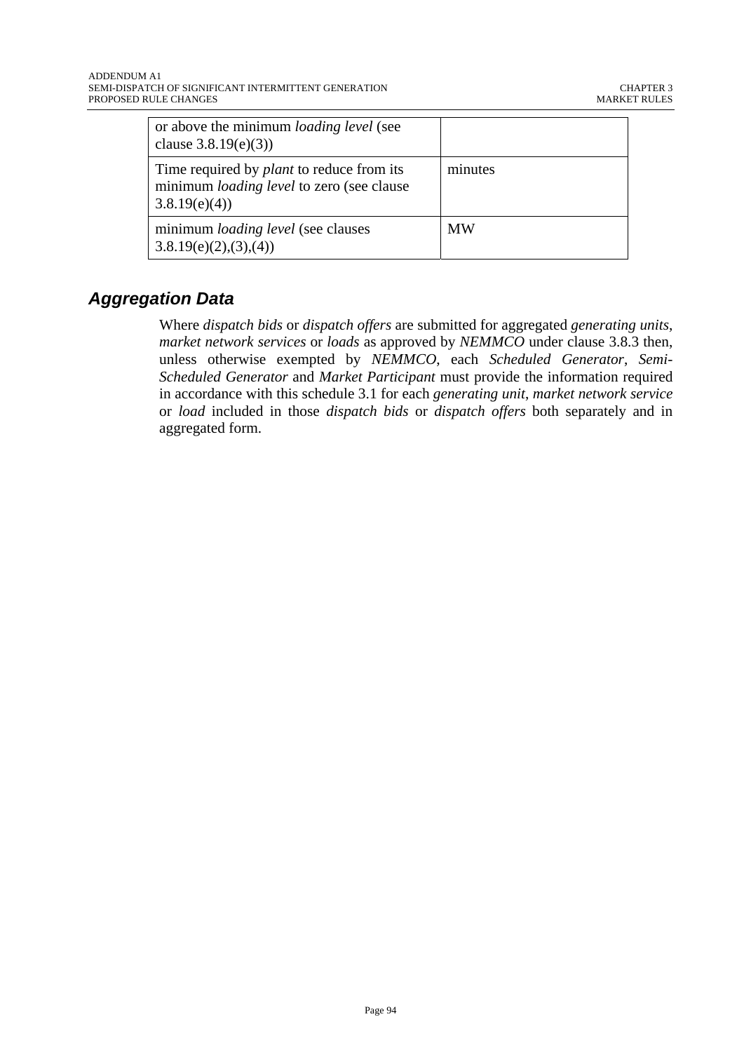| | |
|---|---|
| or above the minimum *loading level* (see clause 3.8.19(e)(3)) | |
| Time required by *plant* to reduce from its minimum *loading level* to zero (see clause 3.8.19(e)(4)) | minutes |
| minimum *loading level* (see clauses 3.8.19(e)(2),(3),(4)) | MW |

## *Aggregation Data*

Where *dispatch bids* or *dispatch offers* are submitted for aggregated *generating units*, *market network services* or *loads* as approved by *NEMMCO* under clause 3.8.3 then, unless otherwise exempted by *NEMMCO*, each *Scheduled Generator*, *Semi-Scheduled Generator* and *Market Participant* must provide the information required in accordance with this schedule 3.1 for each *generating unit*, *market network service* or *load* included in those *dispatch bids* or *dispatch offers* both separately and in aggregated form.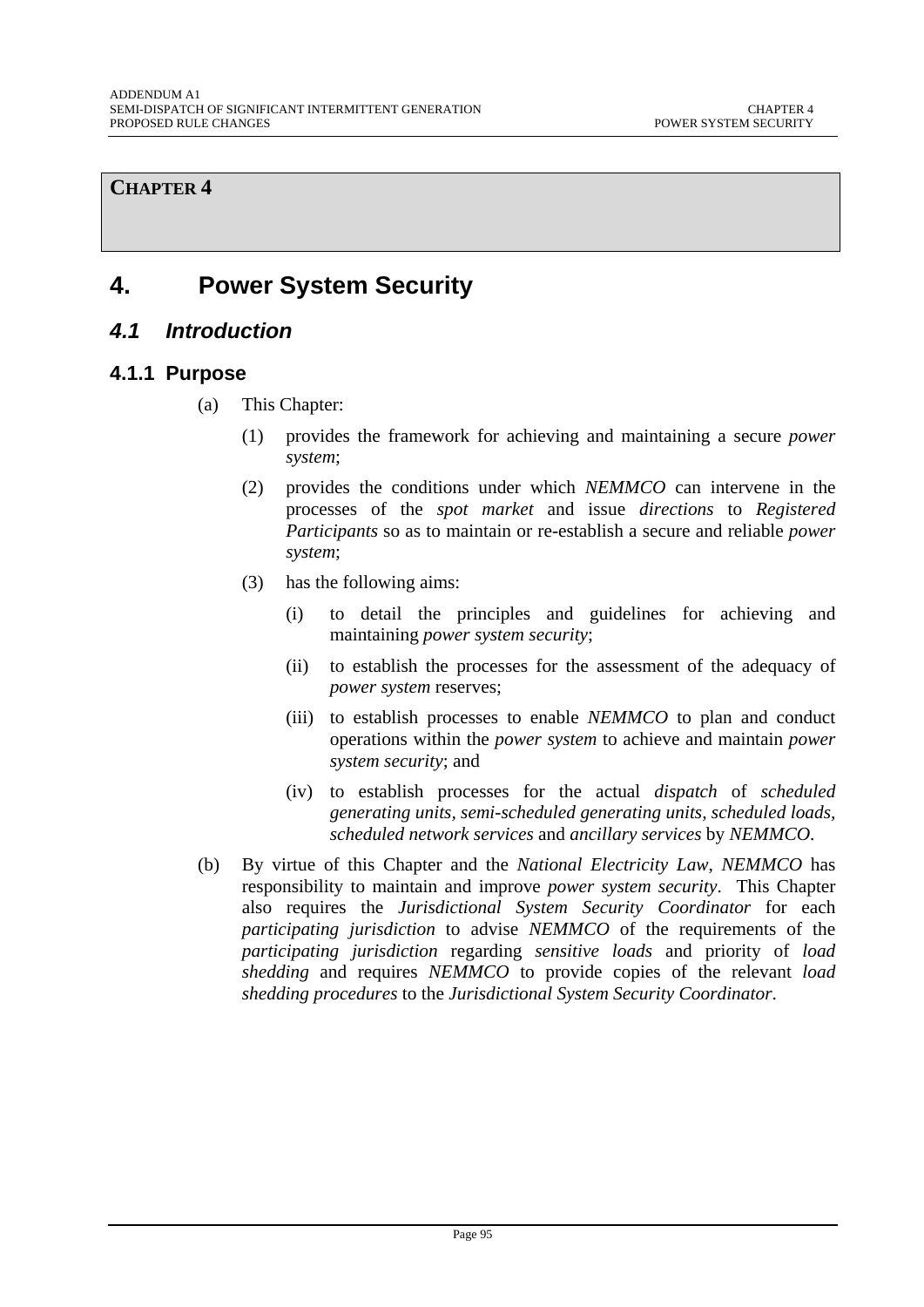**CHAPTER 4**

# 4. Power System Security

## *4.1 Introduction*

### 4.1.1 Purpose

(a) This Chapter:

(1) provides the framework for achieving and maintaining a secure *power system*;

(2) provides the conditions under which *NEMMCO* can intervene in the processes of the *spot market* and issue *directions* to *Registered Participants* so as to maintain or re-establish a secure and reliable *power system*;

(3) has the following aims:

(i) to detail the principles and guidelines for achieving and maintaining *power system security*;

(ii) to establish the processes for the assessment of the adequacy of *power system* reserves;

(iii) to establish processes to enable *NEMMCO* to plan and conduct operations within the *power system* to achieve and maintain *power system security*; and

(iv) to establish processes for the actual *dispatch* of *scheduled generating units*, *semi-scheduled generating units*, *scheduled loads*, *scheduled network services* and *ancillary services* by *NEMMCO*.

(b) By virtue of this Chapter and the *National Electricity Law*, *NEMMCO* has responsibility to maintain and improve *power system security*. This Chapter also requires the *Jurisdictional System Security Coordinator* for each *participating jurisdiction* to advise *NEMMCO* of the requirements of the *participating jurisdiction* regarding *sensitive loads* and priority of *load shedding* and requires *NEMMCO* to provide copies of the relevant *load shedding procedures* to the *Jurisdictional System Security Coordinator*.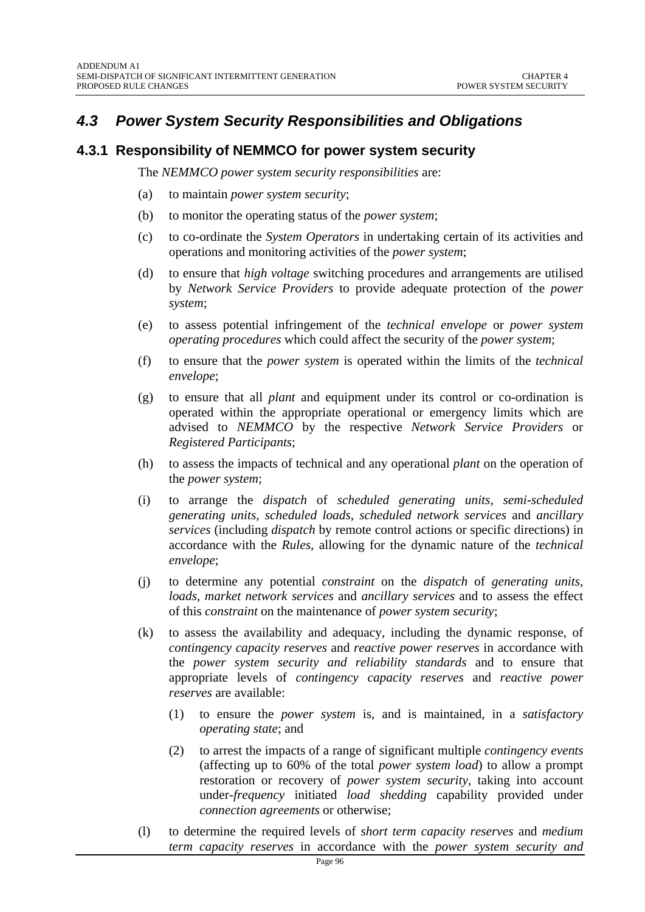## *4.3 Power System Security Responsibilities and Obligations*

### 4.3.1 Responsibility of NEMMCO for power system security

The *NEMMCO power system security responsibilities* are:

(a) to maintain *power system security*;

(b) to monitor the operating status of the *power system*;

(c) to co-ordinate the *System Operators* in undertaking certain of its activities and operations and monitoring activities of the *power system*;

(d) to ensure that *high voltage* switching procedures and arrangements are utilised by *Network Service Providers* to provide adequate protection of the *power system*;

(e) to assess potential infringement of the *technical envelope* or *power system operating procedures* which could affect the security of the *power system*;

(f) to ensure that the *power system* is operated within the limits of the *technical envelope*;

(g) to ensure that all *plant* and equipment under its control or co-ordination is operated within the appropriate operational or emergency limits which are advised to *NEMMCO* by the respective *Network Service Providers* or *Registered Participants*;

(h) to assess the impacts of technical and any operational *plant* on the operation of the *power system*;

(i) to arrange the *dispatch* of *scheduled generating units*, *semi-scheduled generating units*, *scheduled loads*, *scheduled network services* and *ancillary services* (including *dispatch* by remote control actions or specific directions) in accordance with the *Rules*, allowing for the dynamic nature of the *technical envelope*;

(j) to determine any potential *constraint* on the *dispatch* of *generating units*, *loads*, *market network services* and *ancillary services* and to assess the effect of this *constraint* on the maintenance of *power system security*;

(k) to assess the availability and adequacy, including the dynamic response, of *contingency capacity reserves* and *reactive power reserves* in accordance with the *power system security and reliability standards* and to ensure that appropriate levels of *contingency capacity reserves* and *reactive power reserves* are available:

   (1) to ensure the *power system* is, and is maintained, in a *satisfactory operating state*; and

   (2) to arrest the impacts of a range of significant multiple *contingency events* (affecting up to 60% of the total *power system load*) to allow a prompt restoration or recovery of *power system security*, taking into account under-*frequency* initiated *load shedding* capability provided under *connection agreements* or otherwise;

(l) to determine the required levels of *short term capacity reserves* and *medium term capacity reserves* in accordance with the *power system security and*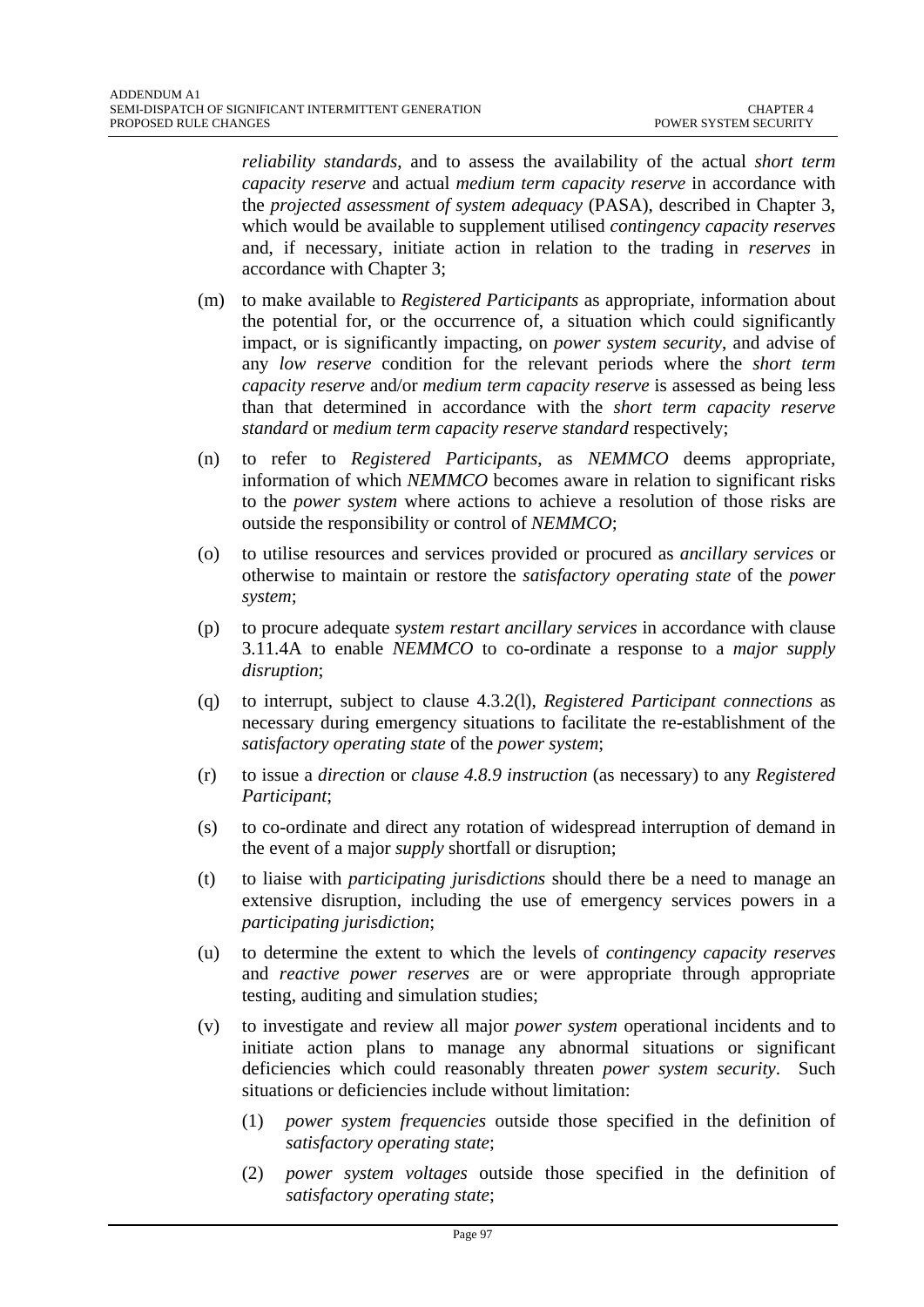*reliability standards*, and to assess the availability of the actual *short term capacity reserve* and actual *medium term capacity reserve* in accordance with the *projected assessment of system adequacy* (PASA), described in Chapter 3, which would be available to supplement utilised *contingency capacity reserves* and, if necessary, initiate action in relation to the trading in *reserves* in accordance with Chapter 3;

(m) to make available to *Registered Participants* as appropriate, information about the potential for, or the occurrence of, a situation which could significantly impact, or is significantly impacting, on *power system security*, and advise of any *low reserve* condition for the relevant periods where the *short term capacity reserve* and/or *medium term capacity reserve* is assessed as being less than that determined in accordance with the *short term capacity reserve standard* or *medium term capacity reserve standard* respectively;

(n) to refer to *Registered Participants*, as *NEMMCO* deems appropriate, information of which *NEMMCO* becomes aware in relation to significant risks to the *power system* where actions to achieve a resolution of those risks are outside the responsibility or control of *NEMMCO*;

(o) to utilise resources and services provided or procured as *ancillary services* or otherwise to maintain or restore the *satisfactory operating state* of the *power system*;

(p) to procure adequate *system restart ancillary services* in accordance with clause 3.11.4A to enable *NEMMCO* to co-ordinate a response to a *major supply disruption*;

(q) to interrupt, subject to clause 4.3.2(l), *Registered Participant connections* as necessary during emergency situations to facilitate the re-establishment of the *satisfactory operating state* of the *power system*;

(r) to issue a *direction* or *clause 4.8.9 instruction* (as necessary) to any *Registered Participant*;

(s) to co-ordinate and direct any rotation of widespread interruption of demand in the event of a major *supply* shortfall or disruption;

(t) to liaise with *participating jurisdictions* should there be a need to manage an extensive disruption, including the use of emergency services powers in a *participating jurisdiction*;

(u) to determine the extent to which the levels of *contingency capacity reserves* and *reactive power reserves* are or were appropriate through appropriate testing, auditing and simulation studies;

(v) to investigate and review all major *power system* operational incidents and to initiate action plans to manage any abnormal situations or significant deficiencies which could reasonably threaten *power system security*. Such situations or deficiencies include without limitation:

  (1) *power system frequencies* outside those specified in the definition of *satisfactory operating state*;

  (2) *power system voltages* outside those specified in the definition of *satisfactory operating state*;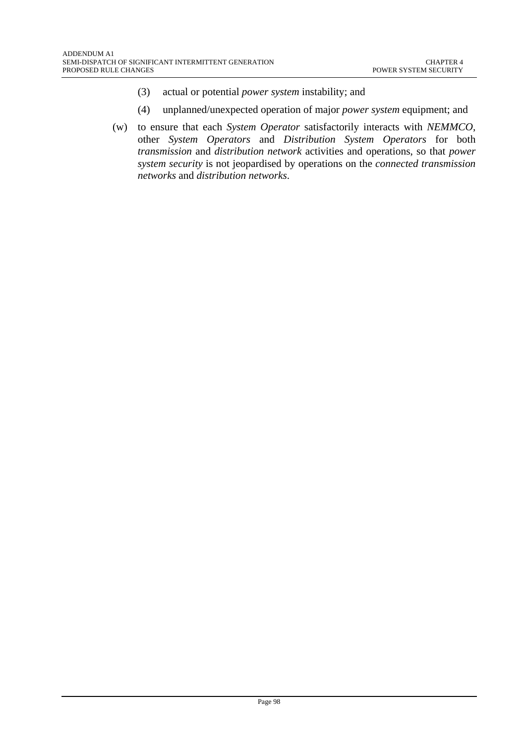(3) actual or potential *power system* instability; and

(4) unplanned/unexpected operation of major *power system* equipment; and

(w) to ensure that each *System Operator* satisfactorily interacts with *NEMMCO*, other *System Operators* and *Distribution System Operators* for both *transmission* and *distribution network* activities and operations, so that *power system security* is not jeopardised by operations on the *connected transmission networks* and *distribution networks*.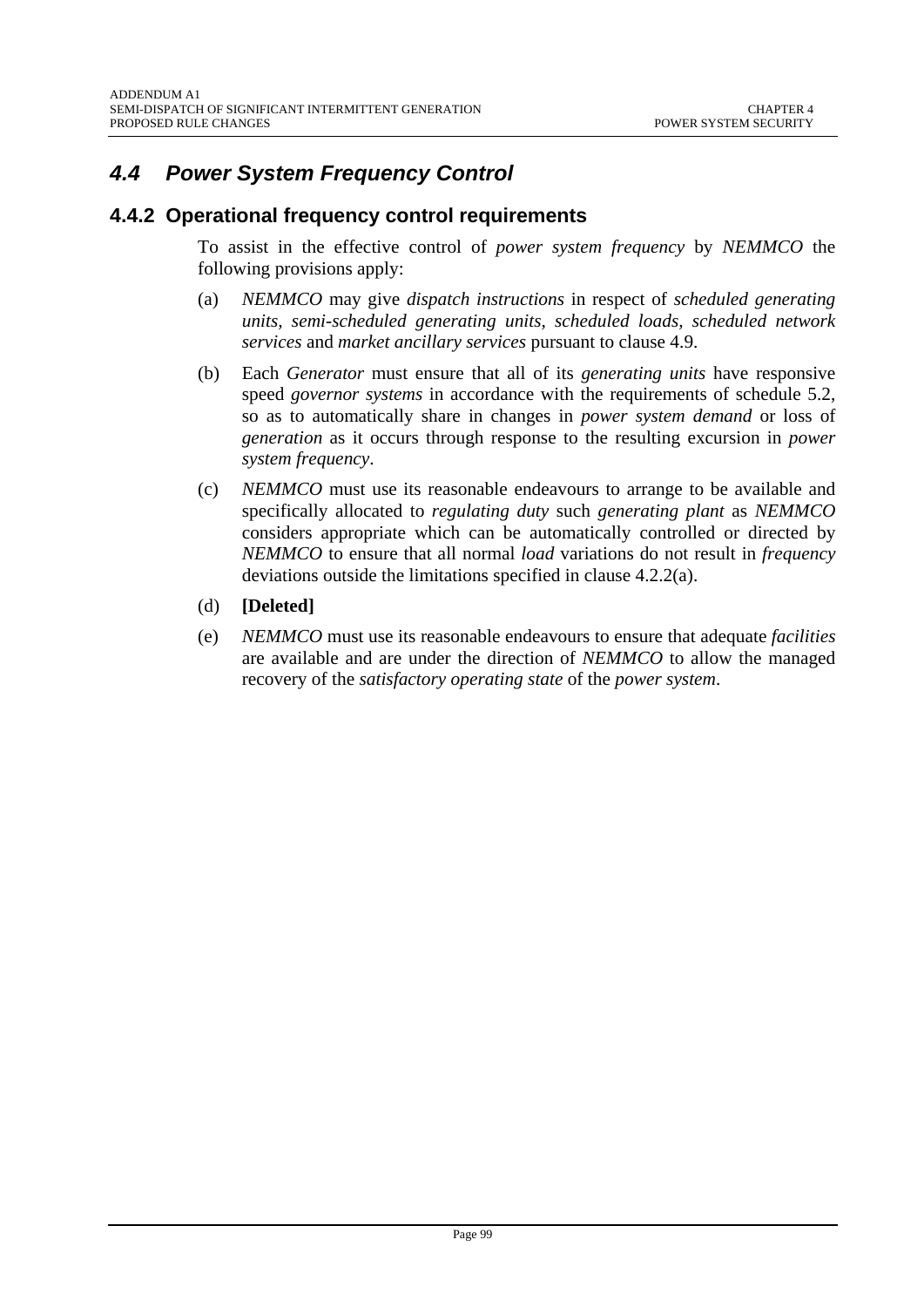## *4.4 Power System Frequency Control*

### 4.4.2 Operational frequency control requirements

To assist in the effective control of *power system frequency* by *NEMMCO* the following provisions apply:

(a) *NEMMCO* may give *dispatch instructions* in respect of *scheduled generating units*, *semi-scheduled generating units*, *scheduled loads*, *scheduled network services* and *market ancillary services* pursuant to clause 4.9.

(b) Each *Generator* must ensure that all of its *generating units* have responsive speed *governor systems* in accordance with the requirements of schedule 5.2, so as to automatically share in changes in *power system demand* or loss of *generation* as it occurs through response to the resulting excursion in *power system frequency*.

(c) *NEMMCO* must use its reasonable endeavours to arrange to be available and specifically allocated to *regulating duty* such *generating plant* as *NEMMCO* considers appropriate which can be automatically controlled or directed by *NEMMCO* to ensure that all normal *load* variations do not result in *frequency* deviations outside the limitations specified in clause 4.2.2(a).

(d) **[Deleted]**

(e) *NEMMCO* must use its reasonable endeavours to ensure that adequate *facilities* are available and are under the direction of *NEMMCO* to allow the managed recovery of the *satisfactory operating state* of the *power system*.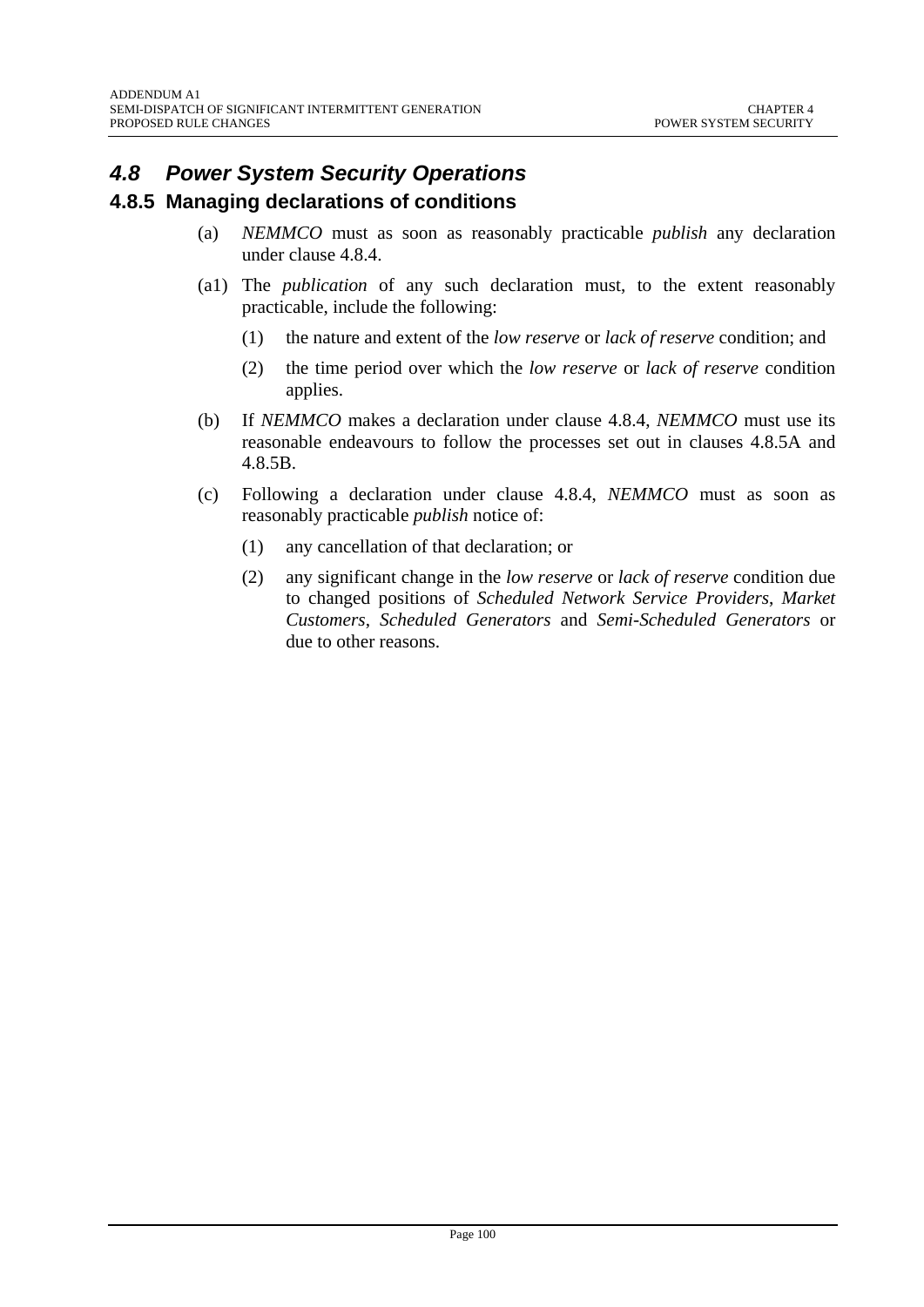## *4.8 Power System Security Operations*

### 4.8.5 Managing declarations of conditions

(a) *NEMMCO* must as soon as reasonably practicable *publish* any declaration under clause 4.8.4.

(a1) The *publication* of any such declaration must, to the extent reasonably practicable, include the following:

(1) the nature and extent of the *low reserve* or *lack of reserve* condition; and

(2) the time period over which the *low reserve* or *lack of reserve* condition applies.

(b) If *NEMMCO* makes a declaration under clause 4.8.4, *NEMMCO* must use its reasonable endeavours to follow the processes set out in clauses 4.8.5A and 4.8.5B.

(c) Following a declaration under clause 4.8.4, *NEMMCO* must as soon as reasonably practicable *publish* notice of:

(1) any cancellation of that declaration; or

(2) any significant change in the *low reserve* or *lack of reserve* condition due to changed positions of *Scheduled Network Service Providers*, *Market Customers*, *Scheduled Generators* and *Semi-Scheduled Generators* or due to other reasons.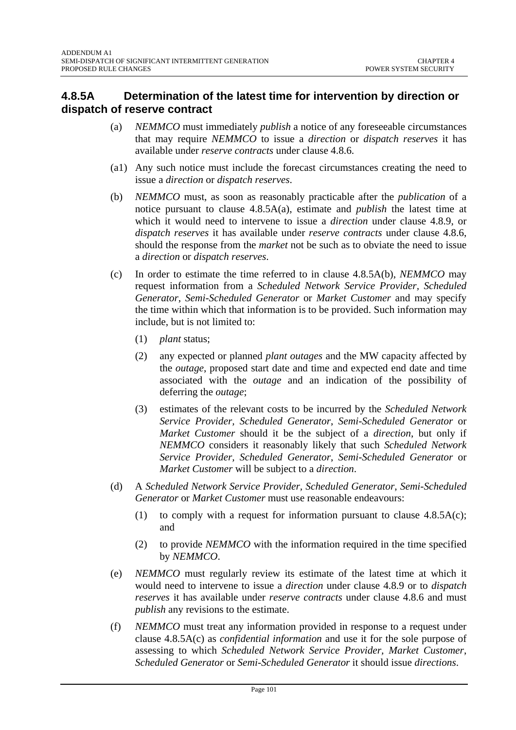### 4.8.5A Determination of the latest time for intervention by direction or dispatch of reserve contract

(a) *NEMMCO* must immediately *publish* a notice of any foreseeable circumstances that may require *NEMMCO* to issue a *direction* or *dispatch reserves* it has available under *reserve contracts* under clause 4.8.6.

(a1) Any such notice must include the forecast circumstances creating the need to issue a *direction* or *dispatch reserves*.

(b) *NEMMCO* must, as soon as reasonably practicable after the *publication* of a notice pursuant to clause 4.8.5A(a), estimate and *publish* the latest time at which it would need to intervene to issue a *direction* under clause 4.8.9, or *dispatch reserves* it has available under *reserve contracts* under clause 4.8.6, should the response from the *market* not be such as to obviate the need to issue a *direction* or *dispatch reserves*.

(c) In order to estimate the time referred to in clause 4.8.5A(b), *NEMMCO* may request information from a *Scheduled Network Service Provider*, *Scheduled Generator*, *Semi-Scheduled Generator* or *Market Customer* and may specify the time within which that information is to be provided. Such information may include, but is not limited to:

   (1) *plant* status;

   (2) any expected or planned *plant outages* and the MW capacity affected by the *outage*, proposed start date and time and expected end date and time associated with the *outage* and an indication of the possibility of deferring the *outage*;

   (3) estimates of the relevant costs to be incurred by the *Scheduled Network Service Provider, Scheduled Generator*, *Semi-Scheduled Generator* or *Market Customer* should it be the subject of a *direction*, but only if *NEMMCO* considers it reasonably likely that such *Scheduled Network Service Provider*, *Scheduled Generator*, *Semi-Scheduled Generator* or *Market Customer* will be subject to a *direction*.

(d) A *Scheduled Network Service Provider*, *Scheduled Generator*, *Semi-Scheduled Generator* or *Market Customer* must use reasonable endeavours:

   (1) to comply with a request for information pursuant to clause 4.8.5A(c); and

   (2) to provide *NEMMCO* with the information required in the time specified by *NEMMCO*.

(e) *NEMMCO* must regularly review its estimate of the latest time at which it would need to intervene to issue a *direction* under clause 4.8.9 or to *dispatch reserves* it has available under *reserve contracts* under clause 4.8.6 and must *publish* any revisions to the estimate.

(f) *NEMMCO* must treat any information provided in response to a request under clause 4.8.5A(c) as *confidential information* and use it for the sole purpose of assessing to which *Scheduled Network Service Provider*, *Market Customer*, *Scheduled Generator* or *Semi-Scheduled Generator* it should issue *directions*.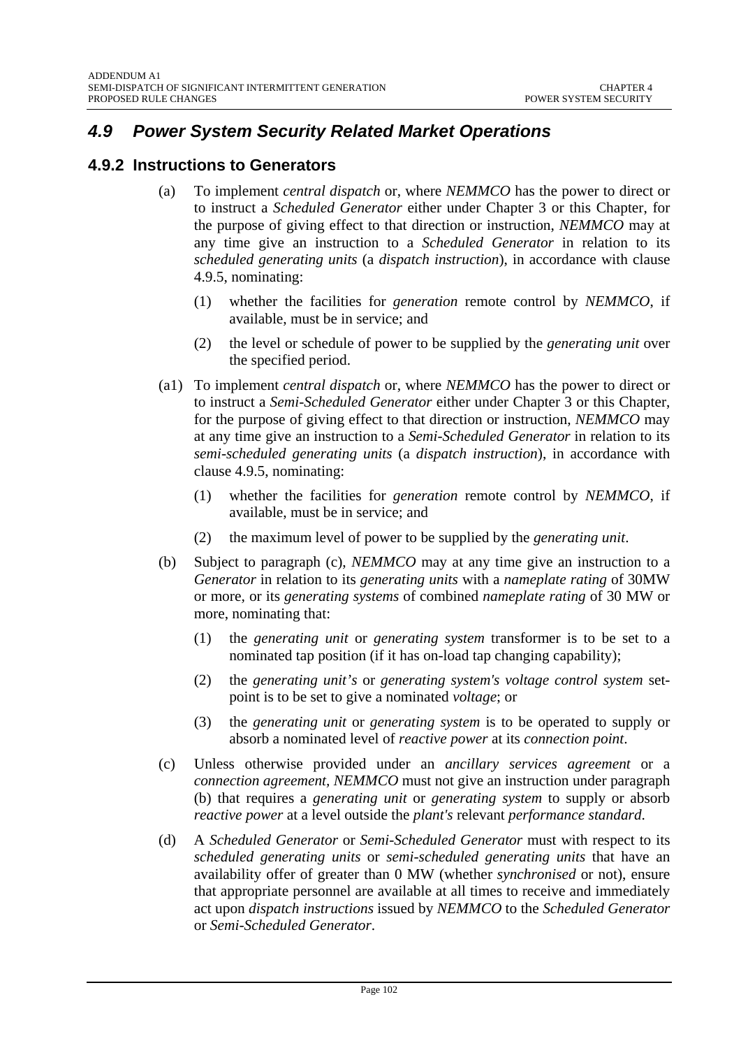## *4.9 Power System Security Related Market Operations*

### 4.9.2 Instructions to Generators

(a) To implement *central dispatch* or, where *NEMMCO* has the power to direct or to instruct a *Scheduled Generator* either under Chapter 3 or this Chapter, for the purpose of giving effect to that direction or instruction, *NEMMCO* may at any time give an instruction to a *Scheduled Generator* in relation to its *scheduled generating units* (a *dispatch instruction*), in accordance with clause 4.9.5, nominating:

   (1) whether the facilities for *generation* remote control by *NEMMCO*, if available, must be in service; and

   (2) the level or schedule of power to be supplied by the *generating unit* over the specified period.

(a1) To implement *central dispatch* or, where *NEMMCO* has the power to direct or to instruct a *Semi-Scheduled Generator* either under Chapter 3 or this Chapter, for the purpose of giving effect to that direction or instruction, *NEMMCO* may at any time give an instruction to a *Semi-Scheduled Generator* in relation to its *semi-scheduled generating units* (a *dispatch instruction*), in accordance with clause 4.9.5, nominating:

   (1) whether the facilities for *generation* remote control by *NEMMCO*, if available, must be in service; and

   (2) the maximum level of power to be supplied by the *generating unit*.

(b) Subject to paragraph (c), *NEMMCO* may at any time give an instruction to a *Generator* in relation to its *generating units* with a *nameplate rating* of 30MW or more, or its *generating systems* of combined *nameplate rating* of 30 MW or more, nominating that:

   (1) the *generating unit* or *generating system* transformer is to be set to a nominated tap position (if it has on-load tap changing capability);

   (2) the *generating unit's* or *generating system's voltage control system* set-point is to be set to give a nominated *voltage*; or

   (3) the *generating unit* or *generating system* is to be operated to supply or absorb a nominated level of *reactive power* at its *connection point*.

(c) Unless otherwise provided under an *ancillary services agreement* or a *connection agreement*, *NEMMCO* must not give an instruction under paragraph (b) that requires a *generating unit* or *generating system* to supply or absorb *reactive power* at a level outside the *plant's* relevant *performance standard*.

(d) A *Scheduled Generator* or *Semi-Scheduled Generator* must with respect to its *scheduled generating units* or *semi-scheduled generating units* that have an availability offer of greater than 0 MW (whether *synchronised* or not), ensure that appropriate personnel are available at all times to receive and immediately act upon *dispatch instructions* issued by *NEMMCO* to the *Scheduled Generator* or *Semi-Scheduled Generator*.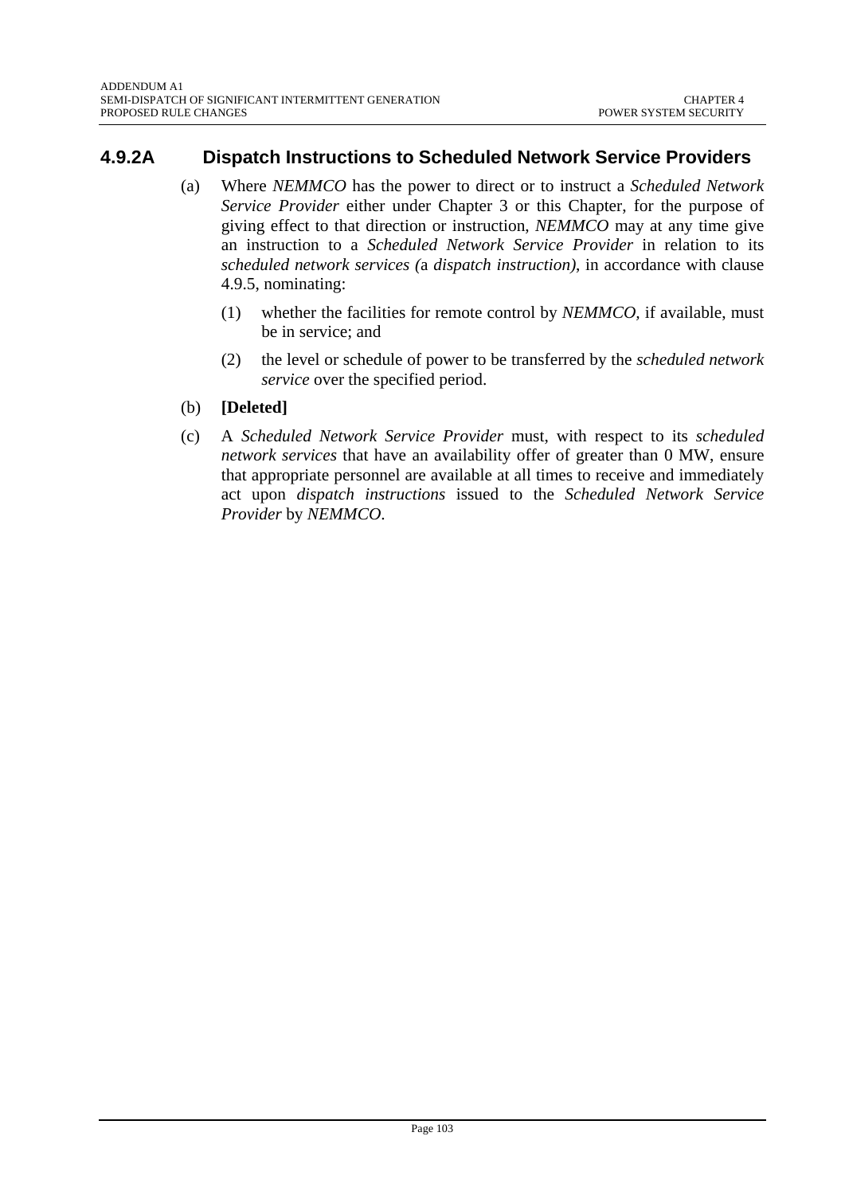### 4.9.2A Dispatch Instructions to Scheduled Network Service Providers

(a) Where *NEMMCO* has the power to direct or to instruct a *Scheduled Network Service Provider* either under Chapter 3 or this Chapter, for the purpose of giving effect to that direction or instruction, *NEMMCO* may at any time give an instruction to a *Scheduled Network Service Provider* in relation to its *scheduled network services (*a *dispatch instruction)*, in accordance with clause 4.9.5, nominating:

  (1) whether the facilities for remote control by *NEMMCO*, if available, must be in service; and

  (2) the level or schedule of power to be transferred by the *scheduled network service* over the specified period.

(b) **[Deleted]**

(c) A *Scheduled Network Service Provider* must, with respect to its *scheduled network services* that have an availability offer of greater than 0 MW, ensure that appropriate personnel are available at all times to receive and immediately act upon *dispatch instructions* issued to the *Scheduled Network Service Provider* by *NEMMCO*.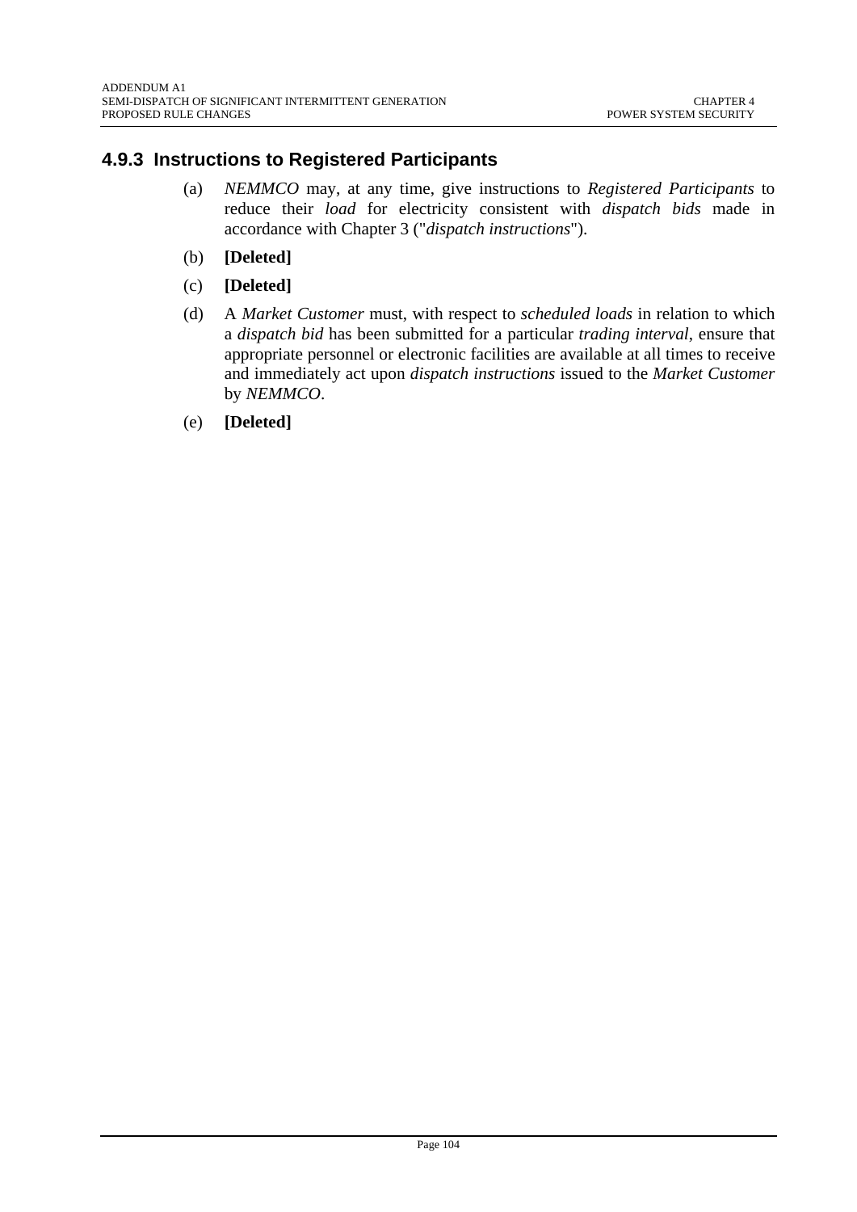### 4.9.3 Instructions to Registered Participants

(a) *NEMMCO* may, at any time, give instructions to *Registered Participants* to reduce their *load* for electricity consistent with *dispatch bids* made in accordance with Chapter 3 ("*dispatch instructions*").

(b) **[Deleted]**

(c) **[Deleted]**

(d) A *Market Customer* must, with respect to *scheduled loads* in relation to which a *dispatch bid* has been submitted for a particular *trading interval*, ensure that appropriate personnel or electronic facilities are available at all times to receive and immediately act upon *dispatch instructions* issued to the *Market Customer* by *NEMMCO*.

(e) **[Deleted]**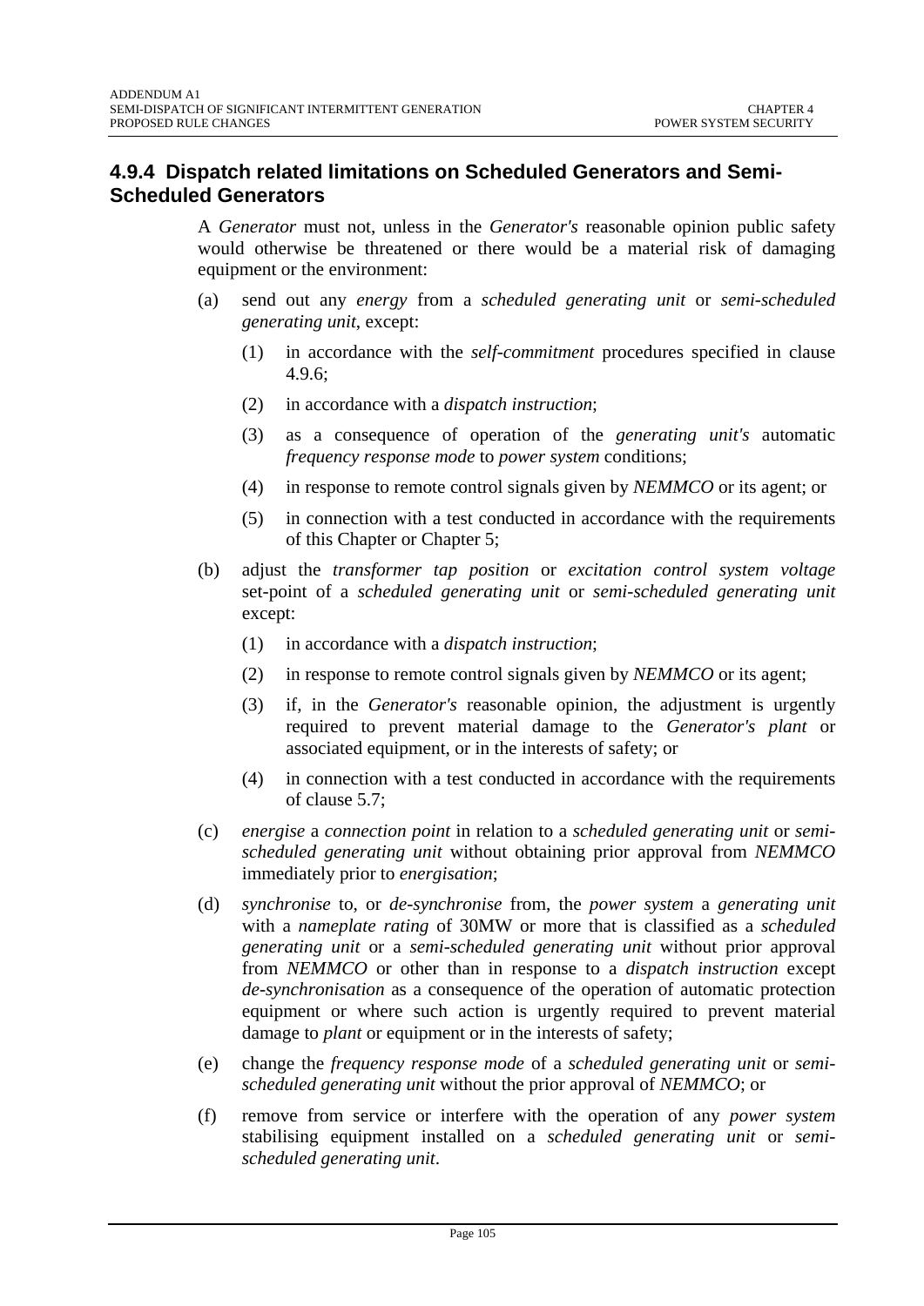### 4.9.4 Dispatch related limitations on Scheduled Generators and Semi-Scheduled Generators

A *Generator* must not, unless in the *Generator's* reasonable opinion public safety would otherwise be threatened or there would be a material risk of damaging equipment or the environment:

(a) send out any *energy* from a *scheduled generating unit* or *semi-scheduled generating unit*, except:

  (1) in accordance with the *self-commitment* procedures specified in clause 4.9.6;

  (2) in accordance with a *dispatch instruction*;

  (3) as a consequence of operation of the *generating unit's* automatic *frequency response mode* to *power system* conditions;

  (4) in response to remote control signals given by *NEMMCO* or its agent; or

  (5) in connection with a test conducted in accordance with the requirements of this Chapter or Chapter 5;

(b) adjust the *transformer tap position* or *excitation control system voltage* set-point of a *scheduled generating unit* or *semi-scheduled generating unit* except:

  (1) in accordance with a *dispatch instruction*;

  (2) in response to remote control signals given by *NEMMCO* or its agent;

  (3) if, in the *Generator's* reasonable opinion, the adjustment is urgently required to prevent material damage to the *Generator's plant* or associated equipment, or in the interests of safety; or

  (4) in connection with a test conducted in accordance with the requirements of clause 5.7;

(c) *energise* a *connection point* in relation to a *scheduled generating unit* or *semi-scheduled generating unit* without obtaining prior approval from *NEMMCO* immediately prior to *energisation*;

(d) *synchronise* to, or *de-synchronise* from, the *power system* a *generating unit* with a *nameplate rating* of 30MW or more that is classified as a *scheduled generating unit* or a *semi-scheduled generating unit* without prior approval from *NEMMCO* or other than in response to a *dispatch instruction* except *de-synchronisation* as a consequence of the operation of automatic protection equipment or where such action is urgently required to prevent material damage to *plant* or equipment or in the interests of safety;

(e) change the *frequency response mode* of a *scheduled generating unit* or *semi-scheduled generating unit* without the prior approval of *NEMMCO*; or

(f) remove from service or interfere with the operation of any *power system* stabilising equipment installed on a *scheduled generating unit* or *semi-scheduled generating unit*.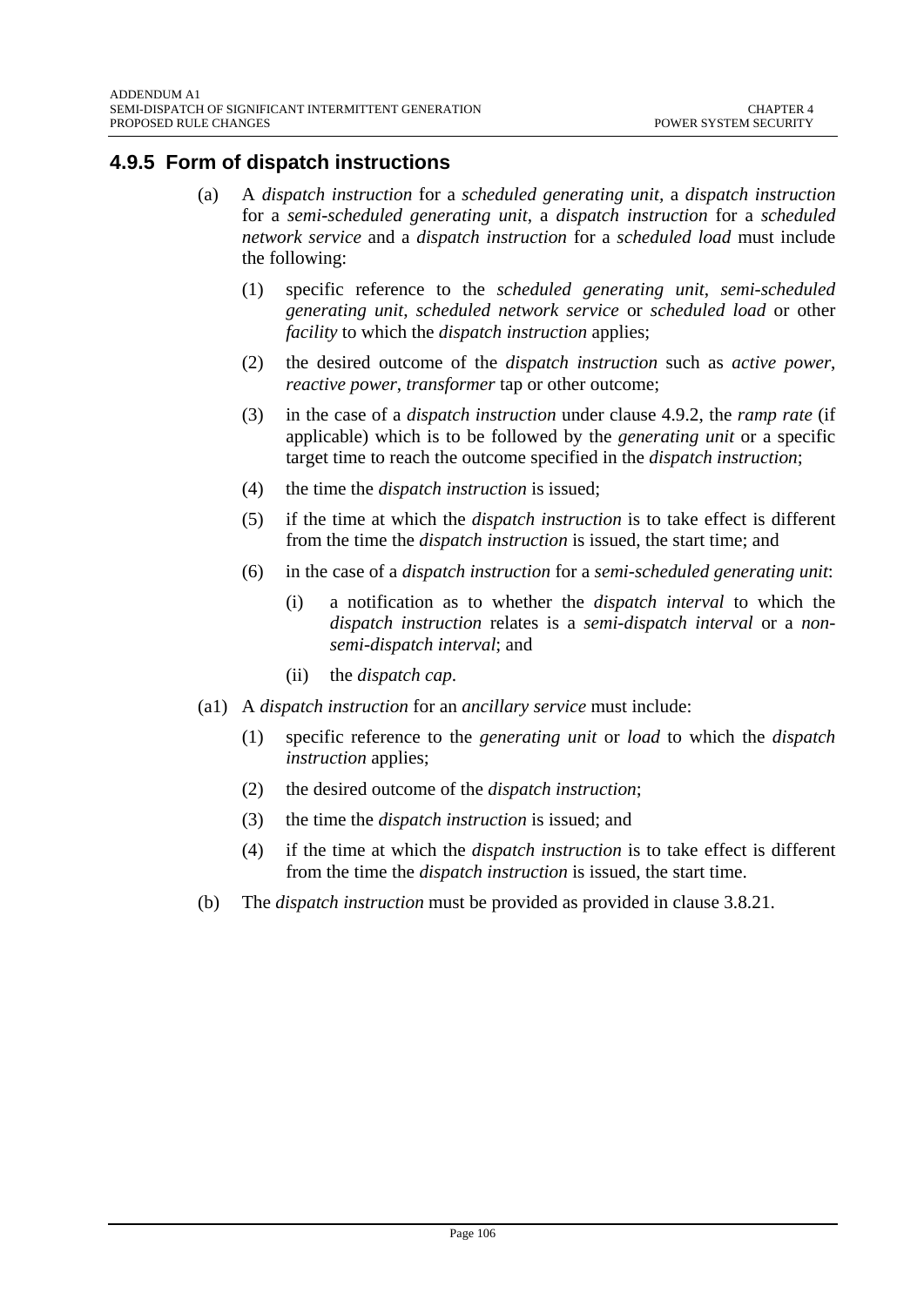### 4.9.5 Form of dispatch instructions

(a) A *dispatch instruction* for a *scheduled generating unit*, a *dispatch instruction* for a *semi-scheduled generating unit*, a *dispatch instruction* for a *scheduled network service* and a *dispatch instruction* for a *scheduled load* must include the following:

(1) specific reference to the *scheduled generating unit*, *semi-scheduled generating unit*, *scheduled network service* or *scheduled load* or other *facility* to which the *dispatch instruction* applies;

(2) the desired outcome of the *dispatch instruction* such as *active power*, *reactive power*, *transformer* tap or other outcome;

(3) in the case of a *dispatch instruction* under clause 4.9.2, the *ramp rate* (if applicable) which is to be followed by the *generating unit* or a specific target time to reach the outcome specified in the *dispatch instruction*;

(4) the time the *dispatch instruction* is issued;

(5) if the time at which the *dispatch instruction* is to take effect is different from the time the *dispatch instruction* is issued, the start time; and

(6) in the case of a *dispatch instruction* for a *semi-scheduled generating unit*:

(i) a notification as to whether the *dispatch interval* to which the *dispatch instruction* relates is a *semi-dispatch interval* or a *non-semi-dispatch interval*; and

(ii) the *dispatch cap*.

(a1) A *dispatch instruction* for an *ancillary service* must include:

(1) specific reference to the *generating unit* or *load* to which the *dispatch instruction* applies;

(2) the desired outcome of the *dispatch instruction*;

(3) the time the *dispatch instruction* is issued; and

(4) if the time at which the *dispatch instruction* is to take effect is different from the time the *dispatch instruction* is issued, the start time.

(b) The *dispatch instruction* must be provided as provided in clause 3.8.21.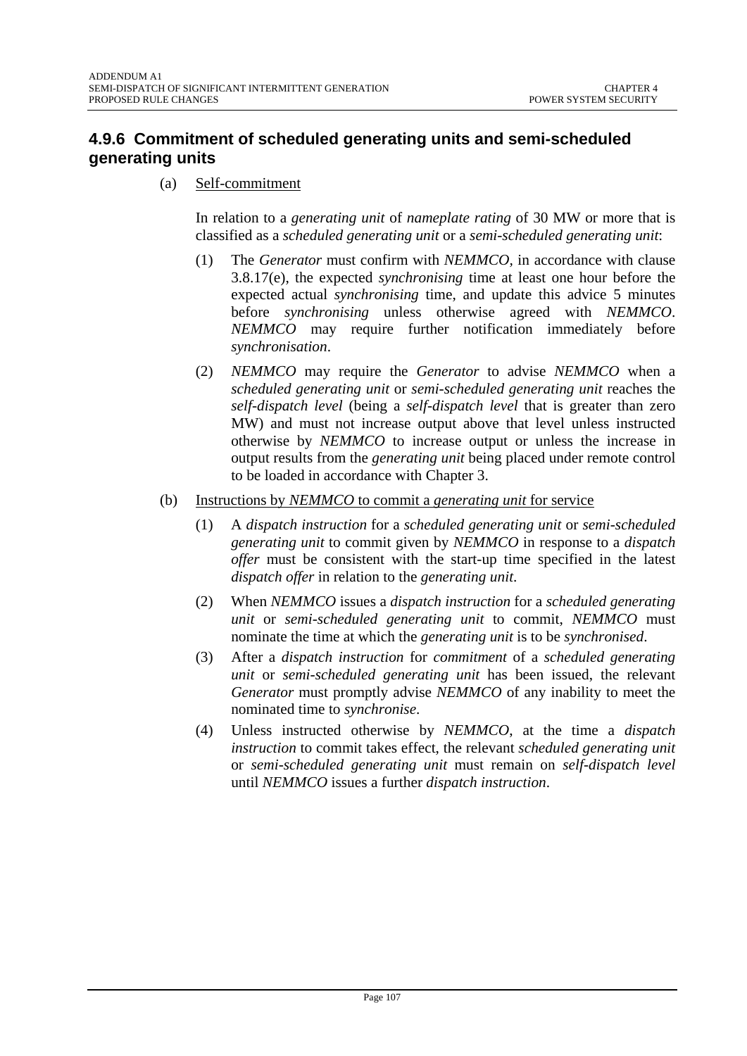### 4.9.6 Commitment of scheduled generating units and semi-scheduled generating units

(a) Self-commitment

In relation to a *generating unit* of *nameplate rating* of 30 MW or more that is classified as a *scheduled generating unit* or a *semi-scheduled generating unit*:

(1) The *Generator* must confirm with *NEMMCO*, in accordance with clause 3.8.17(e), the expected *synchronising* time at least one hour before the expected actual *synchronising* time, and update this advice 5 minutes before *synchronising* unless otherwise agreed with *NEMMCO*. *NEMMCO* may require further notification immediately before *synchronisation*.

(2) *NEMMCO* may require the *Generator* to advise *NEMMCO* when a *scheduled generating unit* or *semi-scheduled generating unit* reaches the *self-dispatch level* (being a *self-dispatch level* that is greater than zero MW) and must not increase output above that level unless instructed otherwise by *NEMMCO* to increase output or unless the increase in output results from the *generating unit* being placed under remote control to be loaded in accordance with Chapter 3.

(b) Instructions by *NEMMCO* to commit a *generating unit* for service

(1) A *dispatch instruction* for a *scheduled generating unit* or *semi-scheduled generating unit* to commit given by *NEMMCO* in response to a *dispatch offer* must be consistent with the start-up time specified in the latest *dispatch offer* in relation to the *generating unit*.

(2) When *NEMMCO* issues a *dispatch instruction* for a *scheduled generating unit* or *semi-scheduled generating unit* to commit, *NEMMCO* must nominate the time at which the *generating unit* is to be *synchronised*.

(3) After a *dispatch instruction* for *commitment* of a *scheduled generating unit* or *semi-scheduled generating unit* has been issued, the relevant *Generator* must promptly advise *NEMMCO* of any inability to meet the nominated time to *synchronise*.

(4) Unless instructed otherwise by *NEMMCO*, at the time a *dispatch instruction* to commit takes effect, the relevant *scheduled generating unit* or *semi-scheduled generating unit* must remain on *self-dispatch level* until *NEMMCO* issues a further *dispatch instruction*.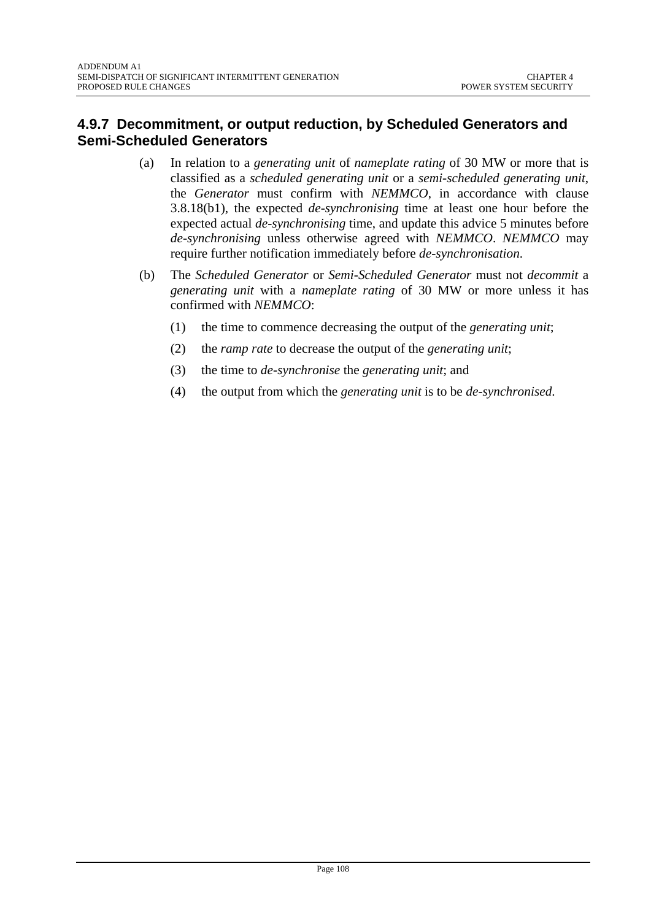### 4.9.7 Decommitment, or output reduction, by Scheduled Generators and Semi-Scheduled Generators

(a) In relation to a *generating unit* of *nameplate rating* of 30 MW or more that is classified as a *scheduled generating unit* or a *semi-scheduled generating unit*, the *Generator* must confirm with *NEMMCO*, in accordance with clause 3.8.18(b1), the expected *de-synchronising* time at least one hour before the expected actual *de-synchronising* time, and update this advice 5 minutes before *de-synchronising* unless otherwise agreed with *NEMMCO*. *NEMMCO* may require further notification immediately before *de-synchronisation*.

(b) The *Scheduled Generator* or *Semi-Scheduled Generator* must not *decommit* a *generating unit* with a *nameplate rating* of 30 MW or more unless it has confirmed with *NEMMCO*:

(1) the time to commence decreasing the output of the *generating unit*;

(2) the *ramp rate* to decrease the output of the *generating unit*;

(3) the time to *de-synchronise* the *generating unit*; and

(4) the output from which the *generating unit* is to be *de-synchronised*.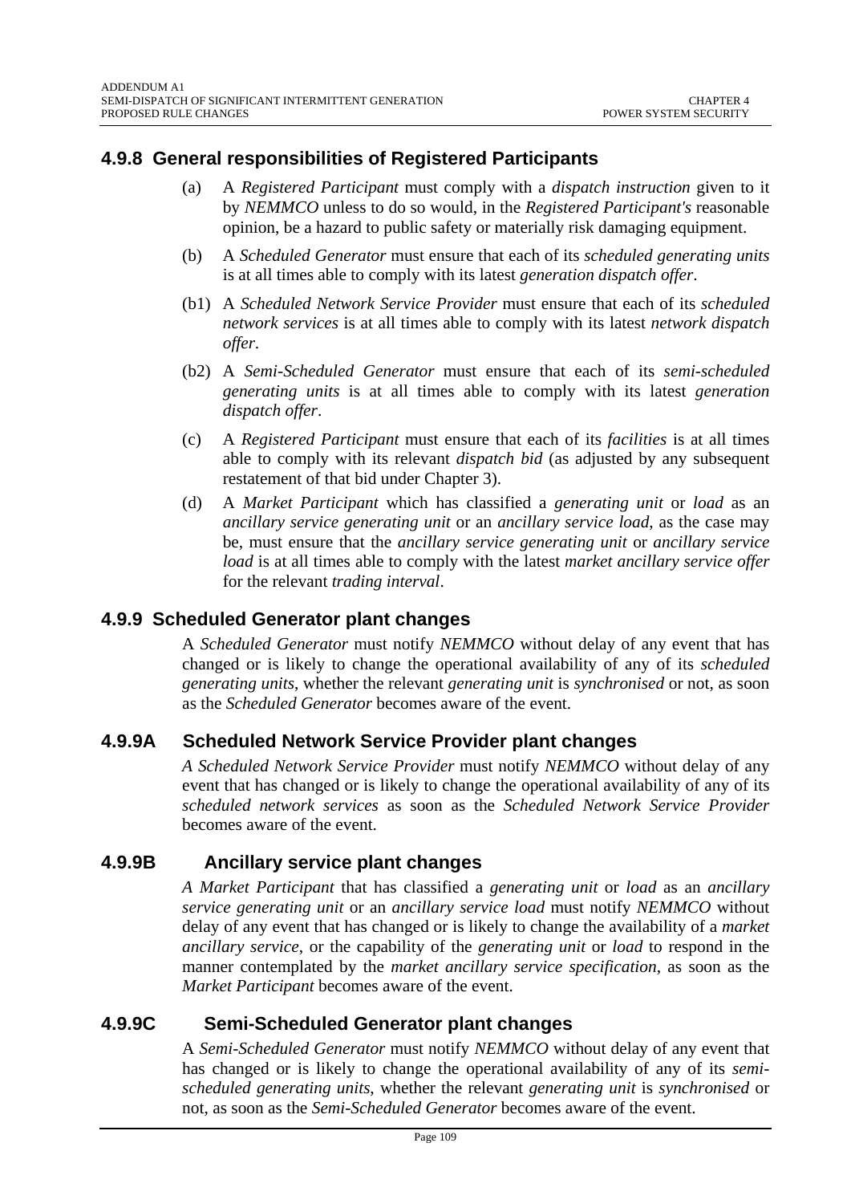### 4.9.8 General responsibilities of Registered Participants

(a) A *Registered Participant* must comply with a *dispatch instruction* given to it by *NEMMCO* unless to do so would, in the *Registered Participant's* reasonable opinion, be a hazard to public safety or materially risk damaging equipment.

(b) A *Scheduled Generator* must ensure that each of its *scheduled generating units* is at all times able to comply with its latest *generation dispatch offer*.

(b1) A *Scheduled Network Service Provider* must ensure that each of its *scheduled network services* is at all times able to comply with its latest *network dispatch offer*.

(b2) A *Semi-Scheduled Generator* must ensure that each of its *semi-scheduled generating units* is at all times able to comply with its latest *generation dispatch offer*.

(c) A *Registered Participant* must ensure that each of its *facilities* is at all times able to comply with its relevant *dispatch bid* (as adjusted by any subsequent restatement of that bid under Chapter 3).

(d) A *Market Participant* which has classified a *generating unit* or *load* as an *ancillary service generating unit* or an *ancillary service load*, as the case may be, must ensure that the *ancillary service generating unit* or *ancillary service load* is at all times able to comply with the latest *market ancillary service offer* for the relevant *trading interval*.

### 4.9.9 Scheduled Generator plant changes

A *Scheduled Generator* must notify *NEMMCO* without delay of any event that has changed or is likely to change the operational availability of any of its *scheduled generating units*, whether the relevant *generating unit* is *synchronised* or not, as soon as the *Scheduled Generator* becomes aware of the event.

### 4.9.9A Scheduled Network Service Provider plant changes

*A Scheduled Network Service Provider* must notify *NEMMCO* without delay of any event that has changed or is likely to change the operational availability of any of its *scheduled network services* as soon as the *Scheduled Network Service Provider* becomes aware of the event.

### 4.9.9B Ancillary service plant changes

*A Market Participant* that has classified a *generating unit* or *load* as an *ancillary service generating unit* or an *ancillary service load* must notify *NEMMCO* without delay of any event that has changed or is likely to change the availability of a *market ancillary service*, or the capability of the *generating unit* or *load* to respond in the manner contemplated by the *market ancillary service specification*, as soon as the *Market Participant* becomes aware of the event.

### 4.9.9C Semi-Scheduled Generator plant changes

A *Semi-Scheduled Generator* must notify *NEMMCO* without delay of any event that has changed or is likely to change the operational availability of any of its *semi-scheduled generating units*, whether the relevant *generating unit* is *synchronised* or not, as soon as the *Semi-Scheduled Generator* becomes aware of the event.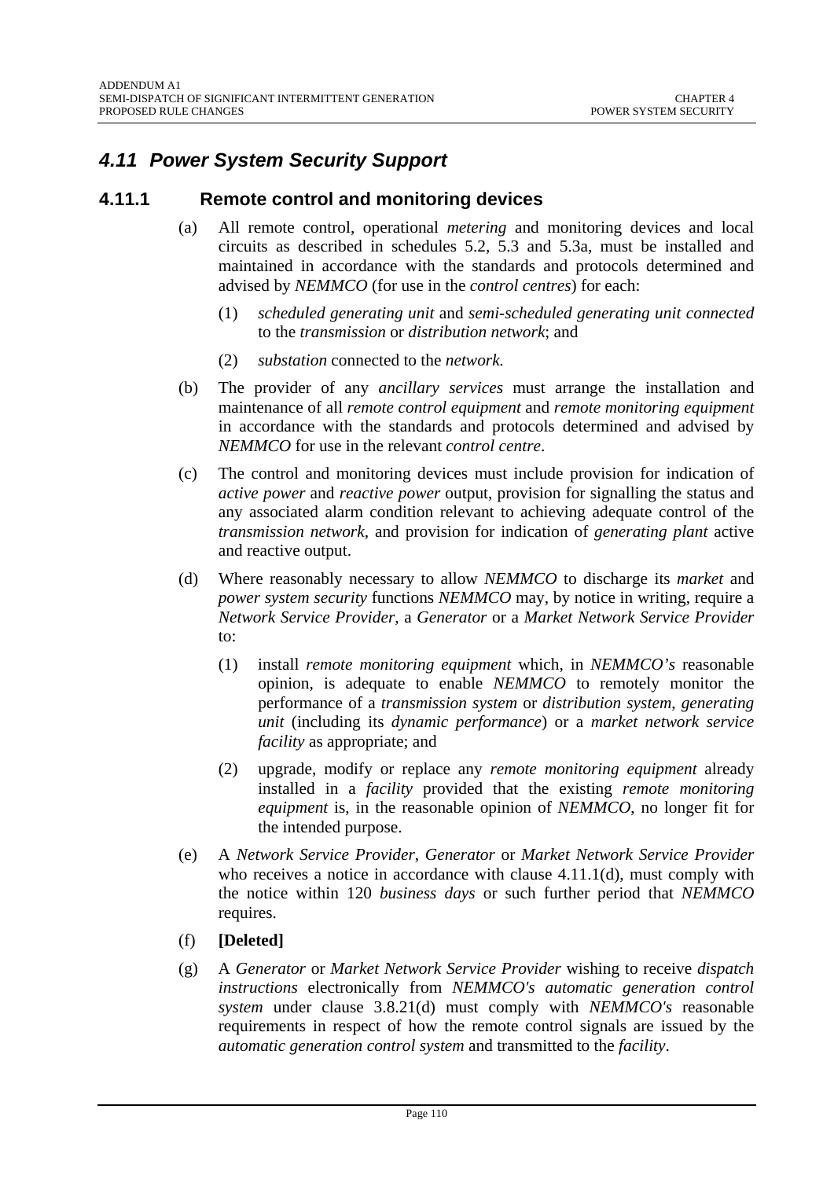## *4.11 Power System Security Support*

### 4.11.1 Remote control and monitoring devices

(a) All remote control, operational *metering* and monitoring devices and local circuits as described in schedules 5.2, 5.3 and 5.3a, must be installed and maintained in accordance with the standards and protocols determined and advised by *NEMMCO* (for use in the *control centres*) for each:

(1) *scheduled generating unit* and *semi-scheduled generating unit connected* to the *transmission* or *distribution network*; and

(2) *substation* connected to the *network.*

(b) The provider of any *ancillary services* must arrange the installation and maintenance of all *remote control equipment* and *remote monitoring equipment* in accordance with the standards and protocols determined and advised by *NEMMCO* for use in the relevant *control centre*.

(c) The control and monitoring devices must include provision for indication of *active power* and *reactive power* output, provision for signalling the status and any associated alarm condition relevant to achieving adequate control of the *transmission network*, and provision for indication of *generating plant* active and reactive output.

(d) Where reasonably necessary to allow *NEMMCO* to discharge its *market* and *power system security* functions *NEMMCO* may, by notice in writing, require a *Network Service Provider*, a *Generator* or a *Market Network Service Provider* to:

(1) install *remote monitoring equipment* which, in *NEMMCO's* reasonable opinion, is adequate to enable *NEMMCO* to remotely monitor the performance of a *transmission system* or *distribution system, generating unit* (including its *dynamic performance*) or a *market network service facility* as appropriate; and

(2) upgrade, modify or replace any *remote monitoring equipment* already installed in a *facility* provided that the existing *remote monitoring equipment* is, in the reasonable opinion of *NEMMCO*, no longer fit for the intended purpose.

(e) A *Network Service Provider*, *Generator* or *Market Network Service Provider* who receives a notice in accordance with clause 4.11.1(d), must comply with the notice within 120 *business days* or such further period that *NEMMCO* requires.

(f) **[Deleted]**

(g) A *Generator* or *Market Network Service Provider* wishing to receive *dispatch instructions* electronically from *NEMMCO's automatic generation control system* under clause 3.8.21(d) must comply with *NEMMCO's* reasonable requirements in respect of how the remote control signals are issued by the *automatic generation control system* and transmitted to the *facility*.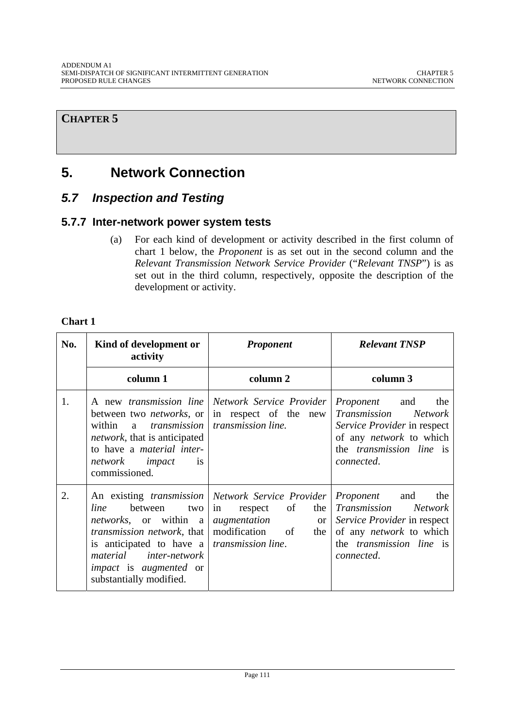**CHAPTER 5**

# 5. Network Connection

## *5.7 Inspection and Testing*

### 5.7.7 Inter-network power system tests

(a) For each kind of development or activity described in the first column of chart 1 below, the *Proponent* is as set out in the second column and the *Relevant Transmission Network Service Provider* ("*Relevant TNSP*") is as set out in the third column, respectively, opposite the description of the development or activity.

**Chart 1**

| No. | Kind of development or activity | *Proponent* | *Relevant TNSP* |
|---|---|---|---|
| | column 1 | column 2 | column 3 |
| 1. | A new *transmission line* between two *networks*, or within a *transmission network*, that is anticipated to have a *material inter-network impact* is commissioned. | *Network Service Provider* in respect of the new *transmission line.* | *Proponent* and the *Transmission Network Service Provider* in respect of any *network* to which the *transmission line* is *connected*. |
| 2. | An existing *transmission line* between two *networks*, or within a *transmission network*, that is anticipated to have a *material inter-network impact* is *augmented* or substantially modified. | *Network Service Provider* in respect of the *augmentation* or modification of the *transmission line*. | *Proponent* and the *Transmission Network Service Provider* in respect of any *network* to which the *transmission line* is *connected*. |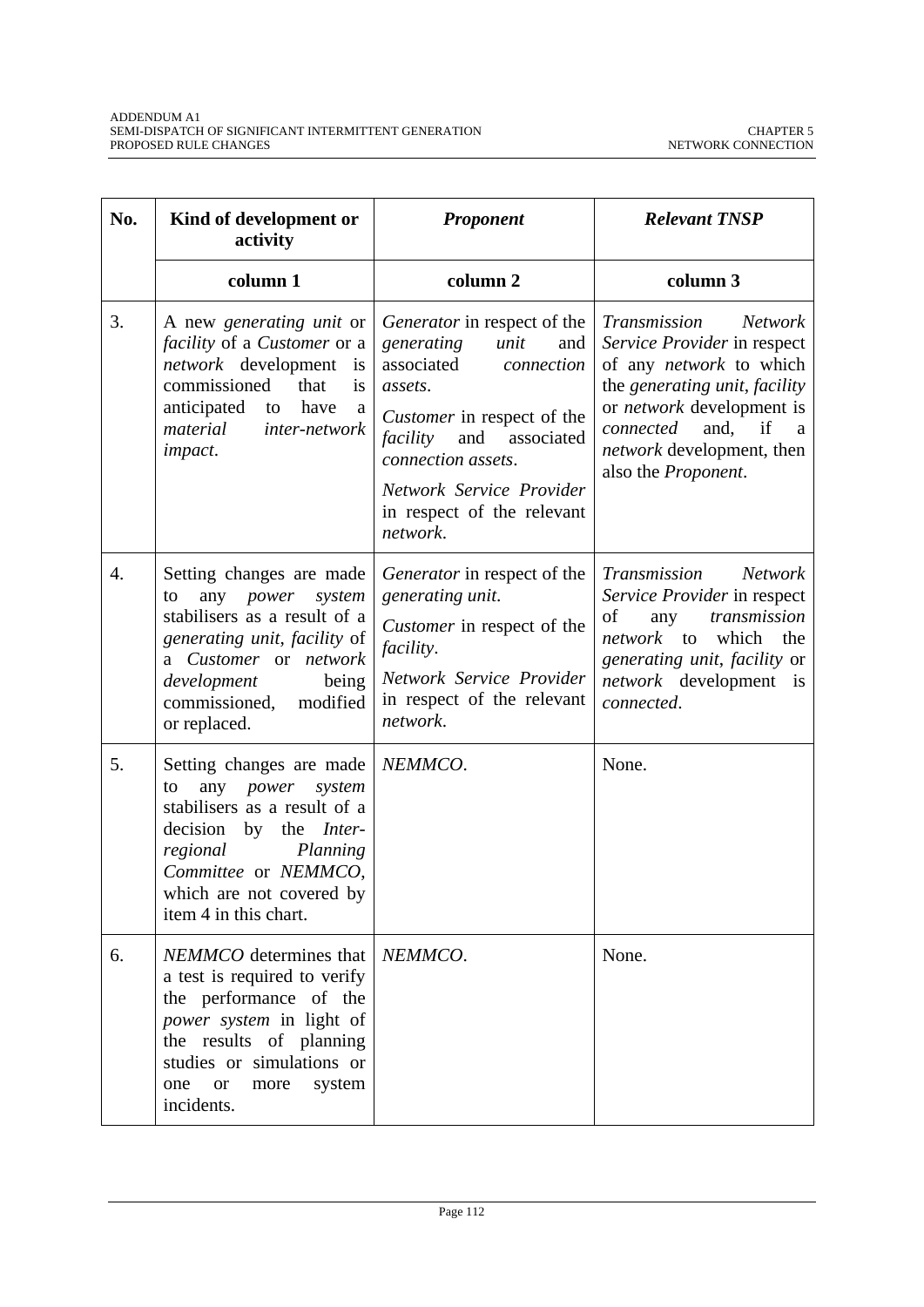| No. | Kind of development or activity | *Proponent* | *Relevant TNSP* |
|---|---|---|---|
| | **column 1** | **column 2** | **column 3** |
| 3. | A new *generating unit* or *facility* of a *Customer* or a *network* development is commissioned that is anticipated to have a *material inter-network impact*. | *Generator* in respect of the *generating unit* and associated *connection assets*.<br><br>*Customer* in respect of the *facility* and associated *connection assets*.<br><br>*Network Service Provider* in respect of the relevant *network*. | *Transmission Network Service Provider* in respect of any *network* to which the *generating unit*, *facility* or *network* development is *connected* and, if a *network* development, then also the *Proponent*. |
| 4. | Setting changes are made to any *power system* stabilisers as a result of a *generating unit*, *facility* of a *Customer* or *network development* being commissioned, modified or replaced. | *Generator* in respect of the *generating unit*.<br><br>*Customer* in respect of the *facility*.<br><br>*Network Service Provider* in respect of the relevant *network*. | *Transmission Network Service Provider* in respect of any *transmission network* to which the *generating unit*, *facility* or *network* development is *connected*. |
| 5. | Setting changes are made to any *power system* stabilisers as a result of a decision by the *Inter-regional Planning Committee* or *NEMMCO*, which are not covered by item 4 in this chart. | *NEMMCO*. | None. |
| 6. | *NEMMCO* determines that a test is required to verify the performance of the *power system* in light of the results of planning studies or simulations or one or more system incidents. | *NEMMCO*. | None. |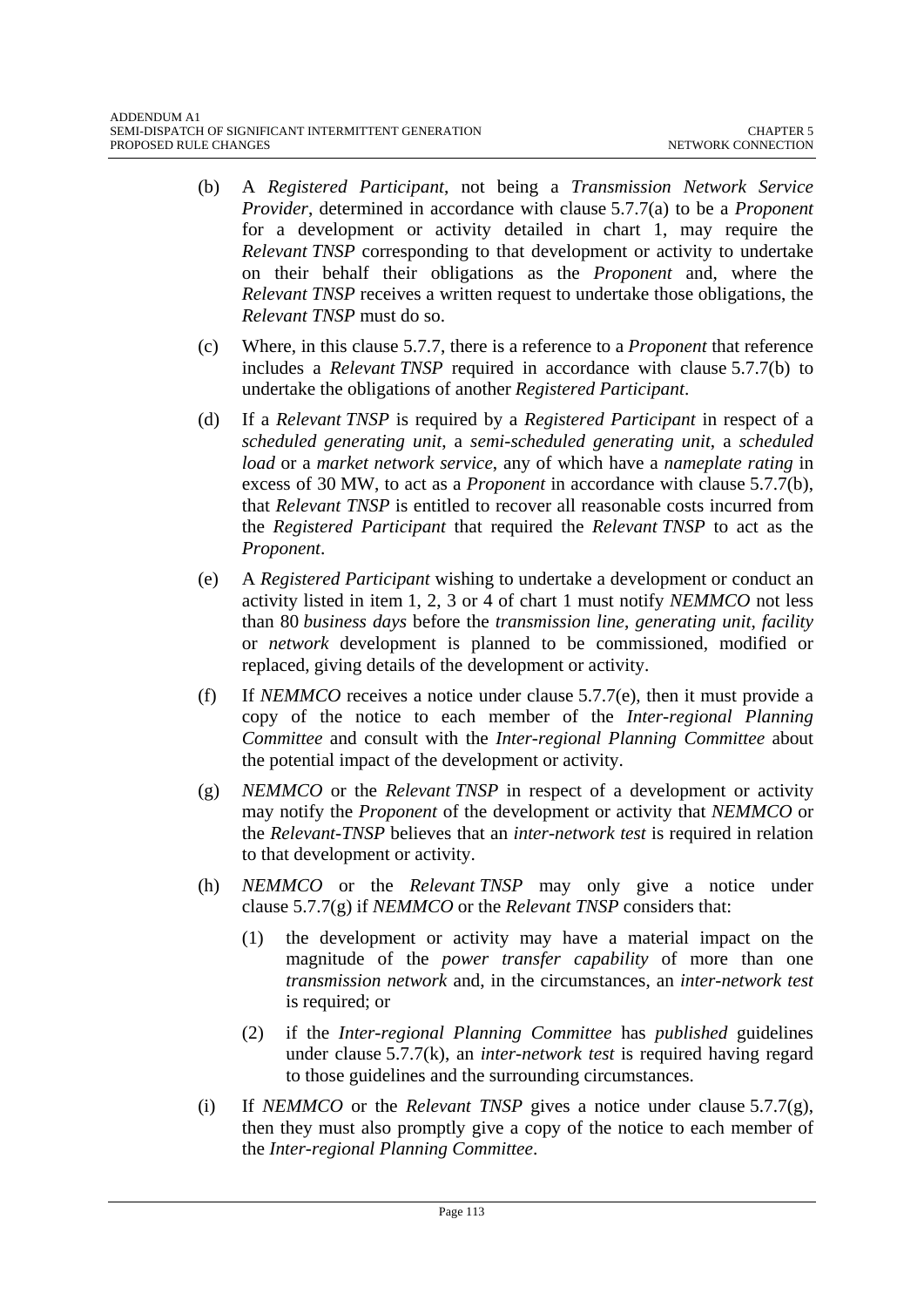(b) A *Registered Participant*, not being a *Transmission Network Service Provider*, determined in accordance with clause 5.7.7(a) to be a *Proponent* for a development or activity detailed in chart 1, may require the *Relevant TNSP* corresponding to that development or activity to undertake on their behalf their obligations as the *Proponent* and, where the *Relevant TNSP* receives a written request to undertake those obligations, the *Relevant TNSP* must do so.

(c) Where, in this clause 5.7.7, there is a reference to a *Proponent* that reference includes a *Relevant TNSP* required in accordance with clause 5.7.7(b) to undertake the obligations of another *Registered Participant*.

(d) If a *Relevant TNSP* is required by a *Registered Participant* in respect of a *scheduled generating unit*, a *semi-scheduled generating unit*, a *scheduled load* or a *market network service*, any of which have a *nameplate rating* in excess of 30 MW, to act as a *Proponent* in accordance with clause 5.7.7(b), that *Relevant TNSP* is entitled to recover all reasonable costs incurred from the *Registered Participant* that required the *Relevant TNSP* to act as the *Proponent*.

(e) A *Registered Participant* wishing to undertake a development or conduct an activity listed in item 1, 2, 3 or 4 of chart 1 must notify *NEMMCO* not less than 80 *business days* before the *transmission line*, *generating unit*, *facility* or *network* development is planned to be commissioned, modified or replaced, giving details of the development or activity.

(f) If *NEMMCO* receives a notice under clause 5.7.7(e), then it must provide a copy of the notice to each member of the *Inter-regional Planning Committee* and consult with the *Inter-regional Planning Committee* about the potential impact of the development or activity.

(g) *NEMMCO* or the *Relevant TNSP* in respect of a development or activity may notify the *Proponent* of the development or activity that *NEMMCO* or the *Relevant-TNSP* believes that an *inter-network test* is required in relation to that development or activity.

(h) *NEMMCO* or the *Relevant TNSP* may only give a notice under clause 5.7.7(g) if *NEMMCO* or the *Relevant TNSP* considers that:

   (1) the development or activity may have a material impact on the magnitude of the *power transfer capability* of more than one *transmission network* and, in the circumstances, an *inter-network test* is required; or

   (2) if the *Inter-regional Planning Committee* has *published* guidelines under clause 5.7.7(k), an *inter-network test* is required having regard to those guidelines and the surrounding circumstances.

(i) If *NEMMCO* or the *Relevant TNSP* gives a notice under clause 5.7.7(g), then they must also promptly give a copy of the notice to each member of the *Inter-regional Planning Committee*.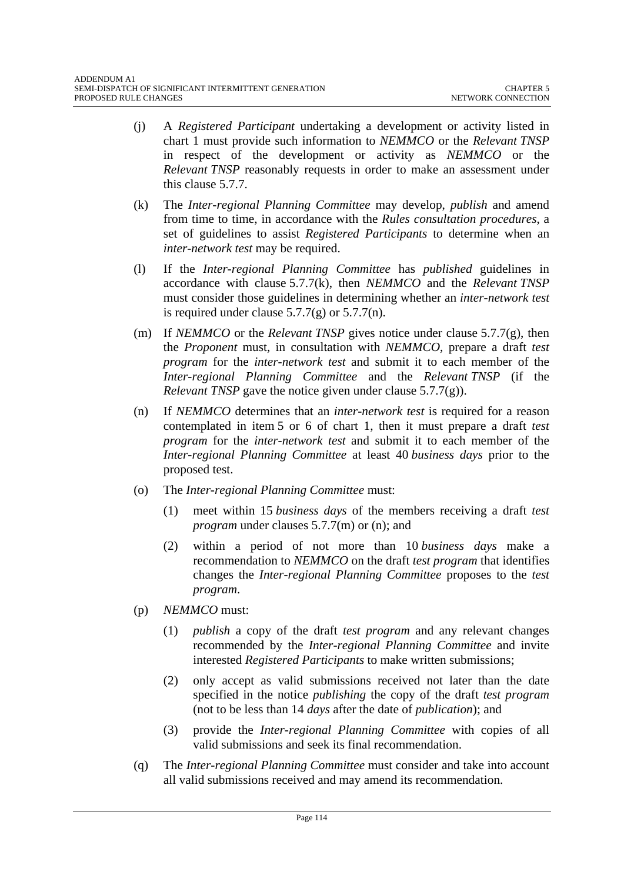(j) A *Registered Participant* undertaking a development or activity listed in chart 1 must provide such information to *NEMMCO* or the *Relevant TNSP* in respect of the development or activity as *NEMMCO* or the *Relevant TNSP* reasonably requests in order to make an assessment under this clause 5.7.7.

(k) The *Inter-regional Planning Committee* may develop, *publish* and amend from time to time, in accordance with the *Rules consultation procedures*, a set of guidelines to assist *Registered Participants* to determine when an *inter-network test* may be required.

(l) If the *Inter-regional Planning Committee* has *published* guidelines in accordance with clause 5.7.7(k), then *NEMMCO* and the *Relevant TNSP* must consider those guidelines in determining whether an *inter-network test* is required under clause 5.7.7(g) or 5.7.7(n).

(m) If *NEMMCO* or the *Relevant TNSP* gives notice under clause 5.7.7(g), then the *Proponent* must, in consultation with *NEMMCO*, prepare a draft *test program* for the *inter-network test* and submit it to each member of the *Inter-regional Planning Committee* and the *Relevant TNSP* (if the *Relevant TNSP* gave the notice given under clause 5.7.7(g)).

(n) If *NEMMCO* determines that an *inter-network test* is required for a reason contemplated in item 5 or 6 of chart 1, then it must prepare a draft *test program* for the *inter-network test* and submit it to each member of the *Inter-regional Planning Committee* at least 40 *business days* prior to the proposed test.

(o) The *Inter-regional Planning Committee* must:

  (1) meet within 15 *business days* of the members receiving a draft *test program* under clauses 5.7.7(m) or (n); and

  (2) within a period of not more than 10 *business days* make a recommendation to *NEMMCO* on the draft *test program* that identifies changes the *Inter-regional Planning Committee* proposes to the *test program*.

(p) *NEMMCO* must:

  (1) *publish* a copy of the draft *test program* and any relevant changes recommended by the *Inter-regional Planning Committee* and invite interested *Registered Participants* to make written submissions;

  (2) only accept as valid submissions received not later than the date specified in the notice *publishing* the copy of the draft *test program* (not to be less than 14 *days* after the date of *publication*); and

  (3) provide the *Inter-regional Planning Committee* with copies of all valid submissions and seek its final recommendation.

(q) The *Inter-regional Planning Committee* must consider and take into account all valid submissions received and may amend its recommendation.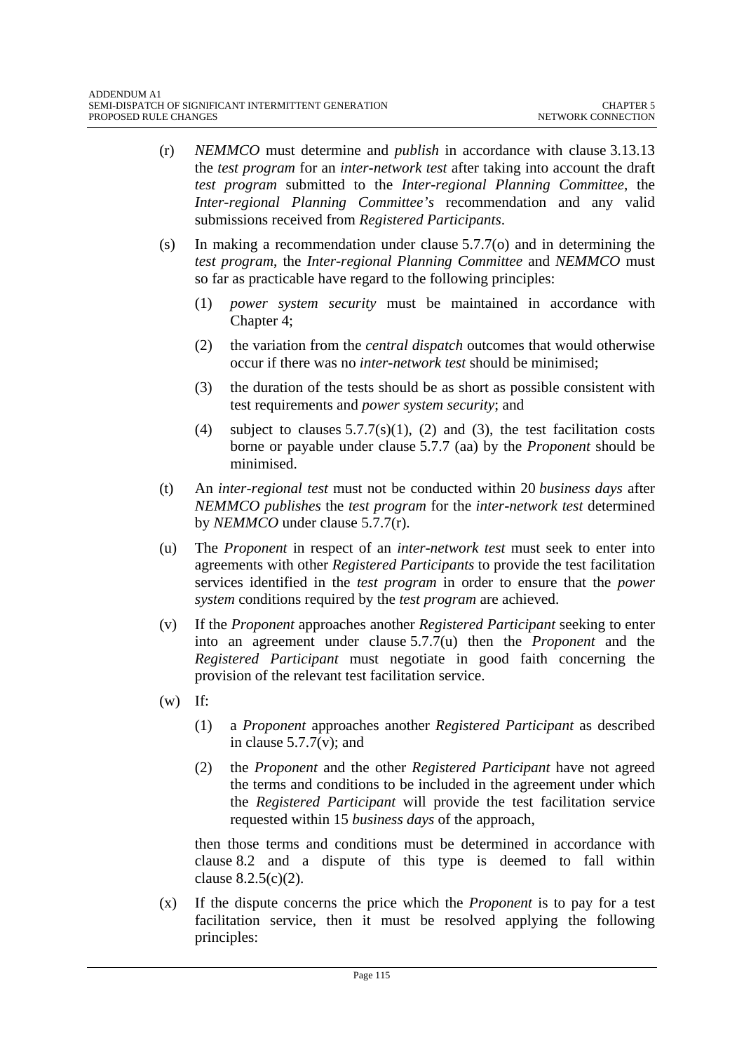(r) *NEMMCO* must determine and *publish* in accordance with clause 3.13.13 the *test program* for an *inter-network test* after taking into account the draft *test program* submitted to the *Inter-regional Planning Committee*, the *Inter-regional Planning Committee's* recommendation and any valid submissions received from *Registered Participants*.

(s) In making a recommendation under clause 5.7.7(o) and in determining the *test program*, the *Inter-regional Planning Committee* and *NEMMCO* must so far as practicable have regard to the following principles:

   (1) *power system security* must be maintained in accordance with Chapter 4;

   (2) the variation from the *central dispatch* outcomes that would otherwise occur if there was no *inter-network test* should be minimised;

   (3) the duration of the tests should be as short as possible consistent with test requirements and *power system security*; and

   (4) subject to clauses 5.7.7(s)(1), (2) and (3), the test facilitation costs borne or payable under clause 5.7.7 (aa) by the *Proponent* should be minimised.

(t) An *inter-regional test* must not be conducted within 20 *business days* after *NEMMCO publishes* the *test program* for the *inter-network test* determined by *NEMMCO* under clause 5.7.7(r).

(u) The *Proponent* in respect of an *inter-network test* must seek to enter into agreements with other *Registered Participants* to provide the test facilitation services identified in the *test program* in order to ensure that the *power system* conditions required by the *test program* are achieved.

(v) If the *Proponent* approaches another *Registered Participant* seeking to enter into an agreement under clause 5.7.7(u) then the *Proponent* and the *Registered Participant* must negotiate in good faith concerning the provision of the relevant test facilitation service.

(w) If:

   (1) a *Proponent* approaches another *Registered Participant* as described in clause 5.7.7(v); and

   (2) the *Proponent* and the other *Registered Participant* have not agreed the terms and conditions to be included in the agreement under which the *Registered Participant* will provide the test facilitation service requested within 15 *business days* of the approach,

   then those terms and conditions must be determined in accordance with clause 8.2 and a dispute of this type is deemed to fall within clause 8.2.5(c)(2).

(x) If the dispute concerns the price which the *Proponent* is to pay for a test facilitation service, then it must be resolved applying the following principles: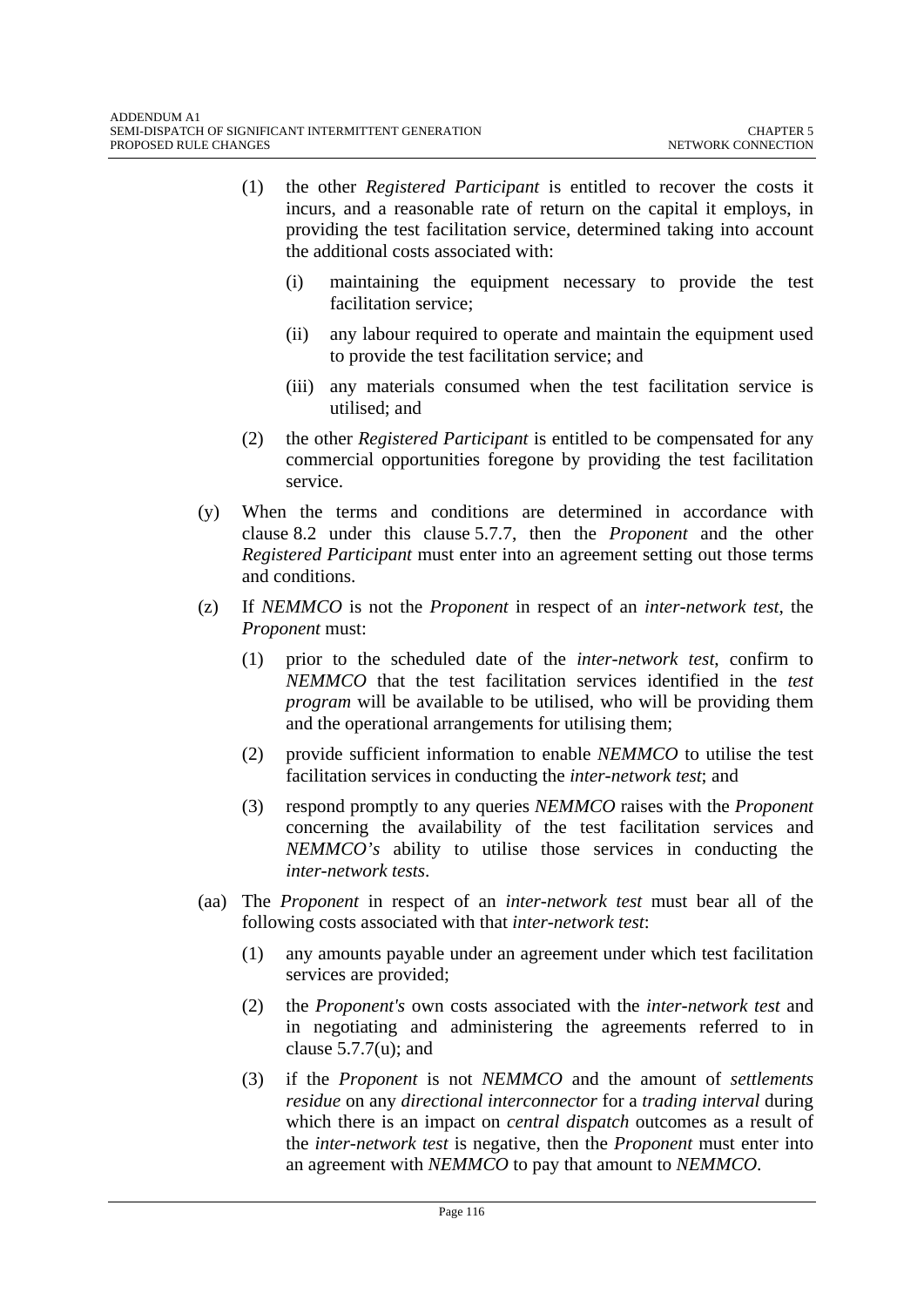(1) the other *Registered Participant* is entitled to recover the costs it incurs, and a reasonable rate of return on the capital it employs, in providing the test facilitation service, determined taking into account the additional costs associated with:

(i) maintaining the equipment necessary to provide the test facilitation service;

(ii) any labour required to operate and maintain the equipment used to provide the test facilitation service; and

(iii) any materials consumed when the test facilitation service is utilised; and

(2) the other *Registered Participant* is entitled to be compensated for any commercial opportunities foregone by providing the test facilitation service.

(y) When the terms and conditions are determined in accordance with clause 8.2 under this clause 5.7.7, then the *Proponent* and the other *Registered Participant* must enter into an agreement setting out those terms and conditions.

(z) If *NEMMCO* is not the *Proponent* in respect of an *inter-network test*, the *Proponent* must:

(1) prior to the scheduled date of the *inter-network test*, confirm to *NEMMCO* that the test facilitation services identified in the *test program* will be available to be utilised, who will be providing them and the operational arrangements for utilising them;

(2) provide sufficient information to enable *NEMMCO* to utilise the test facilitation services in conducting the *inter-network test*; and

(3) respond promptly to any queries *NEMMCO* raises with the *Proponent* concerning the availability of the test facilitation services and *NEMMCO's* ability to utilise those services in conducting the *inter-network tests*.

(aa) The *Proponent* in respect of an *inter-network test* must bear all of the following costs associated with that *inter-network test*:

(1) any amounts payable under an agreement under which test facilitation services are provided;

(2) the *Proponent's* own costs associated with the *inter-network test* and in negotiating and administering the agreements referred to in clause 5.7.7(u); and

(3) if the *Proponent* is not *NEMMCO* and the amount of *settlements residue* on any *directional interconnector* for a *trading interval* during which there is an impact on *central dispatch* outcomes as a result of the *inter-network test* is negative, then the *Proponent* must enter into an agreement with *NEMMCO* to pay that amount to *NEMMCO*.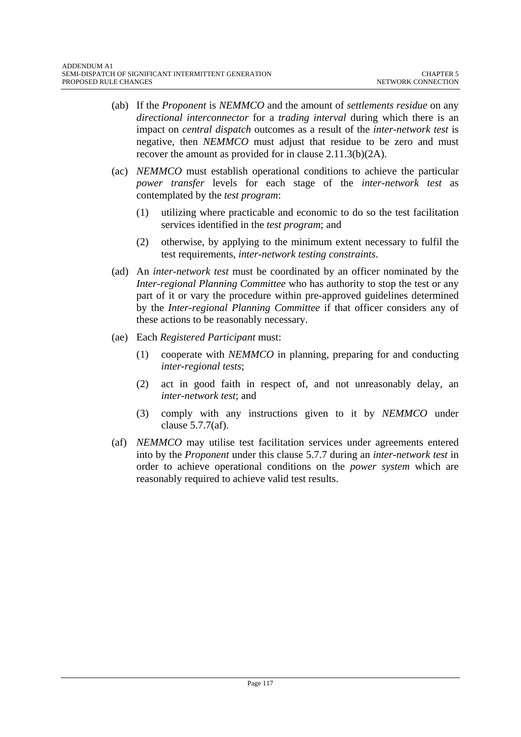(ab) If the *Proponent* is *NEMMCO* and the amount of *settlements residue* on any *directional interconnector* for a *trading interval* during which there is an impact on *central dispatch* outcomes as a result of the *inter-network test* is negative, then *NEMMCO* must adjust that residue to be zero and must recover the amount as provided for in clause 2.11.3(b)(2A).

(ac) *NEMMCO* must establish operational conditions to achieve the particular *power transfer* levels for each stage of the *inter-network test* as contemplated by the *test program*:

(1) utilizing where practicable and economic to do so the test facilitation services identified in the *test program*; and

(2) otherwise, by applying to the minimum extent necessary to fulfil the test requirements, *inter-network testing constraints*.

(ad) An *inter-network test* must be coordinated by an officer nominated by the *Inter-regional Planning Committee* who has authority to stop the test or any part of it or vary the procedure within pre-approved guidelines determined by the *Inter-regional Planning Committee* if that officer considers any of these actions to be reasonably necessary.

(ae) Each *Registered Participant* must:

(1) cooperate with *NEMMCO* in planning, preparing for and conducting *inter-regional tests*;

(2) act in good faith in respect of, and not unreasonably delay, an *inter-network test*; and

(3) comply with any instructions given to it by *NEMMCO* under clause 5.7.7(af).

(af) *NEMMCO* may utilise test facilitation services under agreements entered into by the *Proponent* under this clause 5.7.7 during an *inter-network test* in order to achieve operational conditions on the *power system* which are reasonably required to achieve valid test results.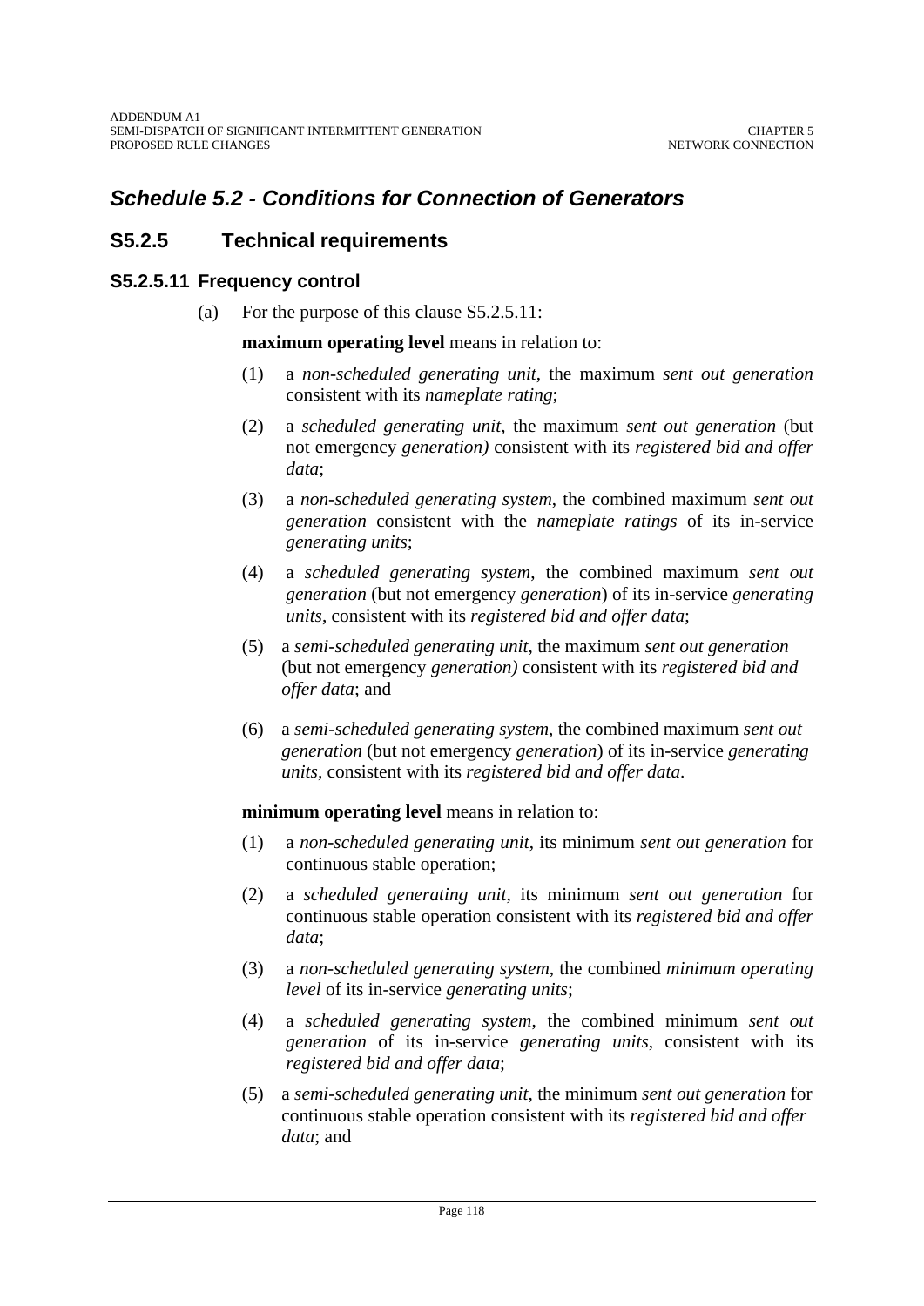## *Schedule 5.2 - Conditions for Connection of Generators*

### S5.2.5 Technical requirements

#### S5.2.5.11 Frequency control

(a) For the purpose of this clause S5.2.5.11:

**maximum operating level** means in relation to:

(1) a *non-scheduled generating unit*, the maximum *sent out generation* consistent with its *nameplate rating*;

(2) a *scheduled generating unit*, the maximum *sent out generation* (but not emergency *generation)* consistent with its *registered bid and offer data*;

(3) a *non-scheduled generating system*, the combined maximum *sent out generation* consistent with the *nameplate ratings* of its in-service *generating units*;

(4) a *scheduled generating system*, the combined maximum *sent out generation* (but not emergency *generation*) of its in-service *generating units*, consistent with its *registered bid and offer data*;

(5) a *semi-scheduled generating unit*, the maximum *sent out generation* (but not emergency *generation)* consistent with its *registered bid and offer data*; and

(6) a *semi-scheduled generating system*, the combined maximum *sent out generation* (but not emergency *generation*) of its in-service *generating units*, consistent with its *registered bid and offer data*.

**minimum operating level** means in relation to:

(1) a *non-scheduled generating unit*, its minimum *sent out generation* for continuous stable operation;

(2) a *scheduled generating unit*, its minimum *sent out generation* for continuous stable operation consistent with its *registered bid and offer data*;

(3) a *non-scheduled generating system*, the combined *minimum operating level* of its in-service *generating units*;

(4) a *scheduled generating system*, the combined minimum *sent out generation* of its in-service *generating units*, consistent with its *registered bid and offer data*;

(5) a *semi-scheduled generating unit*, the minimum *sent out generation* for continuous stable operation consistent with its *registered bid and offer data*; and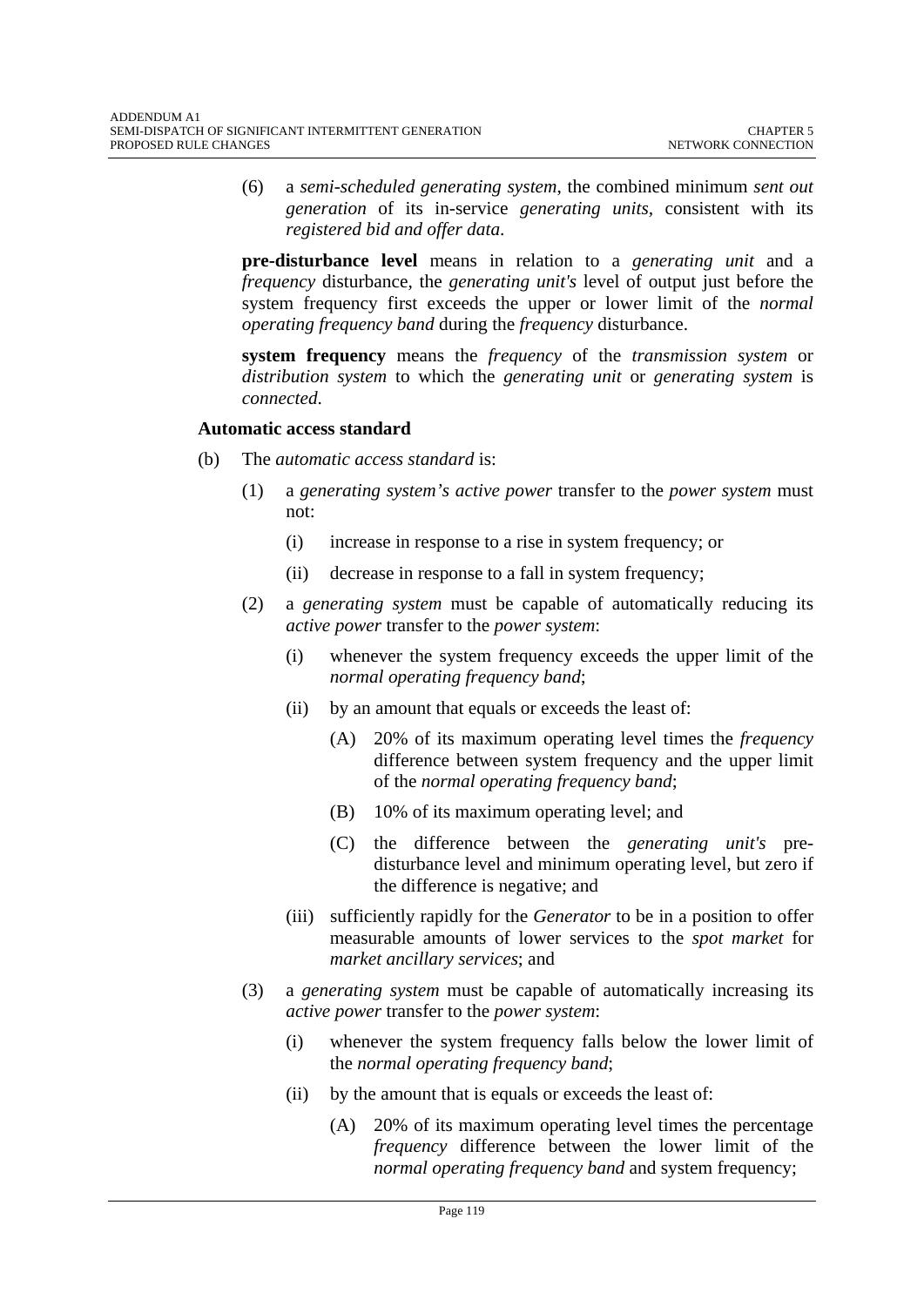(6) a *semi-scheduled generating system*, the combined minimum *sent out generation* of its in-service *generating units*, consistent with its *registered bid and offer data*.

**pre-disturbance level** means in relation to a *generating unit* and a *frequency* disturbance, the *generating unit's* level of output just before the system frequency first exceeds the upper or lower limit of the *normal operating frequency band* during the *frequency* disturbance.

**system frequency** means the *frequency* of the *transmission system* or *distribution system* to which the *generating unit* or *generating system* is *connected*.

**Automatic access standard**

(b) The *automatic access standard* is:

(1) a *generating system's active power* transfer to the *power system* must not:

(i) increase in response to a rise in system frequency; or

(ii) decrease in response to a fall in system frequency;

(2) a *generating system* must be capable of automatically reducing its *active power* transfer to the *power system*:

(i) whenever the system frequency exceeds the upper limit of the *normal operating frequency band*;

(ii) by an amount that equals or exceeds the least of:

(A) 20% of its maximum operating level times the *frequency* difference between system frequency and the upper limit of the *normal operating frequency band*;

(B) 10% of its maximum operating level; and

(C) the difference between the *generating unit's* pre-disturbance level and minimum operating level, but zero if the difference is negative; and

(iii) sufficiently rapidly for the *Generator* to be in a position to offer measurable amounts of lower services to the *spot market* for *market ancillary services*; and

(3) a *generating system* must be capable of automatically increasing its *active power* transfer to the *power system*:

(i) whenever the system frequency falls below the lower limit of the *normal operating frequency band*;

(ii) by the amount that is equals or exceeds the least of:

(A) 20% of its maximum operating level times the percentage *frequency* difference between the lower limit of the *normal operating frequency band* and system frequency;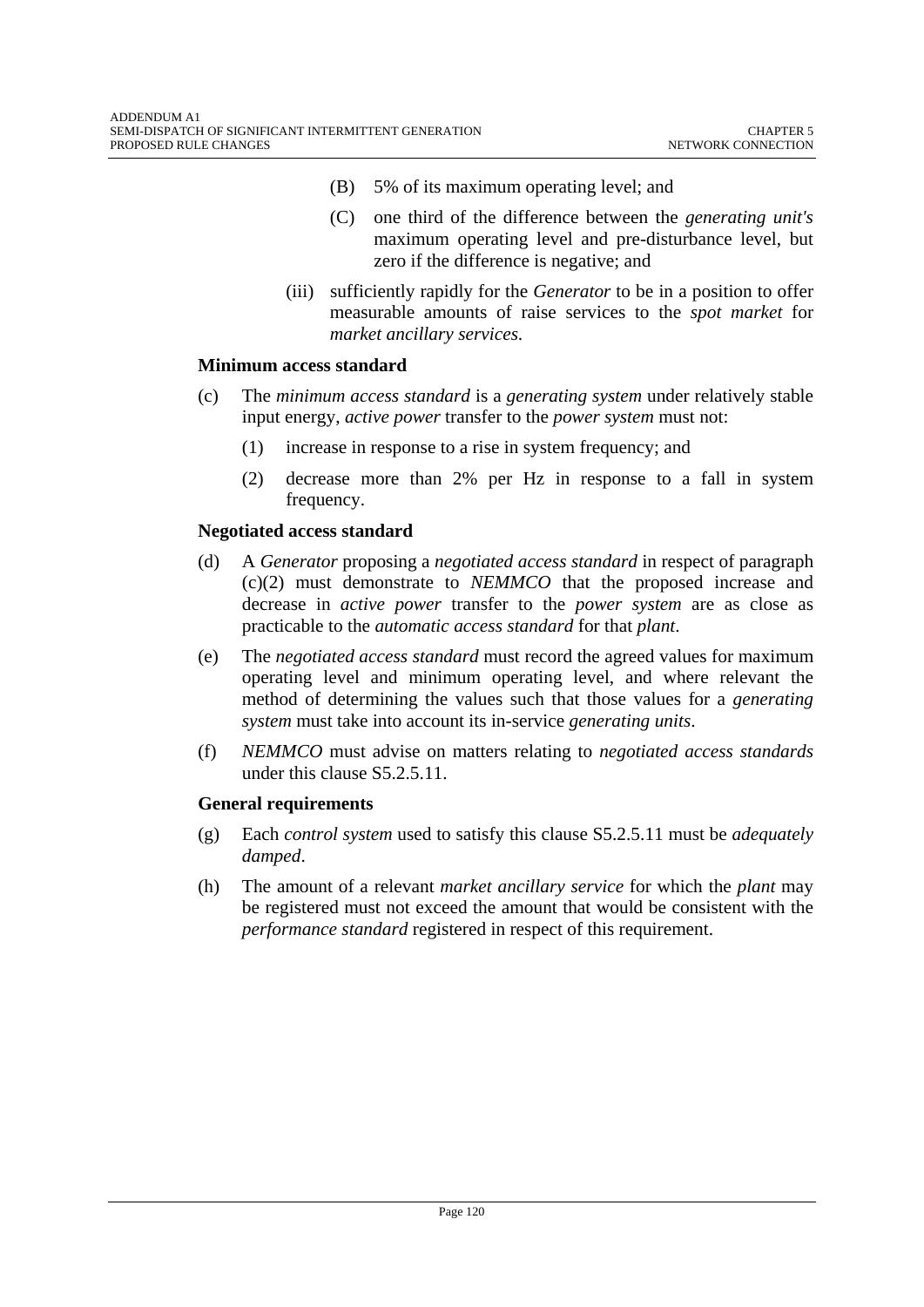(B) 5% of its maximum operating level; and

(C) one third of the difference between the *generating unit's* maximum operating level and pre-disturbance level, but zero if the difference is negative; and

(iii) sufficiently rapidly for the *Generator* to be in a position to offer measurable amounts of raise services to the *spot market* for *market ancillary services.*

**Minimum access standard**

(c) The *minimum access standard* is a *generating system* under relatively stable input energy, *active power* transfer to the *power system* must not:

(1) increase in response to a rise in system frequency; and

(2) decrease more than 2% per Hz in response to a fall in system frequency.

**Negotiated access standard**

(d) A *Generator* proposing a *negotiated access standard* in respect of paragraph (c)(2) must demonstrate to *NEMMCO* that the proposed increase and decrease in *active power* transfer to the *power system* are as close as practicable to the *automatic access standard* for that *plant*.

(e) The *negotiated access standard* must record the agreed values for maximum operating level and minimum operating level, and where relevant the method of determining the values such that those values for a *generating system* must take into account its in-service *generating units*.

(f) *NEMMCO* must advise on matters relating to *negotiated access standards* under this clause S5.2.5.11.

**General requirements**

(g) Each *control system* used to satisfy this clause S5.2.5.11 must be *adequately damped*.

(h) The amount of a relevant *market ancillary service* for which the *plant* may be registered must not exceed the amount that would be consistent with the *performance standard* registered in respect of this requirement.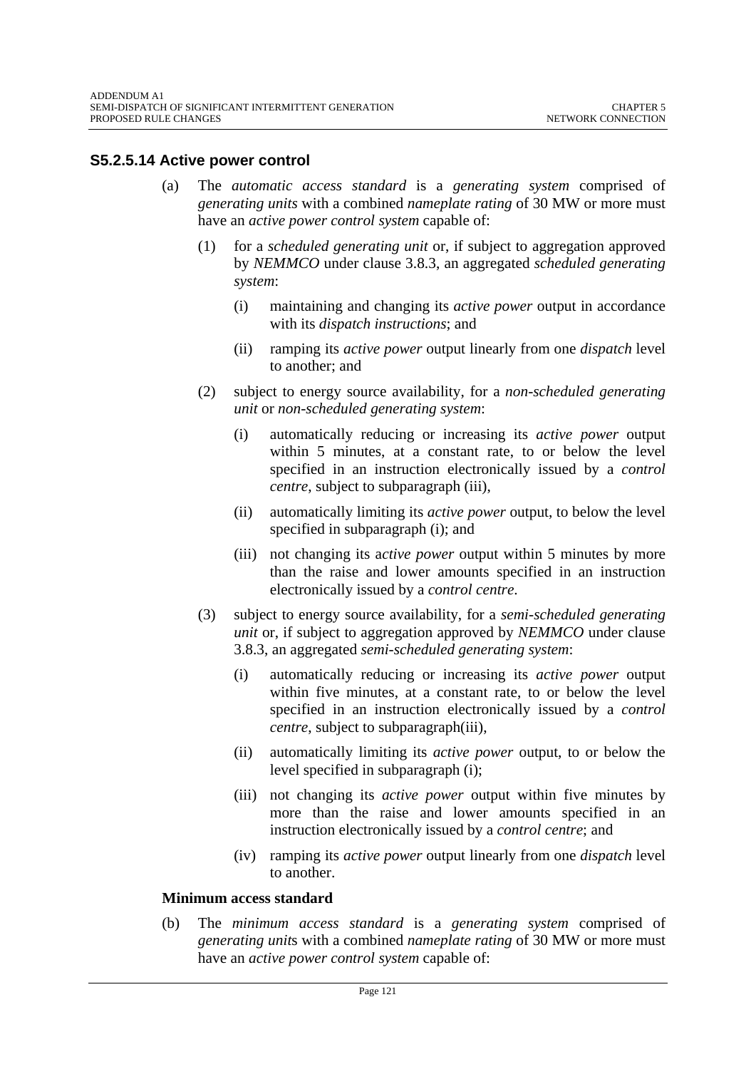## S5.2.5.14 Active power control

(a) The *automatic access standard* is a *generating system* comprised of *generating units* with a combined *nameplate rating* of 30 MW or more must have an *active power control system* capable of:

(1) for a *scheduled generating unit* or, if subject to aggregation approved by *NEMMCO* under clause 3.8.3, an aggregated *scheduled generating system*:

(i) maintaining and changing its *active power* output in accordance with its *dispatch instructions*; and

(ii) ramping its *active power* output linearly from one *dispatch* level to another; and

(2) subject to energy source availability, for a *non-scheduled generating unit* or *non-scheduled generating system*:

(i) automatically reducing or increasing its *active power* output within 5 minutes, at a constant rate, to or below the level specified in an instruction electronically issued by a *control centre*, subject to subparagraph (iii),

(ii) automatically limiting its *active power* output, to below the level specified in subparagraph (i); and

(iii) not changing its a*ctive power* output within 5 minutes by more than the raise and lower amounts specified in an instruction electronically issued by a *control centre*.

(3) subject to energy source availability, for a *semi-scheduled generating unit* or, if subject to aggregation approved by *NEMMCO* under clause 3.8.3, an aggregated *semi-scheduled generating system*:

(i) automatically reducing or increasing its *active power* output within five minutes, at a constant rate, to or below the level specified in an instruction electronically issued by a *control centre*, subject to subparagraph(iii),

(ii) automatically limiting its *active power* output, to or below the level specified in subparagraph (i);

(iii) not changing its *active power* output within five minutes by more than the raise and lower amounts specified in an instruction electronically issued by a *control centre*; and

(iv) ramping its *active power* output linearly from one *dispatch* level to another.

**Minimum access standard**

(b) The *minimum access standard* is a *generating system* comprised of *generating unit*s with a combined *nameplate rating* of 30 MW or more must have an *active power control system* capable of: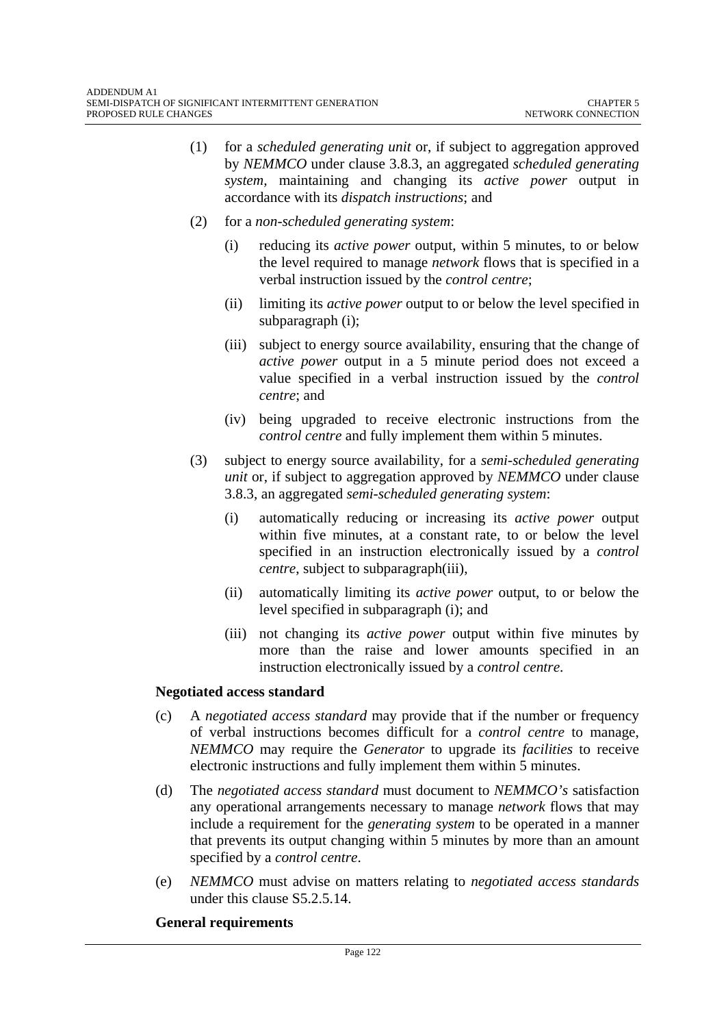(1) for a *scheduled generating unit* or, if subject to aggregation approved by *NEMMCO* under clause 3.8.3, an aggregated *scheduled generating system*, maintaining and changing its *active power* output in accordance with its *dispatch instructions*; and

(2) for a *non-scheduled generating system*:

   (i) reducing its *active power* output, within 5 minutes, to or below the level required to manage *network* flows that is specified in a verbal instruction issued by the *control centre*;

   (ii) limiting its *active power* output to or below the level specified in subparagraph (i);

   (iii) subject to energy source availability, ensuring that the change of *active power* output in a 5 minute period does not exceed a value specified in a verbal instruction issued by the *control centre*; and

   (iv) being upgraded to receive electronic instructions from the *control centre* and fully implement them within 5 minutes.

(3) subject to energy source availability, for a *semi-scheduled generating unit* or, if subject to aggregation approved by *NEMMCO* under clause 3.8.3, an aggregated *semi-scheduled generating system*:

   (i) automatically reducing or increasing its *active power* output within five minutes, at a constant rate, to or below the level specified in an instruction electronically issued by a *control centre*, subject to subparagraph(iii),

   (ii) automatically limiting its *active power* output, to or below the level specified in subparagraph (i); and

   (iii) not changing its *active power* output within five minutes by more than the raise and lower amounts specified in an instruction electronically issued by a *control centre*.

**Negotiated access standard**

(c) A *negotiated access standard* may provide that if the number or frequency of verbal instructions becomes difficult for a *control centre* to manage, *NEMMCO* may require the *Generator* to upgrade its *facilities* to receive electronic instructions and fully implement them within 5 minutes.

(d) The *negotiated access standard* must document to *NEMMCO's* satisfaction any operational arrangements necessary to manage *network* flows that may include a requirement for the *generating system* to be operated in a manner that prevents its output changing within 5 minutes by more than an amount specified by a *control centre*.

(e) *NEMMCO* must advise on matters relating to *negotiated access standards* under this clause S5.2.5.14.

**General requirements**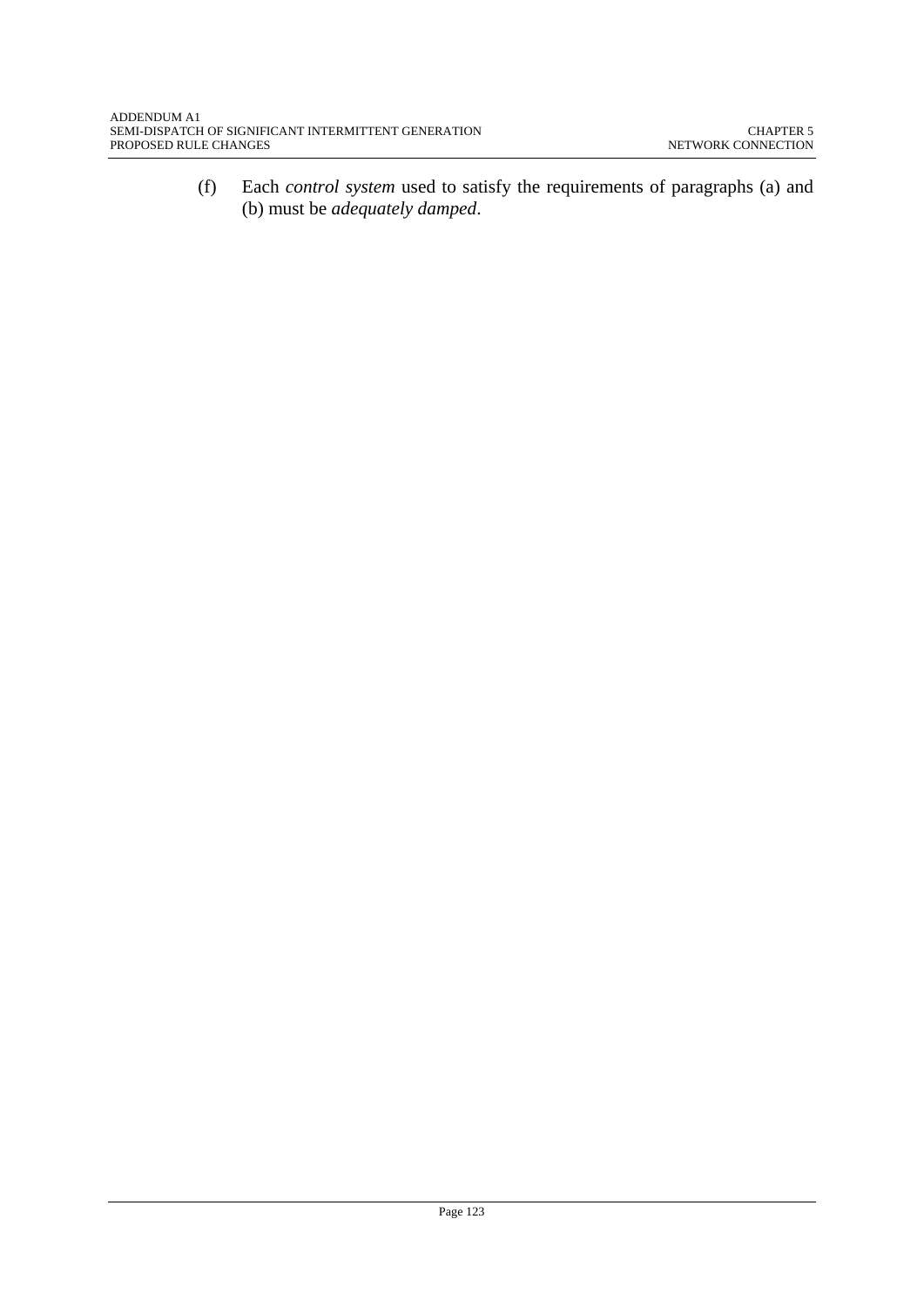(f) Each *control system* used to satisfy the requirements of paragraphs (a) and (b) must be *adequately damped*.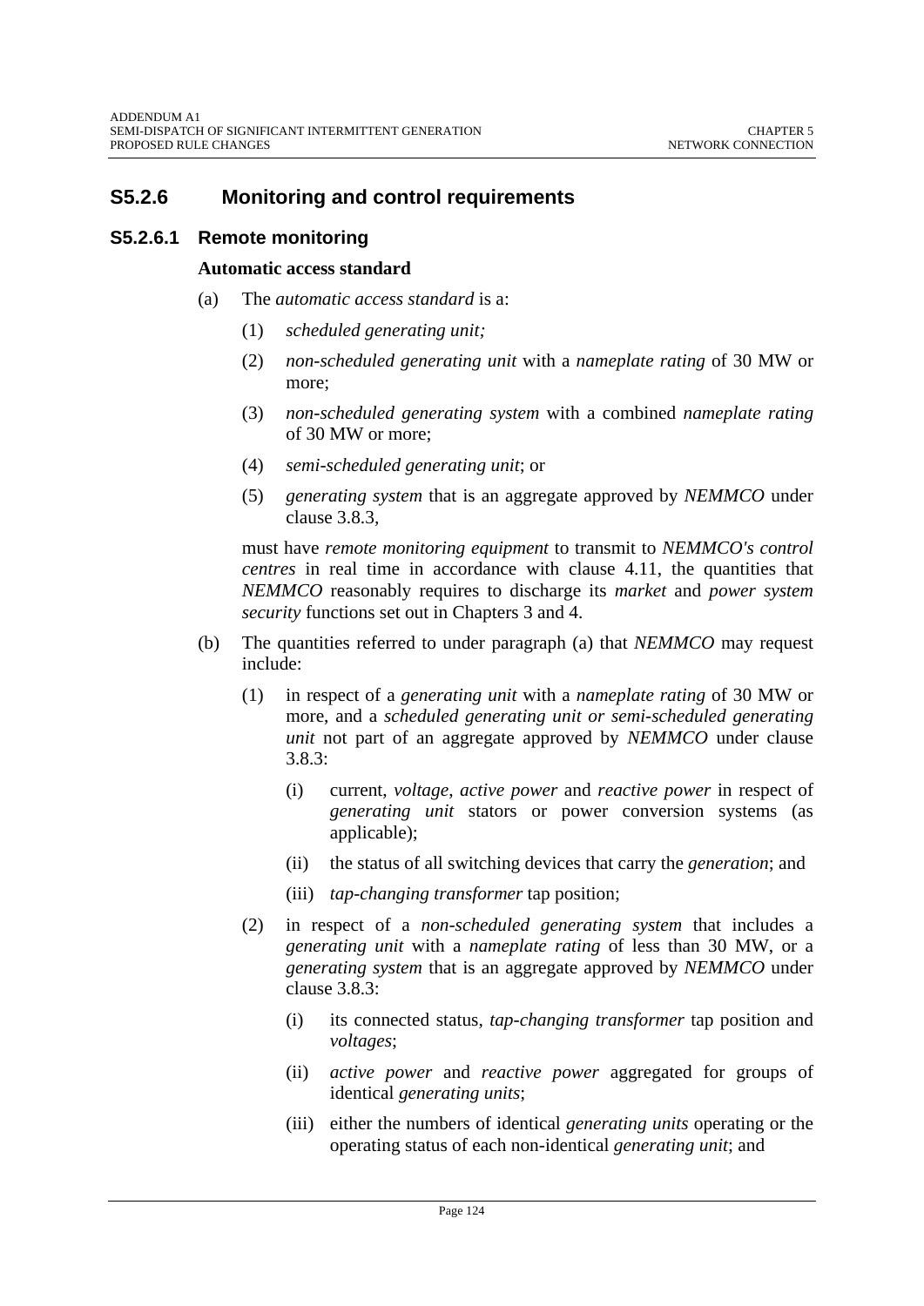## S5.2.6 Monitoring and control requirements

### S5.2.6.1 Remote monitoring

**Automatic access standard**

(a) The *automatic access standard* is a:

(1) *scheduled generating unit;*

(2) *non-scheduled generating unit* with a *nameplate rating* of 30 MW or more;

(3) *non-scheduled generating system* with a combined *nameplate rating* of 30 MW or more;

(4) *semi-scheduled generating unit*; or

(5) *generating system* that is an aggregate approved by *NEMMCO* under clause 3.8.3,

must have *remote monitoring equipment* to transmit to *NEMMCO's control centres* in real time in accordance with clause 4.11, the quantities that *NEMMCO* reasonably requires to discharge its *market* and *power system security* functions set out in Chapters 3 and 4.

(b) The quantities referred to under paragraph (a) that *NEMMCO* may request include:

(1) in respect of a *generating unit* with a *nameplate rating* of 30 MW or more, and a *scheduled generating unit or semi-scheduled generating unit* not part of an aggregate approved by *NEMMCO* under clause 3.8.3:

(i) current, *voltage*, *active power* and *reactive power* in respect of *generating unit* stators or power conversion systems (as applicable);

(ii) the status of all switching devices that carry the *generation*; and

(iii) *tap-changing transformer* tap position;

(2) in respect of a *non-scheduled generating system* that includes a *generating unit* with a *nameplate rating* of less than 30 MW, or a *generating system* that is an aggregate approved by *NEMMCO* under clause 3.8.3:

(i) its connected status, *tap-changing transformer* tap position and *voltages*;

(ii) *active power* and *reactive power* aggregated for groups of identical *generating units*;

(iii) either the numbers of identical *generating units* operating or the operating status of each non-identical *generating unit*; and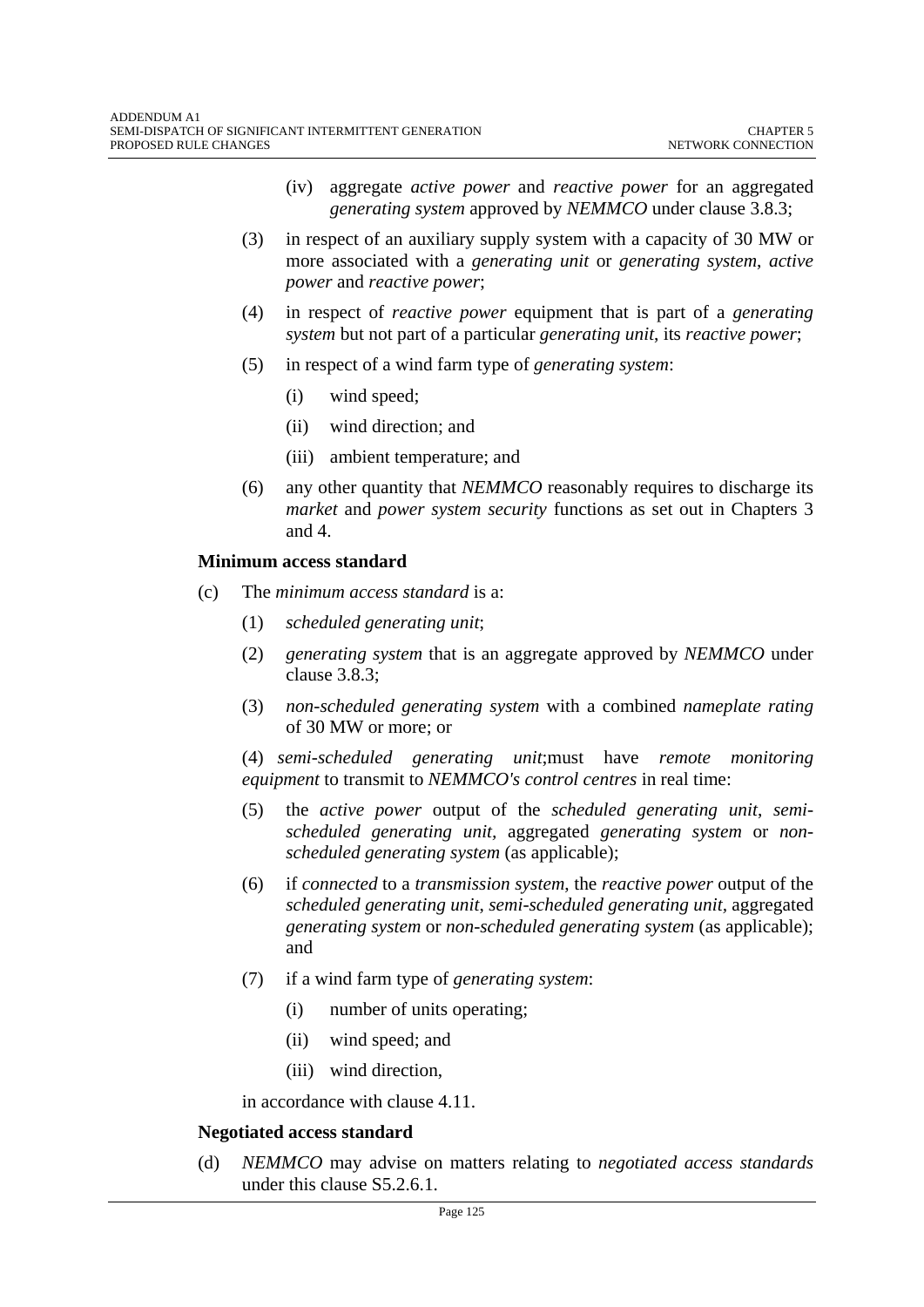(iv) aggregate *active power* and *reactive power* for an aggregated *generating system* approved by *NEMMCO* under clause 3.8.3;

(3) in respect of an auxiliary supply system with a capacity of 30 MW or more associated with a *generating unit* or *generating system*, *active power* and *reactive power*;

(4) in respect of *reactive power* equipment that is part of a *generating system* but not part of a particular *generating unit*, its *reactive power*;

(5) in respect of a wind farm type of *generating system*:

(i) wind speed;

(ii) wind direction; and

(iii) ambient temperature; and

(6) any other quantity that *NEMMCO* reasonably requires to discharge its *market* and *power system security* functions as set out in Chapters 3 and 4.

**Minimum access standard**

(c) The *minimum access standard* is a:

(1) *scheduled generating unit*;

(2) *generating system* that is an aggregate approved by *NEMMCO* under clause 3.8.3;

(3) *non-scheduled generating system* with a combined *nameplate rating* of 30 MW or more; or

(4) *semi-scheduled generating unit*;must have *remote monitoring equipment* to transmit to *NEMMCO's control centres* in real time:

(5) the *active power* output of the *scheduled generating unit*, *semi-scheduled generating unit*, aggregated *generating system* or *non-scheduled generating system* (as applicable);

(6) if *connected* to a *transmission system*, the *reactive power* output of the *scheduled generating unit*, *semi-scheduled generating unit*, aggregated *generating system* or *non-scheduled generating system* (as applicable); and

(7) if a wind farm type of *generating system*:

(i) number of units operating;

(ii) wind speed; and

(iii) wind direction,

in accordance with clause 4.11.

**Negotiated access standard**

(d) *NEMMCO* may advise on matters relating to *negotiated access standards* under this clause S5.2.6.1.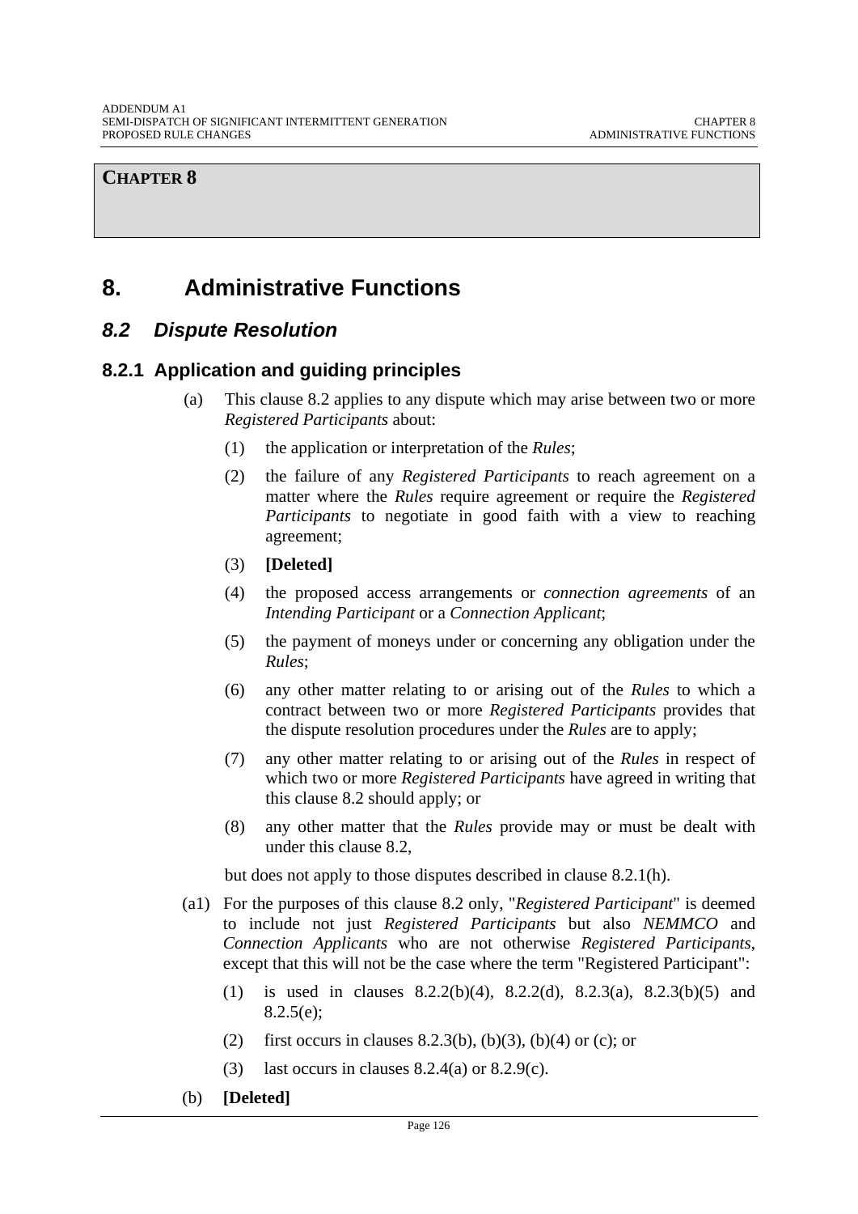**CHAPTER 8**

# 8. Administrative Functions

## *8.2 Dispute Resolution*

### 8.2.1 Application and guiding principles

(a) This clause 8.2 applies to any dispute which may arise between two or more *Registered Participants* about:

(1) the application or interpretation of the *Rules*;

(2) the failure of any *Registered Participants* to reach agreement on a matter where the *Rules* require agreement or require the *Registered Participants* to negotiate in good faith with a view to reaching agreement;

(3) **[Deleted]**

(4) the proposed access arrangements or *connection agreements* of an *Intending Participant* or a *Connection Applicant*;

(5) the payment of moneys under or concerning any obligation under the *Rules*;

(6) any other matter relating to or arising out of the *Rules* to which a contract between two or more *Registered Participants* provides that the dispute resolution procedures under the *Rules* are to apply;

(7) any other matter relating to or arising out of the *Rules* in respect of which two or more *Registered Participants* have agreed in writing that this clause 8.2 should apply; or

(8) any other matter that the *Rules* provide may or must be dealt with under this clause 8.2,

but does not apply to those disputes described in clause 8.2.1(h).

(a1) For the purposes of this clause 8.2 only, "*Registered Participant*" is deemed to include not just *Registered Participants* but also *NEMMCO* and *Connection Applicants* who are not otherwise *Registered Participants*, except that this will not be the case where the term "Registered Participant":

(1) is used in clauses 8.2.2(b)(4), 8.2.2(d), 8.2.3(a), 8.2.3(b)(5) and 8.2.5(e);

(2) first occurs in clauses 8.2.3(b), (b)(3), (b)(4) or (c); or

(3) last occurs in clauses 8.2.4(a) or 8.2.9(c).

(b) **[Deleted]**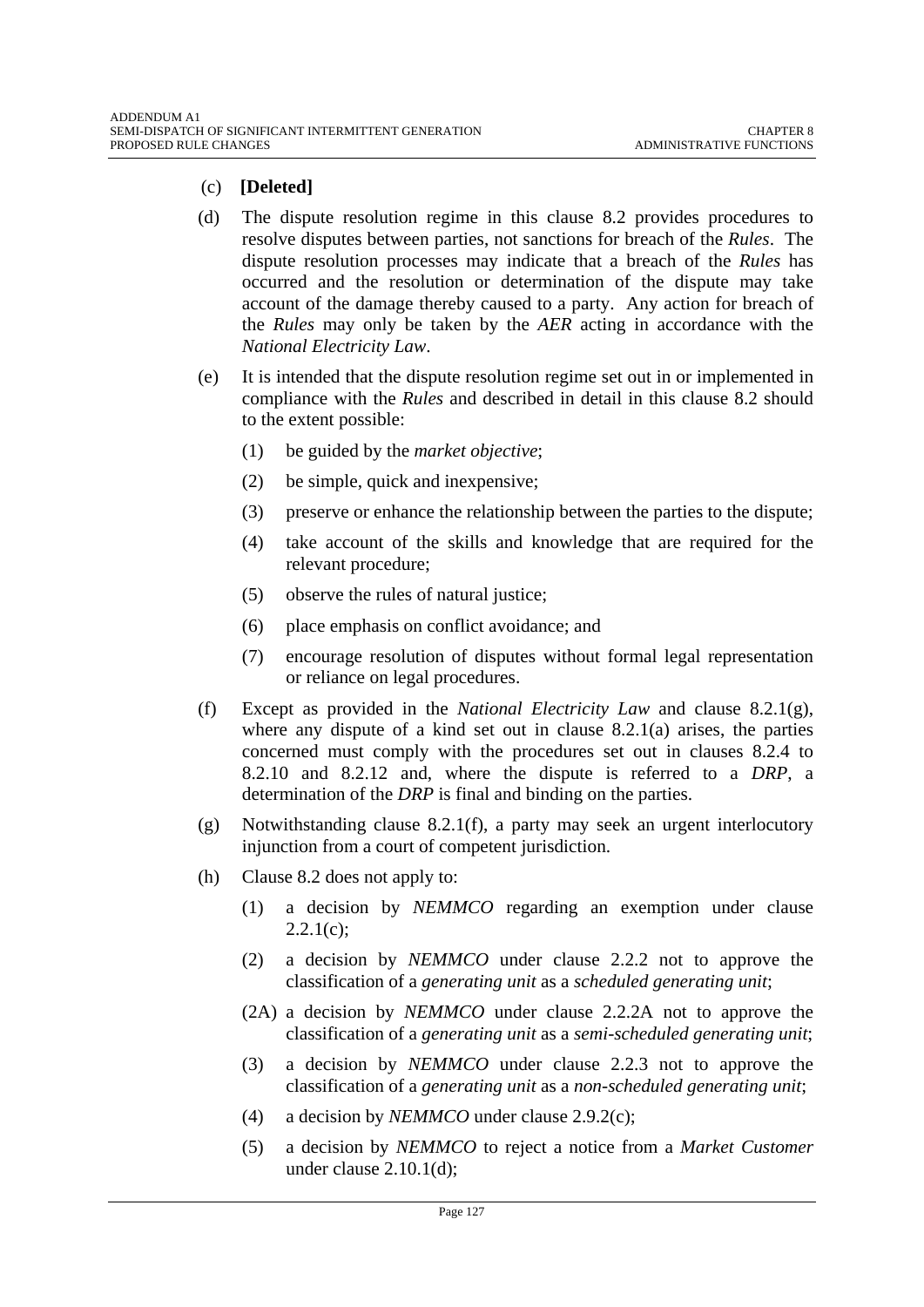(c) **[Deleted]**

(d) The dispute resolution regime in this clause 8.2 provides procedures to resolve disputes between parties, not sanctions for breach of the *Rules*. The dispute resolution processes may indicate that a breach of the *Rules* has occurred and the resolution or determination of the dispute may take account of the damage thereby caused to a party. Any action for breach of the *Rules* may only be taken by the *AER* acting in accordance with the *National Electricity Law*.

(e) It is intended that the dispute resolution regime set out in or implemented in compliance with the *Rules* and described in detail in this clause 8.2 should to the extent possible:

(1) be guided by the *market objective*;

(2) be simple, quick and inexpensive;

(3) preserve or enhance the relationship between the parties to the dispute;

(4) take account of the skills and knowledge that are required for the relevant procedure;

(5) observe the rules of natural justice;

(6) place emphasis on conflict avoidance; and

(7) encourage resolution of disputes without formal legal representation or reliance on legal procedures.

(f) Except as provided in the *National Electricity Law* and clause 8.2.1(g), where any dispute of a kind set out in clause 8.2.1(a) arises, the parties concerned must comply with the procedures set out in clauses 8.2.4 to 8.2.10 and 8.2.12 and, where the dispute is referred to a *DRP*, a determination of the *DRP* is final and binding on the parties.

(g) Notwithstanding clause 8.2.1(f), a party may seek an urgent interlocutory injunction from a court of competent jurisdiction.

(h) Clause 8.2 does not apply to:

(1) a decision by *NEMMCO* regarding an exemption under clause 2.2.1(c);

(2) a decision by *NEMMCO* under clause 2.2.2 not to approve the classification of a *generating unit* as a *scheduled generating unit*;

(2A) a decision by *NEMMCO* under clause 2.2.2A not to approve the classification of a *generating unit* as a *semi-scheduled generating unit*;

(3) a decision by *NEMMCO* under clause 2.2.3 not to approve the classification of a *generating unit* as a *non-scheduled generating unit*;

(4) a decision by *NEMMCO* under clause 2.9.2(c);

(5) a decision by *NEMMCO* to reject a notice from a *Market Customer* under clause 2.10.1(d);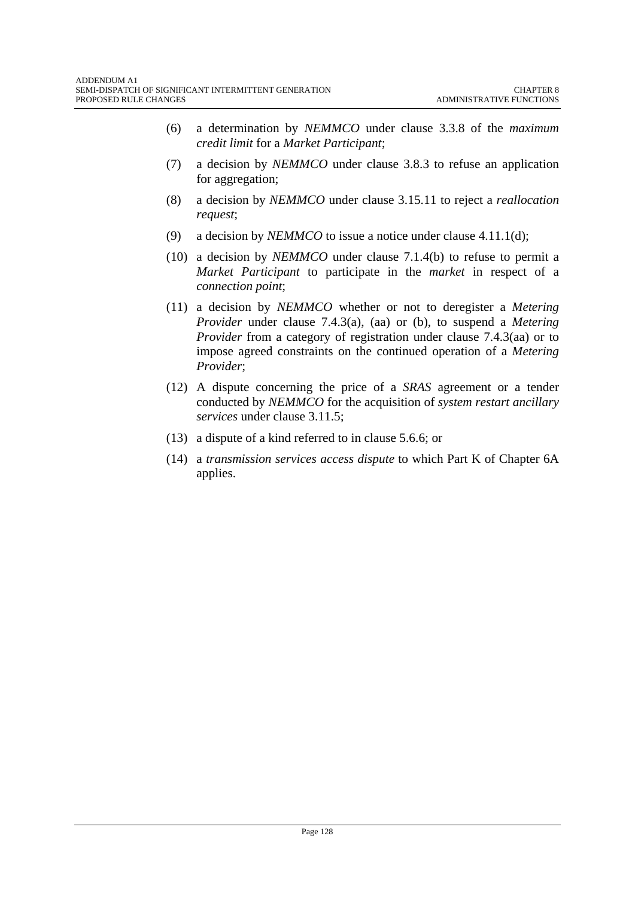(6) a determination by *NEMMCO* under clause 3.3.8 of the *maximum credit limit* for a *Market Participant*;

(7) a decision by *NEMMCO* under clause 3.8.3 to refuse an application for aggregation;

(8) a decision by *NEMMCO* under clause 3.15.11 to reject a *reallocation request*;

(9) a decision by *NEMMCO* to issue a notice under clause 4.11.1(d);

(10) a decision by *NEMMCO* under clause 7.1.4(b) to refuse to permit a *Market Participant* to participate in the *market* in respect of a *connection point*;

(11) a decision by *NEMMCO* whether or not to deregister a *Metering Provider* under clause 7.4.3(a), (aa) or (b), to suspend a *Metering Provider* from a category of registration under clause 7.4.3(aa) or to impose agreed constraints on the continued operation of a *Metering Provider*;

(12) A dispute concerning the price of a *SRAS* agreement or a tender conducted by *NEMMCO* for the acquisition of *system restart ancillary services* under clause 3.11.5;

(13) a dispute of a kind referred to in clause 5.6.6; or

(14) a *transmission services access dispute* to which Part K of Chapter 6A applies.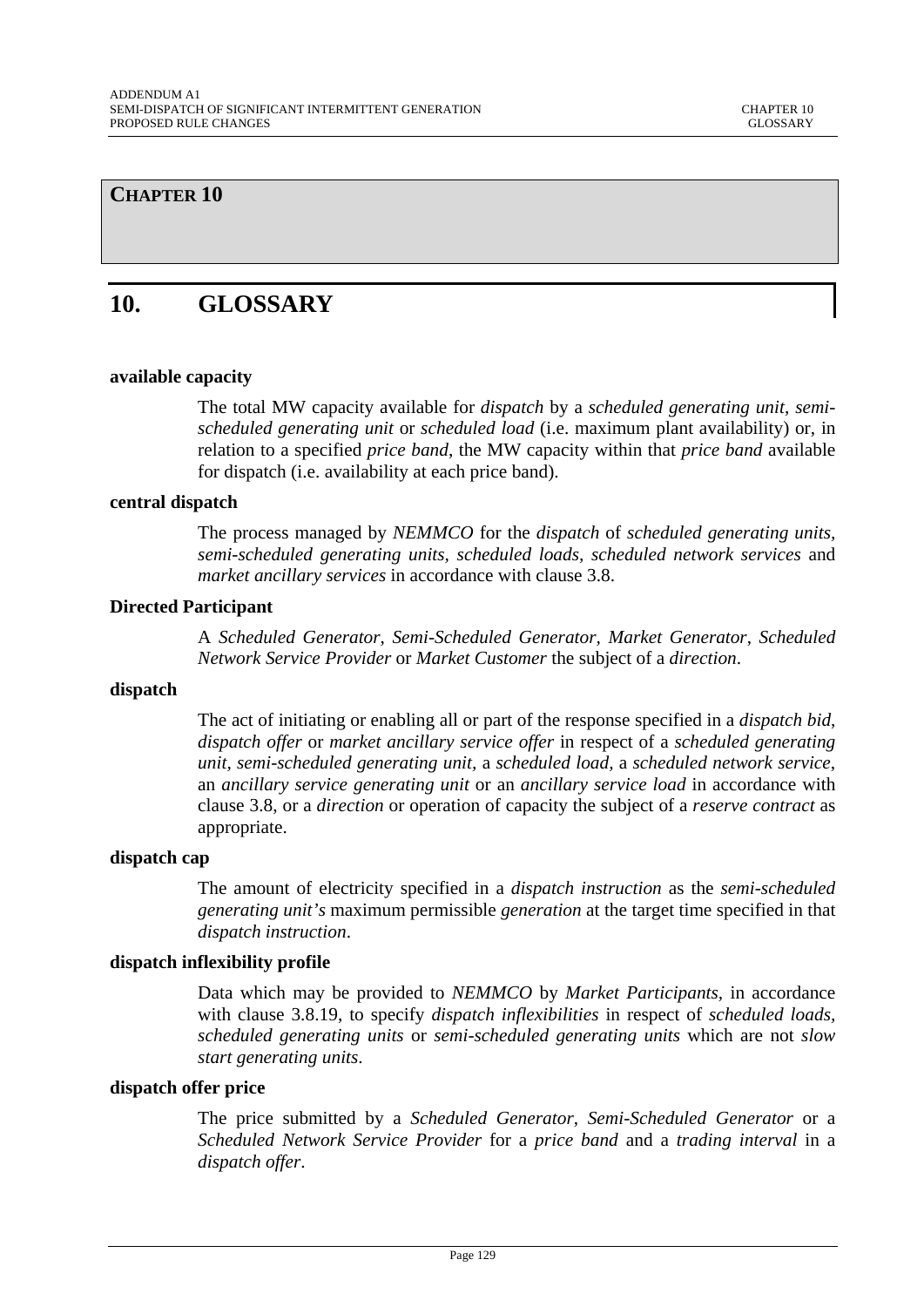# CHAPTER 10

## 10. GLOSSARY

**available capacity**

The total MW capacity available for *dispatch* by a *scheduled generating unit*, *semi-scheduled generating unit* or *scheduled load* (i.e. maximum plant availability) or, in relation to a specified *price band*, the MW capacity within that *price band* available for dispatch (i.e. availability at each price band).

**central dispatch**

The process managed by *NEMMCO* for the *dispatch* of *scheduled generating units, semi-scheduled generating units, scheduled loads, scheduled network services* and *market ancillary services* in accordance with clause 3.8.

**Directed Participant**

A *Scheduled Generator*, *Semi-Scheduled Generator*, *Market Generator*, *Scheduled Network Service Provider* or *Market Customer* the subject of a *direction*.

**dispatch**

The act of initiating or enabling all or part of the response specified in a *dispatch bid*, *dispatch offer* or *market ancillary service offer* in respect of a *scheduled generating unit, semi-scheduled generating unit,* a *scheduled load,* a *scheduled network service*, an *ancillary service generating unit* or an *ancillary service load* in accordance with clause 3.8, or a *direction* or operation of capacity the subject of a *reserve contract* as appropriate.

**dispatch cap**

The amount of electricity specified in a *dispatch instruction* as the *semi-scheduled generating unit's* maximum permissible *generation* at the target time specified in that *dispatch instruction*.

**dispatch inflexibility profile**

Data which may be provided to *NEMMCO* by *Market Participants,* in accordance with clause 3.8.19, to specify *dispatch inflexibilities* in respect of *scheduled loads, scheduled generating units* or *semi-scheduled generating units* which are not *slow start generating units*.

**dispatch offer price**

The price submitted by a *Scheduled Generator*, *Semi-Scheduled Generator* or a *Scheduled Network Service Provider* for a *price band* and a *trading interval* in a *dispatch offer*.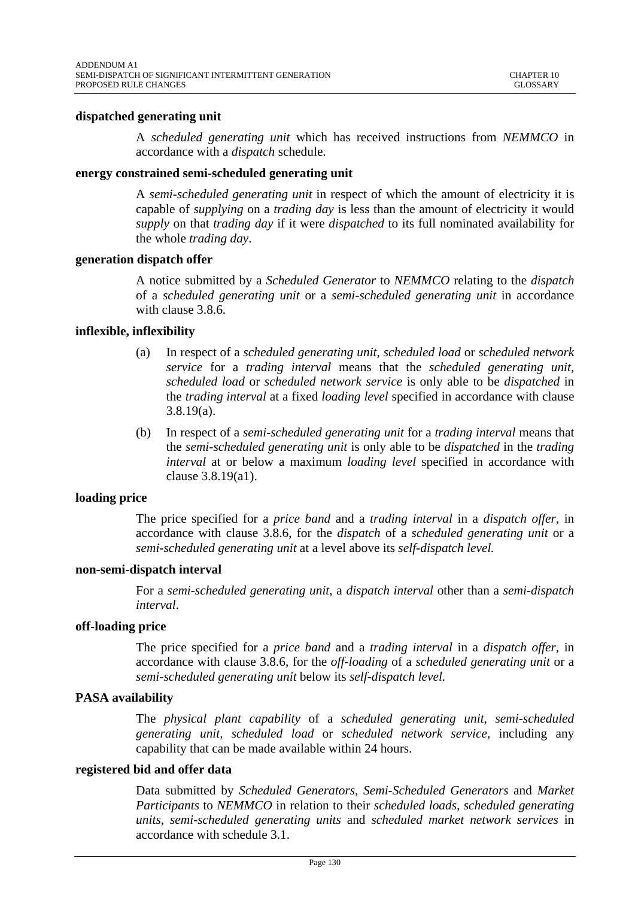**dispatched generating unit**

A *scheduled generating unit* which has received instructions from *NEMMCO* in accordance with a *dispatch* schedule.

**energy constrained semi-scheduled generating unit**

A *semi-scheduled generating unit* in respect of which the amount of electricity it is capable of *supplying* on a *trading day* is less than the amount of electricity it would *supply* on that *trading day* if it were *dispatched* to its full nominated availability for the whole *trading day*.

**generation dispatch offer**

A notice submitted by a *Scheduled Generator* to *NEMMCO* relating to the *dispatch* of a *scheduled generating unit* or a *semi-scheduled generating unit* in accordance with clause 3.8.6.

**inflexible, inflexibility**

(a) In respect of a *scheduled generating unit*, *scheduled load* or *scheduled network service* for a *trading interval* means that the *scheduled generating unit*, *scheduled load* or *scheduled network service* is only able to be *dispatched* in the *trading interval* at a fixed *loading level* specified in accordance with clause 3.8.19(a).

(b) In respect of a *semi-scheduled generating unit* for a *trading interval* means that the *semi-scheduled generating unit* is only able to be *dispatched* in the *trading interval* at or below a maximum *loading level* specified in accordance with clause 3.8.19(a1).

**loading price**

The price specified for a *price band* and a *trading interval* in a *dispatch offer*, in accordance with clause 3.8.6, for the *dispatch* of a *scheduled generating unit* or a *semi-scheduled generating unit* at a level above its *self-dispatch level.*

**non-semi-dispatch interval**

For a *semi-scheduled generating unit*, a *dispatch interval* other than a *semi-dispatch interval*.

**off-loading price**

The price specified for a *price band* and a *trading interval* in a *dispatch offer*, in accordance with clause 3.8.6, for the *off-loading* of a *scheduled generating unit* or a *semi-scheduled generating unit* below its *self-dispatch level.*

**PASA availability**

The *physical plant capability* of a *scheduled generating unit, semi-scheduled generating unit, scheduled load* or *scheduled network service*, including any capability that can be made available within 24 hours.

**registered bid and offer data**

Data submitted by *Scheduled Generators*, *Semi-Scheduled Generators* and *Market Participants* to *NEMMCO* in relation to their *scheduled loads*, *scheduled generating units*, *semi-scheduled generating units* and *scheduled market network services* in accordance with schedule 3.1.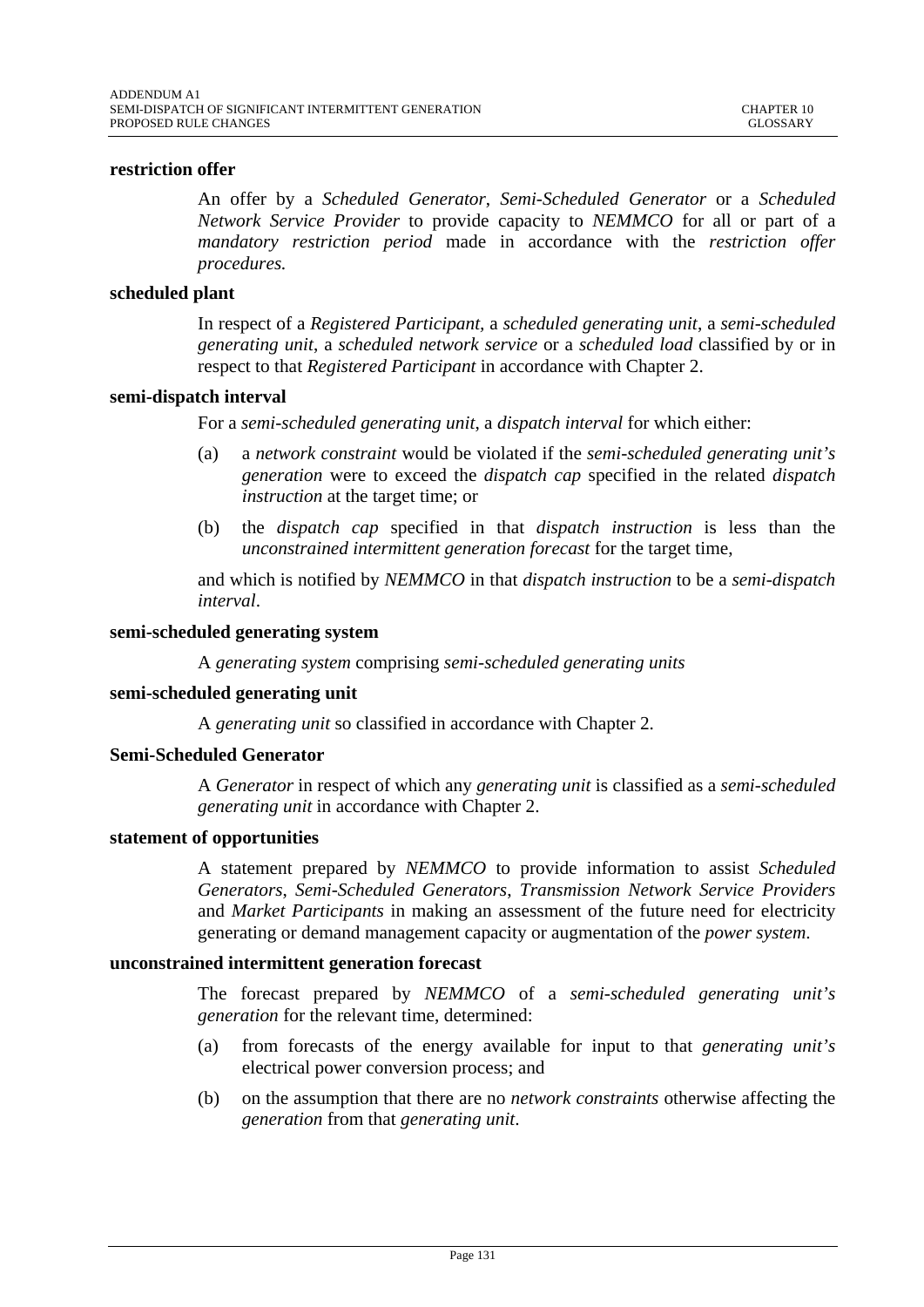**restriction offer**

An offer by a *Scheduled Generator*, *Semi-Scheduled Generator* or a *Scheduled Network Service Provider* to provide capacity to *NEMMCO* for all or part of a *mandatory restriction period* made in accordance with the *restriction offer procedures.*

**scheduled plant**

In respect of a *Registered Participant*, a *scheduled generating unit*, a *semi-scheduled generating unit*, a *scheduled network service* or a *scheduled load* classified by or in respect to that *Registered Participant* in accordance with Chapter 2.

**semi-dispatch interval**

For a *semi-scheduled generating unit*, a *dispatch interval* for which either:

(a) a *network constraint* would be violated if the *semi-scheduled generating unit's generation* were to exceed the *dispatch cap* specified in the related *dispatch instruction* at the target time; or

(b) the *dispatch cap* specified in that *dispatch instruction* is less than the *unconstrained intermittent generation forecast* for the target time,

and which is notified by *NEMMCO* in that *dispatch instruction* to be a *semi-dispatch interval*.

**semi-scheduled generating system**

A *generating system* comprising *semi-scheduled generating units*

**semi-scheduled generating unit**

A *generating unit* so classified in accordance with Chapter 2.

**Semi-Scheduled Generator**

A *Generator* in respect of which any *generating unit* is classified as a *semi-scheduled generating unit* in accordance with Chapter 2.

**statement of opportunities**

A statement prepared by *NEMMCO* to provide information to assist *Scheduled Generators*, *Semi-Scheduled Generators*, *Transmission Network Service Providers* and *Market Participants* in making an assessment of the future need for electricity generating or demand management capacity or augmentation of the *power system*.

**unconstrained intermittent generation forecast**

The forecast prepared by *NEMMCO* of a *semi-scheduled generating unit's generation* for the relevant time, determined:

(a) from forecasts of the energy available for input to that *generating unit's* electrical power conversion process; and

(b) on the assumption that there are no *network constraints* otherwise affecting the *generation* from that *generating unit*.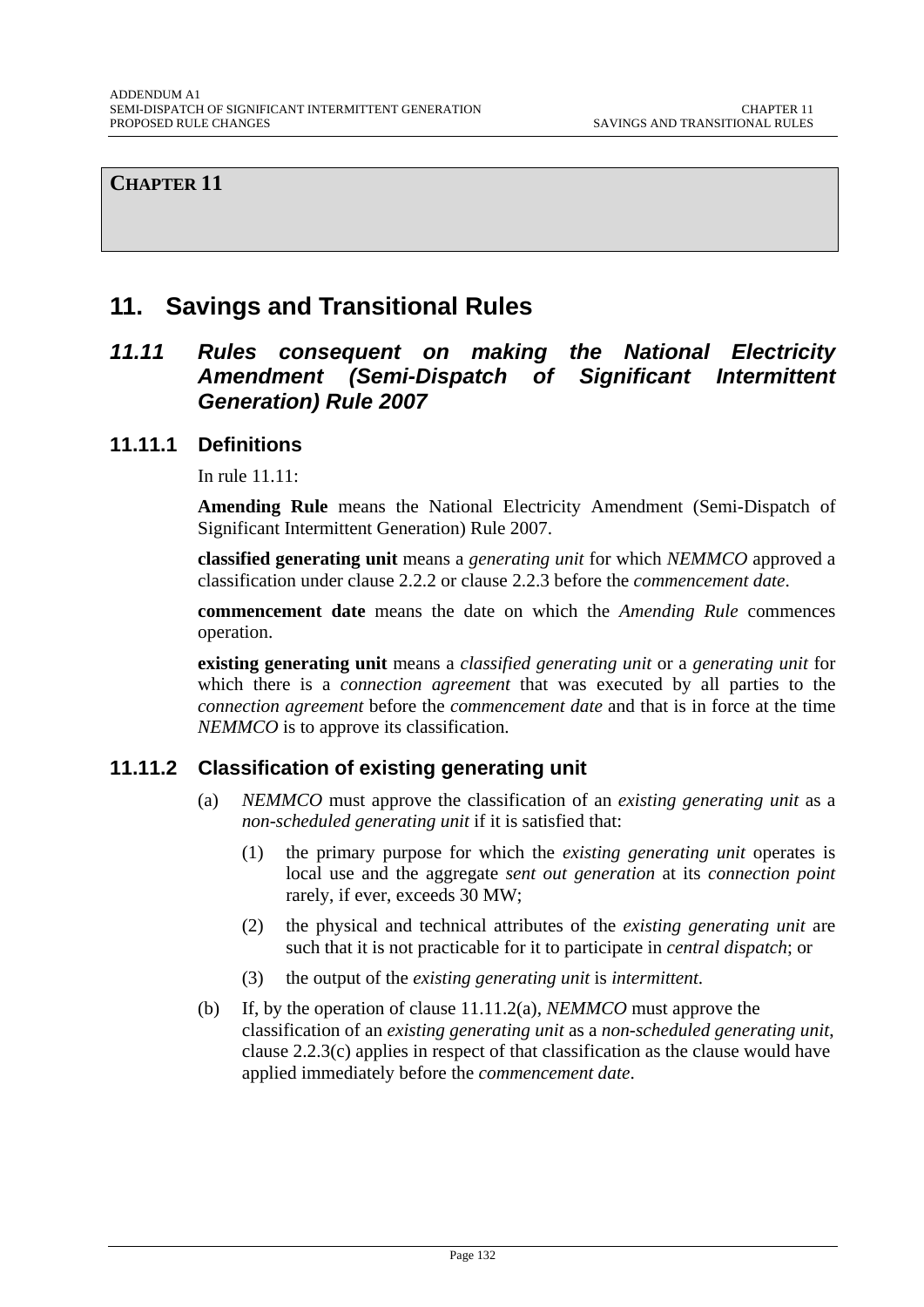# CHAPTER 11

# 11. Savings and Transitional Rules

## *11.11 Rules consequent on making the National Electricity Amendment (Semi-Dispatch of Significant Intermittent Generation) Rule 2007*

### 11.11.1 Definitions

In rule 11.11:

**Amending Rule** means the National Electricity Amendment (Semi-Dispatch of Significant Intermittent Generation) Rule 2007.

**classified generating unit** means a *generating unit* for which *NEMMCO* approved a classification under clause 2.2.2 or clause 2.2.3 before the *commencement date*.

**commencement date** means the date on which the *Amending Rule* commences operation.

**existing generating unit** means a *classified generating unit* or a *generating unit* for which there is a *connection agreement* that was executed by all parties to the *connection agreement* before the *commencement date* and that is in force at the time *NEMMCO* is to approve its classification.

### 11.11.2 Classification of existing generating unit

(a) *NEMMCO* must approve the classification of an *existing generating unit* as a *non-scheduled generating unit* if it is satisfied that:

(1) the primary purpose for which the *existing generating unit* operates is local use and the aggregate *sent out generation* at its *connection point* rarely, if ever, exceeds 30 MW;

(2) the physical and technical attributes of the *existing generating unit* are such that it is not practicable for it to participate in *central dispatch*; or

(3) the output of the *existing generating unit* is *intermittent*.

(b) If, by the operation of clause 11.11.2(a), *NEMMCO* must approve the classification of an *existing generating unit* as a *non-scheduled generating unit*, clause 2.2.3(c) applies in respect of that classification as the clause would have applied immediately before the *commencement date*.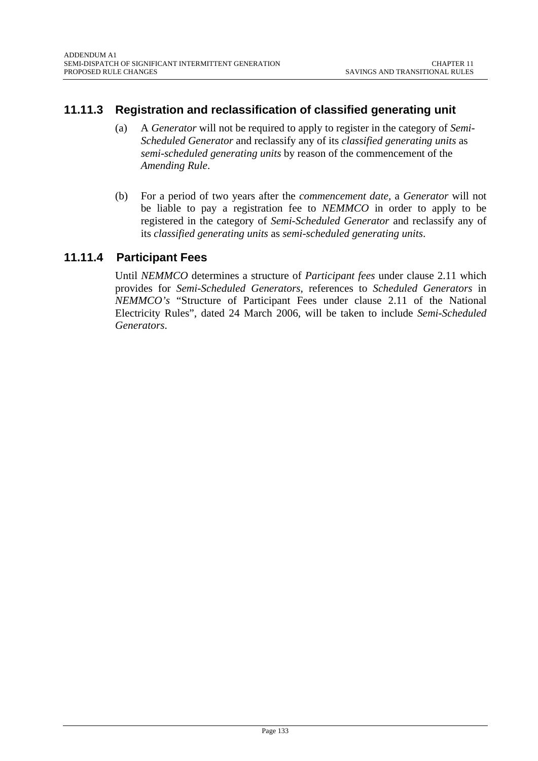### 11.11.3 Registration and reclassification of classified generating unit

(a) A *Generator* will not be required to apply to register in the category of *Semi-Scheduled Generator* and reclassify any of its *classified generating units* as *semi-scheduled generating units* by reason of the commencement of the *Amending Rule*.

(b) For a period of two years after the *commencement date*, a *Generator* will not be liable to pay a registration fee to *NEMMCO* in order to apply to be registered in the category of *Semi-Scheduled Generator* and reclassify any of its *classified generating units* as *semi-scheduled generating units*.

### 11.11.4 Participant Fees

Until *NEMMCO* determines a structure of *Participant fees* under clause 2.11 which provides for *Semi-Scheduled Generators*, references to *Scheduled Generators* in *NEMMCO's* "Structure of Participant Fees under clause 2.11 of the National Electricity Rules", dated 24 March 2006, will be taken to include *Semi-Scheduled Generators*.